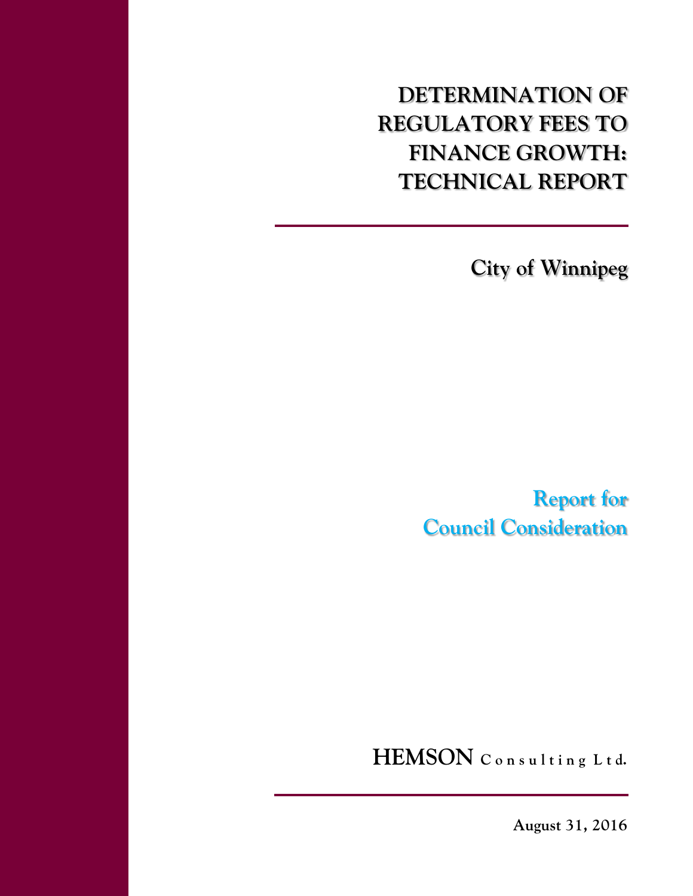# DETERMINATION OF REGULATORY FEES TO FINANCE GROWTH: TECHNICAL REPORT

## City of Winnipeg

**Report for Council Consideration**

**HEMSON Consulting Ltd.**

**August 31, 2016**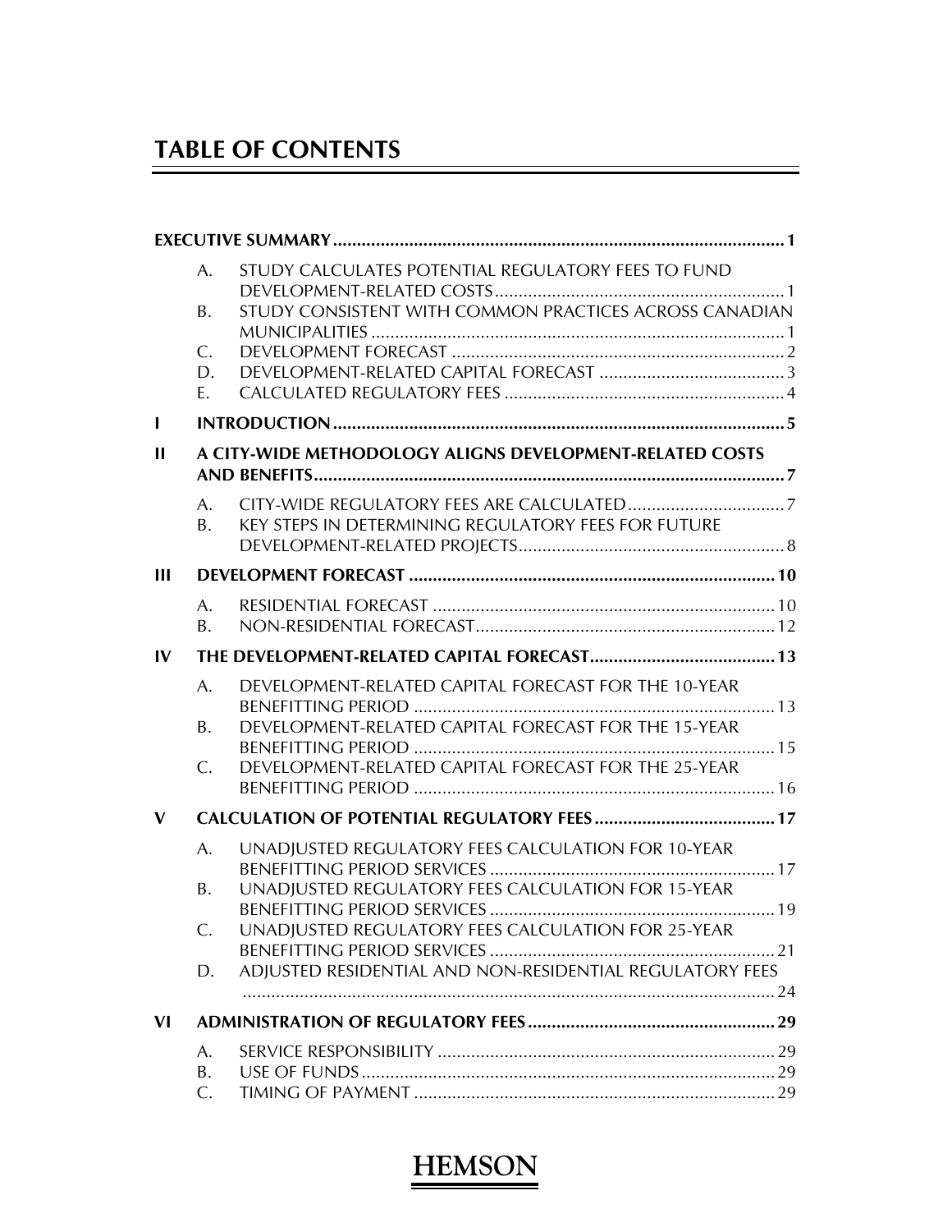# TABLE OF CONTENTS

| | | | |
|---|---|---|---|
| **EXECUTIVE SUMMARY** | | | **1** |
| | A. | STUDY CALCULATES POTENTIAL REGULATORY FEES TO FUND DEVELOPMENT-RELATED COSTS | 1 |
| | B. | STUDY CONSISTENT WITH COMMON PRACTICES ACROSS CANADIAN MUNICIPALITIES | 1 |
| | C. | DEVELOPMENT FORECAST | 2 |
| | D. | DEVELOPMENT-RELATED CAPITAL FORECAST | 3 |
| | E. | CALCULATED REGULATORY FEES | 4 |
| **I** | **INTRODUCTION** | | **5** |
| **II** | **A CITY-WIDE METHODOLOGY ALIGNS DEVELOPMENT-RELATED COSTS AND BENEFITS** | | **7** |
| | A. | CITY-WIDE REGULATORY FEES ARE CALCULATED | 7 |
| | B. | KEY STEPS IN DETERMINING REGULATORY FEES FOR FUTURE DEVELOPMENT-RELATED PROJECTS | 8 |
| **III** | **DEVELOPMENT FORECAST** | | **10** |
| | A. | RESIDENTIAL FORECAST | 10 |
| | B. | NON-RESIDENTIAL FORECAST | 12 |
| **IV** | **THE DEVELOPMENT-RELATED CAPITAL FORECAST** | | **13** |
| | A. | DEVELOPMENT-RELATED CAPITAL FORECAST FOR THE 10-YEAR BENEFITTING PERIOD | 13 |
| | B. | DEVELOPMENT-RELATED CAPITAL FORECAST FOR THE 15-YEAR BENEFITTING PERIOD | 15 |
| | C. | DEVELOPMENT-RELATED CAPITAL FORECAST FOR THE 25-YEAR BENEFITTING PERIOD | 16 |
| **V** | **CALCULATION OF POTENTIAL REGULATORY FEES** | | **17** |
| | A. | UNADJUSTED REGULATORY FEES CALCULATION FOR 10-YEAR BENEFITTING PERIOD SERVICES | 17 |
| | B. | UNADJUSTED REGULATORY FEES CALCULATION FOR 15-YEAR BENEFITTING PERIOD SERVICES | 19 |
| | C. | UNADJUSTED REGULATORY FEES CALCULATION FOR 25-YEAR BENEFITTING PERIOD SERVICES | 21 |
| | D. | ADJUSTED RESIDENTIAL AND NON-RESIDENTIAL REGULATORY FEES | 24 |
| **VI** | **ADMINISTRATION OF REGULATORY FEES** | | **29** |
| | A. | SERVICE RESPONSIBILITY | 29 |
| | B. | USE OF FUNDS | 29 |
| | C. | TIMING OF PAYMENT | 29 |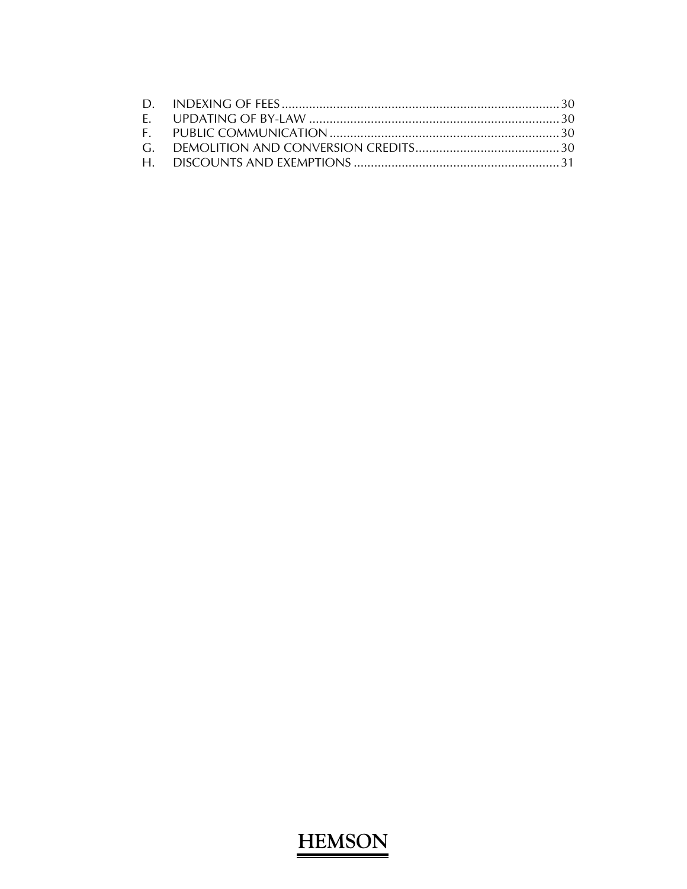D. INDEXING OF FEES ........................................................................................ 30
E. UPDATING OF BY-LAW ................................................................................ 30
F. PUBLIC COMMUNICATION .......................................................................... 30
G. DEMOLITION AND CONVERSION CREDITS.................................................. 30
H. DISCOUNTS AND EXEMPTIONS ................................................................... 31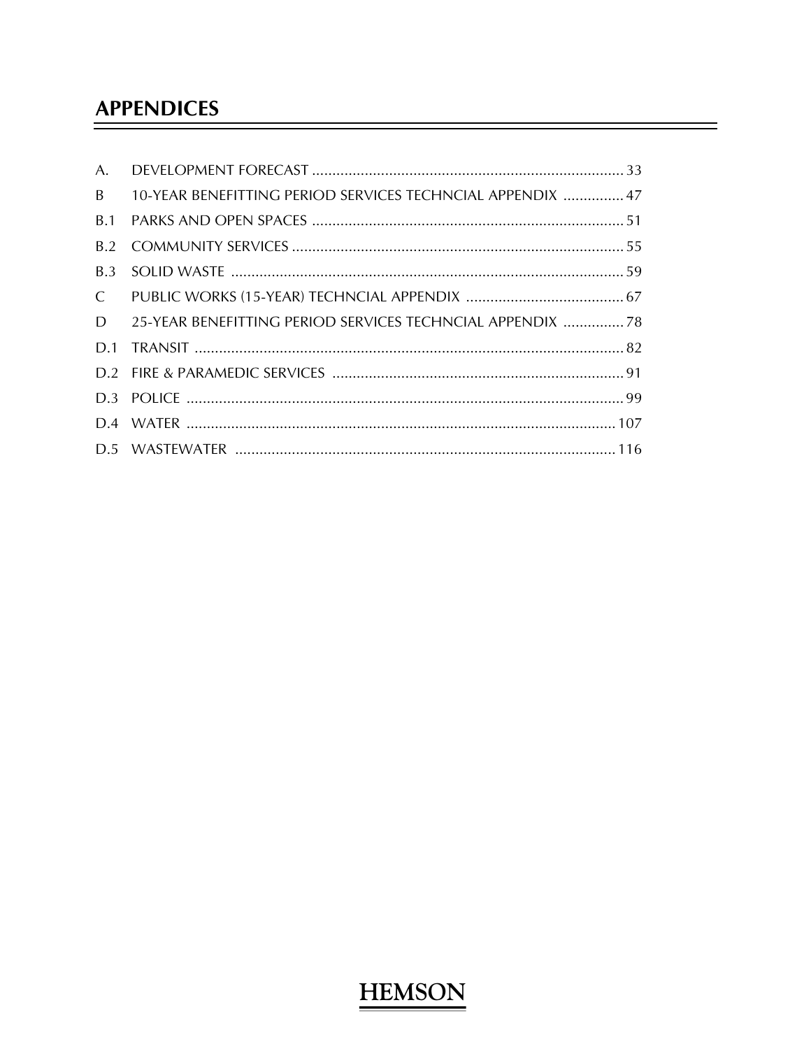# APPENDICES

| | | |
|---|---|---|
| A. | DEVELOPMENT FORECAST | 33 |
| B | 10-YEAR BENEFITTING PERIOD SERVICES TECHNCIAL APPENDIX | 47 |
| B.1 | PARKS AND OPEN SPACES | 51 |
| B.2 | COMMUNITY SERVICES | 55 |
| B.3 | SOLID WASTE | 59 |
| C | PUBLIC WORKS (15-YEAR) TECHNCIAL APPENDIX | 67 |
| D | 25-YEAR BENEFITTING PERIOD SERVICES TECHNCIAL APPENDIX | 78 |
| D.1 | TRANSIT | 82 |
| D.2 | FIRE & PARAMEDIC SERVICES | 91 |
| D.3 | POLICE | 99 |
| D.4 | WATER | 107 |
| D.5 | WASTEWATER | 116 |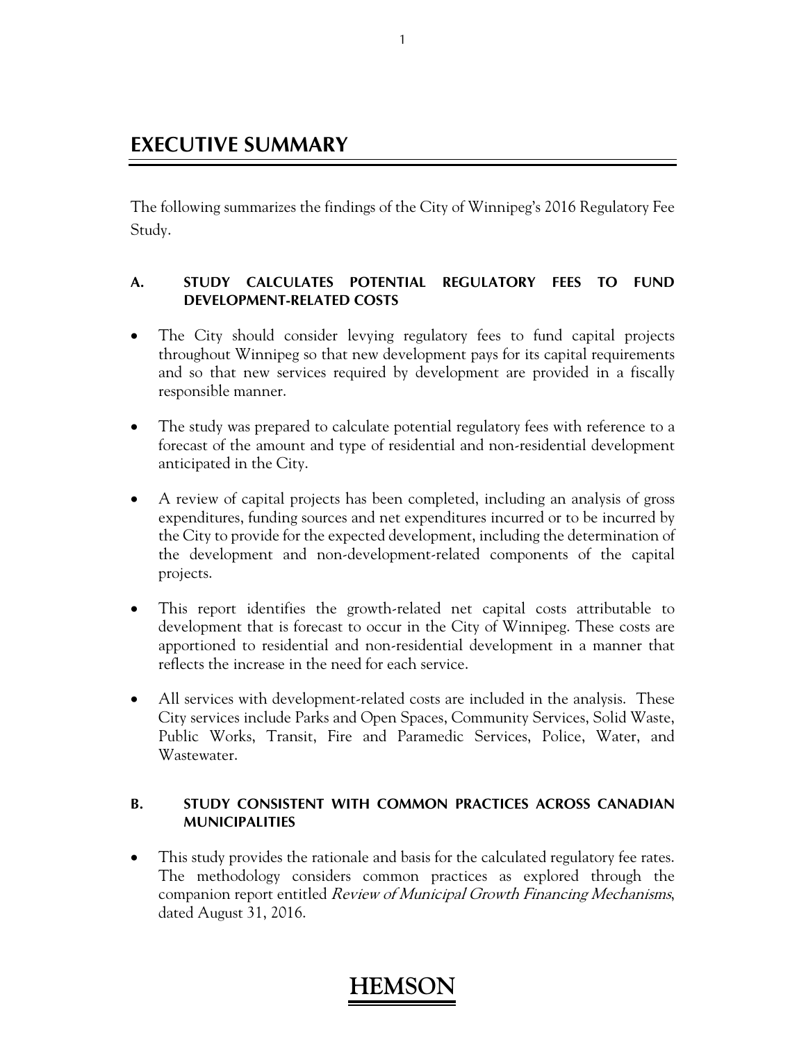# EXECUTIVE SUMMARY

The following summarizes the findings of the City of Winnipeg's 2016 Regulatory Fee Study.

### A. STUDY CALCULATES POTENTIAL REGULATORY FEES TO FUND DEVELOPMENT-RELATED COSTS

- The City should consider levying regulatory fees to fund capital projects throughout Winnipeg so that new development pays for its capital requirements and so that new services required by development are provided in a fiscally responsible manner.
- The study was prepared to calculate potential regulatory fees with reference to a forecast of the amount and type of residential and non-residential development anticipated in the City.
- A review of capital projects has been completed, including an analysis of gross expenditures, funding sources and net expenditures incurred or to be incurred by the City to provide for the expected development, including the determination of the development and non-development-related components of the capital projects.
- This report identifies the growth-related net capital costs attributable to development that is forecast to occur in the City of Winnipeg. These costs are apportioned to residential and non-residential development in a manner that reflects the increase in the need for each service.
- All services with development-related costs are included in the analysis. These City services include Parks and Open Spaces, Community Services, Solid Waste, Public Works, Transit, Fire and Paramedic Services, Police, Water, and Wastewater.

### B. STUDY CONSISTENT WITH COMMON PRACTICES ACROSS CANADIAN MUNICIPALITIES

- This study provides the rationale and basis for the calculated regulatory fee rates. The methodology considers common practices as explored through the companion report entitled *Review of Municipal Growth Financing Mechanisms*, dated August 31, 2016.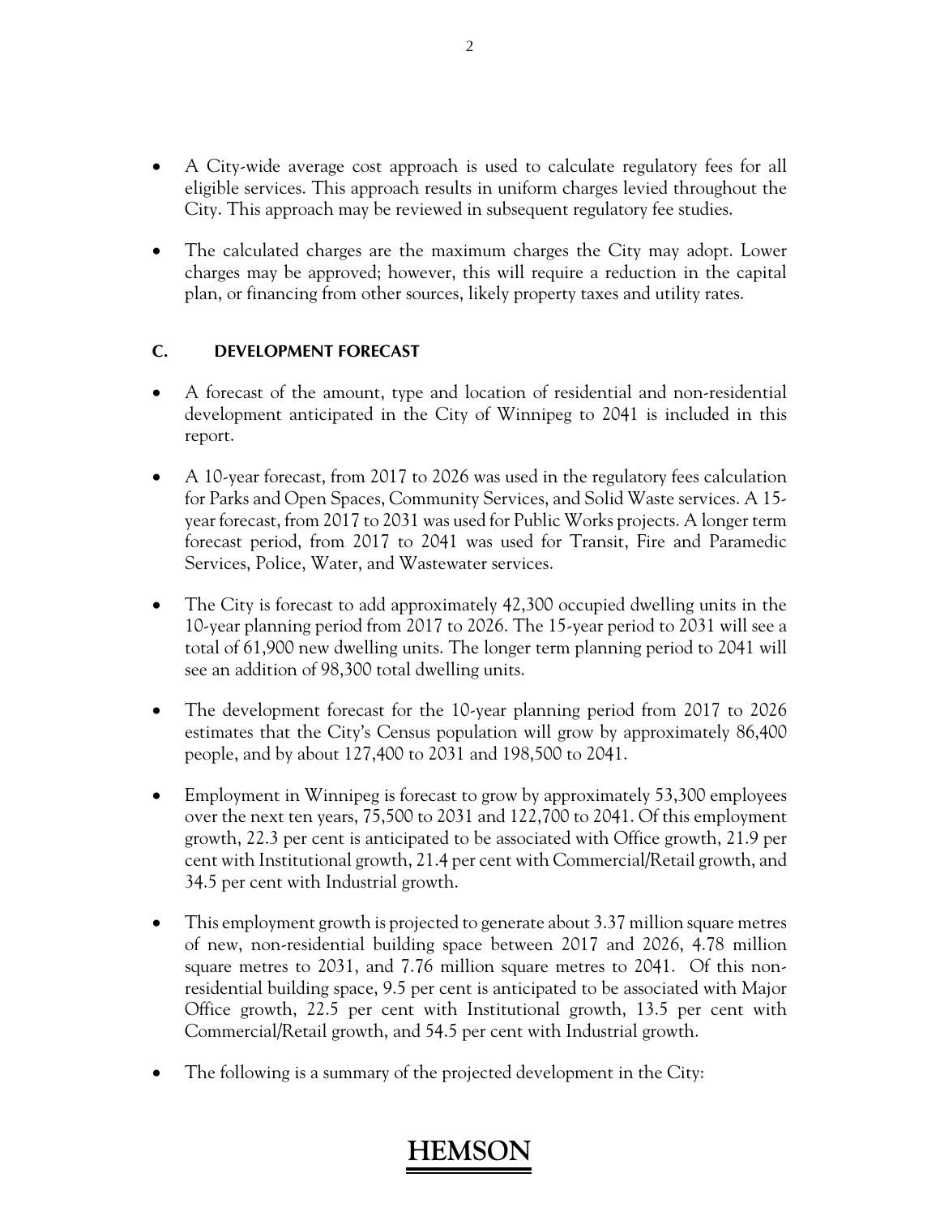- A City-wide average cost approach is used to calculate regulatory fees for all eligible services. This approach results in uniform charges levied throughout the City. This approach may be reviewed in subsequent regulatory fee studies.

- The calculated charges are the maximum charges the City may adopt. Lower charges may be approved; however, this will require a reduction in the capital plan, or financing from other sources, likely property taxes and utility rates.

## C. DEVELOPMENT FORECAST

- A forecast of the amount, type and location of residential and non-residential development anticipated in the City of Winnipeg to 2041 is included in this report.

- A 10-year forecast, from 2017 to 2026 was used in the regulatory fees calculation for Parks and Open Spaces, Community Services, and Solid Waste services. A 15-year forecast, from 2017 to 2031 was used for Public Works projects. A longer term forecast period, from 2017 to 2041 was used for Transit, Fire and Paramedic Services, Police, Water, and Wastewater services.

- The City is forecast to add approximately 42,300 occupied dwelling units in the 10-year planning period from 2017 to 2026. The 15-year period to 2031 will see a total of 61,900 new dwelling units. The longer term planning period to 2041 will see an addition of 98,300 total dwelling units.

- The development forecast for the 10-year planning period from 2017 to 2026 estimates that the City's Census population will grow by approximately 86,400 people, and by about 127,400 to 2031 and 198,500 to 2041.

- Employment in Winnipeg is forecast to grow by approximately 53,300 employees over the next ten years, 75,500 to 2031 and 122,700 to 2041. Of this employment growth, 22.3 per cent is anticipated to be associated with Office growth, 21.9 per cent with Institutional growth, 21.4 per cent with Commercial/Retail growth, and 34.5 per cent with Industrial growth.

- This employment growth is projected to generate about 3.37 million square metres of new, non-residential building space between 2017 and 2026, 4.78 million square metres to 2031, and 7.76 million square metres to 2041. Of this non-residential building space, 9.5 per cent is anticipated to be associated with Major Office growth, 22.5 per cent with Institutional growth, 13.5 per cent with Commercial/Retail growth, and 54.5 per cent with Industrial growth.

- The following is a summary of the projected development in the City: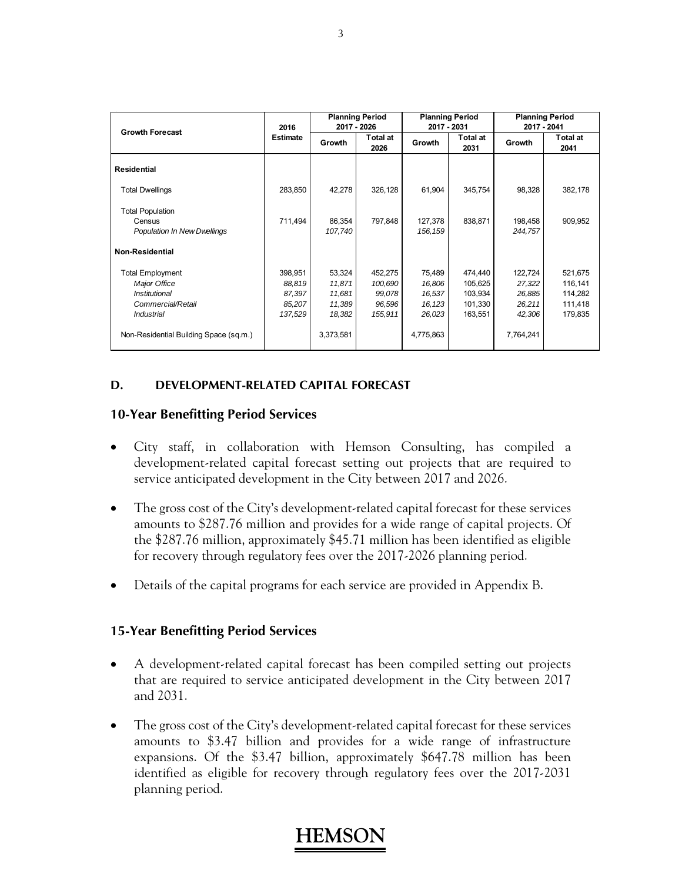| Growth Forecast | 2016 Estimate | Planning Period 2017 - 2026 | | Planning Period 2017 - 2031 | | Planning Period 2017 - 2041 | |
|---|---|---|---|---|---|---|---|
| | | Growth | Total at 2026 | Growth | Total at 2031 | Growth | Total at 2041 |
| **Residential** | | | | | | | |
| Total Dwellings | 283,850 | 42,278 | 326,128 | 61,904 | 345,754 | 98,328 | 382,178 |
| Total Population | | | | | | | |
| Census | 711,494 | 86,354 | 797,848 | 127,378 | 838,871 | 198,458 | 909,952 |
| *Population In New Dwellings* | | *107,740* | | *156,159* | | *244,757* | |
| **Non-Residential** | | | | | | | |
| Total Employment | 398,951 | 53,324 | 452,275 | 75,489 | 474,440 | 122,724 | 521,675 |
| *Major Office* | *88,819* | *11,871* | *100,690* | *16,806* | 105,625 | *27,322* | 116,141 |
| *Institutional* | *87,397* | *11,681* | *99,078* | *16,537* | 103,934 | *26,885* | 114,282 |
| *Commercial/Retail* | *85,207* | *11,389* | *96,596* | *16,123* | 101,330 | *26,211* | 111,418 |
| *Industrial* | *137,529* | *18,382* | *155,911* | *26,023* | 163,551 | *42,306* | 179,835 |
| Non-Residential Building Space (sq.m.) | | 3,373,581 | | 4,775,863 | | 7,764,241 | |

## D. DEVELOPMENT-RELATED CAPITAL FORECAST

### 10-Year Benefitting Period Services

- City staff, in collaboration with Hemson Consulting, has compiled a development-related capital forecast setting out projects that are required to service anticipated development in the City between 2017 and 2026.
- The gross cost of the City's development-related capital forecast for these services amounts to $287.76 million and provides for a wide range of capital projects. Of the $287.76 million, approximately $45.71 million has been identified as eligible for recovery through regulatory fees over the 2017-2026 planning period.
- Details of the capital programs for each service are provided in Appendix B.

### 15-Year Benefitting Period Services

- A development-related capital forecast has been compiled setting out projects that are required to service anticipated development in the City between 2017 and 2031.
- The gross cost of the City's development-related capital forecast for these services amounts to $3.47 billion and provides for a wide range of infrastructure expansions. Of the $3.47 billion, approximately $647.78 million has been identified as eligible for recovery through regulatory fees over the 2017-2031 planning period.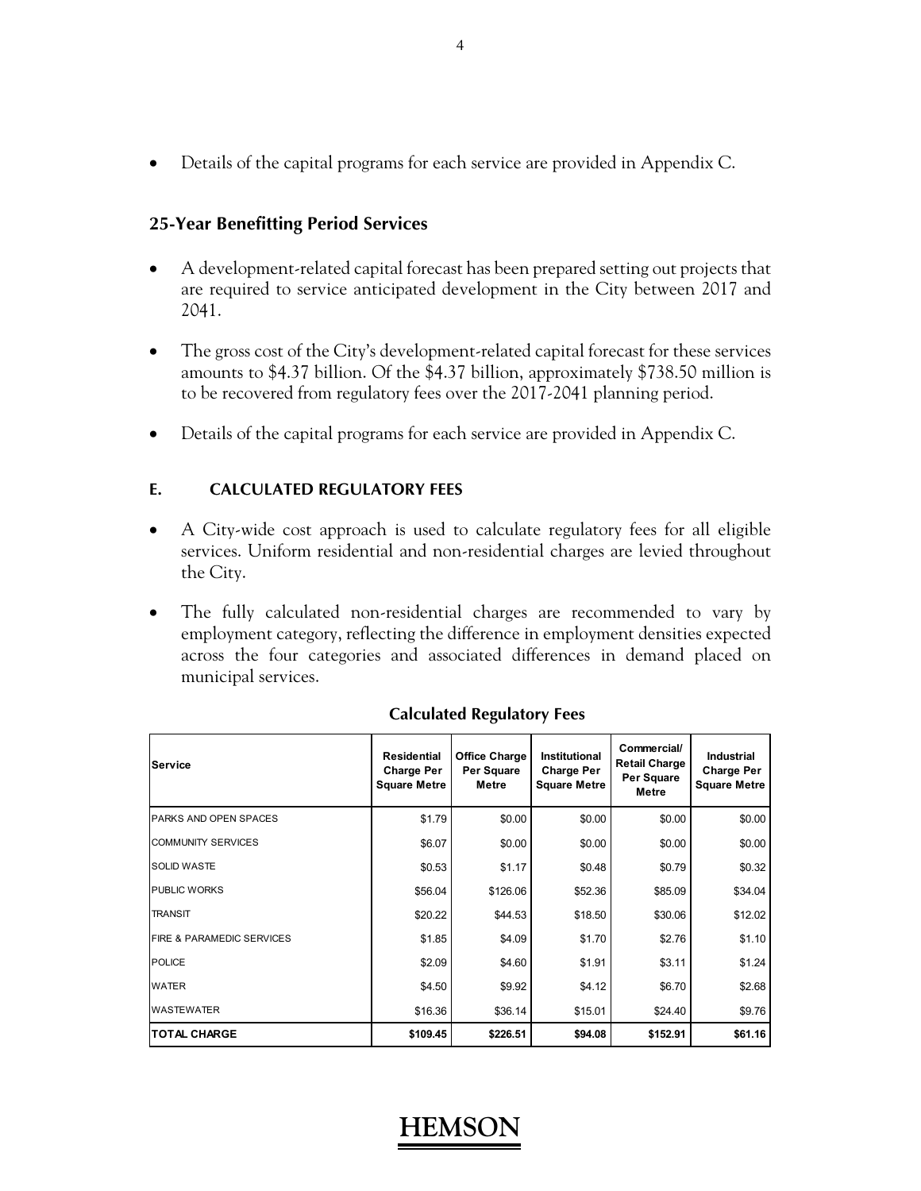- Details of the capital programs for each service are provided in Appendix C.

## 25-Year Benefitting Period Services

- A development-related capital forecast has been prepared setting out projects that are required to service anticipated development in the City between 2017 and 2041.
- The gross cost of the City's development-related capital forecast for these services amounts to $4.37 billion. Of the $4.37 billion, approximately $738.50 million is to be recovered from regulatory fees over the 2017-2041 planning period.
- Details of the capital programs for each service are provided in Appendix C.

## E. CALCULATED REGULATORY FEES

- A City-wide cost approach is used to calculate regulatory fees for all eligible services. Uniform residential and non-residential charges are levied throughout the City.
- The fully calculated non-residential charges are recommended to vary by employment category, reflecting the difference in employment densities expected across the four categories and associated differences in demand placed on municipal services.

**Calculated Regulatory Fees**

| Service | Residential Charge Per Square Metre | Office Charge Per Square Metre | Institutional Charge Per Square Metre | Commercial/ Retail Charge Per Square Metre | Industrial Charge Per Square Metre |
|---|---|---|---|---|---|
| PARKS AND OPEN SPACES | $1.79 | $0.00 | $0.00 | $0.00 | $0.00 |
| COMMUNITY SERVICES | $6.07 | $0.00 | $0.00 | $0.00 | $0.00 |
| SOLID WASTE | $0.53 | $1.17 | $0.48 | $0.79 | $0.32 |
| PUBLIC WORKS | $56.04 | $126.06 | $52.36 | $85.09 | $34.04 |
| TRANSIT | $20.22 | $44.53 | $18.50 | $30.06 | $12.02 |
| FIRE & PARAMEDIC SERVICES | $1.85 | $4.09 | $1.70 | $2.76 | $1.10 |
| POLICE | $2.09 | $4.60 | $1.91 | $3.11 | $1.24 |
| WATER | $4.50 | $9.92 | $4.12 | $6.70 | $2.68 |
| WASTEWATER | $16.36 | $36.14 | $15.01 | $24.40 | $9.76 |
| **TOTAL CHARGE** | **$109.45** | **$226.51** | **$94.08** | **$152.91** | **$61.16** |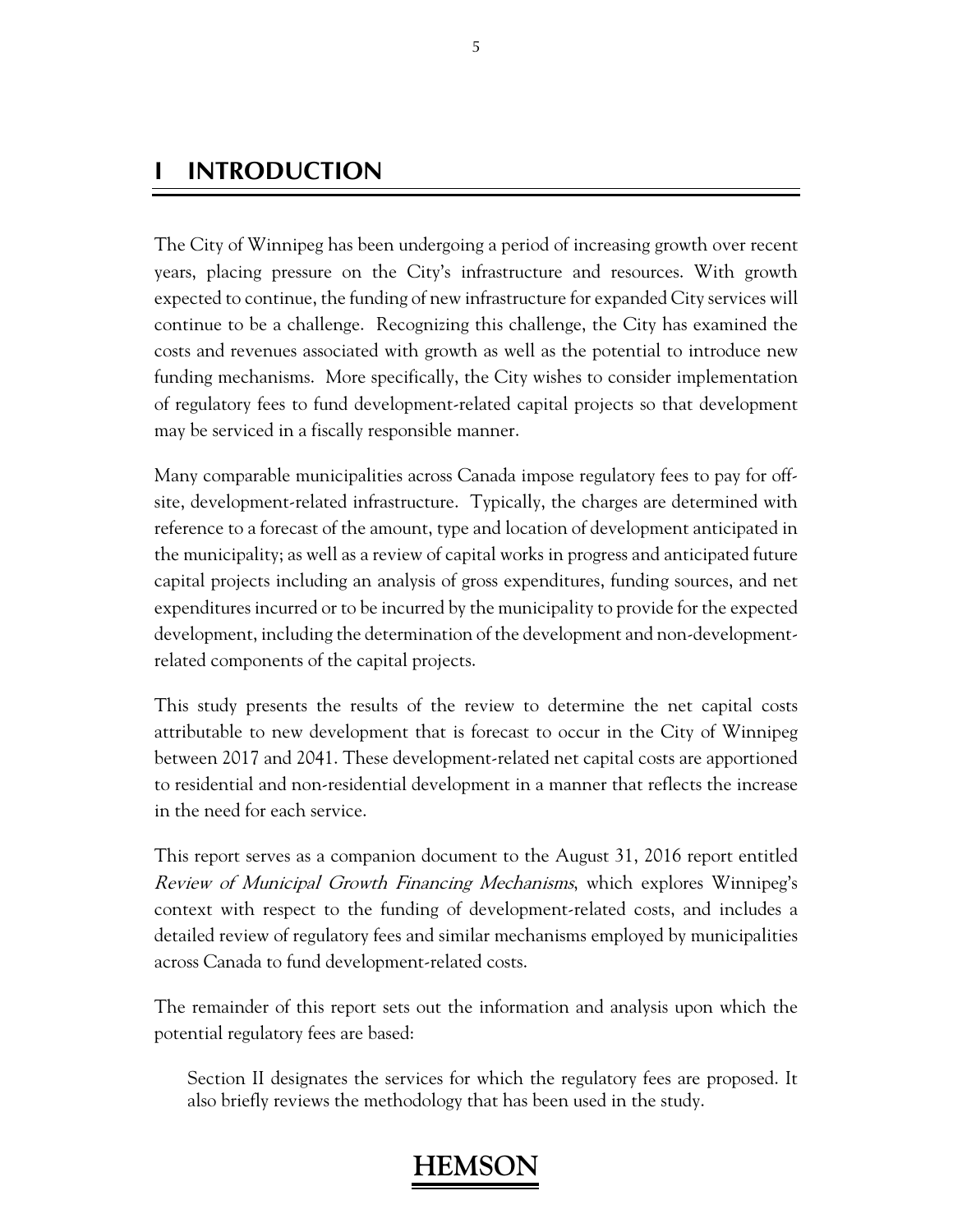# I INTRODUCTION

The City of Winnipeg has been undergoing a period of increasing growth over recent years, placing pressure on the City's infrastructure and resources. With growth expected to continue, the funding of new infrastructure for expanded City services will continue to be a challenge. Recognizing this challenge, the City has examined the costs and revenues associated with growth as well as the potential to introduce new funding mechanisms. More specifically, the City wishes to consider implementation of regulatory fees to fund development-related capital projects so that development may be serviced in a fiscally responsible manner.

Many comparable municipalities across Canada impose regulatory fees to pay for off-site, development-related infrastructure. Typically, the charges are determined with reference to a forecast of the amount, type and location of development anticipated in the municipality; as well as a review of capital works in progress and anticipated future capital projects including an analysis of gross expenditures, funding sources, and net expenditures incurred or to be incurred by the municipality to provide for the expected development, including the determination of the development and non-development-related components of the capital projects.

This study presents the results of the review to determine the net capital costs attributable to new development that is forecast to occur in the City of Winnipeg between 2017 and 2041. These development-related net capital costs are apportioned to residential and non-residential development in a manner that reflects the increase in the need for each service.

This report serves as a companion document to the August 31, 2016 report entitled *Review of Municipal Growth Financing Mechanisms*, which explores Winnipeg's context with respect to the funding of development-related costs, and includes a detailed review of regulatory fees and similar mechanisms employed by municipalities across Canada to fund development-related costs.

The remainder of this report sets out the information and analysis upon which the potential regulatory fees are based:

Section II designates the services for which the regulatory fees are proposed. It also briefly reviews the methodology that has been used in the study.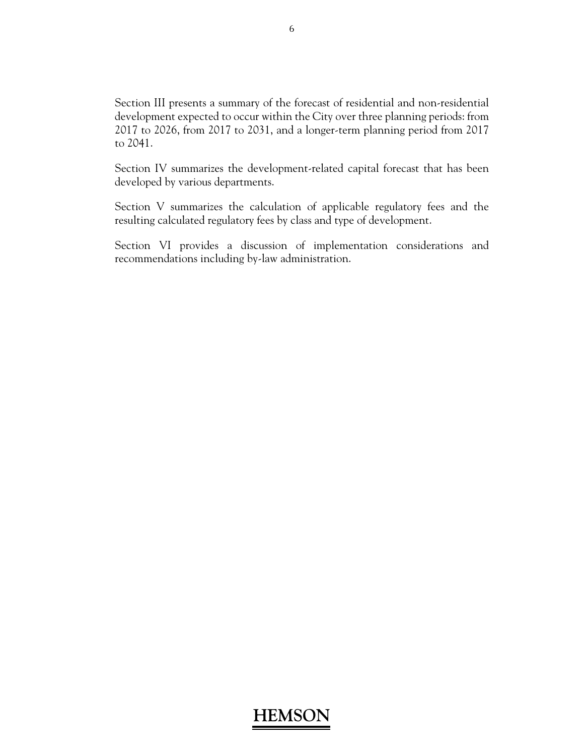Section III presents a summary of the forecast of residential and non-residential development expected to occur within the City over three planning periods: from 2017 to 2026, from 2017 to 2031, and a longer-term planning period from 2017 to 2041.

Section IV summarizes the development-related capital forecast that has been developed by various departments.

Section V summarizes the calculation of applicable regulatory fees and the resulting calculated regulatory fees by class and type of development.

Section VI provides a discussion of implementation considerations and recommendations including by-law administration.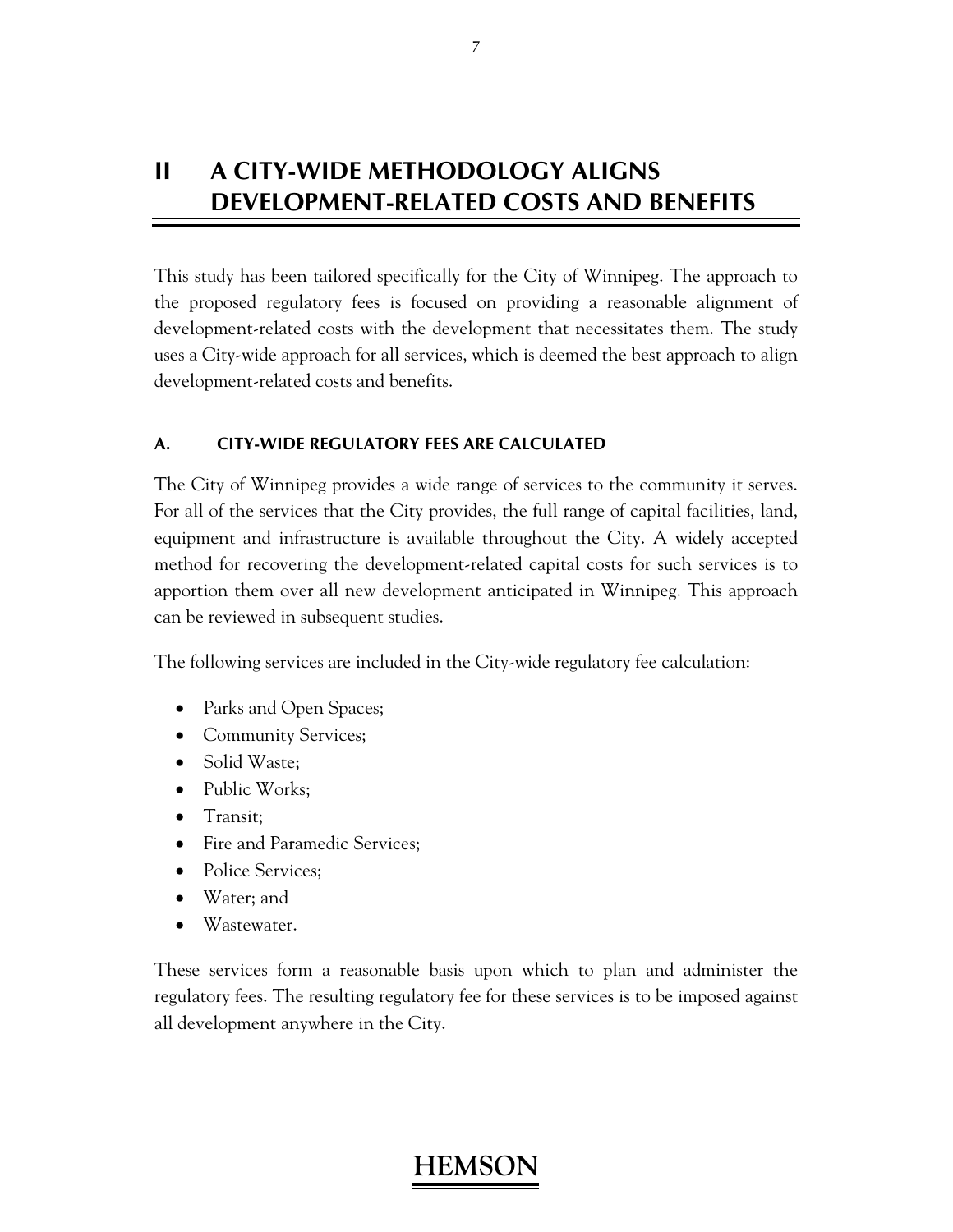# II A CITY-WIDE METHODOLOGY ALIGNS DEVELOPMENT-RELATED COSTS AND BENEFITS

This study has been tailored specifically for the City of Winnipeg. The approach to the proposed regulatory fees is focused on providing a reasonable alignment of development-related costs with the development that necessitates them. The study uses a City-wide approach for all services, which is deemed the best approach to align development-related costs and benefits.

### A. CITY-WIDE REGULATORY FEES ARE CALCULATED

The City of Winnipeg provides a wide range of services to the community it serves. For all of the services that the City provides, the full range of capital facilities, land, equipment and infrastructure is available throughout the City. A widely accepted method for recovering the development-related capital costs for such services is to apportion them over all new development anticipated in Winnipeg. This approach can be reviewed in subsequent studies.

The following services are included in the City-wide regulatory fee calculation:

- Parks and Open Spaces;
- Community Services;
- Solid Waste;
- Public Works;
- Transit;
- Fire and Paramedic Services;
- Police Services;
- Water; and
- Wastewater.

These services form a reasonable basis upon which to plan and administer the regulatory fees. The resulting regulatory fee for these services is to be imposed against all development anywhere in the City.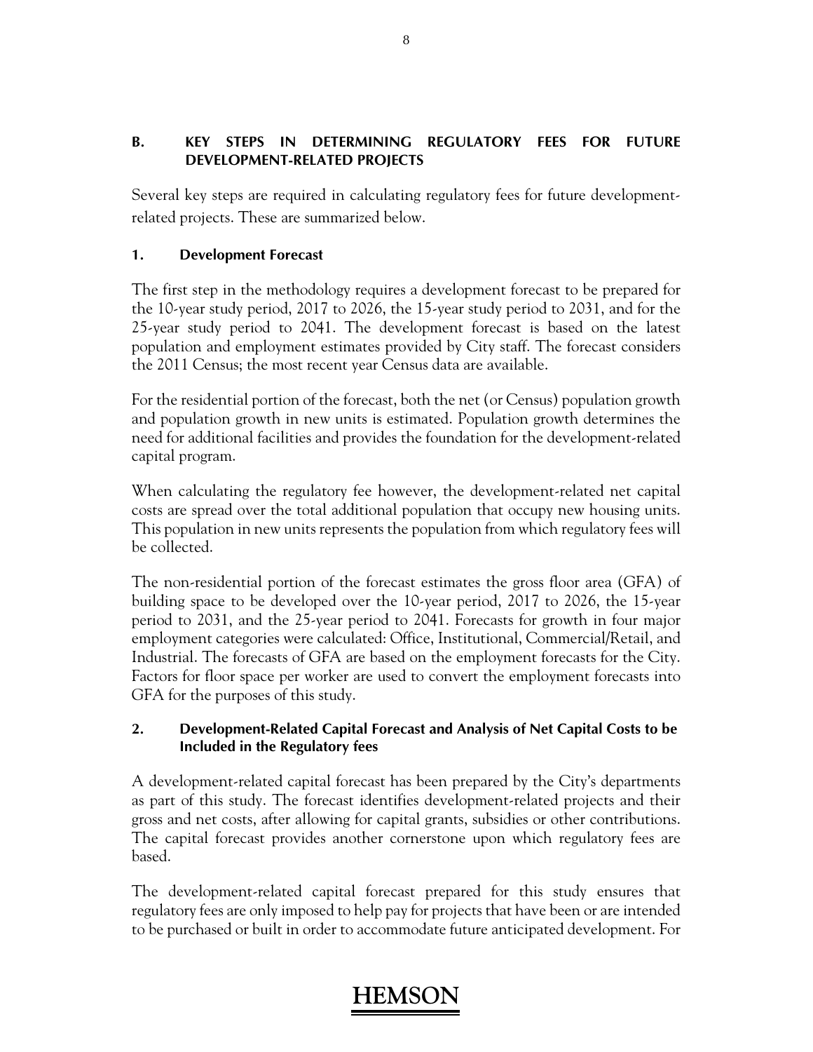## B. KEY STEPS IN DETERMINING REGULATORY FEES FOR FUTURE DEVELOPMENT-RELATED PROJECTS

Several key steps are required in calculating regulatory fees for future development-related projects. These are summarized below.

### 1. Development Forecast

The first step in the methodology requires a development forecast to be prepared for the 10-year study period, 2017 to 2026, the 15-year study period to 2031, and for the 25-year study period to 2041. The development forecast is based on the latest population and employment estimates provided by City staff. The forecast considers the 2011 Census; the most recent year Census data are available.

For the residential portion of the forecast, both the net (or Census) population growth and population growth in new units is estimated. Population growth determines the need for additional facilities and provides the foundation for the development-related capital program.

When calculating the regulatory fee however, the development-related net capital costs are spread over the total additional population that occupy new housing units. This population in new units represents the population from which regulatory fees will be collected.

The non-residential portion of the forecast estimates the gross floor area (GFA) of building space to be developed over the 10-year period, 2017 to 2026, the 15-year period to 2031, and the 25-year period to 2041. Forecasts for growth in four major employment categories were calculated: Office, Institutional, Commercial/Retail, and Industrial. The forecasts of GFA are based on the employment forecasts for the City. Factors for floor space per worker are used to convert the employment forecasts into GFA for the purposes of this study.

### 2. Development-Related Capital Forecast and Analysis of Net Capital Costs to be Included in the Regulatory fees

A development-related capital forecast has been prepared by the City's departments as part of this study. The forecast identifies development-related projects and their gross and net costs, after allowing for capital grants, subsidies or other contributions. The capital forecast provides another cornerstone upon which regulatory fees are based.

The development-related capital forecast prepared for this study ensures that regulatory fees are only imposed to help pay for projects that have been or are intended to be purchased or built in order to accommodate future anticipated development. For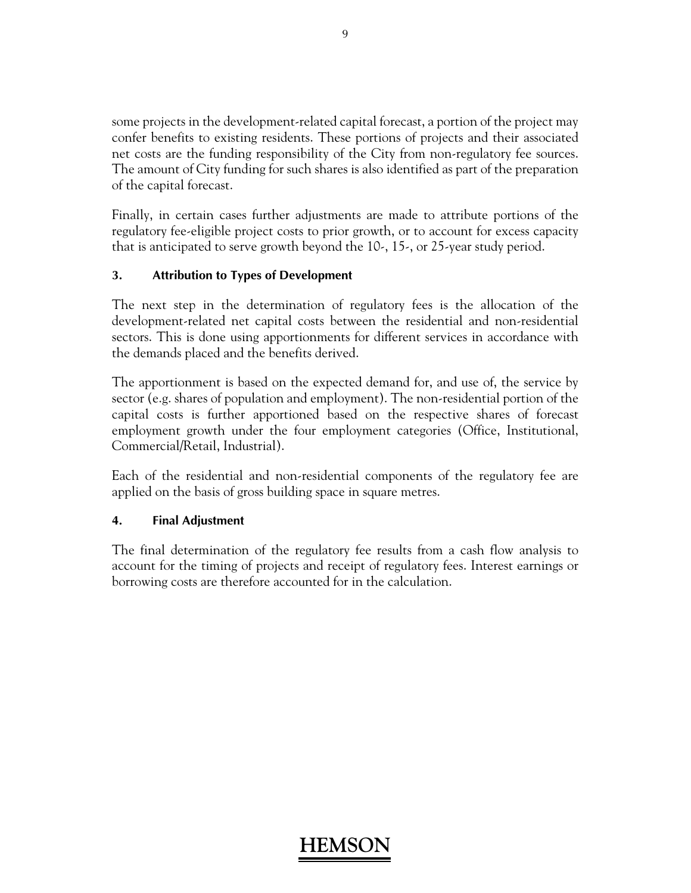some projects in the development-related capital forecast, a portion of the project may confer benefits to existing residents. These portions of projects and their associated net costs are the funding responsibility of the City from non-regulatory fee sources. The amount of City funding for such shares is also identified as part of the preparation of the capital forecast.

Finally, in certain cases further adjustments are made to attribute portions of the regulatory fee-eligible project costs to prior growth, or to account for excess capacity that is anticipated to serve growth beyond the 10-, 15-, or 25-year study period.

### 3. Attribution to Types of Development

The next step in the determination of regulatory fees is the allocation of the development-related net capital costs between the residential and non-residential sectors. This is done using apportionments for different services in accordance with the demands placed and the benefits derived.

The apportionment is based on the expected demand for, and use of, the service by sector (e.g. shares of population and employment). The non-residential portion of the capital costs is further apportioned based on the respective shares of forecast employment growth under the four employment categories (Office, Institutional, Commercial/Retail, Industrial).

Each of the residential and non-residential components of the regulatory fee are applied on the basis of gross building space in square metres.

### 4. Final Adjustment

The final determination of the regulatory fee results from a cash flow analysis to account for the timing of projects and receipt of regulatory fees. Interest earnings or borrowing costs are therefore accounted for in the calculation.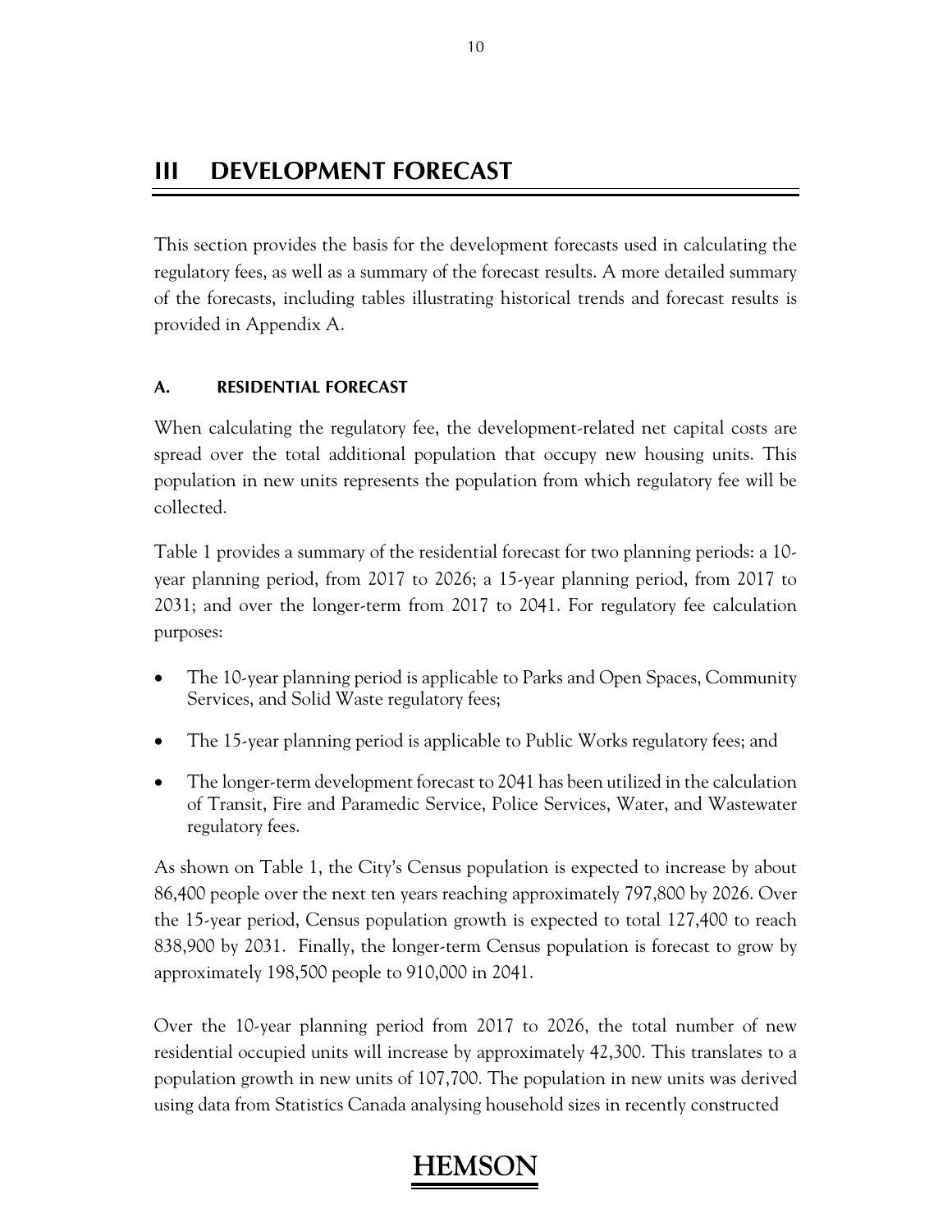# III DEVELOPMENT FORECAST

This section provides the basis for the development forecasts used in calculating the regulatory fees, as well as a summary of the forecast results. A more detailed summary of the forecasts, including tables illustrating historical trends and forecast results is provided in Appendix A.

## A. RESIDENTIAL FORECAST

When calculating the regulatory fee, the development-related net capital costs are spread over the total additional population that occupy new housing units. This population in new units represents the population from which regulatory fee will be collected.

Table 1 provides a summary of the residential forecast for two planning periods: a 10-year planning period, from 2017 to 2026; a 15-year planning period, from 2017 to 2031; and over the longer-term from 2017 to 2041. For regulatory fee calculation purposes:

- The 10-year planning period is applicable to Parks and Open Spaces, Community Services, and Solid Waste regulatory fees;
- The 15-year planning period is applicable to Public Works regulatory fees; and
- The longer-term development forecast to 2041 has been utilized in the calculation of Transit, Fire and Paramedic Service, Police Services, Water, and Wastewater regulatory fees.

As shown on Table 1, the City's Census population is expected to increase by about 86,400 people over the next ten years reaching approximately 797,800 by 2026. Over the 15-year period, Census population growth is expected to total 127,400 to reach 838,900 by 2031. Finally, the longer-term Census population is forecast to grow by approximately 198,500 people to 910,000 in 2041.

Over the 10-year planning period from 2017 to 2026, the total number of new residential occupied units will increase by approximately 42,300. This translates to a population growth in new units of 107,700. The population in new units was derived using data from Statistics Canada analysing household sizes in recently constructed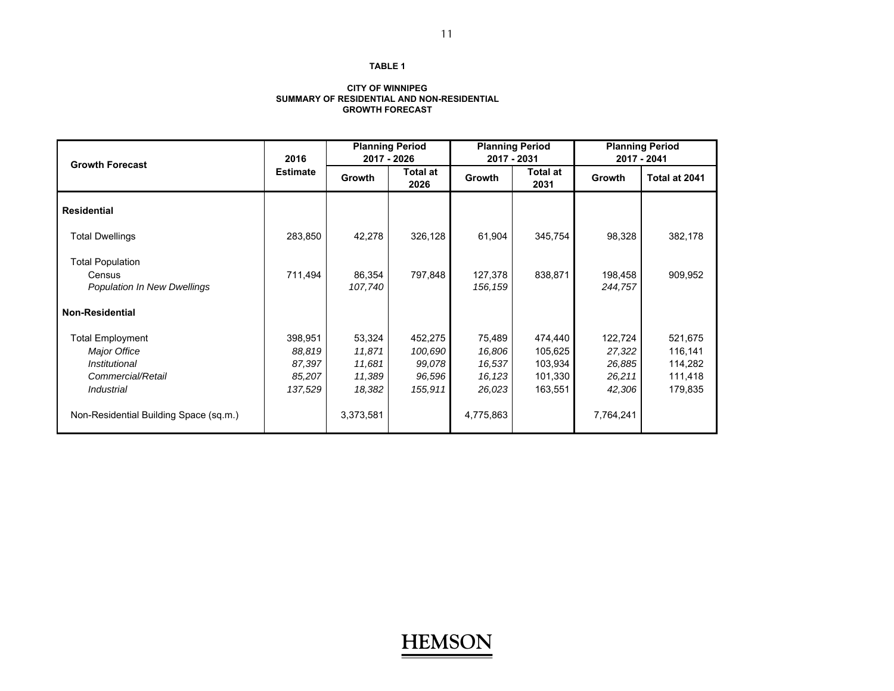**TABLE 1**

**CITY OF WINNIPEG**
**SUMMARY OF RESIDENTIAL AND NON-RESIDENTIAL**
**GROWTH FORECAST**

| Growth Forecast | 2016 Estimate | Planning Period 2017 - 2026 | | Planning Period 2017 - 2031 | | Planning Period 2017 - 2041 | |
|---|---|---|---|---|---|---|---|
| | | Growth | Total at 2026 | Growth | Total at 2031 | Growth | Total at 2041 |
| **Residential** | | | | | | | |
| Total Dwellings | 283,850 | 42,278 | 326,128 | 61,904 | 345,754 | 98,328 | 382,178 |
| Total Population | | | | | | | |
| Census | 711,494 | 86,354 | 797,848 | 127,378 | 838,871 | 198,458 | 909,952 |
| *Population In New Dwellings* | | *107,740* | | *156,159* | | *244,757* | |
| **Non-Residential** | | | | | | | |
| Total Employment | 398,951 | 53,324 | 452,275 | 75,489 | 474,440 | 122,724 | 521,675 |
| *Major Office* | *88,819* | *11,871* | *100,690* | *16,806* | 105,625 | *27,322* | 116,141 |
| *Institutional* | *87,397* | *11,681* | *99,078* | *16,537* | 103,934 | *26,885* | 114,282 |
| *Commercial/Retail* | *85,207* | *11,389* | *96,596* | *16,123* | 101,330 | *26,211* | 111,418 |
| *Industrial* | *137,529* | *18,382* | *155,911* | *26,023* | 163,551 | *42,306* | 179,835 |
| Non-Residential Building Space (sq.m.) | | 3,373,581 | | 4,775,863 | | 7,764,241 | |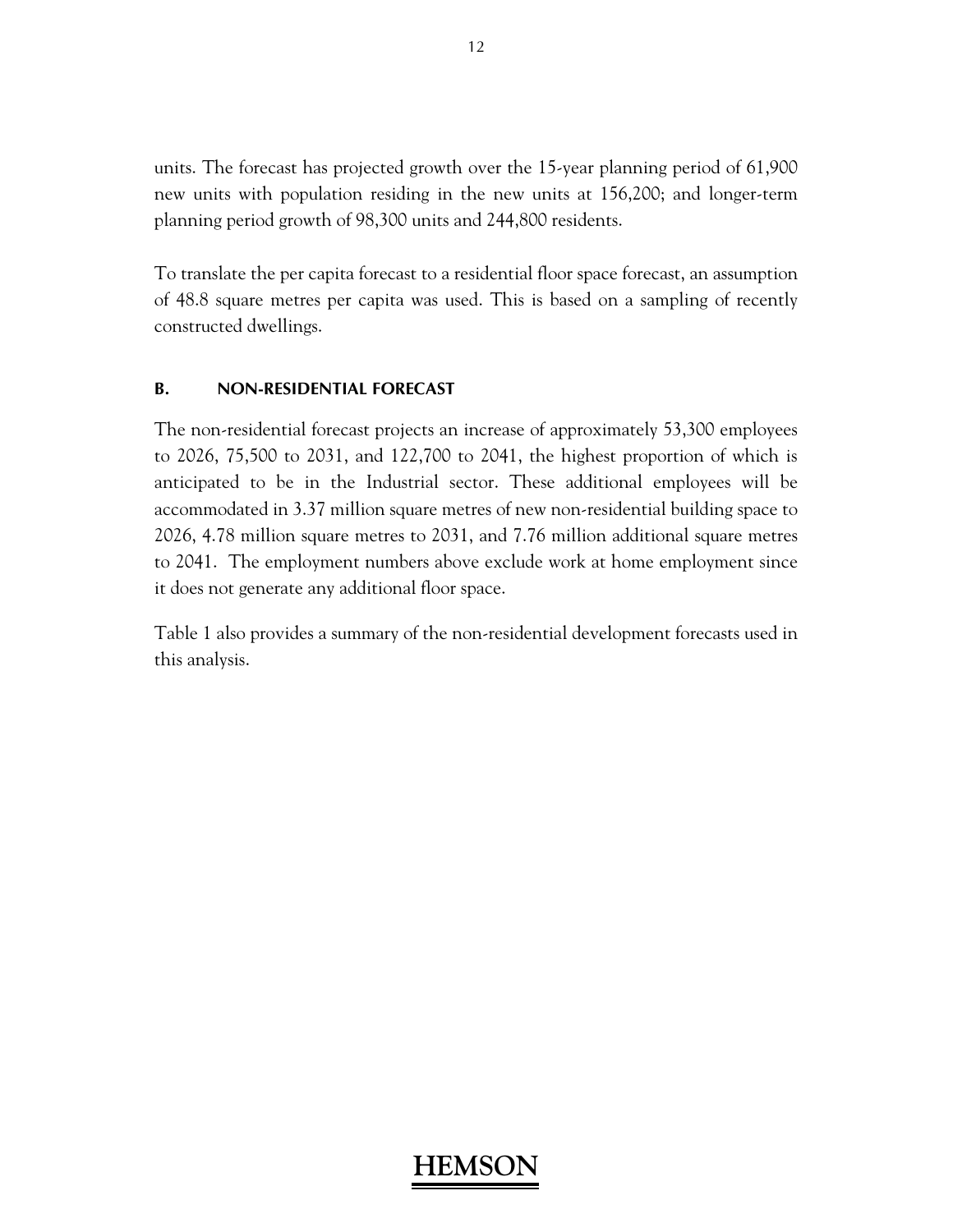units. The forecast has projected growth over the 15-year planning period of 61,900 new units with population residing in the new units at 156,200; and longer-term planning period growth of 98,300 units and 244,800 residents.

To translate the per capita forecast to a residential floor space forecast, an assumption of 48.8 square metres per capita was used. This is based on a sampling of recently constructed dwellings.

### B. NON-RESIDENTIAL FORECAST

The non-residential forecast projects an increase of approximately 53,300 employees to 2026, 75,500 to 2031, and 122,700 to 2041, the highest proportion of which is anticipated to be in the Industrial sector. These additional employees will be accommodated in 3.37 million square metres of new non-residential building space to 2026, 4.78 million square metres to 2031, and 7.76 million additional square metres to 2041. The employment numbers above exclude work at home employment since it does not generate any additional floor space.

Table 1 also provides a summary of the non-residential development forecasts used in this analysis.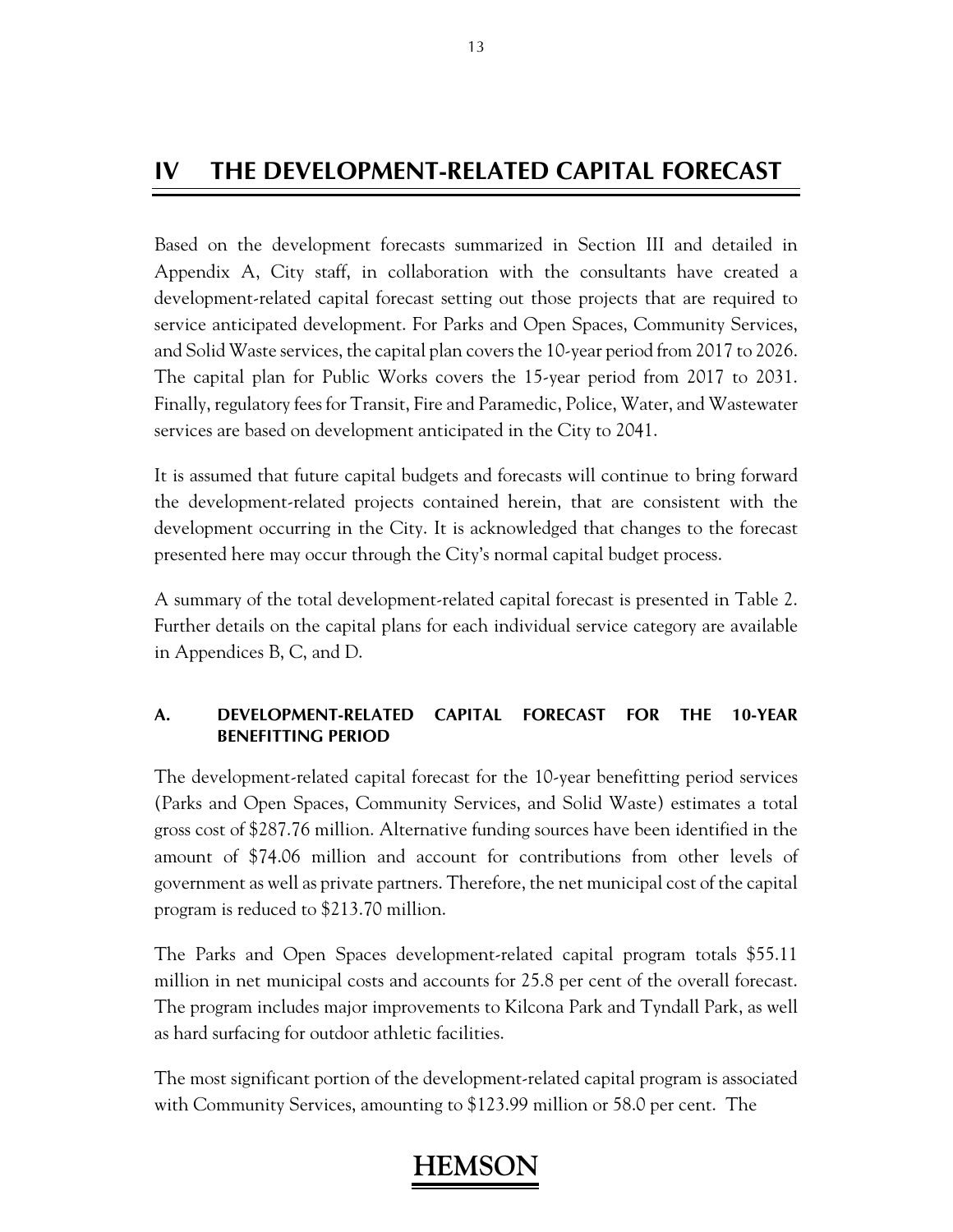# IV THE DEVELOPMENT-RELATED CAPITAL FORECAST

Based on the development forecasts summarized in Section III and detailed in Appendix A, City staff, in collaboration with the consultants have created a development-related capital forecast setting out those projects that are required to service anticipated development. For Parks and Open Spaces, Community Services, and Solid Waste services, the capital plan covers the 10-year period from 2017 to 2026. The capital plan for Public Works covers the 15-year period from 2017 to 2031. Finally, regulatory fees for Transit, Fire and Paramedic, Police, Water, and Wastewater services are based on development anticipated in the City to 2041.

It is assumed that future capital budgets and forecasts will continue to bring forward the development-related projects contained herein, that are consistent with the development occurring in the City. It is acknowledged that changes to the forecast presented here may occur through the City's normal capital budget process.

A summary of the total development-related capital forecast is presented in Table 2. Further details on the capital plans for each individual service category are available in Appendices B, C, and D.

## A. DEVELOPMENT-RELATED CAPITAL FORECAST FOR THE 10-YEAR BENEFITTING PERIOD

The development-related capital forecast for the 10-year benefitting period services (Parks and Open Spaces, Community Services, and Solid Waste) estimates a total gross cost of $287.76 million. Alternative funding sources have been identified in the amount of $74.06 million and account for contributions from other levels of government as well as private partners. Therefore, the net municipal cost of the capital program is reduced to $213.70 million.

The Parks and Open Spaces development-related capital program totals $55.11 million in net municipal costs and accounts for 25.8 per cent of the overall forecast. The program includes major improvements to Kilcona Park and Tyndall Park, as well as hard surfacing for outdoor athletic facilities.

The most significant portion of the development-related capital program is associated with Community Services, amounting to $123.99 million or 58.0 per cent. The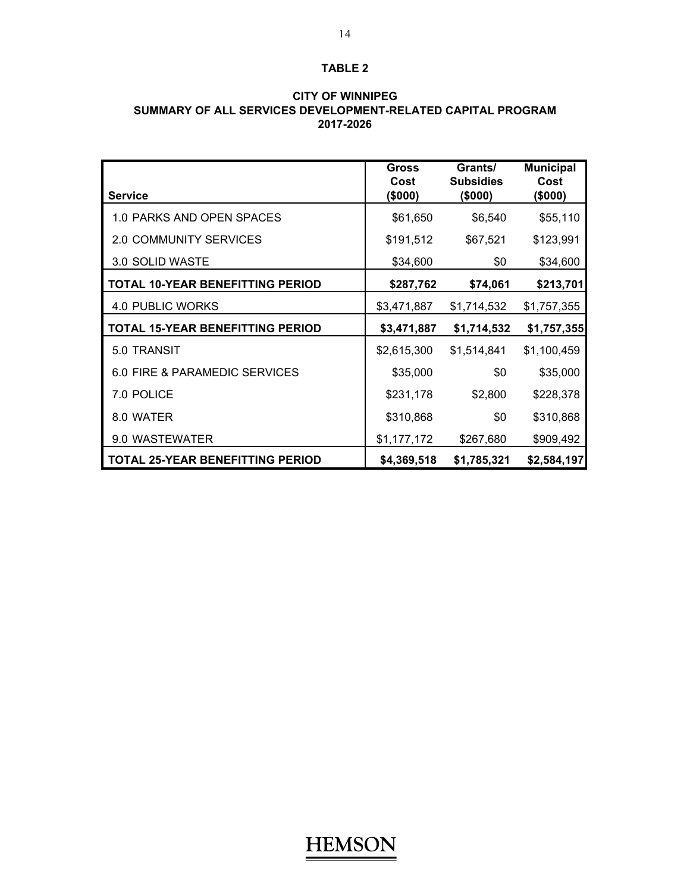**TABLE 2**

**CITY OF WINNIPEG**
**SUMMARY OF ALL SERVICES DEVELOPMENT-RELATED CAPITAL PROGRAM**
**2017-2026**

| Service | Gross Cost ($000) | Grants/ Subsidies ($000) | Municipal Cost ($000) |
|---|---|---|---|
| 1.0 PARKS AND OPEN SPACES | $61,650 | $6,540 | $55,110 |
| 2.0 COMMUNITY SERVICES | $191,512 | $67,521 | $123,991 |
| 3.0 SOLID WASTE | $34,600 | $0 | $34,600 |
| **TOTAL 10-YEAR BENEFITTING PERIOD** | **$287,762** | **$74,061** | **$213,701** |
| 4.0 PUBLIC WORKS | $3,471,887 | $1,714,532 | $1,757,355 |
| **TOTAL 15-YEAR BENEFITTING PERIOD** | **$3,471,887** | **$1,714,532** | **$1,757,355** |
| 5.0 TRANSIT | $2,615,300 | $1,514,841 | $1,100,459 |
| 6.0 FIRE & PARAMEDIC SERVICES | $35,000 | $0 | $35,000 |
| 7.0 POLICE | $231,178 | $2,800 | $228,378 |
| 8.0 WATER | $310,868 | $0 | $310,868 |
| 9.0 WASTEWATER | $1,177,172 | $267,680 | $909,492 |
| **TOTAL 25-YEAR BENEFITTING PERIOD** | **$4,369,518** | **$1,785,321** | **$2,584,197** |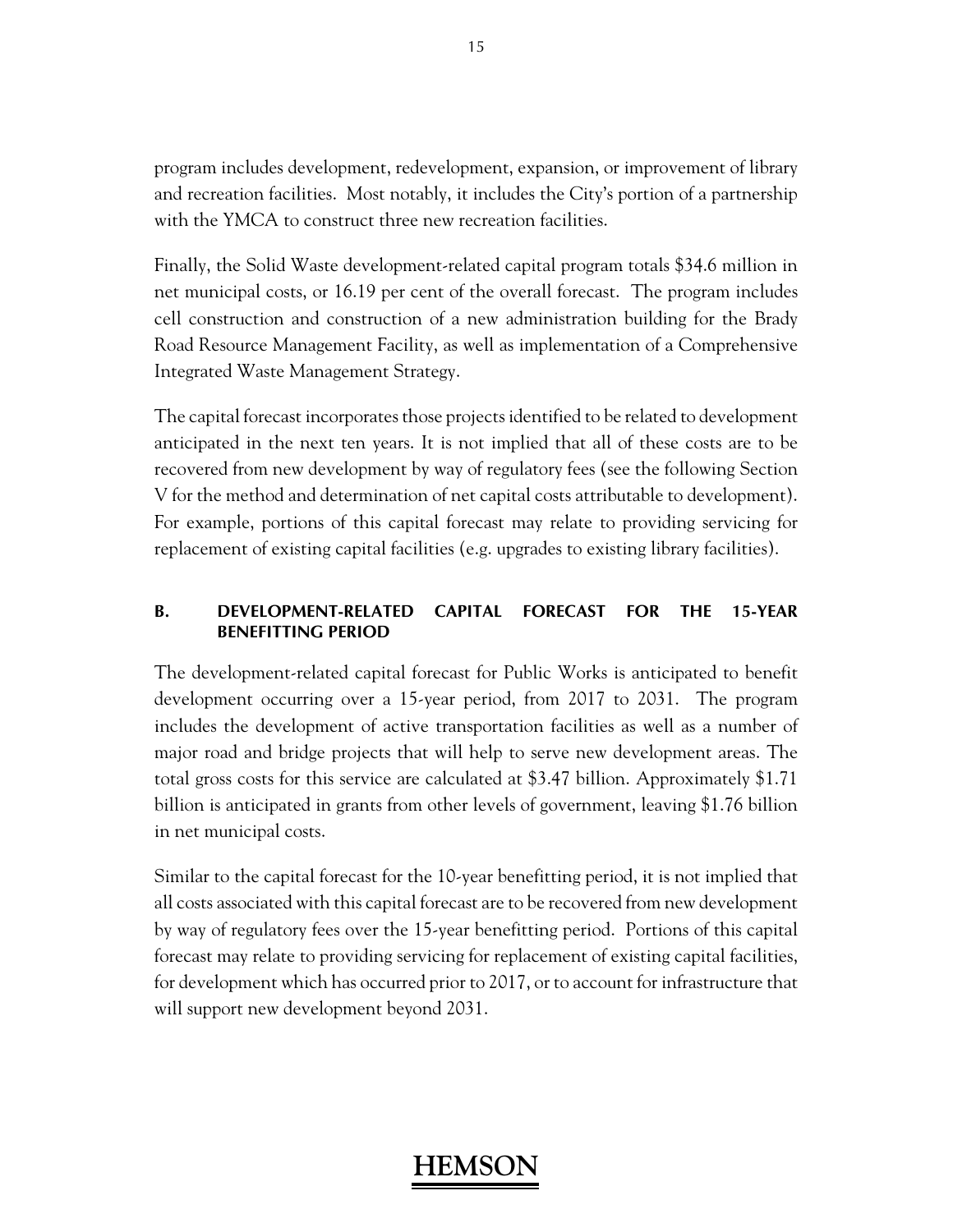program includes development, redevelopment, expansion, or improvement of library and recreation facilities. Most notably, it includes the City's portion of a partnership with the YMCA to construct three new recreation facilities.

Finally, the Solid Waste development-related capital program totals $34.6 million in net municipal costs, or 16.19 per cent of the overall forecast. The program includes cell construction and construction of a new administration building for the Brady Road Resource Management Facility, as well as implementation of a Comprehensive Integrated Waste Management Strategy.

The capital forecast incorporates those projects identified to be related to development anticipated in the next ten years. It is not implied that all of these costs are to be recovered from new development by way of regulatory fees (see the following Section V for the method and determination of net capital costs attributable to development). For example, portions of this capital forecast may relate to providing servicing for replacement of existing capital facilities (e.g. upgrades to existing library facilities).

### B. DEVELOPMENT-RELATED CAPITAL FORECAST FOR THE 15-YEAR BENEFITTING PERIOD

The development-related capital forecast for Public Works is anticipated to benefit development occurring over a 15-year period, from 2017 to 2031. The program includes the development of active transportation facilities as well as a number of major road and bridge projects that will help to serve new development areas. The total gross costs for this service are calculated at $3.47 billion. Approximately $1.71 billion is anticipated in grants from other levels of government, leaving $1.76 billion in net municipal costs.

Similar to the capital forecast for the 10-year benefitting period, it is not implied that all costs associated with this capital forecast are to be recovered from new development by way of regulatory fees over the 15-year benefitting period. Portions of this capital forecast may relate to providing servicing for replacement of existing capital facilities, for development which has occurred prior to 2017, or to account for infrastructure that will support new development beyond 2031.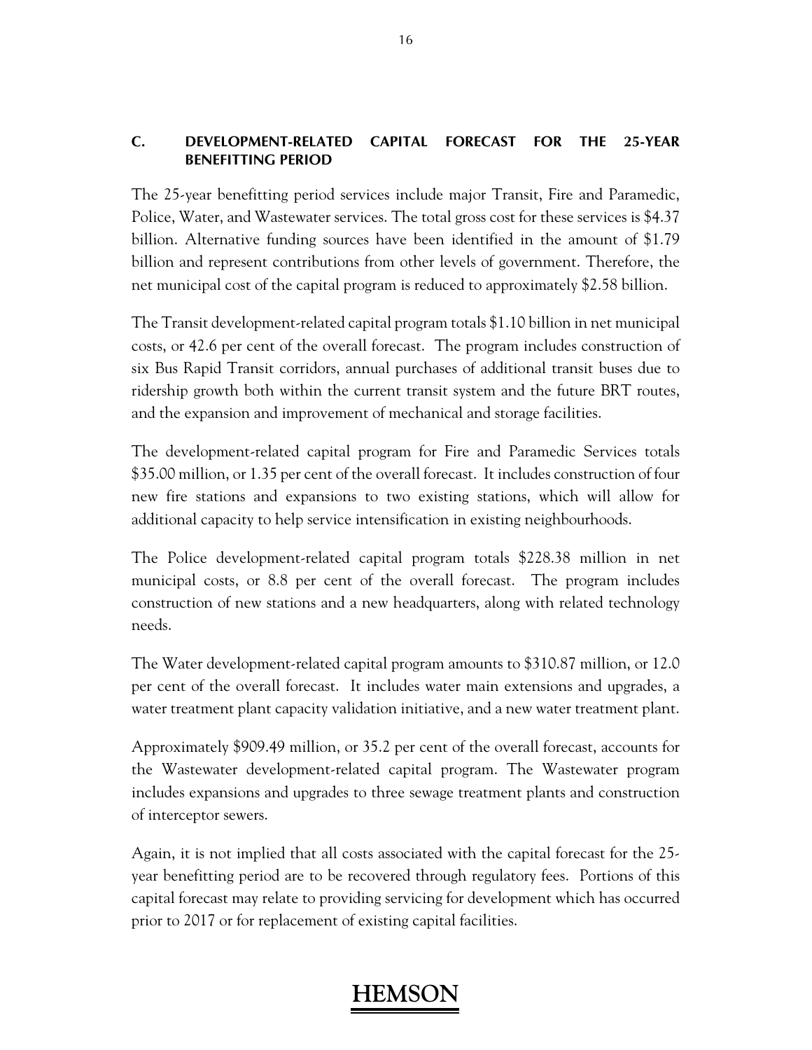## C. DEVELOPMENT-RELATED CAPITAL FORECAST FOR THE 25-YEAR BENEFITTING PERIOD

The 25-year benefitting period services include major Transit, Fire and Paramedic, Police, Water, and Wastewater services. The total gross cost for these services is $4.37 billion. Alternative funding sources have been identified in the amount of $1.79 billion and represent contributions from other levels of government. Therefore, the net municipal cost of the capital program is reduced to approximately $2.58 billion.

The Transit development-related capital program totals $1.10 billion in net municipal costs, or 42.6 per cent of the overall forecast. The program includes construction of six Bus Rapid Transit corridors, annual purchases of additional transit buses due to ridership growth both within the current transit system and the future BRT routes, and the expansion and improvement of mechanical and storage facilities.

The development-related capital program for Fire and Paramedic Services totals $35.00 million, or 1.35 per cent of the overall forecast. It includes construction of four new fire stations and expansions to two existing stations, which will allow for additional capacity to help service intensification in existing neighbourhoods.

The Police development-related capital program totals $228.38 million in net municipal costs, or 8.8 per cent of the overall forecast. The program includes construction of new stations and a new headquarters, along with related technology needs.

The Water development-related capital program amounts to $310.87 million, or 12.0 per cent of the overall forecast. It includes water main extensions and upgrades, a water treatment plant capacity validation initiative, and a new water treatment plant.

Approximately $909.49 million, or 35.2 per cent of the overall forecast, accounts for the Wastewater development-related capital program. The Wastewater program includes expansions and upgrades to three sewage treatment plants and construction of interceptor sewers.

Again, it is not implied that all costs associated with the capital forecast for the 25-year benefitting period are to be recovered through regulatory fees. Portions of this capital forecast may relate to providing servicing for development which has occurred prior to 2017 or for replacement of existing capital facilities.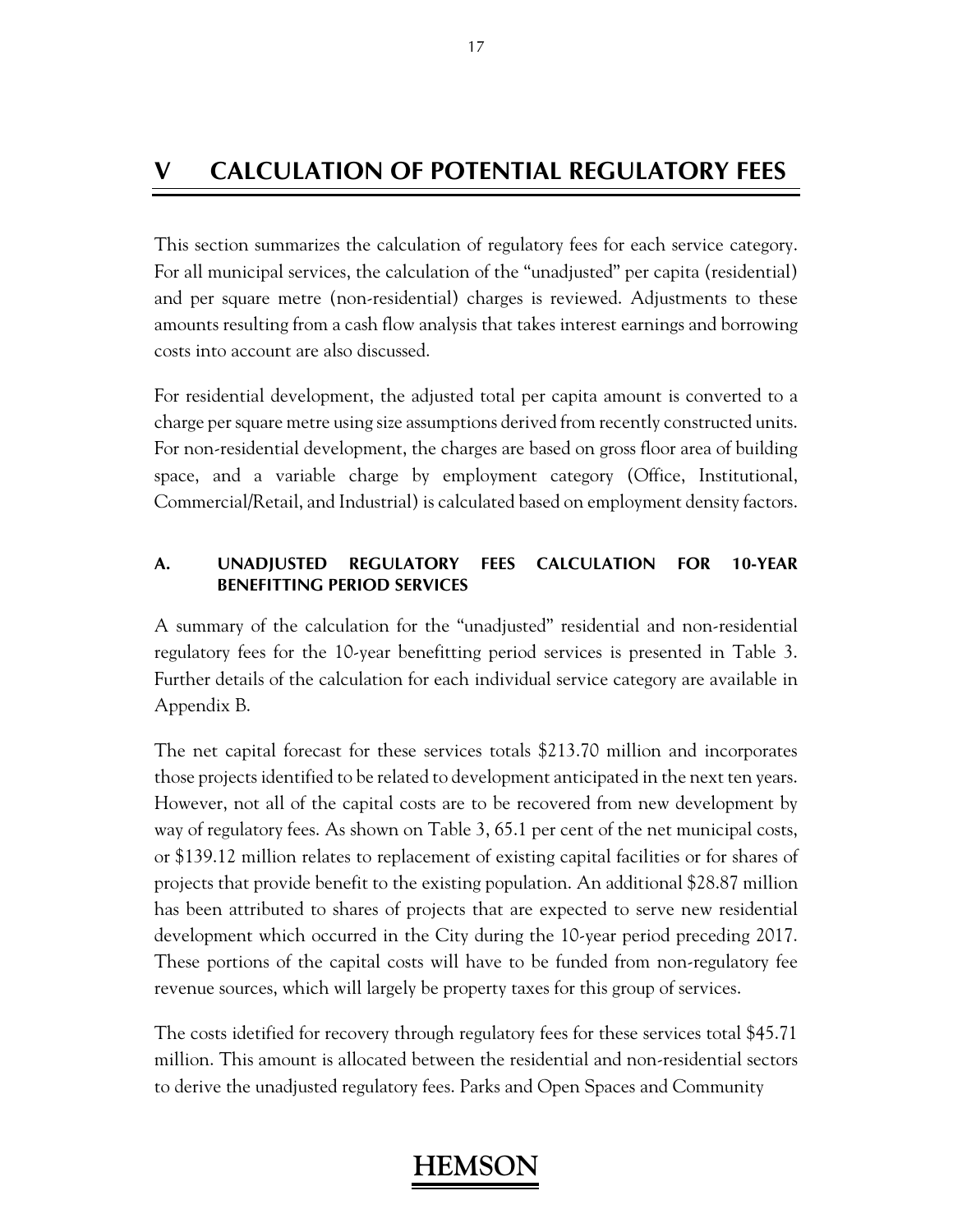# V CALCULATION OF POTENTIAL REGULATORY FEES

This section summarizes the calculation of regulatory fees for each service category. For all municipal services, the calculation of the "unadjusted" per capita (residential) and per square metre (non-residential) charges is reviewed. Adjustments to these amounts resulting from a cash flow analysis that takes interest earnings and borrowing costs into account are also discussed.

For residential development, the adjusted total per capita amount is converted to a charge per square metre using size assumptions derived from recently constructed units. For non-residential development, the charges are based on gross floor area of building space, and a variable charge by employment category (Office, Institutional, Commercial/Retail, and Industrial) is calculated based on employment density factors.

## A. UNADJUSTED REGULATORY FEES CALCULATION FOR 10-YEAR BENEFITTING PERIOD SERVICES

A summary of the calculation for the "unadjusted" residential and non-residential regulatory fees for the 10-year benefitting period services is presented in Table 3. Further details of the calculation for each individual service category are available in Appendix B.

The net capital forecast for these services totals $213.70 million and incorporates those projects identified to be related to development anticipated in the next ten years. However, not all of the capital costs are to be recovered from new development by way of regulatory fees. As shown on Table 3, 65.1 per cent of the net municipal costs, or $139.12 million relates to replacement of existing capital facilities or for shares of projects that provide benefit to the existing population. An additional $28.87 million has been attributed to shares of projects that are expected to serve new residential development which occurred in the City during the 10-year period preceding 2017. These portions of the capital costs will have to be funded from non-regulatory fee revenue sources, which will largely be property taxes for this group of services.

The costs idetified for recovery through regulatory fees for these services total $45.71 million. This amount is allocated between the residential and non-residential sectors to derive the unadjusted regulatory fees. Parks and Open Spaces and Community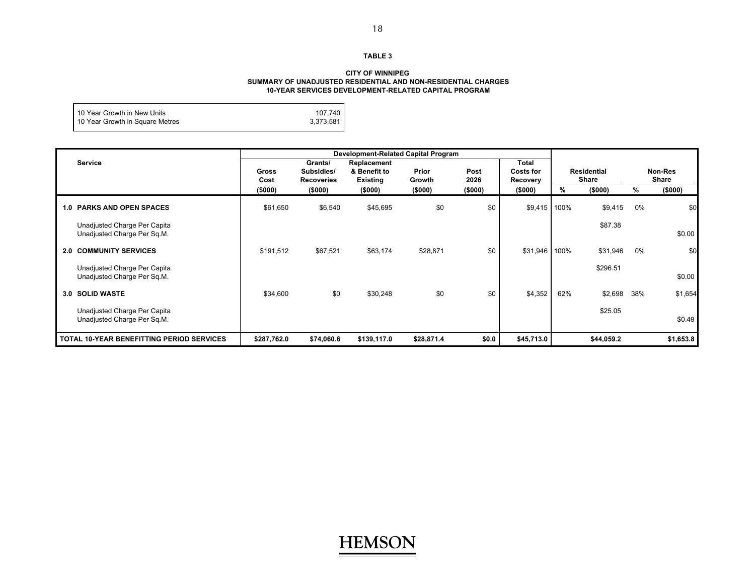**TABLE 3**

**CITY OF WINNIPEG**
**SUMMARY OF UNADJUSTED RESIDENTIAL AND NON-RESIDENTIAL CHARGES**
**10-YEAR SERVICES DEVELOPMENT-RELATED CAPITAL PROGRAM**

| | |
|---|---|
| 10 Year Growth in New Units | 107,740 |
| 10 Year Growth in Square Metres | 3,373,581 |

| Service | Development-Related Capital Program | | | | | | | | | | |
|---|---|---|---|---|---|---|---|---|---|---|---|
| | Gross Cost ($000) | Grants/ Subsidies/ Recoveries ($000) | Replacement & Benefit to Existing ($000) | Prior Growth ($000) | Post 2026 ($000) | Total Costs for Recovery ($000) | Residential Share % | Residential Share ($000) | Non-Res Share % | Non-Res Share ($000) |
| **1.0 PARKS AND OPEN SPACES** | $61,650 | $6,540 | $45,695 | $0 | $0 | $9,415 | 100% | $9,415 | 0% | $0 |
| Unadjusted Charge Per Capita | | | | | | | | $87.38 | | |
| Unadjusted Charge Per Sq.M. | | | | | | | | | | $0.00 |
| **2.0 COMMUNITY SERVICES** | $191,512 | $67,521 | $63,174 | $28,871 | $0 | $31,946 | 100% | $31,946 | 0% | $0 |
| Unadjusted Charge Per Capita | | | | | | | | $296.51 | | |
| Unadjusted Charge Per Sq.M. | | | | | | | | | | $0.00 |
| **3.0 SOLID WASTE** | $34,600 | $0 | $30,248 | $0 | $0 | $4,352 | 62% | $2,698 | 38% | $1,654 |
| Unadjusted Charge Per Capita | | | | | | | | $25.05 | | |
| Unadjusted Charge Per Sq.M. | | | | | | | | | | $0.49 |
| **TOTAL 10-YEAR BENEFITTING PERIOD SERVICES** | **$287,762.0** | **$74,060.6** | **$139,117.0** | **$28,871.4** | **$0.0** | **$45,713.0** | | **$44,059.2** | | **$1,653.8** |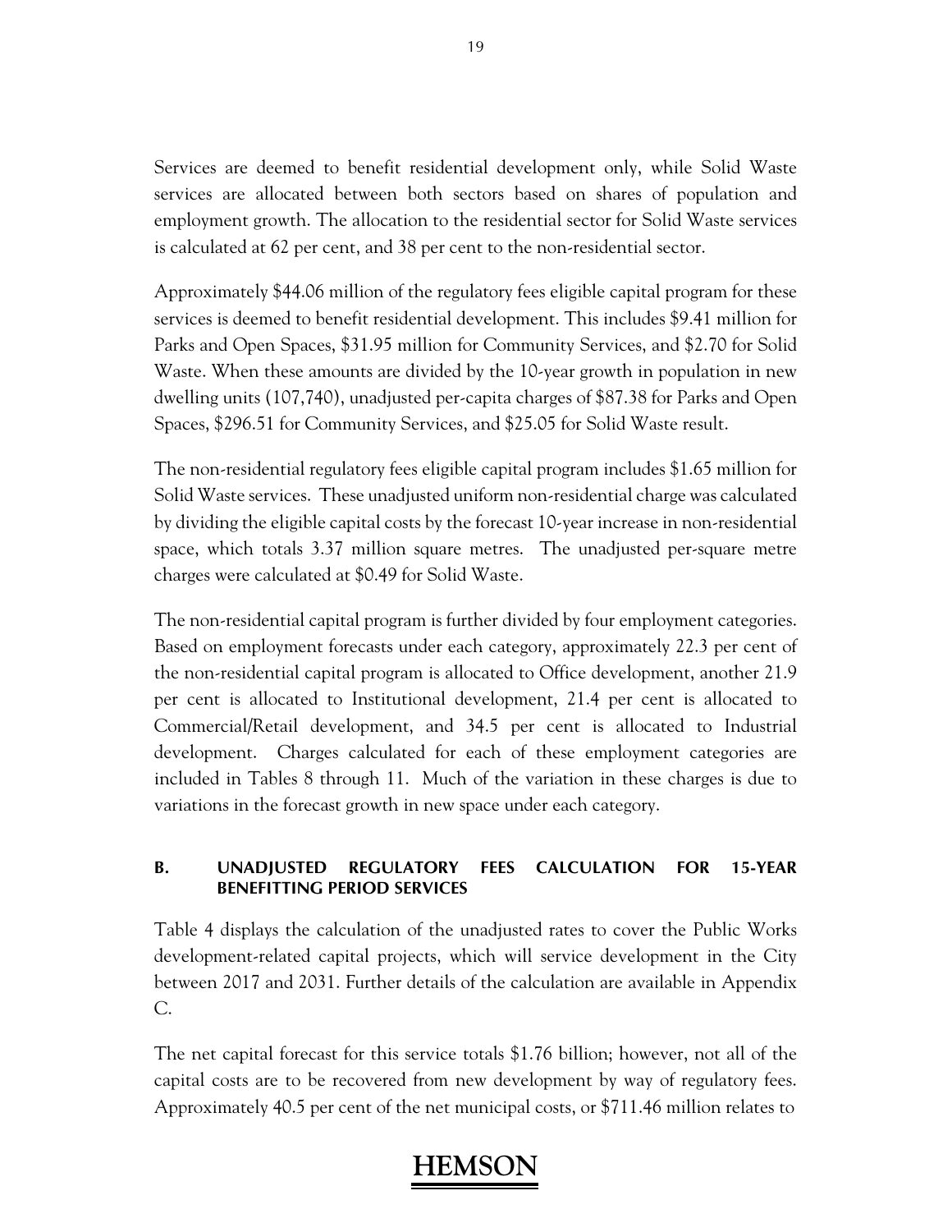Services are deemed to benefit residential development only, while Solid Waste services are allocated between both sectors based on shares of population and employment growth. The allocation to the residential sector for Solid Waste services is calculated at 62 per cent, and 38 per cent to the non-residential sector.

Approximately $44.06 million of the regulatory fees eligible capital program for these services is deemed to benefit residential development. This includes $9.41 million for Parks and Open Spaces, $31.95 million for Community Services, and $2.70 for Solid Waste. When these amounts are divided by the 10-year growth in population in new dwelling units (107,740), unadjusted per-capita charges of $87.38 for Parks and Open Spaces, $296.51 for Community Services, and $25.05 for Solid Waste result.

The non-residential regulatory fees eligible capital program includes $1.65 million for Solid Waste services. These unadjusted uniform non-residential charge was calculated by dividing the eligible capital costs by the forecast 10-year increase in non-residential space, which totals 3.37 million square metres. The unadjusted per-square metre charges were calculated at $0.49 for Solid Waste.

The non-residential capital program is further divided by four employment categories. Based on employment forecasts under each category, approximately 22.3 per cent of the non-residential capital program is allocated to Office development, another 21.9 per cent is allocated to Institutional development, 21.4 per cent is allocated to Commercial/Retail development, and 34.5 per cent is allocated to Industrial development. Charges calculated for each of these employment categories are included in Tables 8 through 11. Much of the variation in these charges is due to variations in the forecast growth in new space under each category.

## B. UNADJUSTED REGULATORY FEES CALCULATION FOR 15-YEAR BENEFITTING PERIOD SERVICES

Table 4 displays the calculation of the unadjusted rates to cover the Public Works development-related capital projects, which will service development in the City between 2017 and 2031. Further details of the calculation are available in Appendix C.

The net capital forecast for this service totals $1.76 billion; however, not all of the capital costs are to be recovered from new development by way of regulatory fees. Approximately 40.5 per cent of the net municipal costs, or $711.46 million relates to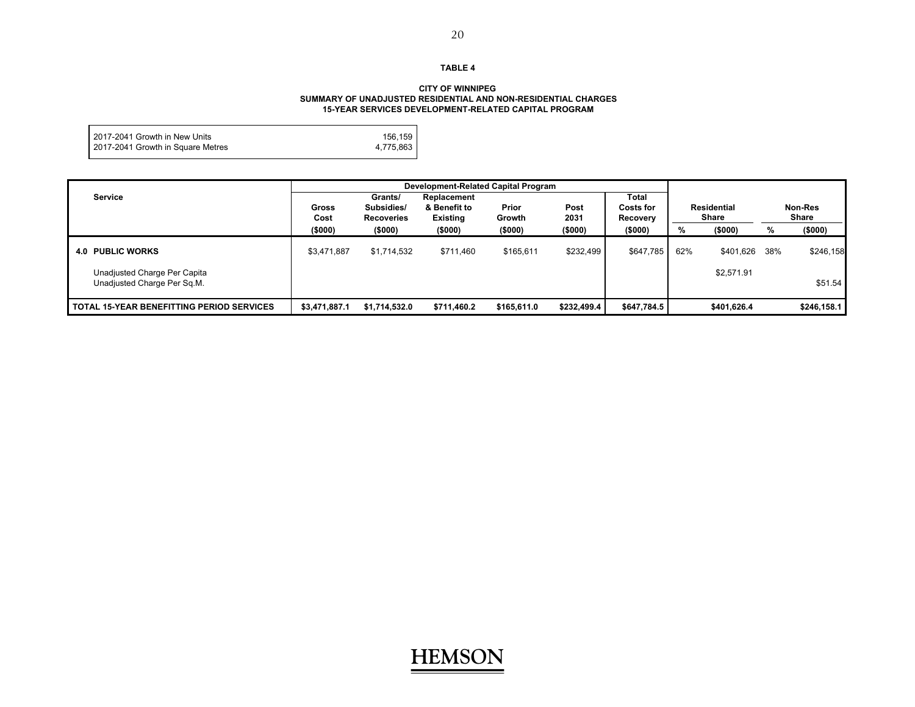**TABLE 4**

**CITY OF WINNIPEG**
**SUMMARY OF UNADJUSTED RESIDENTIAL AND NON-RESIDENTIAL CHARGES**
**15-YEAR SERVICES DEVELOPMENT-RELATED CAPITAL PROGRAM**

| | |
|---|---|
| 2017-2041 Growth in New Units | 156,159 |
| 2017-2041 Growth in Square Metres | 4,775,863 |

| Service | Development-Related Capital Program | | | | | | | | | |
|---|---|---|---|---|---|---|---|---|---|---|
| | Gross Cost ($000) | Grants/ Subsidies/ Recoveries ($000) | Replacement & Benefit to Existing ($000) | Prior Growth ($000) | Post 2031 ($000) | Total Costs for Recovery ($000) | Residential Share % | Residential Share ($000) | Non-Res Share % | Non-Res Share ($000) |
| **4.0 PUBLIC WORKS** | $3,471,887 | $1,714,532 | $711,460 | $165,611 | $232,499 | $647,785 | 62% | $401,626 | 38% | $246,158 |
| Unadjusted Charge Per Capita | | | | | | | | $2,571.91 | | |
| Unadjusted Charge Per Sq.M. | | | | | | | | | | $51.54 |
| **TOTAL 15-YEAR BENEFITTING PERIOD SERVICES** | **$3,471,887.1** | **$1,714,532.0** | **$711,460.2** | **$165,611.0** | **$232,499.4** | **$647,784.5** | | **$401,626.4** | | **$246,158.1** |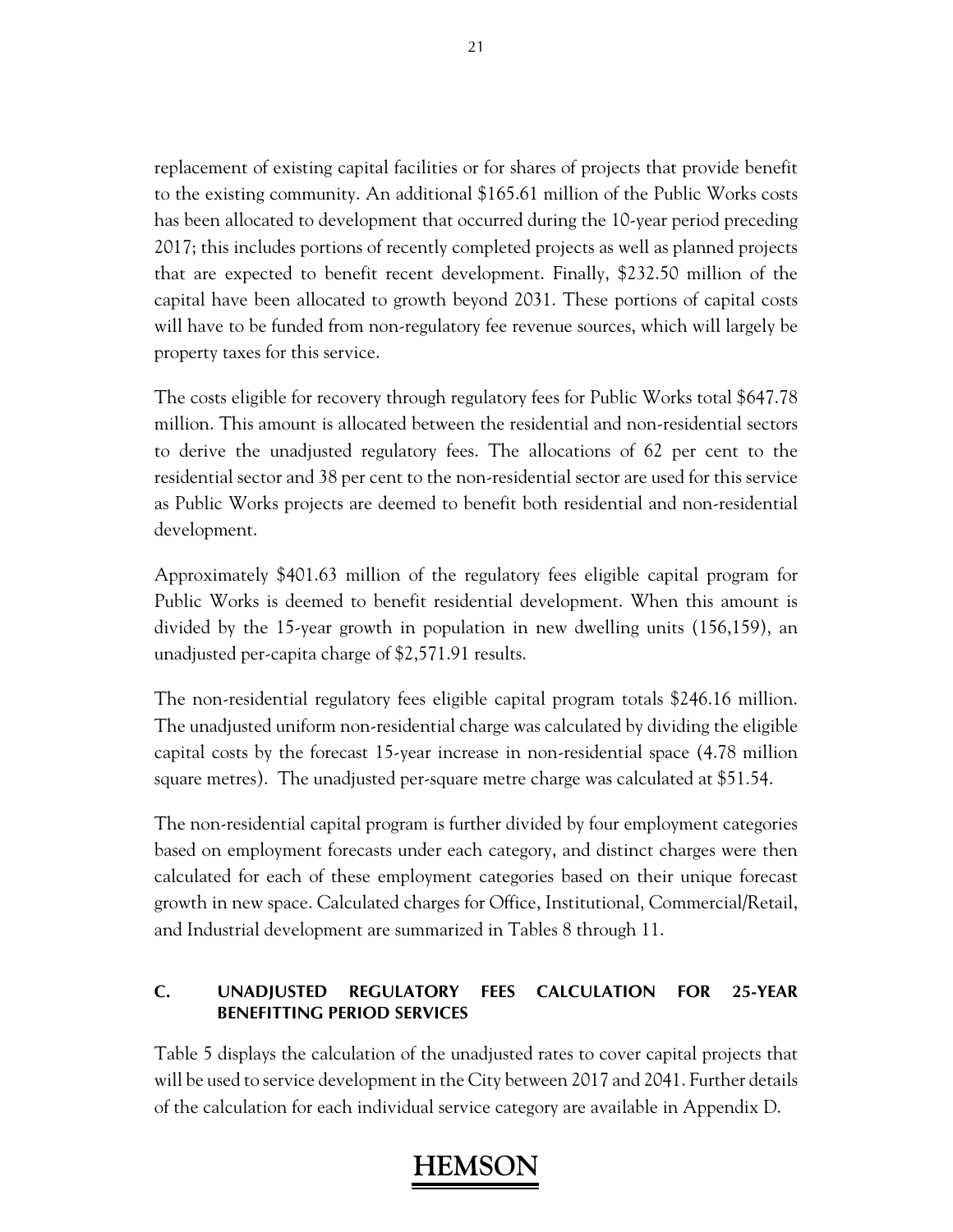replacement of existing capital facilities or for shares of projects that provide benefit to the existing community. An additional $165.61 million of the Public Works costs has been allocated to development that occurred during the 10-year period preceding 2017; this includes portions of recently completed projects as well as planned projects that are expected to benefit recent development. Finally, $232.50 million of the capital have been allocated to growth beyond 2031. These portions of capital costs will have to be funded from non-regulatory fee revenue sources, which will largely be property taxes for this service.

The costs eligible for recovery through regulatory fees for Public Works total $647.78 million. This amount is allocated between the residential and non-residential sectors to derive the unadjusted regulatory fees. The allocations of 62 per cent to the residential sector and 38 per cent to the non-residential sector are used for this service as Public Works projects are deemed to benefit both residential and non-residential development.

Approximately $401.63 million of the regulatory fees eligible capital program for Public Works is deemed to benefit residential development. When this amount is divided by the 15-year growth in population in new dwelling units (156,159), an unadjusted per-capita charge of $2,571.91 results.

The non-residential regulatory fees eligible capital program totals $246.16 million. The unadjusted uniform non-residential charge was calculated by dividing the eligible capital costs by the forecast 15-year increase in non-residential space (4.78 million square metres). The unadjusted per-square metre charge was calculated at $51.54.

The non-residential capital program is further divided by four employment categories based on employment forecasts under each category, and distinct charges were then calculated for each of these employment categories based on their unique forecast growth in new space. Calculated charges for Office, Institutional, Commercial/Retail, and Industrial development are summarized in Tables 8 through 11.

## C. UNADJUSTED REGULATORY FEES CALCULATION FOR 25-YEAR BENEFITTING PERIOD SERVICES

Table 5 displays the calculation of the unadjusted rates to cover capital projects that will be used to service development in the City between 2017 and 2041. Further details of the calculation for each individual service category are available in Appendix D.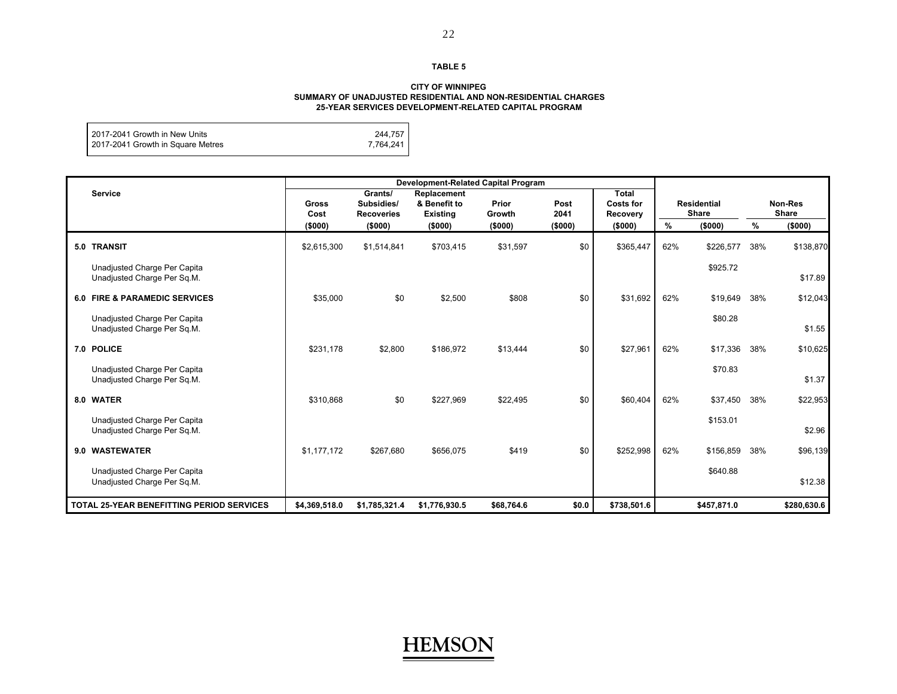**TABLE 5**

**CITY OF WINNIPEG**
**SUMMARY OF UNADJUSTED RESIDENTIAL AND NON-RESIDENTIAL CHARGES**
**25-YEAR SERVICES DEVELOPMENT-RELATED CAPITAL PROGRAM**

| | |
|---|---|
| 2017-2041 Growth in New Units | 244,757 |
| 2017-2041 Growth in Square Metres | 7,764,241 |

| Service | Development-Related Capital Program | | | | | | | | | |
|---|---|---|---|---|---|---|---|---|---|---|
| | Gross Cost ($000) | Grants/ Subsidies/ Recoveries ($000) | Replacement & Benefit to Existing ($000) | Prior Growth ($000) | Post 2041 ($000) | Total Costs for Recovery ($000) | Residential Share % | Residential Share ($000) | Non-Res Share % | Non-Res Share ($000) |
| **5.0 TRANSIT** | $2,615,300 | $1,514,841 | $703,415 | $31,597 | $0 | $365,447 | 62% | $226,577 | 38% | $138,870 |
| Unadjusted Charge Per Capita | | | | | | | | $925.72 | | |
| Unadjusted Charge Per Sq.M. | | | | | | | | | | $17.89 |
| **6.0 FIRE & PARAMEDIC SERVICES** | $35,000 | $0 | $2,500 | $808 | $0 | $31,692 | 62% | $19,649 | 38% | $12,043 |
| Unadjusted Charge Per Capita | | | | | | | | $80.28 | | |
| Unadjusted Charge Per Sq.M. | | | | | | | | | | $1.55 |
| **7.0 POLICE** | $231,178 | $2,800 | $186,972 | $13,444 | $0 | $27,961 | 62% | $17,336 | 38% | $10,625 |
| Unadjusted Charge Per Capita | | | | | | | | $70.83 | | |
| Unadjusted Charge Per Sq.M. | | | | | | | | | | $1.37 |
| **8.0 WATER** | $310,868 | $0 | $227,969 | $22,495 | $0 | $60,404 | 62% | $37,450 | 38% | $22,953 |
| Unadjusted Charge Per Capita | | | | | | | | $153.01 | | |
| Unadjusted Charge Per Sq.M. | | | | | | | | | | $2.96 |
| **9.0 WASTEWATER** | $1,177,172 | $267,680 | $656,075 | $419 | $0 | $252,998 | 62% | $156,859 | 38% | $96,139 |
| Unadjusted Charge Per Capita | | | | | | | | $640.88 | | |
| Unadjusted Charge Per Sq.M. | | | | | | | | | | $12.38 |
| **TOTAL 25-YEAR BENEFITTING PERIOD SERVICES** | **$4,369,518.0** | **$1,785,321.4** | **$1,776,930.5** | **$68,764.6** | **$0.0** | **$738,501.6** | | **$457,871.0** | | **$280,630.6** |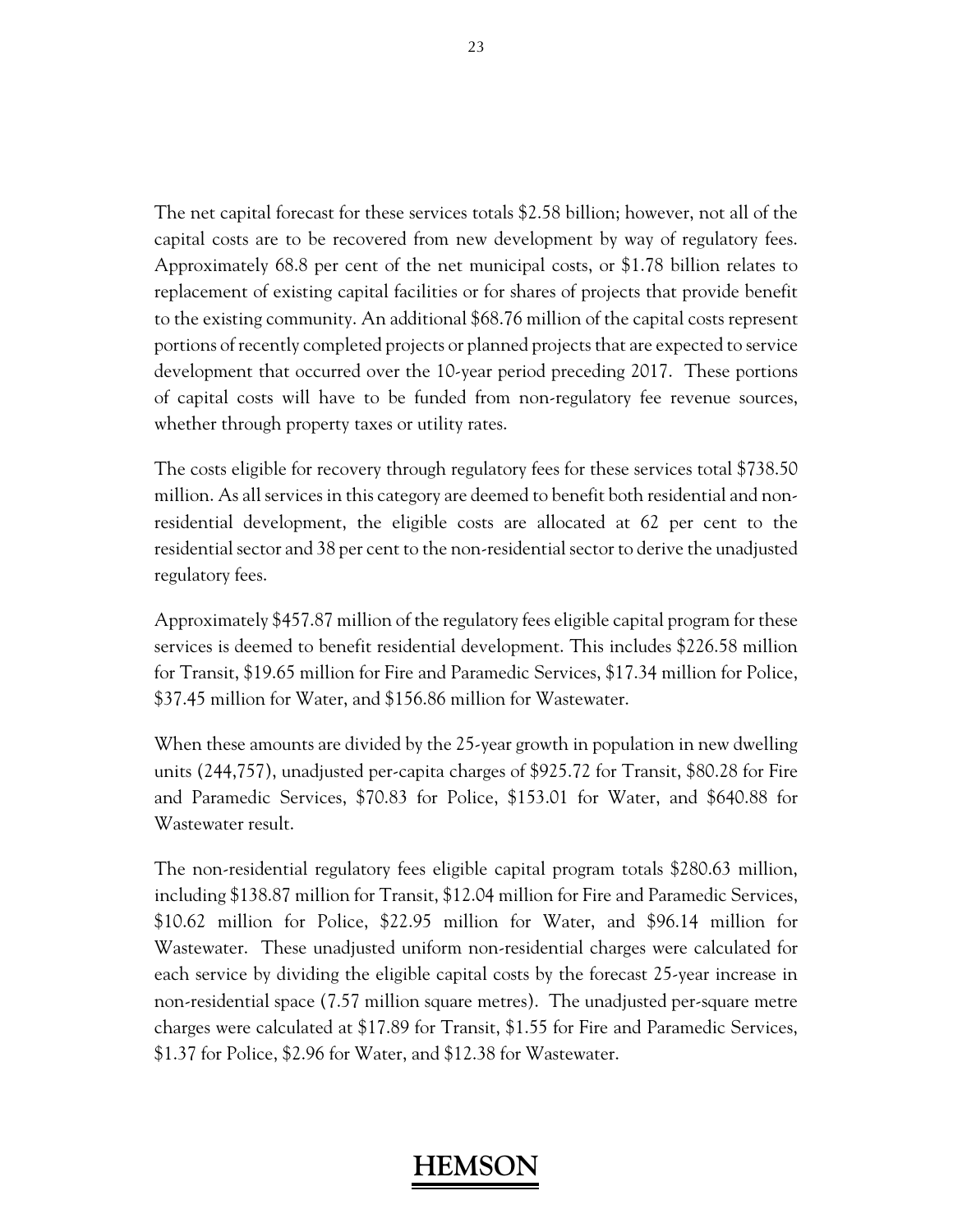The net capital forecast for these services totals $2.58 billion; however, not all of the capital costs are to be recovered from new development by way of regulatory fees. Approximately 68.8 per cent of the net municipal costs, or $1.78 billion relates to replacement of existing capital facilities or for shares of projects that provide benefit to the existing community. An additional $68.76 million of the capital costs represent portions of recently completed projects or planned projects that are expected to service development that occurred over the 10-year period preceding 2017. These portions of capital costs will have to be funded from non-regulatory fee revenue sources, whether through property taxes or utility rates.

The costs eligible for recovery through regulatory fees for these services total $738.50 million. As all services in this category are deemed to benefit both residential and non-residential development, the eligible costs are allocated at 62 per cent to the residential sector and 38 per cent to the non-residential sector to derive the unadjusted regulatory fees.

Approximately $457.87 million of the regulatory fees eligible capital program for these services is deemed to benefit residential development. This includes $226.58 million for Transit, $19.65 million for Fire and Paramedic Services, $17.34 million for Police, $37.45 million for Water, and $156.86 million for Wastewater.

When these amounts are divided by the 25-year growth in population in new dwelling units (244,757), unadjusted per-capita charges of $925.72 for Transit, $80.28 for Fire and Paramedic Services, $70.83 for Police, $153.01 for Water, and $640.88 for Wastewater result.

The non-residential regulatory fees eligible capital program totals $280.63 million, including $138.87 million for Transit, $12.04 million for Fire and Paramedic Services, $10.62 million for Police, $22.95 million for Water, and $96.14 million for Wastewater. These unadjusted uniform non-residential charges were calculated for each service by dividing the eligible capital costs by the forecast 25-year increase in non-residential space (7.57 million square metres). The unadjusted per-square metre charges were calculated at $17.89 for Transit, $1.55 for Fire and Paramedic Services, $1.37 for Police, $2.96 for Water, and $12.38 for Wastewater.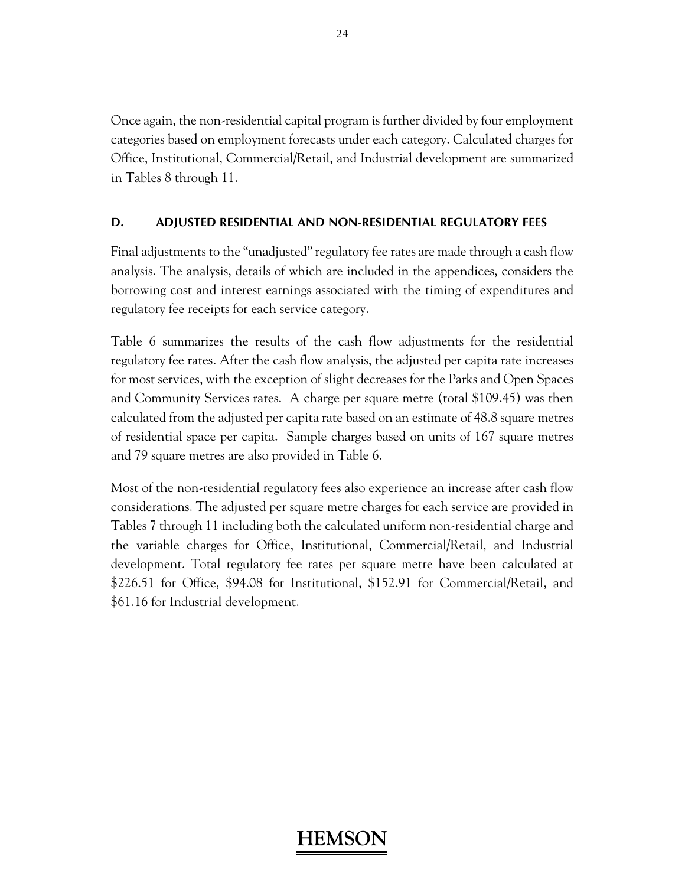Once again, the non-residential capital program is further divided by four employment categories based on employment forecasts under each category. Calculated charges for Office, Institutional, Commercial/Retail, and Industrial development are summarized in Tables 8 through 11.

### D. ADJUSTED RESIDENTIAL AND NON-RESIDENTIAL REGULATORY FEES

Final adjustments to the "unadjusted" regulatory fee rates are made through a cash flow analysis. The analysis, details of which are included in the appendices, considers the borrowing cost and interest earnings associated with the timing of expenditures and regulatory fee receipts for each service category.

Table 6 summarizes the results of the cash flow adjustments for the residential regulatory fee rates. After the cash flow analysis, the adjusted per capita rate increases for most services, with the exception of slight decreases for the Parks and Open Spaces and Community Services rates. A charge per square metre (total $109.45) was then calculated from the adjusted per capita rate based on an estimate of 48.8 square metres of residential space per capita. Sample charges based on units of 167 square metres and 79 square metres are also provided in Table 6.

Most of the non-residential regulatory fees also experience an increase after cash flow considerations. The adjusted per square metre charges for each service are provided in Tables 7 through 11 including both the calculated uniform non-residential charge and the variable charges for Office, Institutional, Commercial/Retail, and Industrial development. Total regulatory fee rates per square metre have been calculated at $226.51 for Office, $94.08 for Institutional, $152.91 for Commercial/Retail, and $61.16 for Industrial development.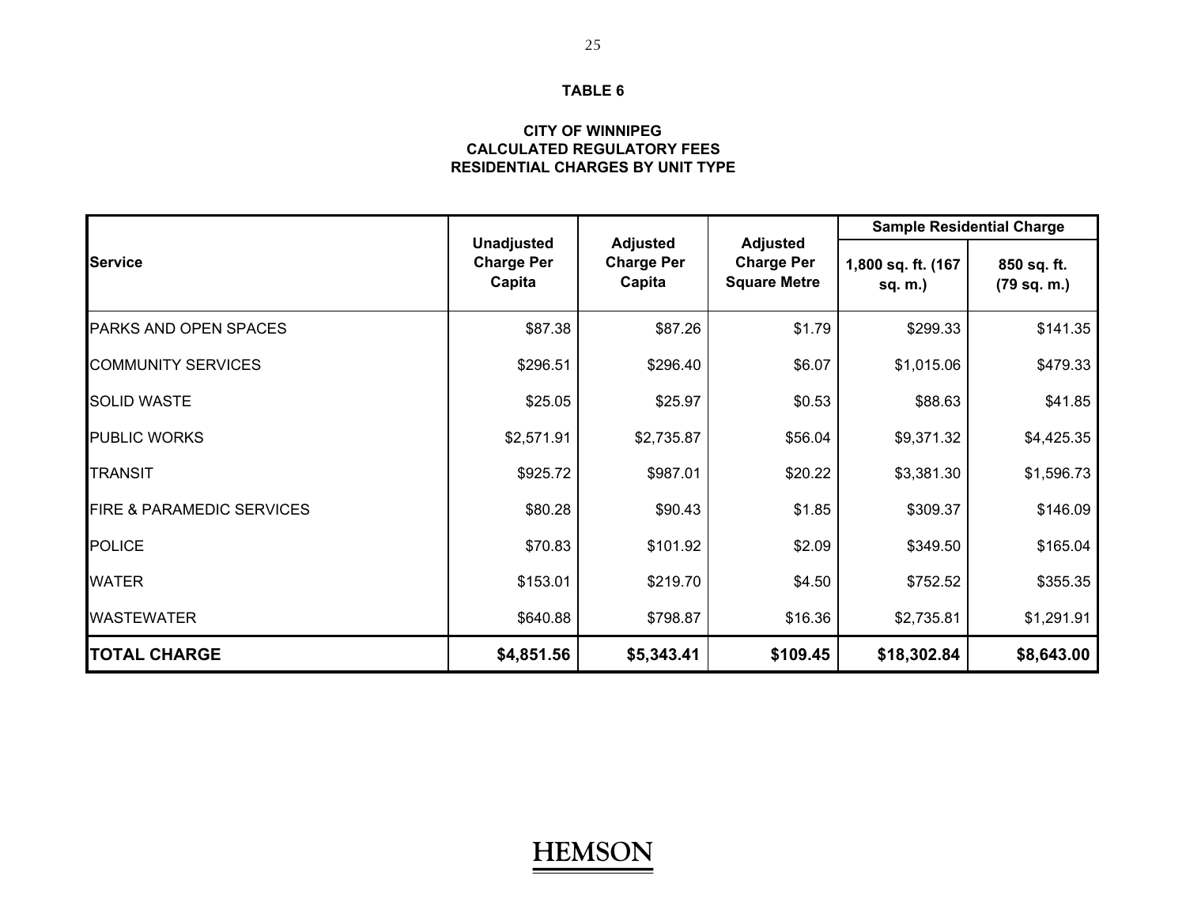**TABLE 6**

**CITY OF WINNIPEG**
**CALCULATED REGULATORY FEES**
**RESIDENTIAL CHARGES BY UNIT TYPE**

| Service | Unadjusted Charge Per Capita | Adjusted Charge Per Capita | Adjusted Charge Per Square Metre | Sample Residential Charge | |
|---|---|---|---|---|---|
| | | | | 1,800 sq. ft. (167 sq. m.) | 850 sq. ft. (79 sq. m.) |
| PARKS AND OPEN SPACES | $87.38 | $87.26 | $1.79 | $299.33 | $141.35 |
| COMMUNITY SERVICES | $296.51 | $296.40 | $6.07 | $1,015.06 | $479.33 |
| SOLID WASTE | $25.05 | $25.97 | $0.53 | $88.63 | $41.85 |
| PUBLIC WORKS | $2,571.91 | $2,735.87 | $56.04 | $9,371.32 | $4,425.35 |
| TRANSIT | $925.72 | $987.01 | $20.22 | $3,381.30 | $1,596.73 |
| FIRE & PARAMEDIC SERVICES | $80.28 | $90.43 | $1.85 | $309.37 | $146.09 |
| POLICE | $70.83 | $101.92 | $2.09 | $349.50 | $165.04 |
| WATER | $153.01 | $219.70 | $4.50 | $752.52 | $355.35 |
| WASTEWATER | $640.88 | $798.87 | $16.36 | $2,735.81 | $1,291.91 |
| **TOTAL CHARGE** | **$4,851.56** | **$5,343.41** | **$109.45** | **$18,302.84** | **$8,643.00** |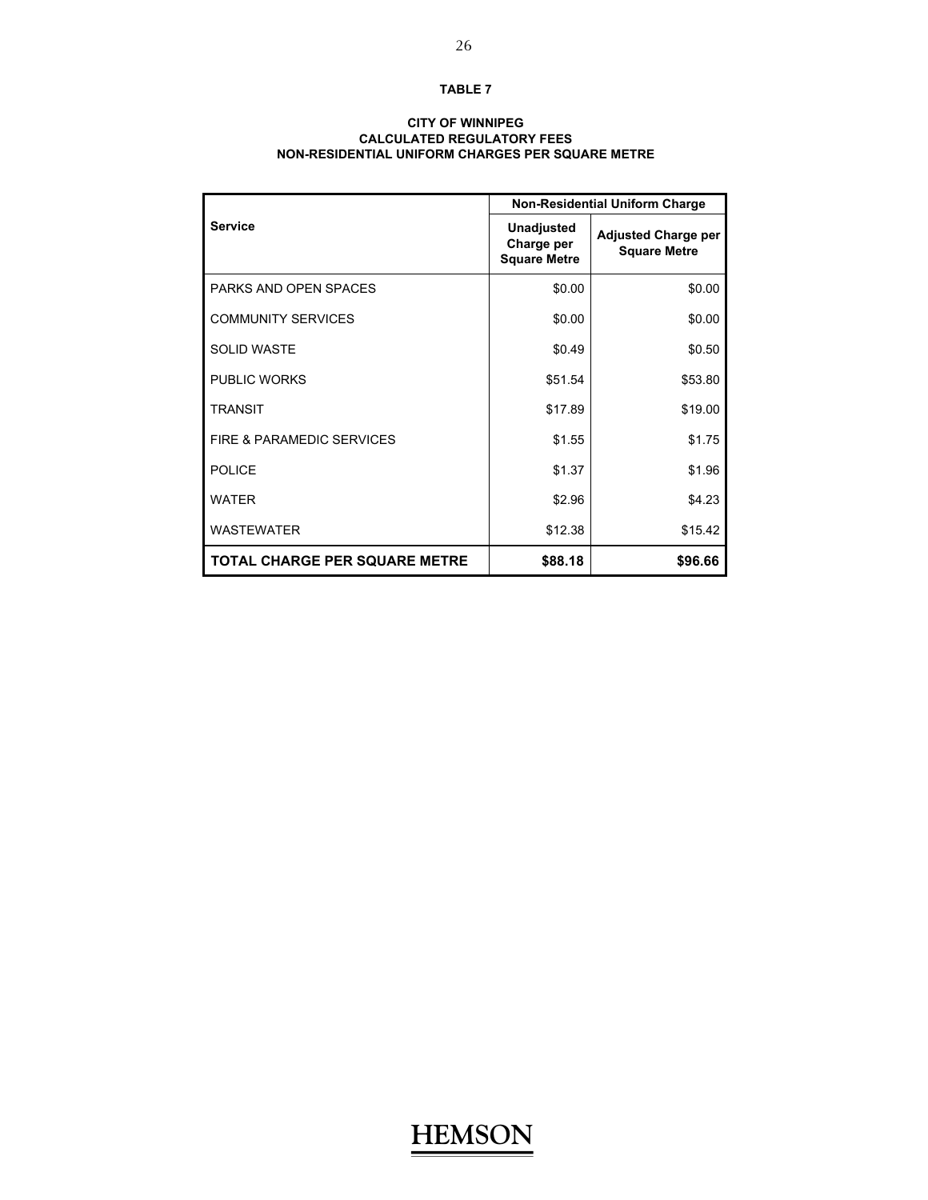**TABLE 7**

**CITY OF WINNIPEG**
**CALCULATED REGULATORY FEES**
**NON-RESIDENTIAL UNIFORM CHARGES PER SQUARE METRE**

| Service | Non-Residential Uniform Charge | |
|---|---|---|
| | **Unadjusted Charge per Square Metre** | **Adjusted Charge per Square Metre** |
| PARKS AND OPEN SPACES | $0.00 | $0.00 |
| COMMUNITY SERVICES | $0.00 | $0.00 |
| SOLID WASTE | $0.49 | $0.50 |
| PUBLIC WORKS | $51.54 | $53.80 |
| TRANSIT | $17.89 | $19.00 |
| FIRE & PARAMEDIC SERVICES | $1.55 | $1.75 |
| POLICE | $1.37 | $1.96 |
| WATER | $2.96 | $4.23 |
| WASTEWATER | $12.38 | $15.42 |
| **TOTAL CHARGE PER SQUARE METRE** | **$88.18** | **$96.66** |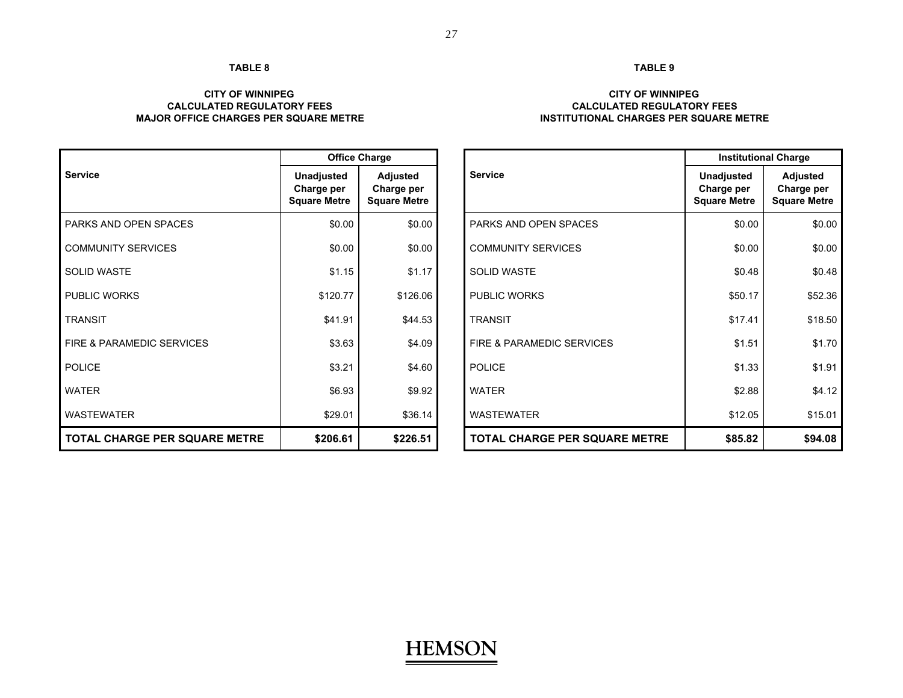**TABLE 8**

**CITY OF WINNIPEG**
**CALCULATED REGULATORY FEES**
**MAJOR OFFICE CHARGES PER SQUARE METRE**

| Service | Office Charge | |
|---|---|---|
| | **Unadjusted Charge per Square Metre** | **Adjusted Charge per Square Metre** |
| PARKS AND OPEN SPACES | $0.00 | $0.00 |
| COMMUNITY SERVICES | $0.00 | $0.00 |
| SOLID WASTE | $1.15 | $1.17 |
| PUBLIC WORKS | $120.77 | $126.06 |
| TRANSIT | $41.91 | $44.53 |
| FIRE & PARAMEDIC SERVICES | $3.63 | $4.09 |
| POLICE | $3.21 | $4.60 |
| WATER | $6.93 | $9.92 |
| WASTEWATER | $29.01 | $36.14 |
| **TOTAL CHARGE PER SQUARE METRE** | **$206.61** | **$226.51** |

**TABLE 9**

**CITY OF WINNIPEG**
**CALCULATED REGULATORY FEES**
**INSTITUTIONAL CHARGES PER SQUARE METRE**

| Service | Institutional Charge | |
|---|---|---|
| | **Unadjusted Charge per Square Metre** | **Adjusted Charge per Square Metre** |
| PARKS AND OPEN SPACES | $0.00 | $0.00 |
| COMMUNITY SERVICES | $0.00 | $0.00 |
| SOLID WASTE | $0.48 | $0.48 |
| PUBLIC WORKS | $50.17 | $52.36 |
| TRANSIT | $17.41 | $18.50 |
| FIRE & PARAMEDIC SERVICES | $1.51 | $1.70 |
| POLICE | $1.33 | $1.91 |
| WATER | $2.88 | $4.12 |
| WASTEWATER | $12.05 | $15.01 |
| **TOTAL CHARGE PER SQUARE METRE** | **$85.82** | **$94.08** |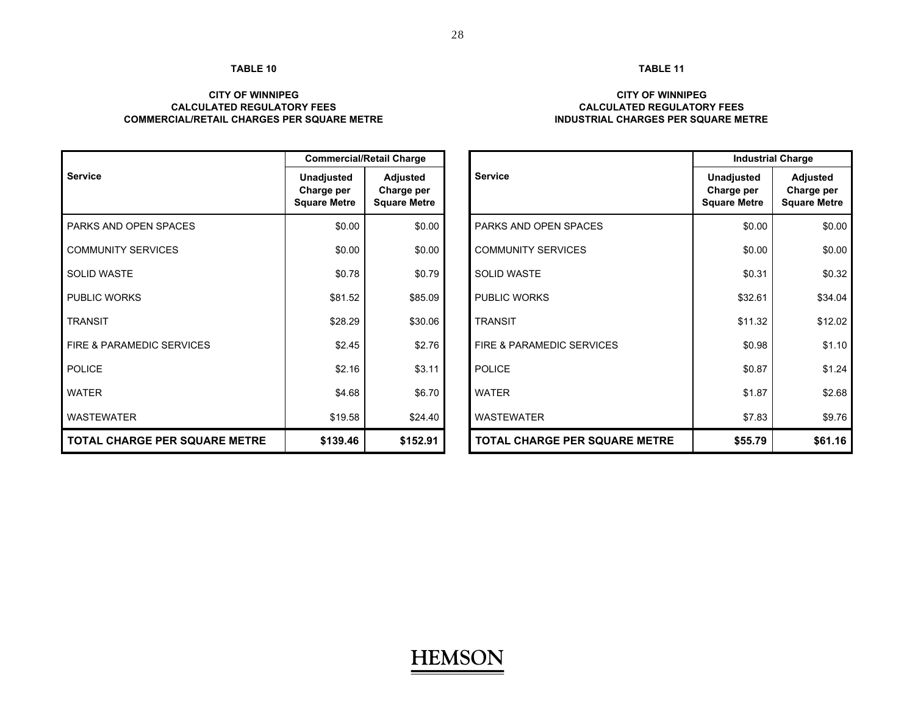**TABLE 10**

**CITY OF WINNIPEG**
**CALCULATED REGULATORY FEES**
**COMMERCIAL/RETAIL CHARGES PER SQUARE METRE**

| Service | Commercial/Retail Charge | |
|---|---|---|
| | **Unadjusted Charge per Square Metre** | **Adjusted Charge per Square Metre** |
| PARKS AND OPEN SPACES | $0.00 | $0.00 |
| COMMUNITY SERVICES | $0.00 | $0.00 |
| SOLID WASTE | $0.78 | $0.79 |
| PUBLIC WORKS | $81.52 | $85.09 |
| TRANSIT | $28.29 | $30.06 |
| FIRE & PARAMEDIC SERVICES | $2.45 | $2.76 |
| POLICE | $2.16 | $3.11 |
| WATER | $4.68 | $6.70 |
| WASTEWATER | $19.58 | $24.40 |
| **TOTAL CHARGE PER SQUARE METRE** | **$139.46** | **$152.91** |

**TABLE 11**

**CITY OF WINNIPEG**
**CALCULATED REGULATORY FEES**
**INDUSTRIAL CHARGES PER SQUARE METRE**

| Service | Industrial Charge | |
|---|---|---|
| | **Unadjusted Charge per Square Metre** | **Adjusted Charge per Square Metre** |
| PARKS AND OPEN SPACES | $0.00 | $0.00 |
| COMMUNITY SERVICES | $0.00 | $0.00 |
| SOLID WASTE | $0.31 | $0.32 |
| PUBLIC WORKS | $32.61 | $34.04 |
| TRANSIT | $11.32 | $12.02 |
| FIRE & PARAMEDIC SERVICES | $0.98 | $1.10 |
| POLICE | $0.87 | $1.24 |
| WATER | $1.87 | $2.68 |
| WASTEWATER | $7.83 | $9.76 |
| **TOTAL CHARGE PER SQUARE METRE** | **$55.79** | **$61.16** |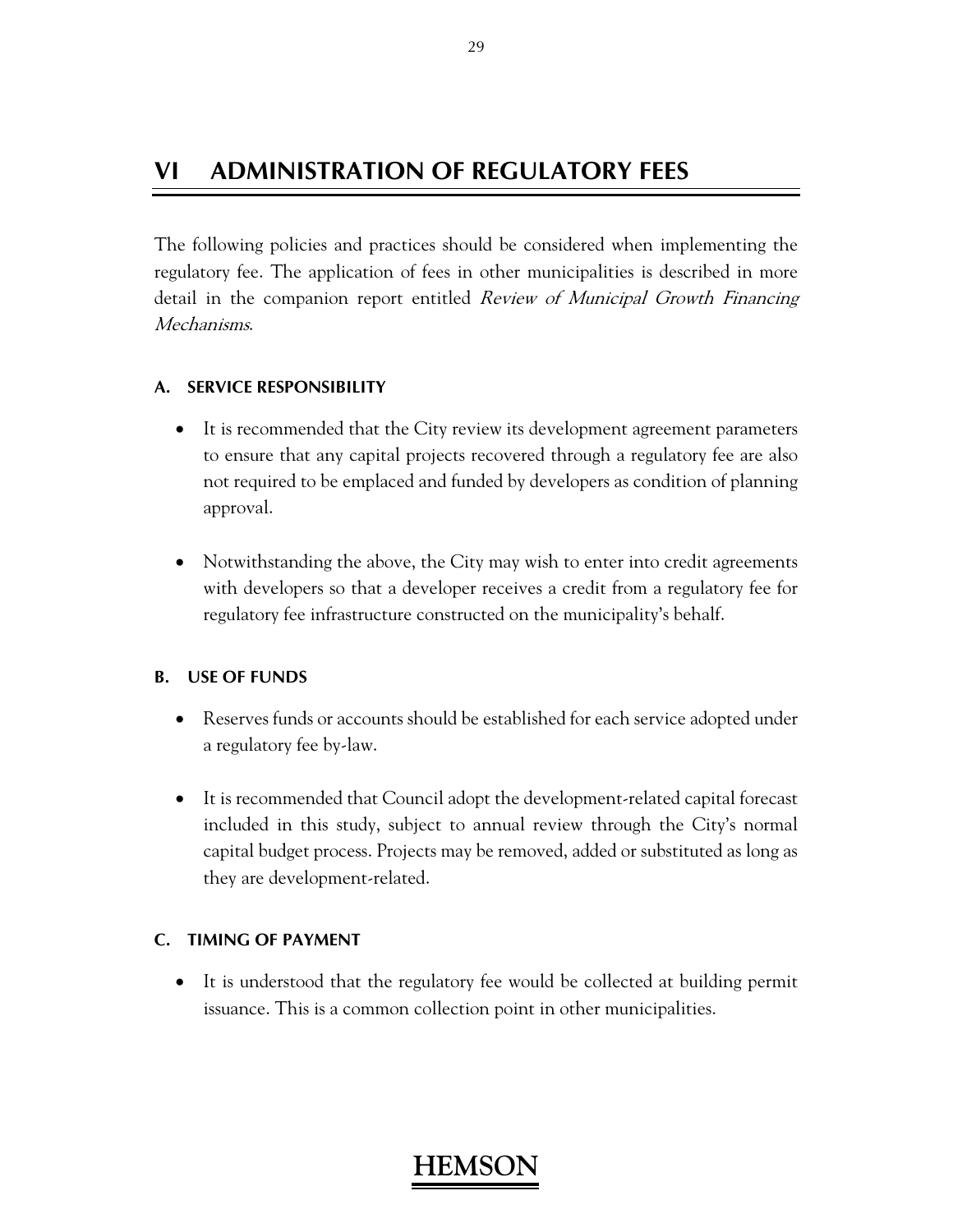# VI ADMINISTRATION OF REGULATORY FEES

The following policies and practices should be considered when implementing the regulatory fee. The application of fees in other municipalities is described in more detail in the companion report entitled *Review of Municipal Growth Financing Mechanisms*.

### A. SERVICE RESPONSIBILITY

- It is recommended that the City review its development agreement parameters to ensure that any capital projects recovered through a regulatory fee are also not required to be emplaced and funded by developers as condition of planning approval.

- Notwithstanding the above, the City may wish to enter into credit agreements with developers so that a developer receives a credit from a regulatory fee for regulatory fee infrastructure constructed on the municipality's behalf.

### B. USE OF FUNDS

- Reserves funds or accounts should be established for each service adopted under a regulatory fee by-law.

- It is recommended that Council adopt the development-related capital forecast included in this study, subject to annual review through the City's normal capital budget process. Projects may be removed, added or substituted as long as they are development-related.

### C. TIMING OF PAYMENT

- It is understood that the regulatory fee would be collected at building permit issuance. This is a common collection point in other municipalities.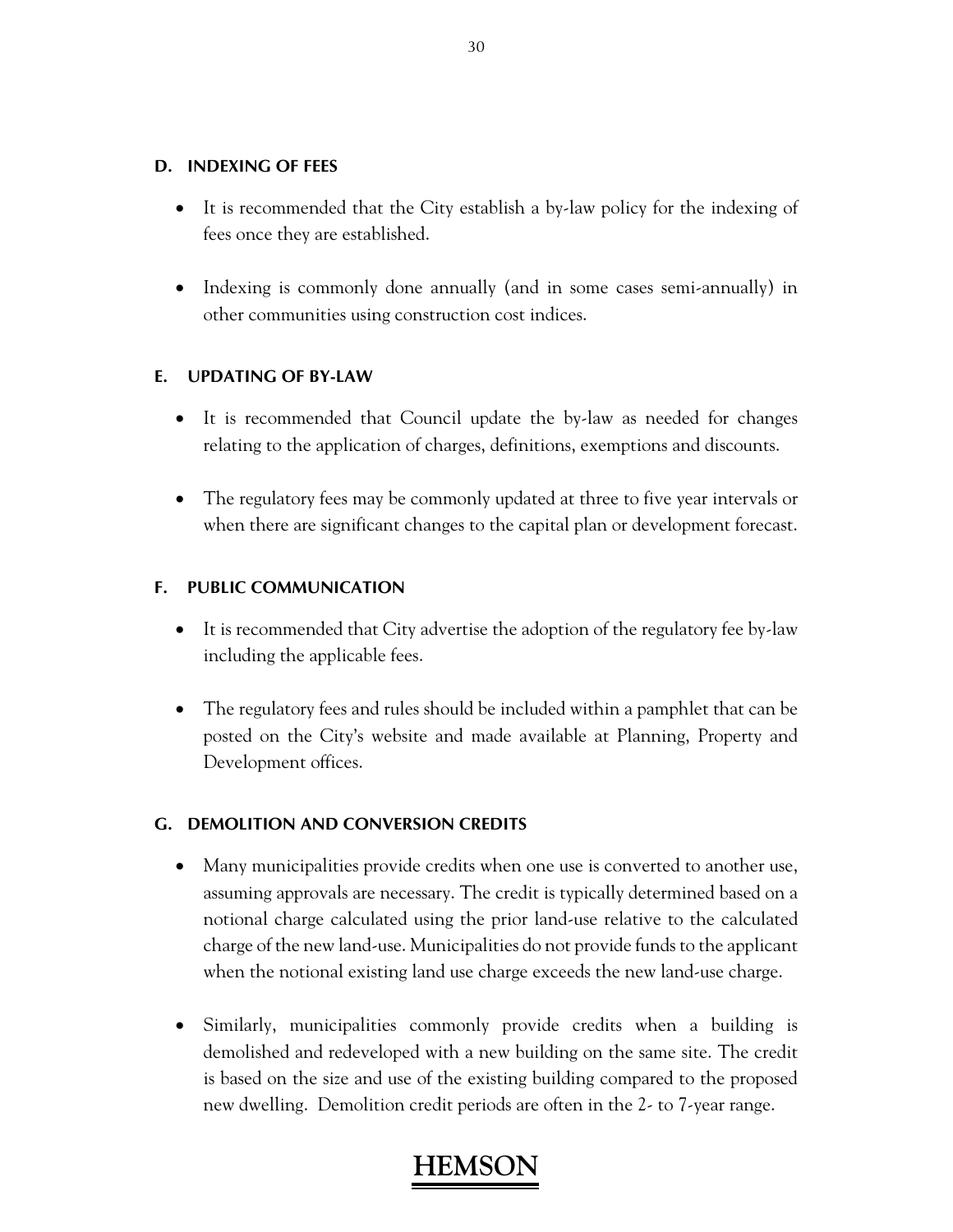### D. INDEXING OF FEES

- It is recommended that the City establish a by-law policy for the indexing of fees once they are established.

- Indexing is commonly done annually (and in some cases semi-annually) in other communities using construction cost indices.

### E. UPDATING OF BY-LAW

- It is recommended that Council update the by-law as needed for changes relating to the application of charges, definitions, exemptions and discounts.

- The regulatory fees may be commonly updated at three to five year intervals or when there are significant changes to the capital plan or development forecast.

### F. PUBLIC COMMUNICATION

- It is recommended that City advertise the adoption of the regulatory fee by-law including the applicable fees.

- The regulatory fees and rules should be included within a pamphlet that can be posted on the City's website and made available at Planning, Property and Development offices.

### G. DEMOLITION AND CONVERSION CREDITS

- Many municipalities provide credits when one use is converted to another use, assuming approvals are necessary. The credit is typically determined based on a notional charge calculated using the prior land-use relative to the calculated charge of the new land-use. Municipalities do not provide funds to the applicant when the notional existing land use charge exceeds the new land-use charge.

- Similarly, municipalities commonly provide credits when a building is demolished and redeveloped with a new building on the same site. The credit is based on the size and use of the existing building compared to the proposed new dwelling. Demolition credit periods are often in the 2- to 7-year range.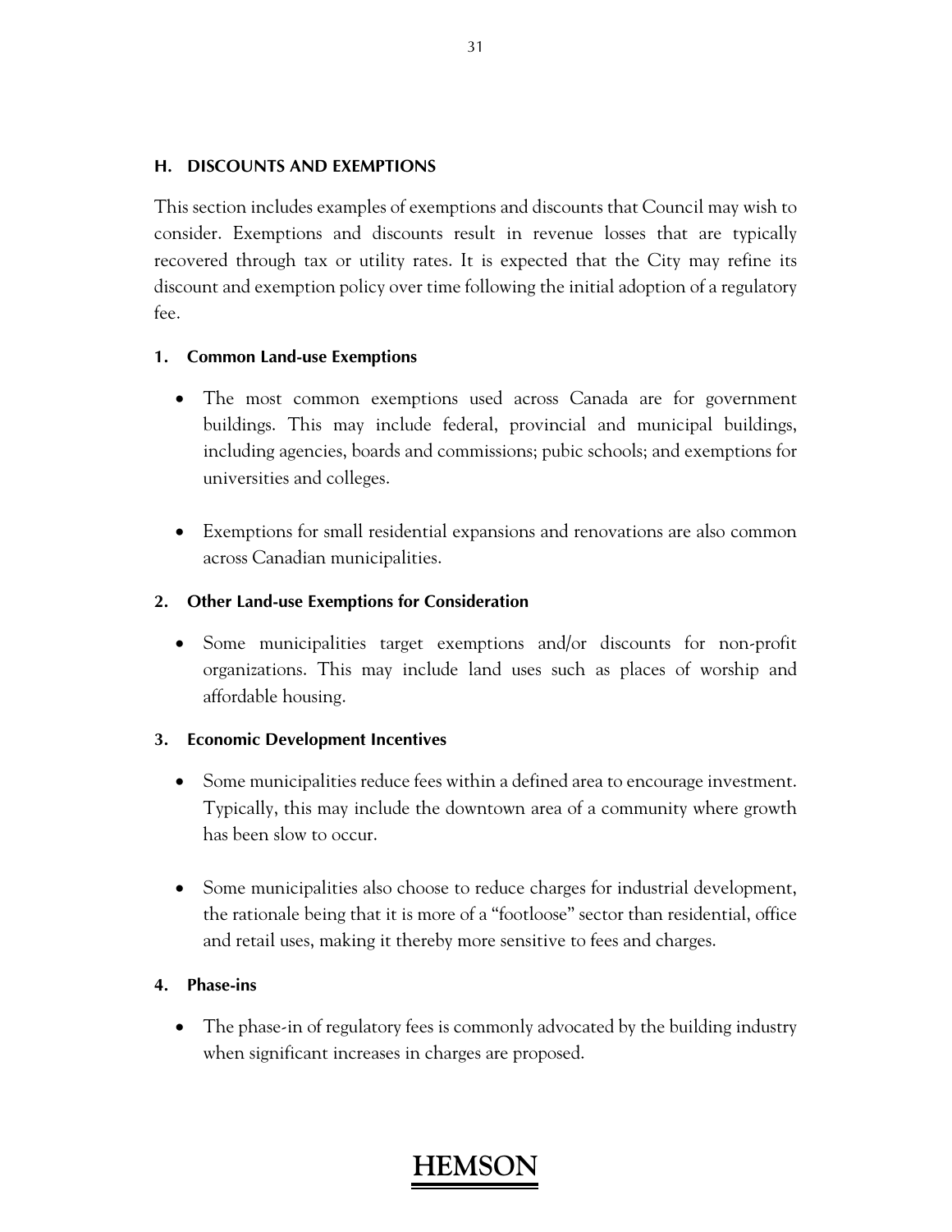## H. DISCOUNTS AND EXEMPTIONS

This section includes examples of exemptions and discounts that Council may wish to consider. Exemptions and discounts result in revenue losses that are typically recovered through tax or utility rates. It is expected that the City may refine its discount and exemption policy over time following the initial adoption of a regulatory fee.

### 1. Common Land-use Exemptions

- The most common exemptions used across Canada are for government buildings. This may include federal, provincial and municipal buildings, including agencies, boards and commissions; pubic schools; and exemptions for universities and colleges.

- Exemptions for small residential expansions and renovations are also common across Canadian municipalities.

### 2. Other Land-use Exemptions for Consideration

- Some municipalities target exemptions and/or discounts for non-profit organizations. This may include land uses such as places of worship and affordable housing.

### 3. Economic Development Incentives

- Some municipalities reduce fees within a defined area to encourage investment. Typically, this may include the downtown area of a community where growth has been slow to occur.

- Some municipalities also choose to reduce charges for industrial development, the rationale being that it is more of a "footloose" sector than residential, office and retail uses, making it thereby more sensitive to fees and charges.

### 4. Phase-ins

- The phase-in of regulatory fees is commonly advocated by the building industry when significant increases in charges are proposed.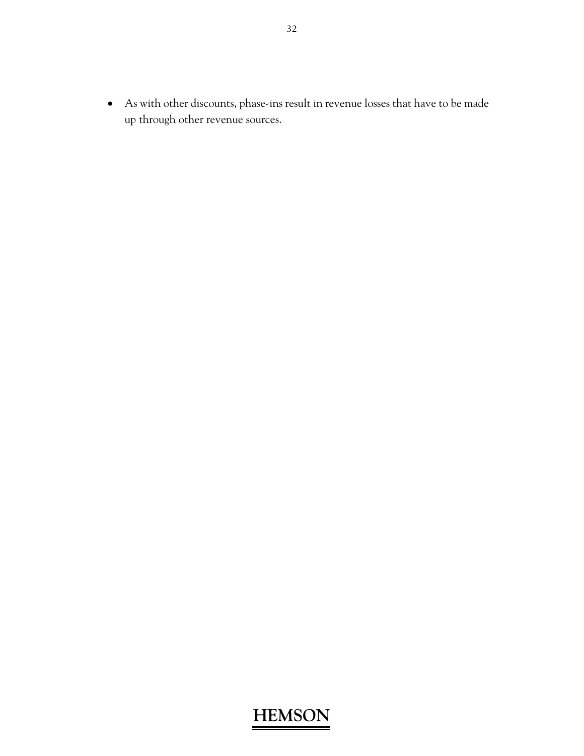- As with other discounts, phase-ins result in revenue losses that have to be made up through other revenue sources.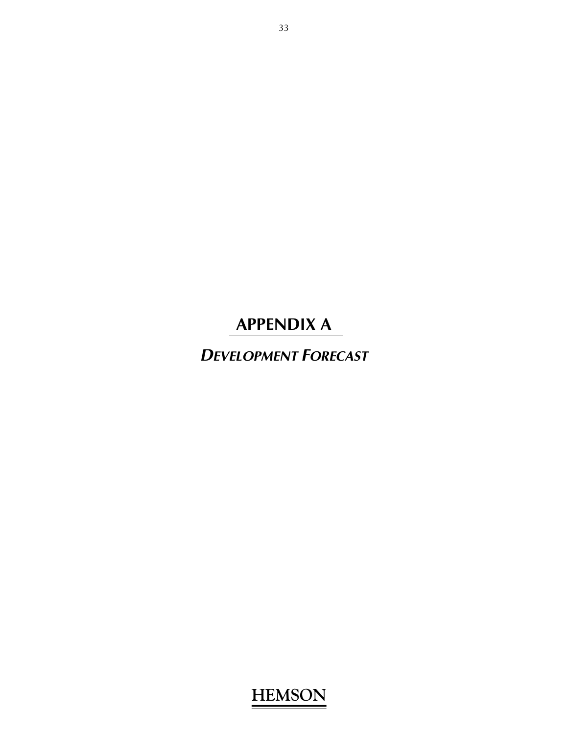# APPENDIX A

## *DEVELOPMENT FORECAST*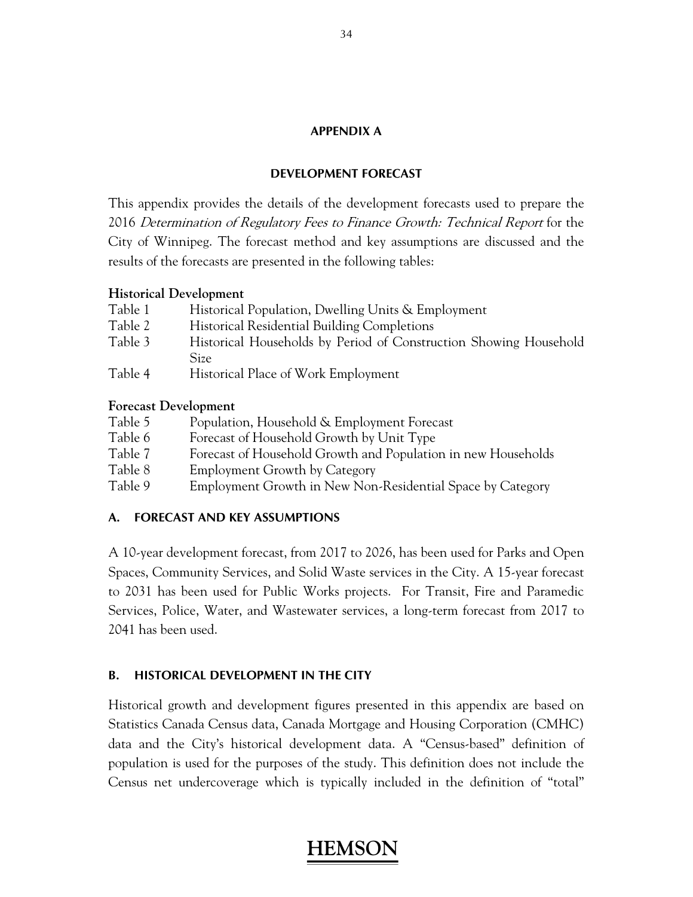## APPENDIX A

## DEVELOPMENT FORECAST

This appendix provides the details of the development forecasts used to prepare the 2016 *Determination of Regulatory Fees to Finance Growth: Technical Report* for the City of Winnipeg. The forecast method and key assumptions are discussed and the results of the forecasts are presented in the following tables:

**Historical Development**

| | |
|---|---|
| Table 1 | Historical Population, Dwelling Units & Employment |
| Table 2 | Historical Residential Building Completions |
| Table 3 | Historical Households by Period of Construction Showing Household Size |
| Table 4 | Historical Place of Work Employment |

**Forecast Development**

| | |
|---|---|
| Table 5 | Population, Household & Employment Forecast |
| Table 6 | Forecast of Household Growth by Unit Type |
| Table 7 | Forecast of Household Growth and Population in new Households |
| Table 8 | Employment Growth by Category |
| Table 9 | Employment Growth in New Non-Residential Space by Category |

### A. FORECAST AND KEY ASSUMPTIONS

A 10-year development forecast, from 2017 to 2026, has been used for Parks and Open Spaces, Community Services, and Solid Waste services in the City. A 15-year forecast to 2031 has been used for Public Works projects. For Transit, Fire and Paramedic Services, Police, Water, and Wastewater services, a long-term forecast from 2017 to 2041 has been used.

### B. HISTORICAL DEVELOPMENT IN THE CITY

Historical growth and development figures presented in this appendix are based on Statistics Canada Census data, Canada Mortgage and Housing Corporation (CMHC) data and the City's historical development data. A "Census-based" definition of population is used for the purposes of the study. This definition does not include the Census net undercoverage which is typically included in the definition of "total"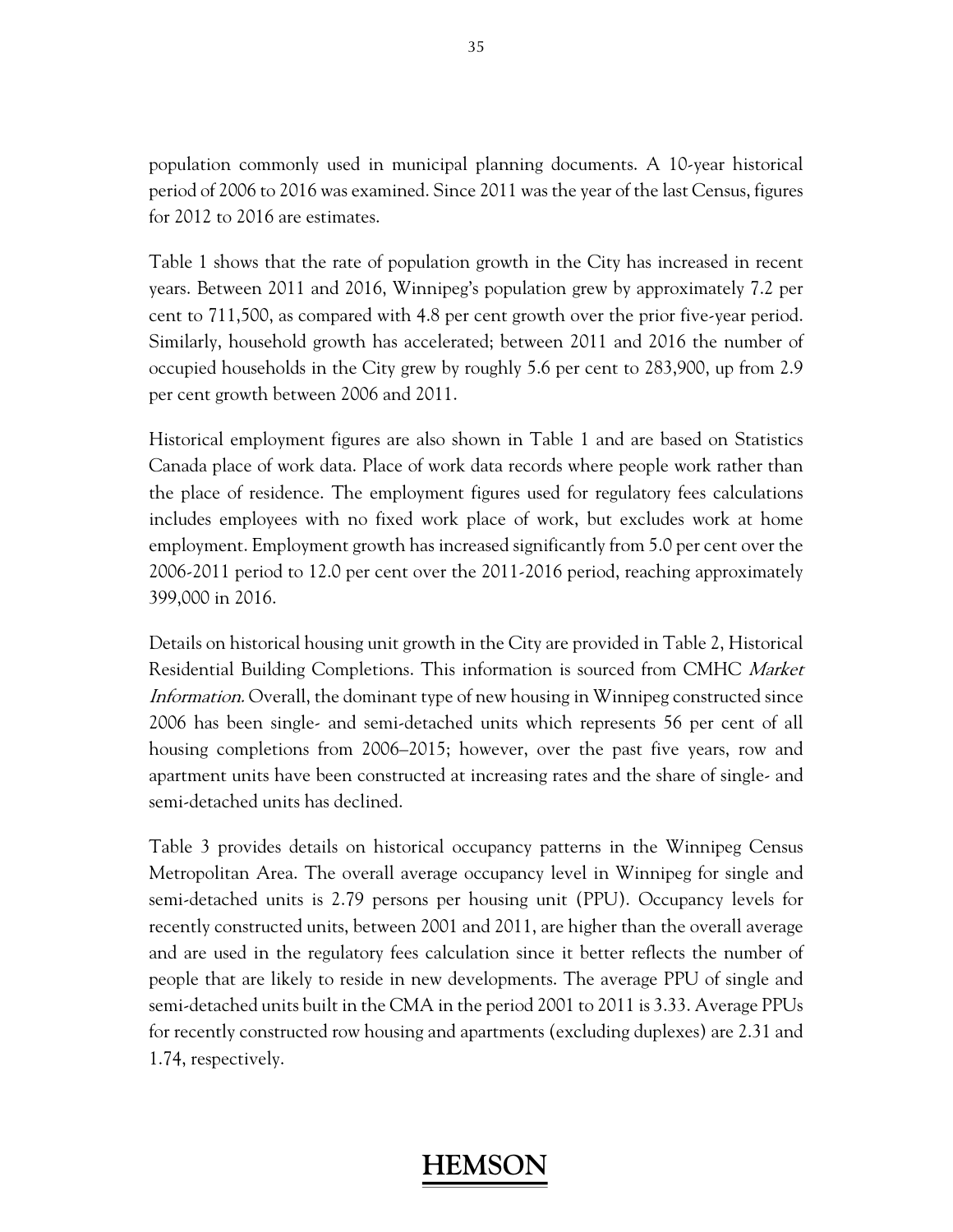population commonly used in municipal planning documents. A 10-year historical period of 2006 to 2016 was examined. Since 2011 was the year of the last Census, figures for 2012 to 2016 are estimates.

Table 1 shows that the rate of population growth in the City has increased in recent years. Between 2011 and 2016, Winnipeg's population grew by approximately 7.2 per cent to 711,500, as compared with 4.8 per cent growth over the prior five-year period. Similarly, household growth has accelerated; between 2011 and 2016 the number of occupied households in the City grew by roughly 5.6 per cent to 283,900, up from 2.9 per cent growth between 2006 and 2011.

Historical employment figures are also shown in Table 1 and are based on Statistics Canada place of work data. Place of work data records where people work rather than the place of residence. The employment figures used for regulatory fees calculations includes employees with no fixed work place of work, but excludes work at home employment. Employment growth has increased significantly from 5.0 per cent over the 2006-2011 period to 12.0 per cent over the 2011-2016 period, reaching approximately 399,000 in 2016.

Details on historical housing unit growth in the City are provided in Table 2, Historical Residential Building Completions. This information is sourced from CMHC *Market Information.* Overall, the dominant type of new housing in Winnipeg constructed since 2006 has been single- and semi-detached units which represents 56 per cent of all housing completions from 2006–2015; however, over the past five years, row and apartment units have been constructed at increasing rates and the share of single- and semi-detached units has declined.

Table 3 provides details on historical occupancy patterns in the Winnipeg Census Metropolitan Area. The overall average occupancy level in Winnipeg for single and semi-detached units is 2.79 persons per housing unit (PPU). Occupancy levels for recently constructed units, between 2001 and 2011, are higher than the overall average and are used in the regulatory fees calculation since it better reflects the number of people that are likely to reside in new developments. The average PPU of single and semi-detached units built in the CMA in the period 2001 to 2011 is 3.33. Average PPUs for recently constructed row housing and apartments (excluding duplexes) are 2.31 and 1.74, respectively.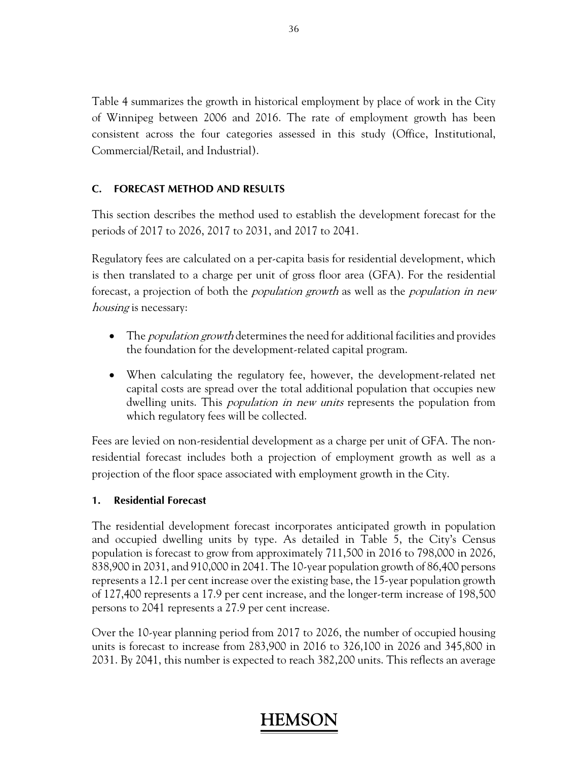Table 4 summarizes the growth in historical employment by place of work in the City of Winnipeg between 2006 and 2016. The rate of employment growth has been consistent across the four categories assessed in this study (Office, Institutional, Commercial/Retail, and Industrial).

## C. FORECAST METHOD AND RESULTS

This section describes the method used to establish the development forecast for the periods of 2017 to 2026, 2017 to 2031, and 2017 to 2041.

Regulatory fees are calculated on a per-capita basis for residential development, which is then translated to a charge per unit of gross floor area (GFA). For the residential forecast, a projection of both the *population growth* as well as the *population in new housing* is necessary:

- The *population growth* determines the need for additional facilities and provides the foundation for the development-related capital program.
- When calculating the regulatory fee, however, the development-related net capital costs are spread over the total additional population that occupies new dwelling units. This *population in new units* represents the population from which regulatory fees will be collected.

Fees are levied on non-residential development as a charge per unit of GFA. The non-residential forecast includes both a projection of employment growth as well as a projection of the floor space associated with employment growth in the City.

### 1. Residential Forecast

The residential development forecast incorporates anticipated growth in population and occupied dwelling units by type. As detailed in Table 5, the City's Census population is forecast to grow from approximately 711,500 in 2016 to 798,000 in 2026, 838,900 in 2031, and 910,000 in 2041. The 10-year population growth of 86,400 persons represents a 12.1 per cent increase over the existing base, the 15-year population growth of 127,400 represents a 17.9 per cent increase, and the longer-term increase of 198,500 persons to 2041 represents a 27.9 per cent increase.

Over the 10-year planning period from 2017 to 2026, the number of occupied housing units is forecast to increase from 283,900 in 2016 to 326,100 in 2026 and 345,800 in 2031. By 2041, this number is expected to reach 382,200 units. This reflects an average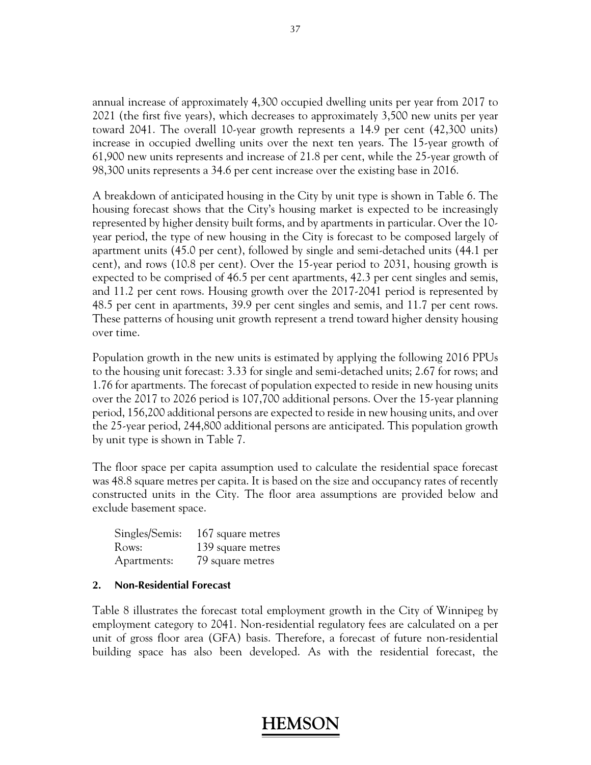annual increase of approximately 4,300 occupied dwelling units per year from 2017 to 2021 (the first five years), which decreases to approximately 3,500 new units per year toward 2041. The overall 10-year growth represents a 14.9 per cent (42,300 units) increase in occupied dwelling units over the next ten years. The 15-year growth of 61,900 new units represents and increase of 21.8 per cent, while the 25-year growth of 98,300 units represents a 34.6 per cent increase over the existing base in 2016.

A breakdown of anticipated housing in the City by unit type is shown in Table 6. The housing forecast shows that the City's housing market is expected to be increasingly represented by higher density built forms, and by apartments in particular. Over the 10-year period, the type of new housing in the City is forecast to be composed largely of apartment units (45.0 per cent), followed by single and semi-detached units (44.1 per cent), and rows (10.8 per cent). Over the 15-year period to 2031, housing growth is expected to be comprised of 46.5 per cent apartments, 42.3 per cent singles and semis, and 11.2 per cent rows. Housing growth over the 2017-2041 period is represented by 48.5 per cent in apartments, 39.9 per cent singles and semis, and 11.7 per cent rows. These patterns of housing unit growth represent a trend toward higher density housing over time.

Population growth in the new units is estimated by applying the following 2016 PPUs to the housing unit forecast: 3.33 for single and semi-detached units; 2.67 for rows; and 1.76 for apartments. The forecast of population expected to reside in new housing units over the 2017 to 2026 period is 107,700 additional persons. Over the 15-year planning period, 156,200 additional persons are expected to reside in new housing units, and over the 25-year period, 244,800 additional persons are anticipated. This population growth by unit type is shown in Table 7.

The floor space per capita assumption used to calculate the residential space forecast was 48.8 square metres per capita. It is based on the size and occupancy rates of recently constructed units in the City. The floor area assumptions are provided below and exclude basement space.

| | |
|---|---|
| Singles/Semis: | 167 square metres |
| Rows: | 139 square metres |
| Apartments: | 79 square metres |

## 2. Non-Residential Forecast

Table 8 illustrates the forecast total employment growth in the City of Winnipeg by employment category to 2041. Non-residential regulatory fees are calculated on a per unit of gross floor area (GFA) basis. Therefore, a forecast of future non-residential building space has also been developed. As with the residential forecast, the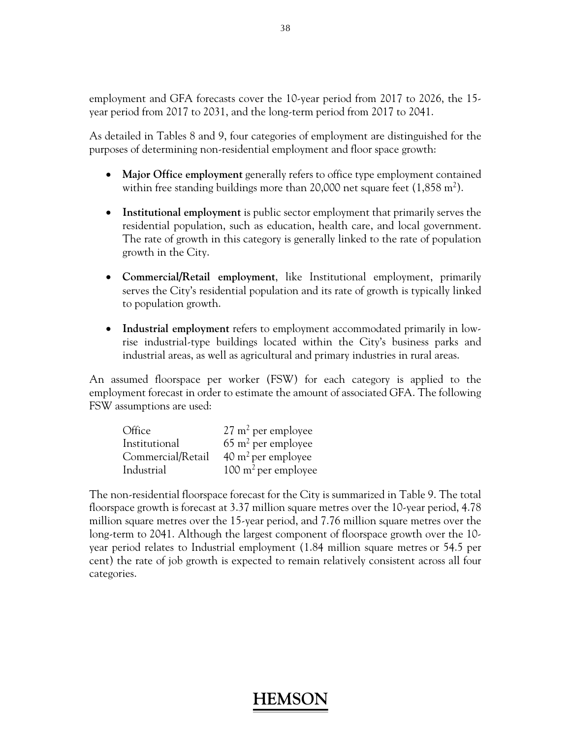employment and GFA forecasts cover the 10-year period from 2017 to 2026, the 15-year period from 2017 to 2031, and the long-term period from 2017 to 2041.

As detailed in Tables 8 and 9, four categories of employment are distinguished for the purposes of determining non-residential employment and floor space growth:

- **Major Office employment** generally refers to office type employment contained within free standing buildings more than 20,000 net square feet (1,858 $m^2$).

- **Institutional employment** is public sector employment that primarily serves the residential population, such as education, health care, and local government. The rate of growth in this category is generally linked to the rate of population growth in the City.

- **Commercial/Retail employment**, like Institutional employment, primarily serves the City's residential population and its rate of growth is typically linked to population growth.

- **Industrial employment** refers to employment accommodated primarily in low-rise industrial-type buildings located within the City's business parks and industrial areas, as well as agricultural and primary industries in rural areas.

An assumed floorspace per worker (FSW) for each category is applied to the employment forecast in order to estimate the amount of associated GFA. The following FSW assumptions are used:

| | |
|---|---|
| Office | 27 $m^2$ per employee |
| Institutional | 65 $m^2$ per employee |
| Commercial/Retail | 40 $m^2$ per employee |
| Industrial | 100 $m^2$ per employee |

The non-residential floorspace forecast for the City is summarized in Table 9. The total floorspace growth is forecast at 3.37 million square metres over the 10-year period, 4.78 million square metres over the 15-year period, and 7.76 million square metres over the long-term to 2041. Although the largest component of floorspace growth over the 10-year period relates to Industrial employment (1.84 million square metres or 54.5 per cent) the rate of job growth is expected to remain relatively consistent across all four categories.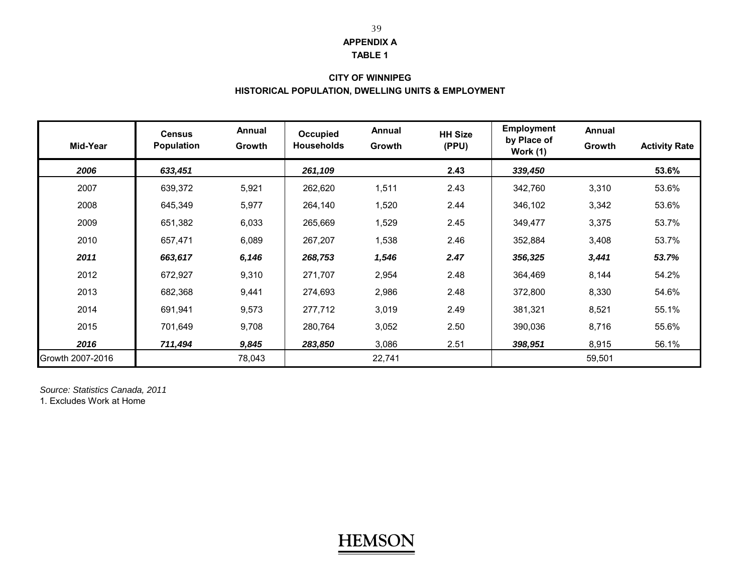## APPENDIX A
## TABLE 1

### CITY OF WINNIPEG
### HISTORICAL POPULATION, DWELLING UNITS & EMPLOYMENT

| Mid-Year | Census Population | Annual Growth | Occupied Households | Annual Growth | HH Size (PPU) | Employment by Place of Work (1) | Annual Growth | Activity Rate |
|---|---|---|---|---|---|---|---|---|
| ***2006*** | ***633,451*** | | ***261,109*** | | **2.43** | ***339,450*** | | **53.6%** |
| 2007 | 639,372 | 5,921 | 262,620 | 1,511 | 2.43 | 342,760 | 3,310 | 53.6% |
| 2008 | 645,349 | 5,977 | 264,140 | 1,520 | 2.44 | 346,102 | 3,342 | 53.6% |
| 2009 | 651,382 | 6,033 | 265,669 | 1,529 | 2.45 | 349,477 | 3,375 | 53.7% |
| 2010 | 657,471 | 6,089 | 267,207 | 1,538 | 2.46 | 352,884 | 3,408 | 53.7% |
| ***2011*** | ***663,617*** | ***6,146*** | ***268,753*** | ***1,546*** | ***2.47*** | ***356,325*** | ***3,441*** | ***53.7%*** |
| 2012 | 672,927 | 9,310 | 271,707 | 2,954 | 2.48 | 364,469 | 8,144 | 54.2% |
| 2013 | 682,368 | 9,441 | 274,693 | 2,986 | 2.48 | 372,800 | 8,330 | 54.6% |
| 2014 | 691,941 | 9,573 | 277,712 | 3,019 | 2.49 | 381,321 | 8,521 | 55.1% |
| 2015 | 701,649 | 9,708 | 280,764 | 3,052 | 2.50 | 390,036 | 8,716 | 55.6% |
| ***2016*** | ***711,494*** | ***9,845*** | ***283,850*** | 3,086 | 2.51 | ***398,951*** | 8,915 | 56.1% |
| Growth 2007-2016 | | 78,043 | | 22,741 | | | 59,501 | |

*Source: Statistics Canada, 2011*

1. Excludes Work at Home

HEMSON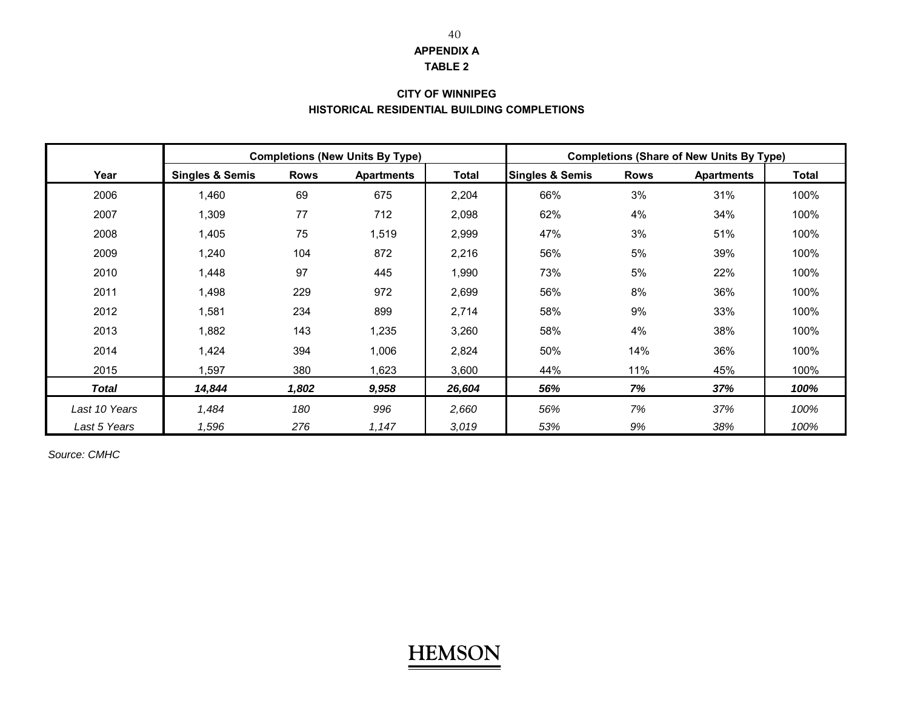**APPENDIX A**

**TABLE 2**

**CITY OF WINNIPEG**

**HISTORICAL RESIDENTIAL BUILDING COMPLETIONS**

| | Completions (New Units By Type) | | | | Completions (Share of New Units By Type) | | | |
|---|---|---|---|---|---|---|---|---|
| **Year** | **Singles & Semis** | **Rows** | **Apartments** | **Total** | **Singles & Semis** | **Rows** | **Apartments** | **Total** |
| 2006 | 1,460 | 69 | 675 | 2,204 | 66% | 3% | 31% | 100% |
| 2007 | 1,309 | 77 | 712 | 2,098 | 62% | 4% | 34% | 100% |
| 2008 | 1,405 | 75 | 1,519 | 2,999 | 47% | 3% | 51% | 100% |
| 2009 | 1,240 | 104 | 872 | 2,216 | 56% | 5% | 39% | 100% |
| 2010 | 1,448 | 97 | 445 | 1,990 | 73% | 5% | 22% | 100% |
| 2011 | 1,498 | 229 | 972 | 2,699 | 56% | 8% | 36% | 100% |
| 2012 | 1,581 | 234 | 899 | 2,714 | 58% | 9% | 33% | 100% |
| 2013 | 1,882 | 143 | 1,235 | 3,260 | 58% | 4% | 38% | 100% |
| 2014 | 1,424 | 394 | 1,006 | 2,824 | 50% | 14% | 36% | 100% |
| 2015 | 1,597 | 380 | 1,623 | 3,600 | 44% | 11% | 45% | 100% |
| ***Total*** | ***14,844*** | ***1,802*** | ***9,958*** | ***26,604*** | ***56%*** | ***7%*** | ***37%*** | ***100%*** |
| *Last 10 Years* | *1,484* | *180* | *996* | *2,660* | *56%* | *7%* | *37%* | *100%* |
| *Last 5 Years* | *1,596* | *276* | *1,147* | *3,019* | *53%* | *9%* | *38%* | *100%* |

*Source: CMHC*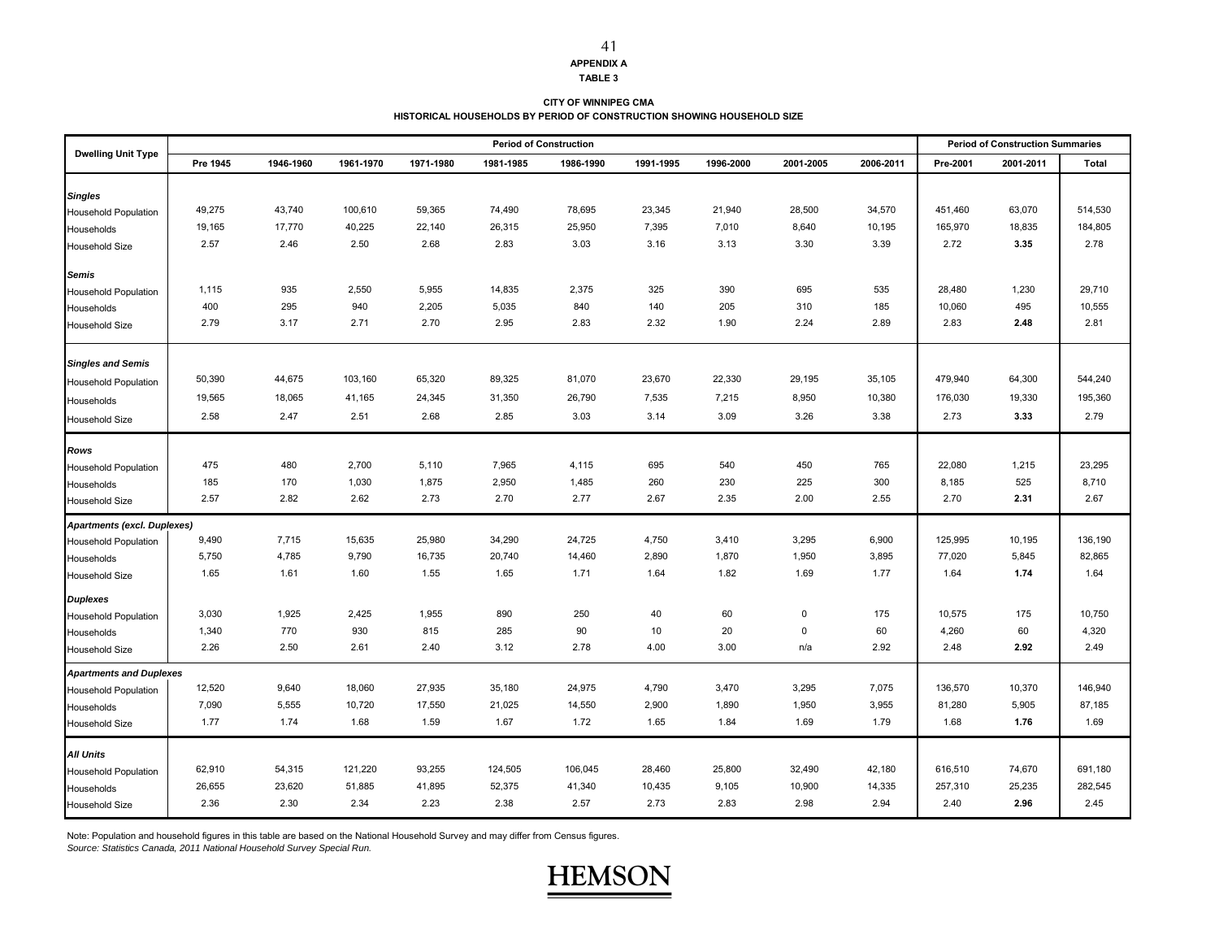**APPENDIX A**

**TABLE 3**

**CITY OF WINNIPEG CMA**

**HISTORICAL HOUSEHOLDS BY PERIOD OF CONSTRUCTION SHOWING HOUSEHOLD SIZE**

| Dwelling Unit Type | Period of Construction | | | | | | | | | | Period of Construction Summaries | | |
|---|---|---|---|---|---|---|---|---|---|---|---|---|---|
| | Pre 1945 | 1946-1960 | 1961-1970 | 1971-1980 | 1981-1985 | 1986-1990 | 1991-1995 | 1996-2000 | 2001-2005 | 2006-2011 | Pre-2001 | 2001-2011 | Total |
| ***Singles*** | | | | | | | | | | | | | |
| Household Population | 49,275 | 43,740 | 100,610 | 59,365 | 74,490 | 78,695 | 23,345 | 21,940 | 28,500 | 34,570 | 451,460 | 63,070 | 514,530 |
| Households | 19,165 | 17,770 | 40,225 | 22,140 | 26,315 | 25,950 | 7,395 | 7,010 | 8,640 | 10,195 | 165,970 | 18,835 | 184,805 |
| Household Size | 2.57 | 2.46 | 2.50 | 2.68 | 2.83 | 3.03 | 3.16 | 3.13 | 3.30 | 3.39 | 2.72 | **3.35** | 2.78 |
| ***Semis*** | | | | | | | | | | | | | |
| Household Population | 1,115 | 935 | 2,550 | 5,955 | 14,835 | 2,375 | 325 | 390 | 695 | 535 | 28,480 | 1,230 | 29,710 |
| Households | 400 | 295 | 940 | 2,205 | 5,035 | 840 | 140 | 205 | 310 | 185 | 10,060 | 495 | 10,555 |
| Household Size | 2.79 | 3.17 | 2.71 | 2.70 | 2.95 | 2.83 | 2.32 | 1.90 | 2.24 | 2.89 | 2.83 | **2.48** | 2.81 |
| ***Singles and Semis*** | | | | | | | | | | | | | |
| Household Population | 50,390 | 44,675 | 103,160 | 65,320 | 89,325 | 81,070 | 23,670 | 22,330 | 29,195 | 35,105 | 479,940 | 64,300 | 544,240 |
| Households | 19,565 | 18,065 | 41,165 | 24,345 | 31,350 | 26,790 | 7,535 | 7,215 | 8,950 | 10,380 | 176,030 | 19,330 | 195,360 |
| Household Size | 2.58 | 2.47 | 2.51 | 2.68 | 2.85 | 3.03 | 3.14 | 3.09 | 3.26 | 3.38 | 2.73 | **3.33** | 2.79 |
| ***Rows*** | | | | | | | | | | | | | |
| Household Population | 475 | 480 | 2,700 | 5,110 | 7,965 | 4,115 | 695 | 540 | 450 | 765 | 22,080 | 1,215 | 23,295 |
| Households | 185 | 170 | 1,030 | 1,875 | 2,950 | 1,485 | 260 | 230 | 225 | 300 | 8,185 | 525 | 8,710 |
| Household Size | 2.57 | 2.82 | 2.62 | 2.73 | 2.70 | 2.77 | 2.67 | 2.35 | 2.00 | 2.55 | 2.70 | **2.31** | 2.67 |
| ***Apartments (excl. Duplexes)*** | | | | | | | | | | | | | |
| Household Population | 9,490 | 7,715 | 15,635 | 25,980 | 34,290 | 24,725 | 4,750 | 3,410 | 3,295 | 6,900 | 125,995 | 10,195 | 136,190 |
| Households | 5,750 | 4,785 | 9,790 | 16,735 | 20,740 | 14,460 | 2,890 | 1,870 | 1,950 | 3,895 | 77,020 | 5,845 | 82,865 |
| Household Size | 1.65 | 1.61 | 1.60 | 1.55 | 1.65 | 1.71 | 1.64 | 1.82 | 1.69 | 1.77 | 1.64 | **1.74** | 1.64 |
| ***Duplexes*** | | | | | | | | | | | | | |
| Household Population | 3,030 | 1,925 | 2,425 | 1,955 | 890 | 250 | 40 | 60 | 0 | 175 | 10,575 | 175 | 10,750 |
| Households | 1,340 | 770 | 930 | 815 | 285 | 90 | 10 | 20 | 0 | 60 | 4,260 | 60 | 4,320 |
| Household Size | 2.26 | 2.50 | 2.61 | 2.40 | 3.12 | 2.78 | 4.00 | 3.00 | n/a | 2.92 | 2.48 | **2.92** | 2.49 |
| ***Apartments and Duplexes*** | | | | | | | | | | | | | |
| Household Population | 12,520 | 9,640 | 18,060 | 27,935 | 35,180 | 24,975 | 4,790 | 3,470 | 3,295 | 7,075 | 136,570 | 10,370 | 146,940 |
| Households | 7,090 | 5,555 | 10,720 | 17,550 | 21,025 | 14,550 | 2,900 | 1,890 | 1,950 | 3,955 | 81,280 | 5,905 | 87,185 |
| Household Size | 1.77 | 1.74 | 1.68 | 1.59 | 1.67 | 1.72 | 1.65 | 1.84 | 1.69 | 1.79 | 1.68 | **1.76** | 1.69 |
| ***All Units*** | | | | | | | | | | | | | |
| Household Population | 62,910 | 54,315 | 121,220 | 93,255 | 124,505 | 106,045 | 28,460 | 25,800 | 32,490 | 42,180 | 616,510 | 74,670 | 691,180 |
| Households | 26,655 | 23,620 | 51,885 | 41,895 | 52,375 | 41,340 | 10,435 | 9,105 | 10,900 | 14,335 | 257,310 | 25,235 | 282,545 |
| Household Size | 2.36 | 2.30 | 2.34 | 2.23 | 2.38 | 2.57 | 2.73 | 2.83 | 2.98 | 2.94 | 2.40 | **2.96** | 2.45 |

Note: Population and household figures in this table are based on the National Household Survey and may differ from Census figures.

*Source: Statistics Canada, 2011 National Household Survey Special Run.*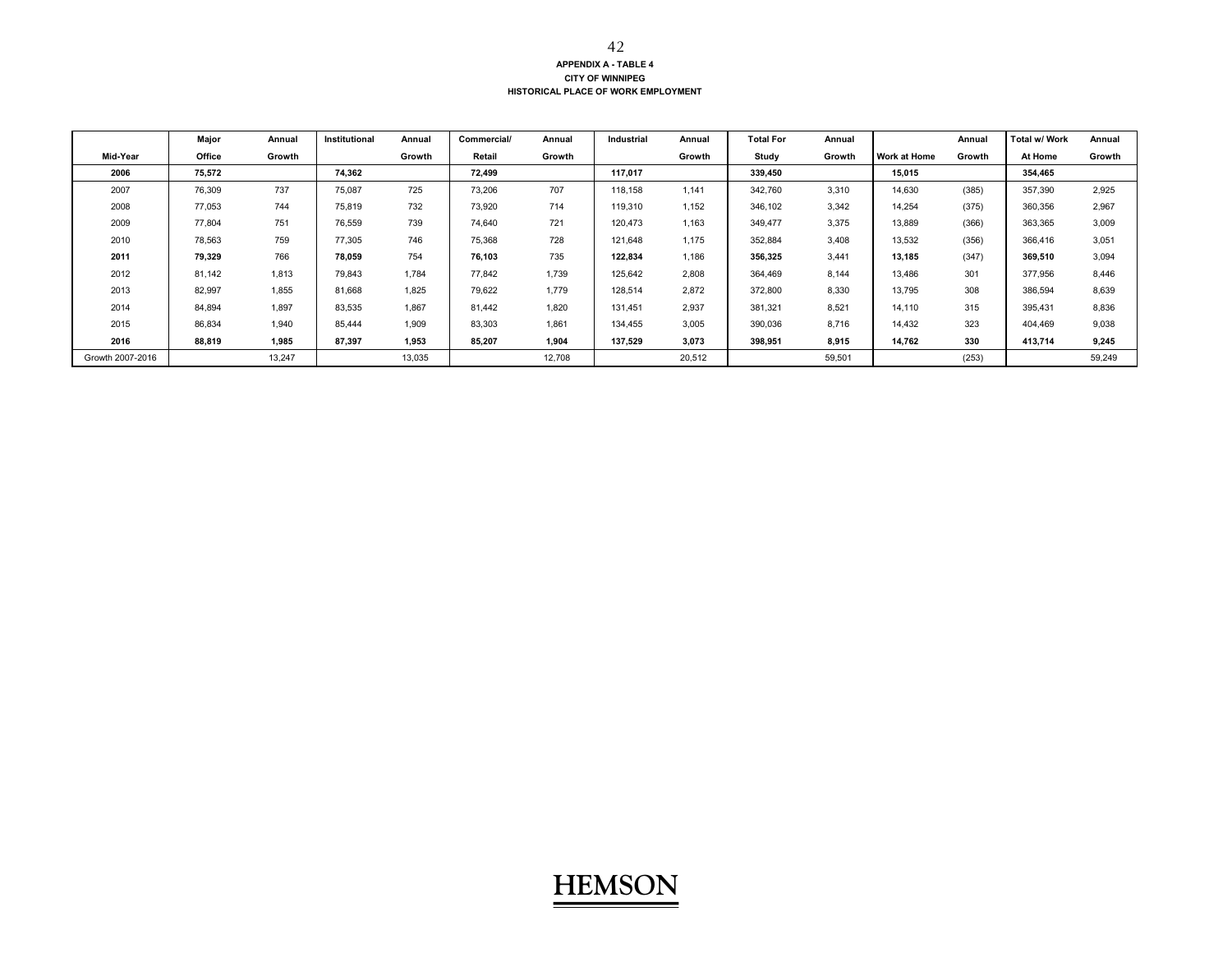**APPENDIX A - TABLE 4**
**CITY OF WINNIPEG**
**HISTORICAL PLACE OF WORK EMPLOYMENT**

| Mid-Year | Major Office | Annual Growth | Institutional | Annual Growth | Commercial/ Retail | Annual Growth | Industrial | Annual Growth | Total For Study | Annual Growth | Work at Home | Annual Growth | Total w/ Work At Home | Annual Growth |
|---|---|---|---|---|---|---|---|---|---|---|---|---|---|---|
| **2006** | **75,572** | | **74,362** | | **72,499** | | **117,017** | | **339,450** | | **15,015** | | **354,465** | |
| 2007 | 76,309 | 737 | 75,087 | 725 | 73,206 | 707 | 118,158 | 1,141 | 342,760 | 3,310 | 14,630 | (385) | 357,390 | 2,925 |
| 2008 | 77,053 | 744 | 75,819 | 732 | 73,920 | 714 | 119,310 | 1,152 | 346,102 | 3,342 | 14,254 | (375) | 360,356 | 2,967 |
| 2009 | 77,804 | 751 | 76,559 | 739 | 74,640 | 721 | 120,473 | 1,163 | 349,477 | 3,375 | 13,889 | (366) | 363,365 | 3,009 |
| 2010 | 78,563 | 759 | 77,305 | 746 | 75,368 | 728 | 121,648 | 1,175 | 352,884 | 3,408 | 13,532 | (356) | 366,416 | 3,051 |
| **2011** | **79,329** | 766 | **78,059** | 754 | **76,103** | 735 | **122,834** | 1,186 | **356,325** | 3,441 | **13,185** | (347) | **369,510** | 3,094 |
| 2012 | 81,142 | 1,813 | 79,843 | 1,784 | 77,842 | 1,739 | 125,642 | 2,808 | 364,469 | 8,144 | 13,486 | 301 | 377,956 | 8,446 |
| 2013 | 82,997 | 1,855 | 81,668 | 1,825 | 79,622 | 1,779 | 128,514 | 2,872 | 372,800 | 8,330 | 13,795 | 308 | 386,594 | 8,639 |
| 2014 | 84,894 | 1,897 | 83,535 | 1,867 | 81,442 | 1,820 | 131,451 | 2,937 | 381,321 | 8,521 | 14,110 | 315 | 395,431 | 8,836 |
| 2015 | 86,834 | 1,940 | 85,444 | 1,909 | 83,303 | 1,861 | 134,455 | 3,005 | 390,036 | 8,716 | 14,432 | 323 | 404,469 | 9,038 |
| **2016** | **88,819** | **1,985** | **87,397** | **1,953** | **85,207** | **1,904** | **137,529** | **3,073** | **398,951** | **8,915** | **14,762** | **330** | **413,714** | **9,245** |
| Growth 2007-2016 | | 13,247 | | 13,035 | | 12,708 | | 20,512 | | 59,501 | | (253) | | 59,249 |

**HEMSON**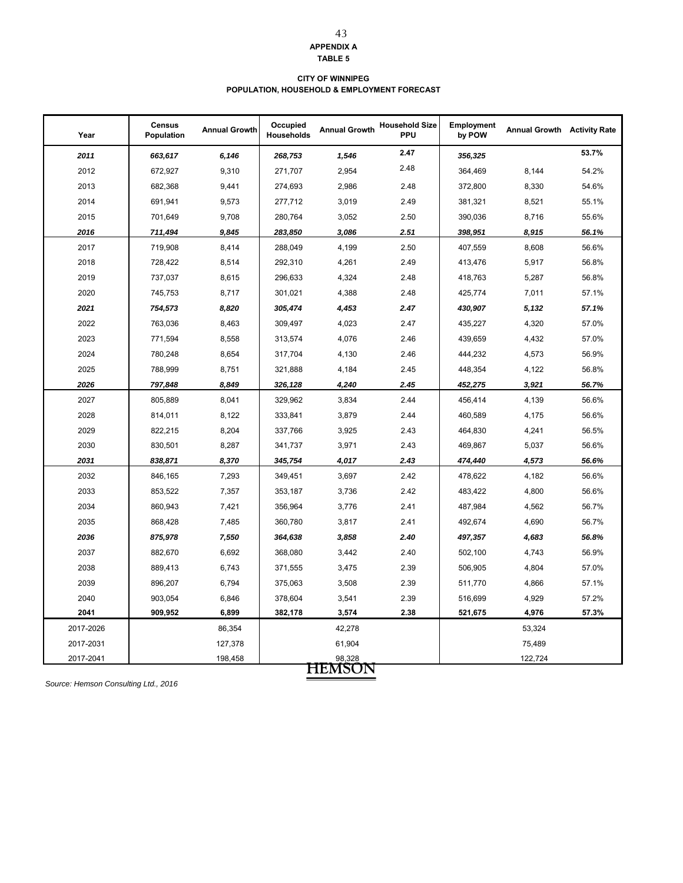**APPENDIX A**
**TABLE 5**

**CITY OF WINNIPEG**
**POPULATION, HOUSEHOLD & EMPLOYMENT FORECAST**

| Year | Census Population | Annual Growth | Occupied Households | Annual Growth | Household Size PPU | Employment by POW | Annual Growth | Activity Rate |
|---|---|---|---|---|---|---|---|---|
| ***2011*** | ***663,617*** | ***6,146*** | ***268,753*** | ***1,546*** | **2.47** | ***356,325*** | | **53.7%** |
| 2012 | 672,927 | 9,310 | 271,707 | 2,954 | 2.48 | 364,469 | 8,144 | 54.2% |
| 2013 | 682,368 | 9,441 | 274,693 | 2,986 | 2.48 | 372,800 | 8,330 | 54.6% |
| 2014 | 691,941 | 9,573 | 277,712 | 3,019 | 2.49 | 381,321 | 8,521 | 55.1% |
| 2015 | 701,649 | 9,708 | 280,764 | 3,052 | 2.50 | 390,036 | 8,716 | 55.6% |
| ***2016*** | ***711,494*** | ***9,845*** | ***283,850*** | ***3,086*** | ***2.51*** | ***398,951*** | ***8,915*** | ***56.1%*** |
| 2017 | 719,908 | 8,414 | 288,049 | 4,199 | 2.50 | 407,559 | 8,608 | 56.6% |
| 2018 | 728,422 | 8,514 | 292,310 | 4,261 | 2.49 | 413,476 | 5,917 | 56.8% |
| 2019 | 737,037 | 8,615 | 296,633 | 4,324 | 2.48 | 418,763 | 5,287 | 56.8% |
| 2020 | 745,753 | 8,717 | 301,021 | 4,388 | 2.48 | 425,774 | 7,011 | 57.1% |
| ***2021*** | ***754,573*** | ***8,820*** | ***305,474*** | ***4,453*** | ***2.47*** | ***430,907*** | ***5,132*** | ***57.1%*** |
| 2022 | 763,036 | 8,463 | 309,497 | 4,023 | 2.47 | 435,227 | 4,320 | 57.0% |
| 2023 | 771,594 | 8,558 | 313,574 | 4,076 | 2.46 | 439,659 | 4,432 | 57.0% |
| 2024 | 780,248 | 8,654 | 317,704 | 4,130 | 2.46 | 444,232 | 4,573 | 56.9% |
| 2025 | 788,999 | 8,751 | 321,888 | 4,184 | 2.45 | 448,354 | 4,122 | 56.8% |
| ***2026*** | ***797,848*** | ***8,849*** | ***326,128*** | ***4,240*** | ***2.45*** | ***452,275*** | ***3,921*** | ***56.7%*** |
| 2027 | 805,889 | 8,041 | 329,962 | 3,834 | 2.44 | 456,414 | 4,139 | 56.6% |
| 2028 | 814,011 | 8,122 | 333,841 | 3,879 | 2.44 | 460,589 | 4,175 | 56.6% |
| 2029 | 822,215 | 8,204 | 337,766 | 3,925 | 2.43 | 464,830 | 4,241 | 56.5% |
| 2030 | 830,501 | 8,287 | 341,737 | 3,971 | 2.43 | 469,867 | 5,037 | 56.6% |
| ***2031*** | ***838,871*** | ***8,370*** | ***345,754*** | ***4,017*** | ***2.43*** | ***474,440*** | ***4,573*** | ***56.6%*** |
| 2032 | 846,165 | 7,293 | 349,451 | 3,697 | 2.42 | 478,622 | 4,182 | 56.6% |
| 2033 | 853,522 | 7,357 | 353,187 | 3,736 | 2.42 | 483,422 | 4,800 | 56.6% |
| 2034 | 860,943 | 7,421 | 356,964 | 3,776 | 2.41 | 487,984 | 4,562 | 56.7% |
| 2035 | 868,428 | 7,485 | 360,780 | 3,817 | 2.41 | 492,674 | 4,690 | 56.7% |
| ***2036*** | ***875,978*** | ***7,550*** | ***364,638*** | ***3,858*** | ***2.40*** | ***497,357*** | ***4,683*** | ***56.8%*** |
| 2037 | 882,670 | 6,692 | 368,080 | 3,442 | 2.40 | 502,100 | 4,743 | 56.9% |
| 2038 | 889,413 | 6,743 | 371,555 | 3,475 | 2.39 | 506,905 | 4,804 | 57.0% |
| 2039 | 896,207 | 6,794 | 375,063 | 3,508 | 2.39 | 511,770 | 4,866 | 57.1% |
| 2040 | 903,054 | 6,846 | 378,604 | 3,541 | 2.39 | 516,699 | 4,929 | 57.2% |
| **2041** | **909,952** | **6,899** | **382,178** | **3,574** | **2.38** | **521,675** | **4,976** | **57.3%** |
| 2017-2026 | | 86,354 | | 42,278 | | | 53,324 | |
| 2017-2031 | | 127,378 | | 61,904 | | | 75,489 | |
| 2017-2041 | | 198,458 | | 98,328 | | | 122,724 | |

HEMSON

*Source: Hemson Consulting Ltd., 2016*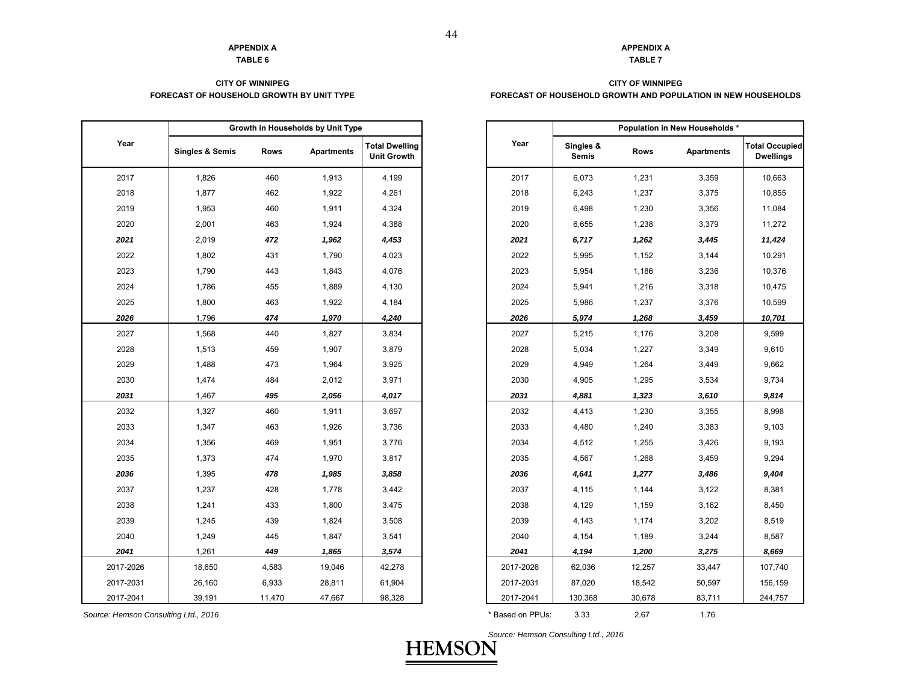### APPENDIX A
### TABLE 6

### CITY OF WINNIPEG
### FORECAST OF HOUSEHOLD GROWTH BY UNIT TYPE

| Year | Growth in Households by Unit Type | | | |
|---|---|---|---|---|
| | Singles & Semis | Rows | Apartments | Total Dwelling Unit Growth |
| 2017 | 1,826 | 460 | 1,913 | 4,199 |
| 2018 | 1,877 | 462 | 1,922 | 4,261 |
| 2019 | 1,953 | 460 | 1,911 | 4,324 |
| 2020 | 2,001 | 463 | 1,924 | 4,388 |
| ***2021*** | 2,019 | ***472*** | ***1,962*** | ***4,453*** |
| 2022 | 1,802 | 431 | 1,790 | 4,023 |
| 2023 | 1,790 | 443 | 1,843 | 4,076 |
| 2024 | 1,786 | 455 | 1,889 | 4,130 |
| 2025 | 1,800 | 463 | 1,922 | 4,184 |
| ***2026*** | 1,796 | ***474*** | ***1,970*** | ***4,240*** |
| 2027 | 1,568 | 440 | 1,827 | 3,834 |
| 2028 | 1,513 | 459 | 1,907 | 3,879 |
| 2029 | 1,488 | 473 | 1,964 | 3,925 |
| 2030 | 1,474 | 484 | 2,012 | 3,971 |
| ***2031*** | 1,467 | ***495*** | ***2,056*** | ***4,017*** |
| 2032 | 1,327 | 460 | 1,911 | 3,697 |
| 2033 | 1,347 | 463 | 1,926 | 3,736 |
| 2034 | 1,356 | 469 | 1,951 | 3,776 |
| 2035 | 1,373 | 474 | 1,970 | 3,817 |
| ***2036*** | 1,395 | ***478*** | ***1,985*** | ***3,858*** |
| 2037 | 1,237 | 428 | 1,778 | 3,442 |
| 2038 | 1,241 | 433 | 1,800 | 3,475 |
| 2039 | 1,245 | 439 | 1,824 | 3,508 |
| 2040 | 1,249 | 445 | 1,847 | 3,541 |
| ***2041*** | 1,261 | ***449*** | ***1,865*** | ***3,574*** |
| 2017-2026 | 18,650 | 4,583 | 19,046 | 42,278 |
| 2017-2031 | 26,160 | 6,933 | 28,811 | 61,904 |
| 2017-2041 | 39,191 | 11,470 | 47,667 | 98,328 |

*Source: Hemson Consulting Ltd., 2016*

### APPENDIX A
### TABLE 7

### CITY OF WINNIPEG
### FORECAST OF HOUSEHOLD GROWTH AND POPULATION IN NEW HOUSEHOLDS

| Year | Population in New Households * | | | |
|---|---|---|---|---|
| | Singles & Semis | Rows | Apartments | Total Occupied Dwellings |
| 2017 | 6,073 | 1,231 | 3,359 | 10,663 |
| 2018 | 6,243 | 1,237 | 3,375 | 10,855 |
| 2019 | 6,498 | 1,230 | 3,356 | 11,084 |
| 2020 | 6,655 | 1,238 | 3,379 | 11,272 |
| ***2021*** | ***6,717*** | ***1,262*** | ***3,445*** | ***11,424*** |
| 2022 | 5,995 | 1,152 | 3,144 | 10,291 |
| 2023 | 5,954 | 1,186 | 3,236 | 10,376 |
| 2024 | 5,941 | 1,216 | 3,318 | 10,475 |
| 2025 | 5,986 | 1,237 | 3,376 | 10,599 |
| ***2026*** | ***5,974*** | ***1,268*** | ***3,459*** | ***10,701*** |
| 2027 | 5,215 | 1,176 | 3,208 | 9,599 |
| 2028 | 5,034 | 1,227 | 3,349 | 9,610 |
| 2029 | 4,949 | 1,264 | 3,449 | 9,662 |
| 2030 | 4,905 | 1,295 | 3,534 | 9,734 |
| ***2031*** | ***4,881*** | ***1,323*** | ***3,610*** | ***9,814*** |
| 2032 | 4,413 | 1,230 | 3,355 | 8,998 |
| 2033 | 4,480 | 1,240 | 3,383 | 9,103 |
| 2034 | 4,512 | 1,255 | 3,426 | 9,193 |
| 2035 | 4,567 | 1,268 | 3,459 | 9,294 |
| ***2036*** | ***4,641*** | ***1,277*** | ***3,486*** | ***9,404*** |
| 2037 | 4,115 | 1,144 | 3,122 | 8,381 |
| 2038 | 4,129 | 1,159 | 3,162 | 8,450 |
| 2039 | 4,143 | 1,174 | 3,202 | 8,519 |
| 2040 | 4,154 | 1,189 | 3,244 | 8,587 |
| ***2041*** | ***4,194*** | ***1,200*** | ***3,275*** | ***8,669*** |
| 2017-2026 | 62,036 | 12,257 | 33,447 | 107,740 |
| 2017-2031 | 87,020 | 18,542 | 50,597 | 156,159 |
| 2017-2041 | 130,368 | 30,678 | 83,711 | 244,757 |
| * Based on PPUs: | 3.33 | 2.67 | 1.76 | |

*Source: Hemson Consulting Ltd., 2016*

**HEMSON**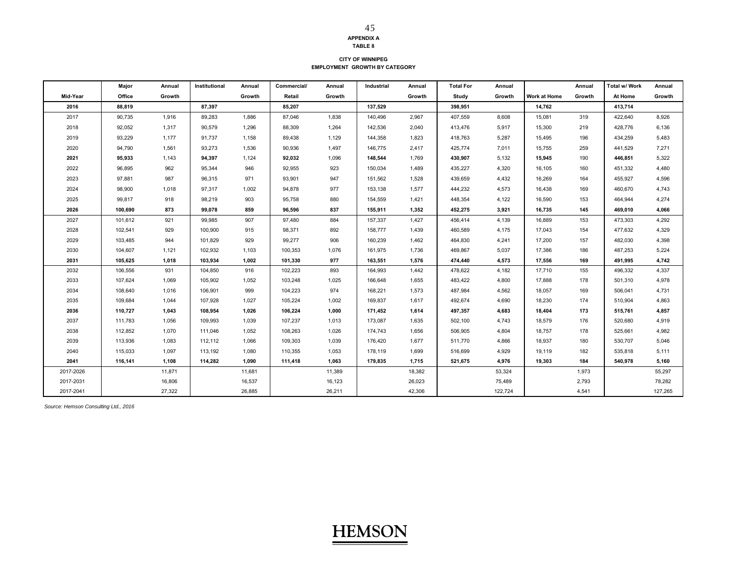**APPENDIX A**
**TABLE 8**

**CITY OF WINNIPEG**
**EMPLOYMENT GROWTH BY CATEGORY**

| Mid-Year | Major Office | Annual Growth | Institutional | Annual Growth | Commercial/ Retail | Annual Growth | Industrial | Annual Growth | Total For Study | Annual Growth | Work at Home | Annual Growth | Total w/ Work At Home | Annual Growth |
|---|---|---|---|---|---|---|---|---|---|---|---|---|---|---|
| **2016** | **88,819** | | **87,397** | | **85,207** | | **137,529** | | **398,951** | | **14,762** | | **413,714** | |
| 2017 | 90,735 | 1,916 | 89,283 | 1,886 | 87,046 | 1,838 | 140,496 | 2,967 | 407,559 | 8,608 | 15,081 | 319 | 422,640 | 8,926 |
| 2018 | 92,052 | 1,317 | 90,579 | 1,296 | 88,309 | 1,264 | 142,536 | 2,040 | 413,476 | 5,917 | 15,300 | 219 | 428,776 | 6,136 |
| 2019 | 93,229 | 1,177 | 91,737 | 1,158 | 89,438 | 1,129 | 144,358 | 1,823 | 418,763 | 5,287 | 15,495 | 196 | 434,259 | 5,483 |
| 2020 | 94,790 | 1,561 | 93,273 | 1,536 | 90,936 | 1,497 | 146,775 | 2,417 | 425,774 | 7,011 | 15,755 | 259 | 441,529 | 7,271 |
| **2021** | **95,933** | 1,143 | **94,397** | 1,124 | **92,032** | 1,096 | **148,544** | 1,769 | **430,907** | 5,132 | **15,945** | 190 | **446,851** | 5,322 |
| 2022 | 96,895 | 962 | 95,344 | 946 | 92,955 | 923 | 150,034 | 1,489 | 435,227 | 4,320 | 16,105 | 160 | 451,332 | 4,480 |
| 2023 | 97,881 | 987 | 96,315 | 971 | 93,901 | 947 | 151,562 | 1,528 | 439,659 | 4,432 | 16,269 | 164 | 455,927 | 4,596 |
| 2024 | 98,900 | 1,018 | 97,317 | 1,002 | 94,878 | 977 | 153,138 | 1,577 | 444,232 | 4,573 | 16,438 | 169 | 460,670 | 4,743 |
| 2025 | 99,817 | 918 | 98,219 | 903 | 95,758 | 880 | 154,559 | 1,421 | 448,354 | 4,122 | 16,590 | 153 | 464,944 | 4,274 |
| **2026** | **100,690** | **873** | **99,078** | **859** | **96,596** | **837** | **155,911** | **1,352** | **452,275** | **3,921** | **16,735** | **145** | **469,010** | **4,066** |
| 2027 | 101,612 | 921 | 99,985 | 907 | 97,480 | 884 | 157,337 | 1,427 | 456,414 | 4,139 | 16,889 | 153 | 473,303 | 4,292 |
| 2028 | 102,541 | 929 | 100,900 | 915 | 98,371 | 892 | 158,777 | 1,439 | 460,589 | 4,175 | 17,043 | 154 | 477,632 | 4,329 |
| 2029 | 103,485 | 944 | 101,829 | 929 | 99,277 | 906 | 160,239 | 1,462 | 464,830 | 4,241 | 17,200 | 157 | 482,030 | 4,398 |
| 2030 | 104,607 | 1,121 | 102,932 | 1,103 | 100,353 | 1,076 | 161,975 | 1,736 | 469,867 | 5,037 | 17,386 | 186 | 487,253 | 5,224 |
| **2031** | **105,625** | **1,018** | **103,934** | **1,002** | **101,330** | **977** | **163,551** | **1,576** | **474,440** | **4,573** | **17,556** | **169** | **491,995** | **4,742** |
| 2032 | 106,556 | 931 | 104,850 | 916 | 102,223 | 893 | 164,993 | 1,442 | 478,622 | 4,182 | 17,710 | 155 | 496,332 | 4,337 |
| 2033 | 107,624 | 1,069 | 105,902 | 1,052 | 103,248 | 1,025 | 166,648 | 1,655 | 483,422 | 4,800 | 17,888 | 178 | 501,310 | 4,978 |
| 2034 | 108,640 | 1,016 | 106,901 | 999 | 104,223 | 974 | 168,221 | 1,573 | 487,984 | 4,562 | 18,057 | 169 | 506,041 | 4,731 |
| 2035 | 109,684 | 1,044 | 107,928 | 1,027 | 105,224 | 1,002 | 169,837 | 1,617 | 492,674 | 4,690 | 18,230 | 174 | 510,904 | 4,863 |
| **2036** | **110,727** | **1,043** | **108,954** | **1,026** | **106,224** | **1,000** | **171,452** | **1,614** | **497,357** | **4,683** | **18,404** | **173** | **515,761** | **4,857** |
| 2037 | 111,783 | 1,056 | 109,993 | 1,039 | 107,237 | 1,013 | 173,087 | 1,635 | 502,100 | 4,743 | 18,579 | 176 | 520,680 | 4,919 |
| 2038 | 112,852 | 1,070 | 111,046 | 1,052 | 108,263 | 1,026 | 174,743 | 1,656 | 506,905 | 4,804 | 18,757 | 178 | 525,661 | 4,982 |
| 2039 | 113,936 | 1,083 | 112,112 | 1,066 | 109,303 | 1,039 | 176,420 | 1,677 | 511,770 | 4,866 | 18,937 | 180 | 530,707 | 5,046 |
| 2040 | 115,033 | 1,097 | 113,192 | 1,080 | 110,355 | 1,053 | 178,119 | 1,699 | 516,699 | 4,929 | 19,119 | 182 | 535,818 | 5,111 |
| **2041** | **116,141** | **1,108** | **114,282** | **1,090** | **111,418** | **1,063** | **179,835** | **1,715** | **521,675** | **4,976** | **19,303** | **184** | **540,978** | **5,160** |
| 2017-2026 | | 11,871 | | 11,681 | | 11,389 | | 18,382 | | 53,324 | | 1,973 | | 55,297 |
| 2017-2031 | | 16,806 | | 16,537 | | 16,123 | | 26,023 | | 75,489 | | 2,793 | | 78,282 |
| 2017-2041 | | 27,322 | | 26,885 | | 26,211 | | 42,306 | | 122,724 | | 4,541 | | 127,265 |

*Source: Hemson Consulting Ltd., 2016*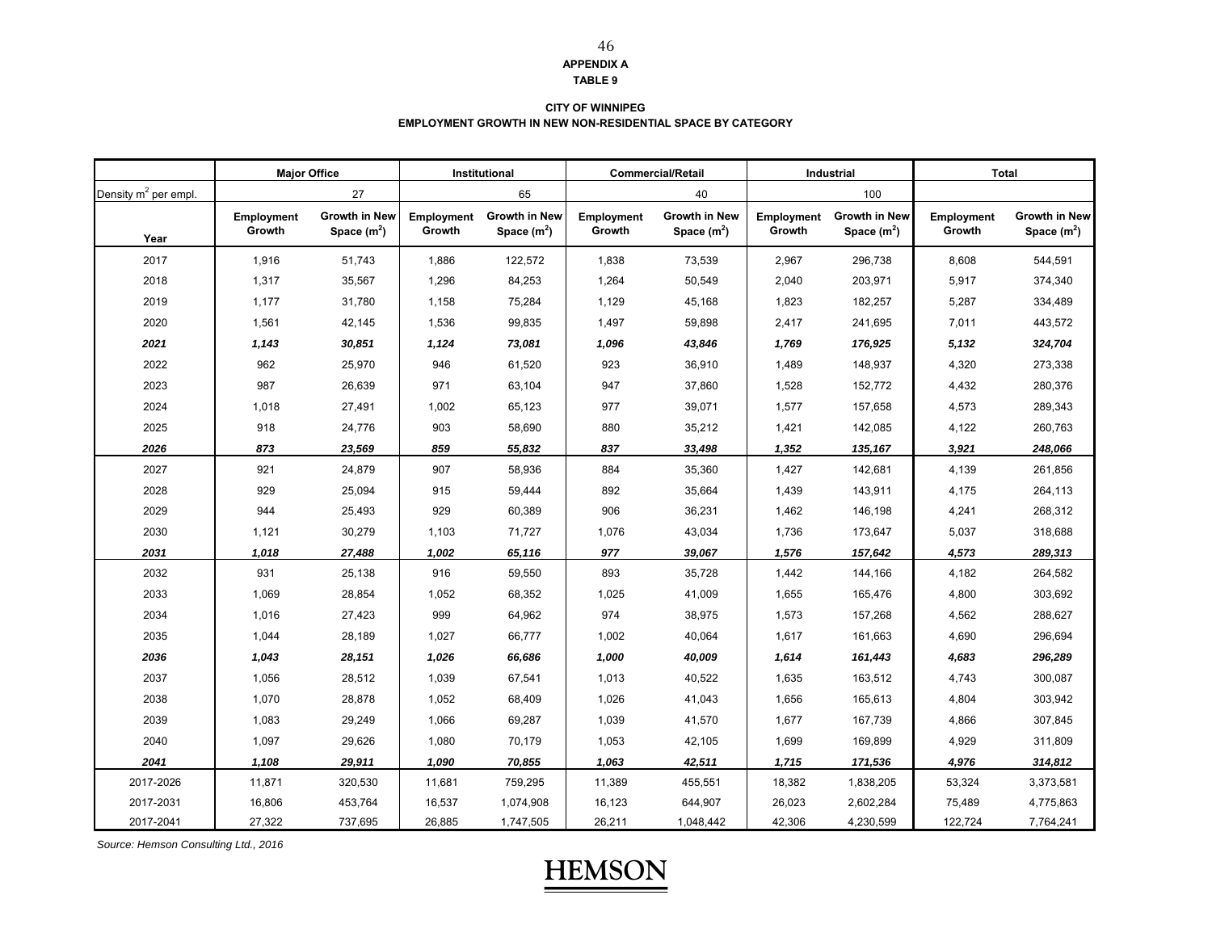**APPENDIX A**
**TABLE 9**

**CITY OF WINNIPEG**
**EMPLOYMENT GROWTH IN NEW NON-RESIDENTIAL SPACE BY CATEGORY**

| | Major Office | | Institutional | | Commercial/Retail | | Industrial | | Total | |
|---|---|---|---|---|---|---|---|---|---|---|
| Density $m^2$ per empl. | | 27 | | 65 | | 40 | | 100 | | |
| Year | Employment Growth | Growth in New Space ($m^2$) | Employment Growth | Growth in New Space ($m^2$) | Employment Growth | Growth in New Space ($m^2$) | Employment Growth | Growth in New Space ($m^2$) | Employment Growth | Growth in New Space ($m^2$) |
| 2017 | 1,916 | 51,743 | 1,886 | 122,572 | 1,838 | 73,539 | 2,967 | 296,738 | 8,608 | 544,591 |
| 2018 | 1,317 | 35,567 | 1,296 | 84,253 | 1,264 | 50,549 | 2,040 | 203,971 | 5,917 | 374,340 |
| 2019 | 1,177 | 31,780 | 1,158 | 75,284 | 1,129 | 45,168 | 1,823 | 182,257 | 5,287 | 334,489 |
| 2020 | 1,561 | 42,145 | 1,536 | 99,835 | 1,497 | 59,898 | 2,417 | 241,695 | 7,011 | 443,572 |
| ***2021*** | ***1,143*** | ***30,851*** | ***1,124*** | ***73,081*** | ***1,096*** | ***43,846*** | ***1,769*** | ***176,925*** | ***5,132*** | ***324,704*** |
| 2022 | 962 | 25,970 | 946 | 61,520 | 923 | 36,910 | 1,489 | 148,937 | 4,320 | 273,338 |
| 2023 | 987 | 26,639 | 971 | 63,104 | 947 | 37,860 | 1,528 | 152,772 | 4,432 | 280,376 |
| 2024 | 1,018 | 27,491 | 1,002 | 65,123 | 977 | 39,071 | 1,577 | 157,658 | 4,573 | 289,343 |
| 2025 | 918 | 24,776 | 903 | 58,690 | 880 | 35,212 | 1,421 | 142,085 | 4,122 | 260,763 |
| ***2026*** | ***873*** | ***23,569*** | ***859*** | ***55,832*** | ***837*** | ***33,498*** | ***1,352*** | ***135,167*** | ***3,921*** | ***248,066*** |
| 2027 | 921 | 24,879 | 907 | 58,936 | 884 | 35,360 | 1,427 | 142,681 | 4,139 | 261,856 |
| 2028 | 929 | 25,094 | 915 | 59,444 | 892 | 35,664 | 1,439 | 143,911 | 4,175 | 264,113 |
| 2029 | 944 | 25,493 | 929 | 60,389 | 906 | 36,231 | 1,462 | 146,198 | 4,241 | 268,312 |
| 2030 | 1,121 | 30,279 | 1,103 | 71,727 | 1,076 | 43,034 | 1,736 | 173,647 | 5,037 | 318,688 |
| ***2031*** | ***1,018*** | ***27,488*** | ***1,002*** | ***65,116*** | ***977*** | ***39,067*** | ***1,576*** | ***157,642*** | ***4,573*** | ***289,313*** |
| 2032 | 931 | 25,138 | 916 | 59,550 | 893 | 35,728 | 1,442 | 144,166 | 4,182 | 264,582 |
| 2033 | 1,069 | 28,854 | 1,052 | 68,352 | 1,025 | 41,009 | 1,655 | 165,476 | 4,800 | 303,692 |
| 2034 | 1,016 | 27,423 | 999 | 64,962 | 974 | 38,975 | 1,573 | 157,268 | 4,562 | 288,627 |
| 2035 | 1,044 | 28,189 | 1,027 | 66,777 | 1,002 | 40,064 | 1,617 | 161,663 | 4,690 | 296,694 |
| ***2036*** | ***1,043*** | ***28,151*** | ***1,026*** | ***66,686*** | ***1,000*** | ***40,009*** | ***1,614*** | ***161,443*** | ***4,683*** | ***296,289*** |
| 2037 | 1,056 | 28,512 | 1,039 | 67,541 | 1,013 | 40,522 | 1,635 | 163,512 | 4,743 | 300,087 |
| 2038 | 1,070 | 28,878 | 1,052 | 68,409 | 1,026 | 41,043 | 1,656 | 165,613 | 4,804 | 303,942 |
| 2039 | 1,083 | 29,249 | 1,066 | 69,287 | 1,039 | 41,570 | 1,677 | 167,739 | 4,866 | 307,845 |
| 2040 | 1,097 | 29,626 | 1,080 | 70,179 | 1,053 | 42,105 | 1,699 | 169,899 | 4,929 | 311,809 |
| ***2041*** | ***1,108*** | ***29,911*** | ***1,090*** | ***70,855*** | ***1,063*** | ***42,511*** | ***1,715*** | ***171,536*** | ***4,976*** | ***314,812*** |
| 2017-2026 | 11,871 | 320,530 | 11,681 | 759,295 | 11,389 | 455,551 | 18,382 | 1,838,205 | 53,324 | 3,373,581 |
| 2017-2031 | 16,806 | 453,764 | 16,537 | 1,074,908 | 16,123 | 644,907 | 26,023 | 2,602,284 | 75,489 | 4,775,863 |
| 2017-2041 | 27,322 | 737,695 | 26,885 | 1,747,505 | 26,211 | 1,048,442 | 42,306 | 4,230,599 | 122,724 | 7,764,241 |

*Source: Hemson Consulting Ltd., 2016*

**HEMSON**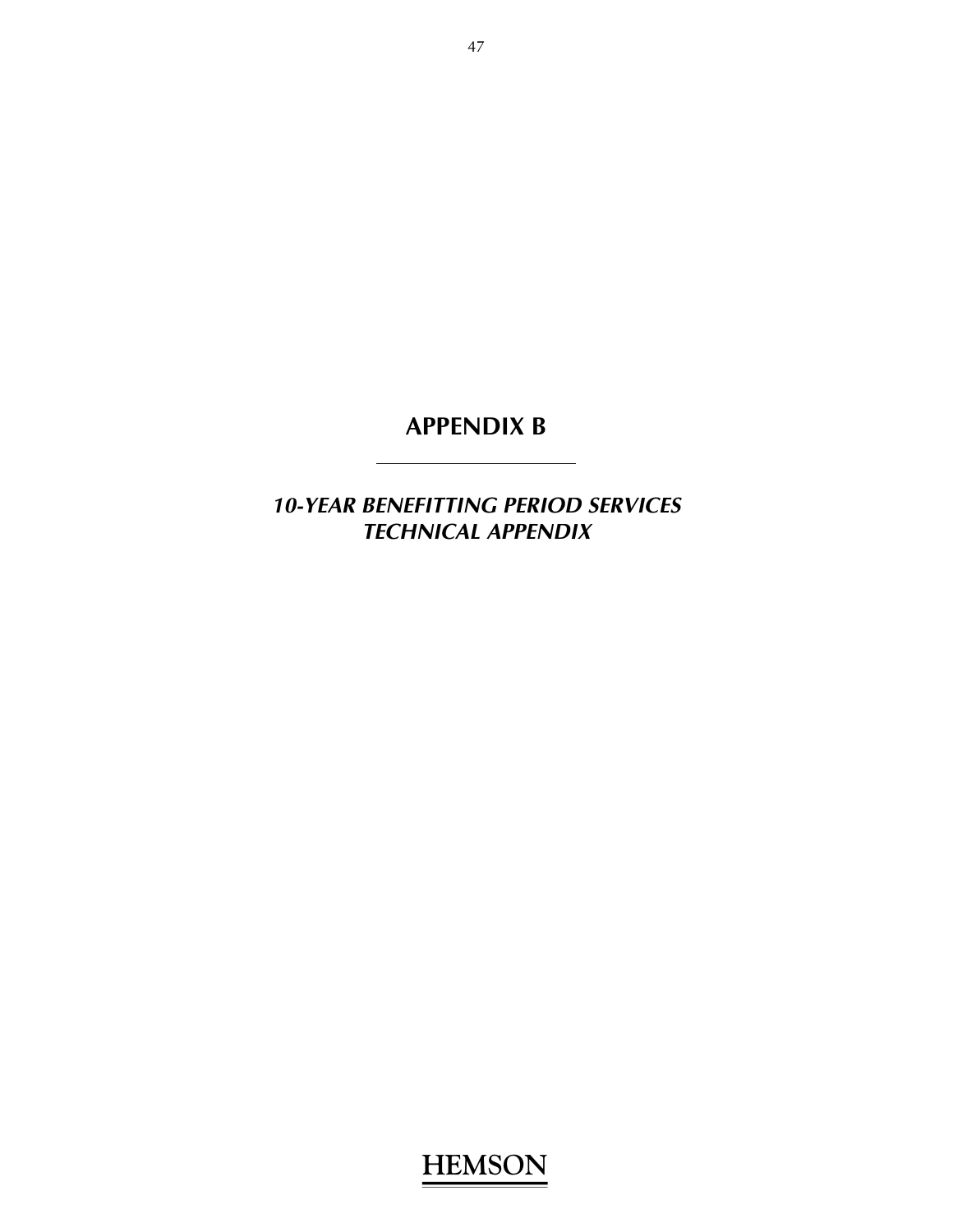# APPENDIX B

***10-YEAR BENEFITTING PERIOD SERVICES TECHNICAL APPENDIX***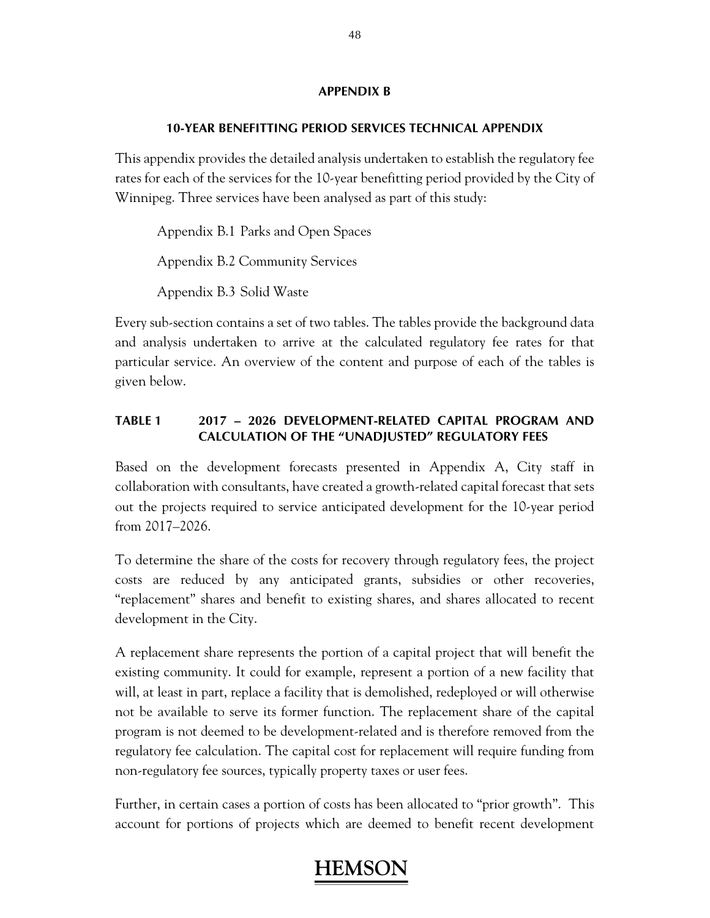## APPENDIX B

### 10-YEAR BENEFITTING PERIOD SERVICES TECHNICAL APPENDIX

This appendix provides the detailed analysis undertaken to establish the regulatory fee rates for each of the services for the 10-year benefitting period provided by the City of Winnipeg. Three services have been analysed as part of this study:

Appendix B.1 Parks and Open Spaces

Appendix B.2 Community Services

Appendix B.3 Solid Waste

Every sub-section contains a set of two tables. The tables provide the background data and analysis undertaken to arrive at the calculated regulatory fee rates for that particular service. An overview of the content and purpose of each of the tables is given below.

### TABLE 1 2017 – 2026 DEVELOPMENT-RELATED CAPITAL PROGRAM AND CALCULATION OF THE "UNADJUSTED" REGULATORY FEES

Based on the development forecasts presented in Appendix A, City staff in collaboration with consultants, have created a growth-related capital forecast that sets out the projects required to service anticipated development for the 10-year period from 2017–2026.

To determine the share of the costs for recovery through regulatory fees, the project costs are reduced by any anticipated grants, subsidies or other recoveries, "replacement" shares and benefit to existing shares, and shares allocated to recent development in the City.

A replacement share represents the portion of a capital project that will benefit the existing community. It could for example, represent a portion of a new facility that will, at least in part, replace a facility that is demolished, redeployed or will otherwise not be available to serve its former function. The replacement share of the capital program is not deemed to be development-related and is therefore removed from the regulatory fee calculation. The capital cost for replacement will require funding from non-regulatory fee sources, typically property taxes or user fees.

Further, in certain cases a portion of costs has been allocated to "prior growth". This account for portions of projects which are deemed to benefit recent development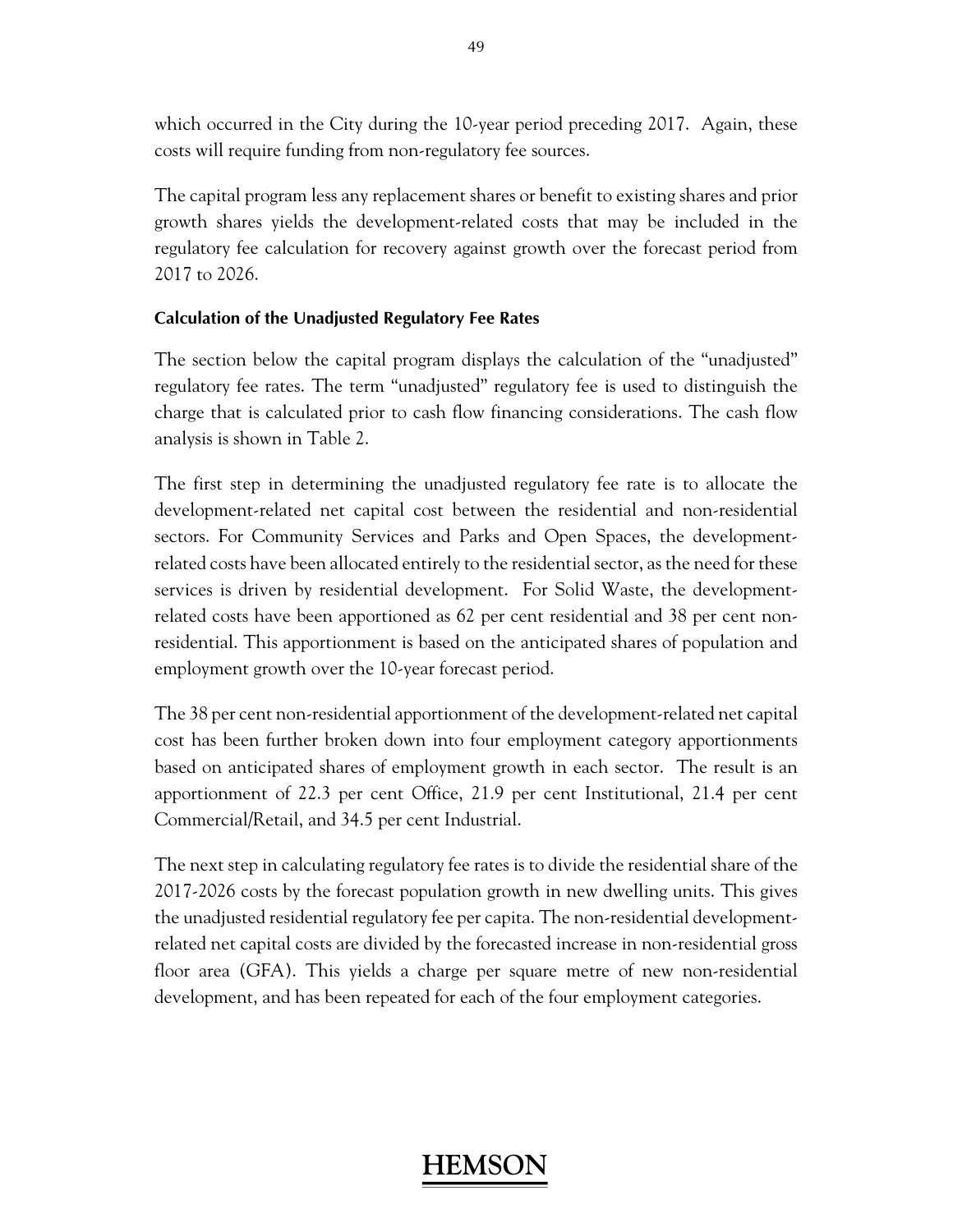which occurred in the City during the 10-year period preceding 2017. Again, these costs will require funding from non-regulatory fee sources.

The capital program less any replacement shares or benefit to existing shares and prior growth shares yields the development-related costs that may be included in the regulatory fee calculation for recovery against growth over the forecast period from 2017 to 2026.

**Calculation of the Unadjusted Regulatory Fee Rates**

The section below the capital program displays the calculation of the "unadjusted" regulatory fee rates. The term "unadjusted" regulatory fee is used to distinguish the charge that is calculated prior to cash flow financing considerations. The cash flow analysis is shown in Table 2.

The first step in determining the unadjusted regulatory fee rate is to allocate the development-related net capital cost between the residential and non-residential sectors. For Community Services and Parks and Open Spaces, the development-related costs have been allocated entirely to the residential sector, as the need for these services is driven by residential development. For Solid Waste, the development-related costs have been apportioned as 62 per cent residential and 38 per cent non-residential. This apportionment is based on the anticipated shares of population and employment growth over the 10-year forecast period.

The 38 per cent non-residential apportionment of the development-related net capital cost has been further broken down into four employment category apportionments based on anticipated shares of employment growth in each sector. The result is an apportionment of 22.3 per cent Office, 21.9 per cent Institutional, 21.4 per cent Commercial/Retail, and 34.5 per cent Industrial.

The next step in calculating regulatory fee rates is to divide the residential share of the 2017-2026 costs by the forecast population growth in new dwelling units. This gives the unadjusted residential regulatory fee per capita. The non-residential development-related net capital costs are divided by the forecasted increase in non-residential gross floor area (GFA). This yields a charge per square metre of new non-residential development, and has been repeated for each of the four employment categories.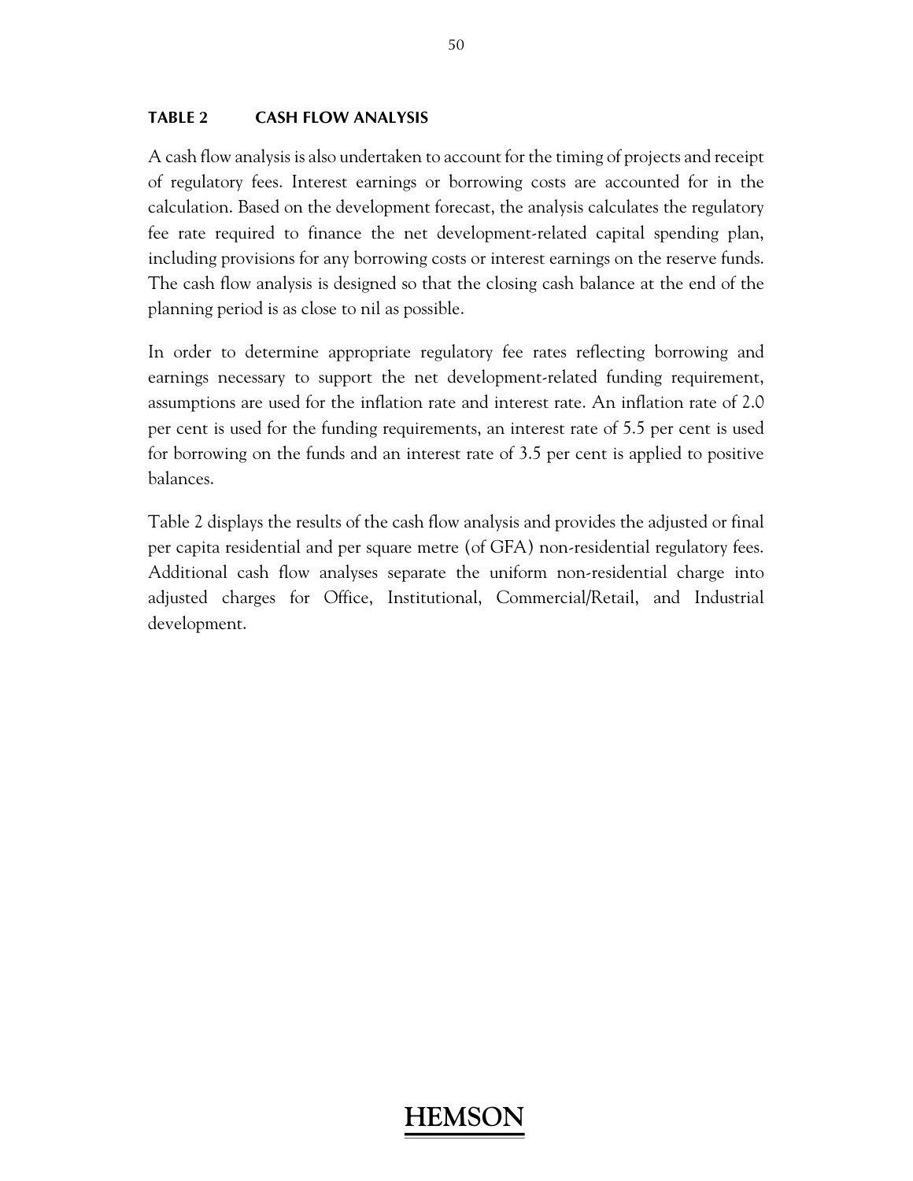## TABLE 2 CASH FLOW ANALYSIS

A cash flow analysis is also undertaken to account for the timing of projects and receipt of regulatory fees. Interest earnings or borrowing costs are accounted for in the calculation. Based on the development forecast, the analysis calculates the regulatory fee rate required to finance the net development-related capital spending plan, including provisions for any borrowing costs or interest earnings on the reserve funds. The cash flow analysis is designed so that the closing cash balance at the end of the planning period is as close to nil as possible.

In order to determine appropriate regulatory fee rates reflecting borrowing and earnings necessary to support the net development-related funding requirement, assumptions are used for the inflation rate and interest rate. An inflation rate of 2.0 per cent is used for the funding requirements, an interest rate of 5.5 per cent is used for borrowing on the funds and an interest rate of 3.5 per cent is applied to positive balances.

Table 2 displays the results of the cash flow analysis and provides the adjusted or final per capita residential and per square metre (of GFA) non-residential regulatory fees. Additional cash flow analyses separate the uniform non-residential charge into adjusted charges for Office, Institutional, Commercial/Retail, and Industrial development.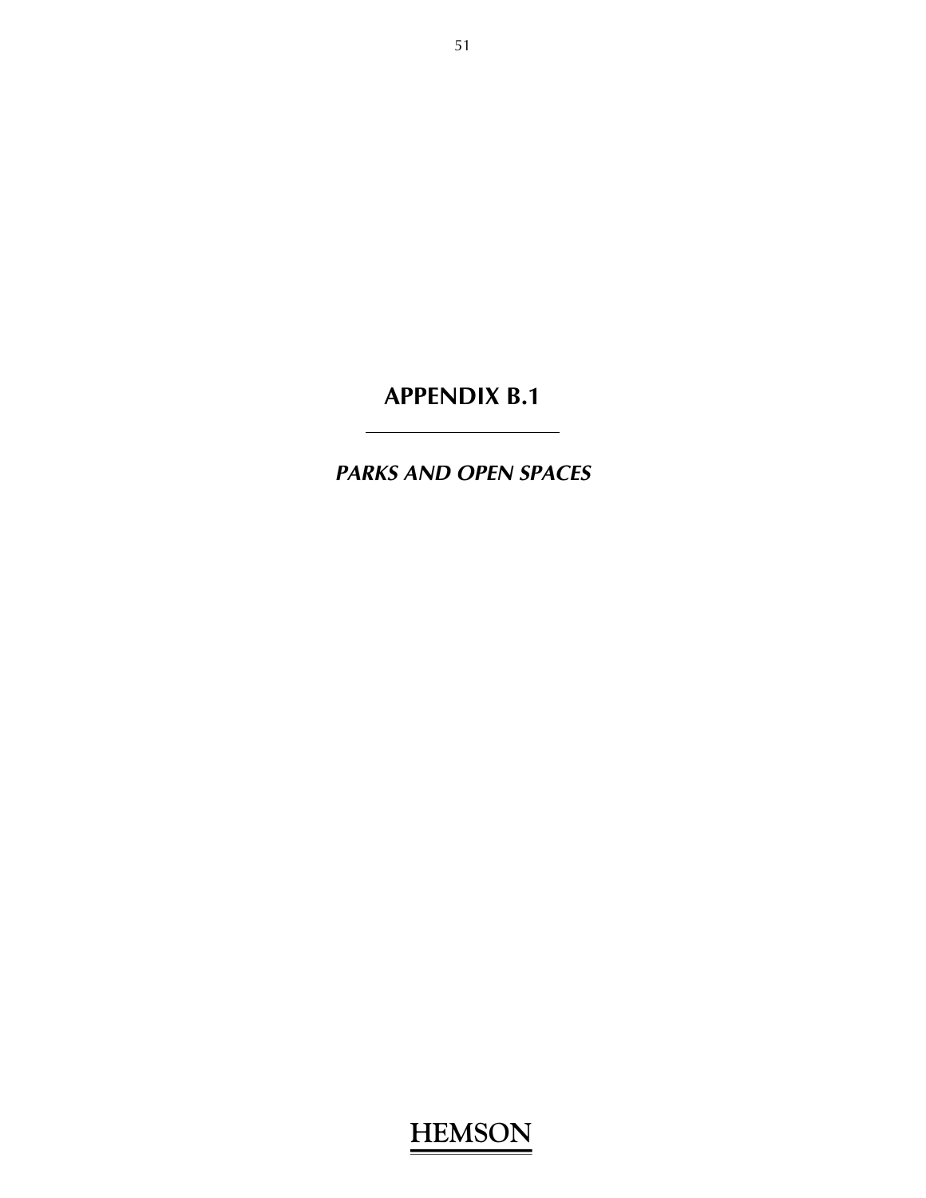# APPENDIX B.1

***PARKS AND OPEN SPACES***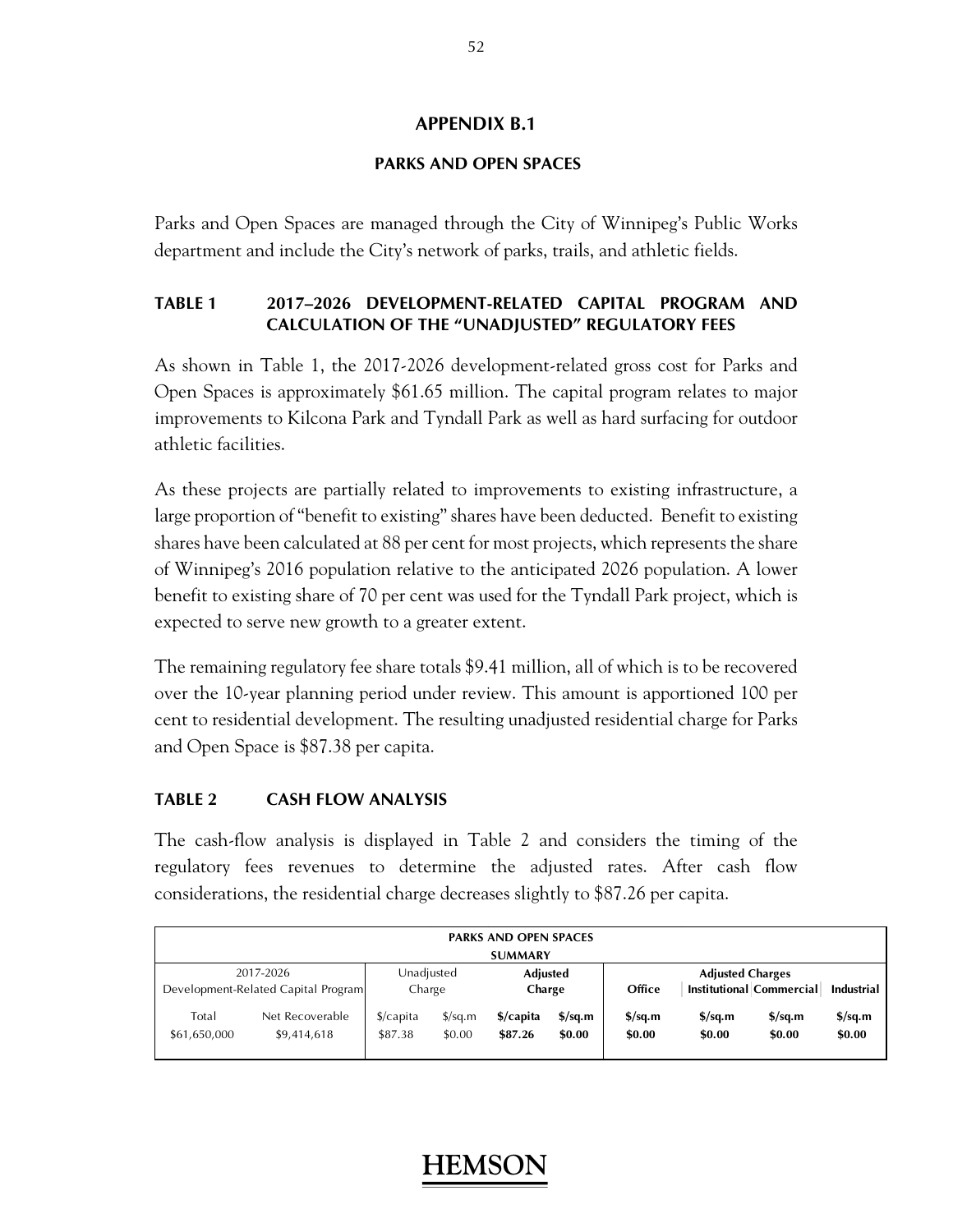# APPENDIX B.1

## PARKS AND OPEN SPACES

Parks and Open Spaces are managed through the City of Winnipeg's Public Works department and include the City's network of parks, trails, and athletic fields.

### TABLE 1 2017–2026 DEVELOPMENT-RELATED CAPITAL PROGRAM AND CALCULATION OF THE "UNADJUSTED" REGULATORY FEES

As shown in Table 1, the 2017-2026 development-related gross cost for Parks and Open Spaces is approximately $61.65 million. The capital program relates to major improvements to Kilcona Park and Tyndall Park as well as hard surfacing for outdoor athletic facilities.

As these projects are partially related to improvements to existing infrastructure, a large proportion of "benefit to existing" shares have been deducted. Benefit to existing shares have been calculated at 88 per cent for most projects, which represents the share of Winnipeg's 2016 population relative to the anticipated 2026 population. A lower benefit to existing share of 70 per cent was used for the Tyndall Park project, which is expected to serve new growth to a greater extent.

The remaining regulatory fee share totals $9.41 million, all of which is to be recovered over the 10-year planning period under review. This amount is apportioned 100 per cent to residential development. The resulting unadjusted residential charge for Parks and Open Space is $87.38 per capita.

### TABLE 2 CASH FLOW ANALYSIS

The cash-flow analysis is displayed in Table 2 and considers the timing of the regulatory fees revenues to determine the adjusted rates. After cash flow considerations, the residential charge decreases slightly to $87.26 per capita.

**PARKS AND OPEN SPACES**
**SUMMARY**

| 2017-2026 Development-Related Capital Program | | Unadjusted Charge | | **Adjusted Charge** | | **Adjusted Charges** | | | |
|---|---|---|---|---|---|---|---|---|---|
| | | | | | | **Office** | **Institutional** | **Commercial** | **Industrial** |
| Total | Net Recoverable | $/capita | $/sq.m | **$/capita** | **$/sq.m** | **$/sq.m** | **$/sq.m** | **$/sq.m** | **$/sq.m** |
| $61,650,000 | $9,414,618 | $87.38 | $0.00 | **$87.26** | **$0.00** | **$0.00** | **$0.00** | **$0.00** | **$0.00** |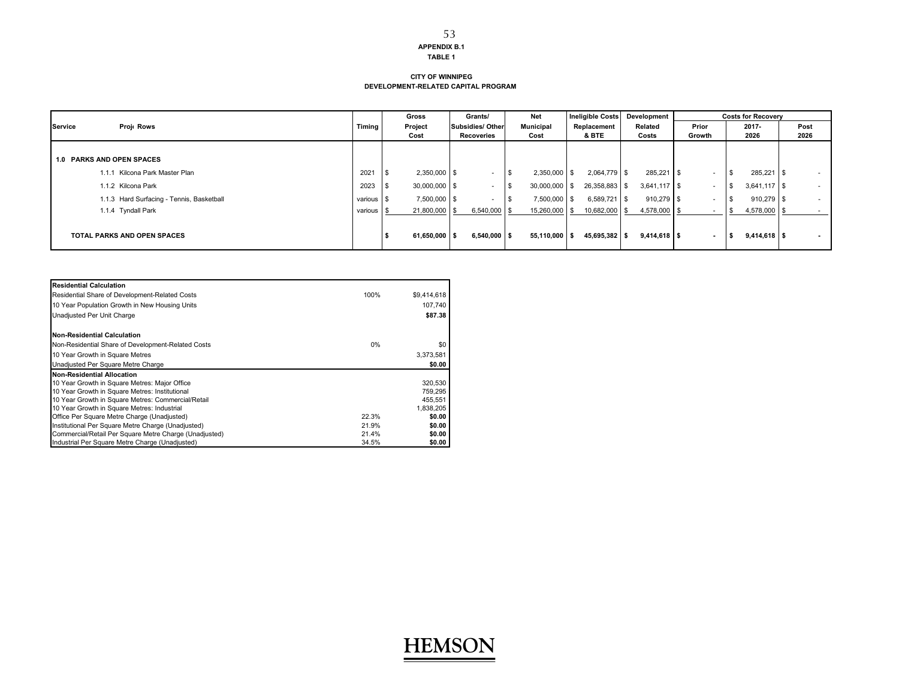**APPENDIX B.1**
**TABLE 1**

**CITY OF WINNIPEG**
**DEVELOPMENT-RELATED CAPITAL PROGRAM**

| Service | Proj Rows | Timing | Gross Project Cost | Grants/ Subsidies/ Other Recoveries | Net Municipal Cost | Ineligible Costs Replacement & BTE | Development Related Costs | Costs for Recovery | | |
|---|---|---|---|---|---|---|---|---|---|---|
| | | | | | | | | Prior Growth | 2017-2026 | Post 2026 |
| **1.0 PARKS AND OPEN SPACES** | | | | | | | | | | |
| | 1.1.1 Kilcona Park Master Plan | 2021 | $ 2,350,000 | $ - | $ 2,350,000 | $ 2,064,779 | $ 285,221 | $ - | $ 285,221 | $ - |
| | 1.1.2 Kilcona Park | 2023 | $ 30,000,000 | $ - | $ 30,000,000 | $ 26,358,883 | $ 3,641,117 | $ - | $ 3,641,117 | $ - |
| | 1.1.3 Hard Surfacing - Tennis, Basketball | various | $ 7,500,000 | $ - | $ 7,500,000 | $ 6,589,721 | $ 910,279 | $ - | $ 910,279 | $ - |
| | 1.1.4 Tyndall Park | various | $ 21,800,000 | $ 6,540,000 | $ 15,260,000 | $ 10,682,000 | $ 4,578,000 | $ - | $ 4,578,000 | $ - |
| **TOTAL PARKS AND OPEN SPACES** | | | **$ 61,650,000** | **$ 6,540,000** | **$ 55,110,000** | **$ 45,695,382** | **$ 9,414,618** | **$ -** | **$ 9,414,618** | **$ -** |

| **Residential Calculation** | | |
|---|---|---|
| Residential Share of Development-Related Costs | 100% | $9,414,618 |
| 10 Year Population Growth in New Housing Units | | 107,740 |
| Unadjusted Per Unit Charge | | **$87.38** |
| **Non-Residential Calculation** | | |
| Non-Residential Share of Development-Related Costs | 0% | $0 |
| 10 Year Growth in Square Metres | | 3,373,581 |
| Unadjusted Per Square Metre Charge | | **$0.00** |
| **Non-Residential Allocation** | | |
| 10 Year Growth in Square Metres: Major Office | | 320,530 |
| 10 Year Growth in Square Metres: Institutional | | 759,295 |
| 10 Year Growth in Square Metres: Commercial/Retail | | 455,551 |
| 10 Year Growth in Square Metres: Industrial | | 1,838,205 |
| Office Per Square Metre Charge (Unadjusted) | 22.3% | **$0.00** |
| Institutional Per Square Metre Charge (Unadjusted) | 21.9% | **$0.00** |
| Commercial/Retail Per Square Metre Charge (Unadjusted) | 21.4% | **$0.00** |
| Industrial Per Square Metre Charge (Unadjusted) | 34.5% | **$0.00** |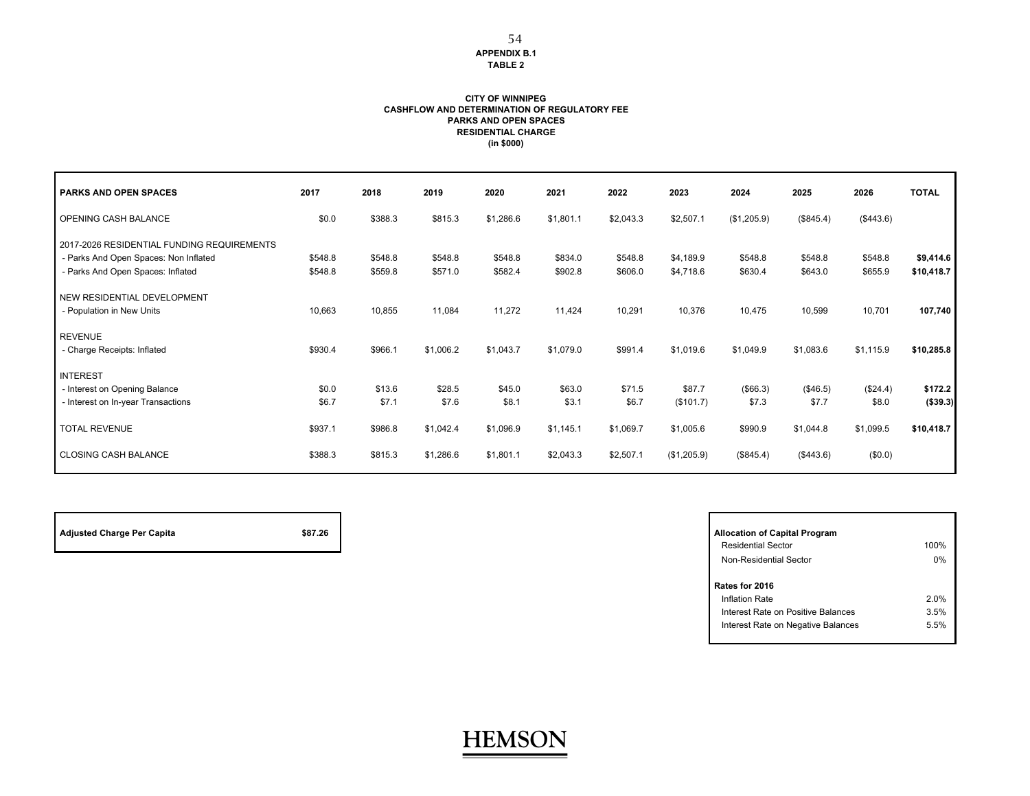**APPENDIX B.1**
**TABLE 2**

**CITY OF WINNIPEG**
**CASHFLOW AND DETERMINATION OF REGULATORY FEE**
**PARKS AND OPEN SPACES**
**RESIDENTIAL CHARGE**
**(in $000)**

| PARKS AND OPEN SPACES | 2017 | 2018 | 2019 | 2020 | 2021 | 2022 | 2023 | 2024 | 2025 | 2026 | TOTAL |
|---|---|---|---|---|---|---|---|---|---|---|---|
| OPENING CASH BALANCE | $0.0 | $388.3 | $815.3 | $1,286.6 | $1,801.1 | $2,043.3 | $2,507.1 | ($1,205.9) | ($845.4) | ($443.6) | |
| 2017-2026 RESIDENTIAL FUNDING REQUIREMENTS | | | | | | | | | | | |
| - Parks And Open Spaces: Non Inflated | $548.8 | $548.8 | $548.8 | $548.8 | $834.0 | $548.8 | $4,189.9 | $548.8 | $548.8 | $548.8 | **$9,414.6** |
| - Parks And Open Spaces: Inflated | $548.8 | $559.8 | $571.0 | $582.4 | $902.8 | $606.0 | $4,718.6 | $630.4 | $643.0 | $655.9 | **$10,418.7** |
| NEW RESIDENTIAL DEVELOPMENT | | | | | | | | | | | |
| - Population in New Units | 10,663 | 10,855 | 11,084 | 11,272 | 11,424 | 10,291 | 10,376 | 10,475 | 10,599 | 10,701 | **107,740** |
| REVENUE | | | | | | | | | | | |
| - Charge Receipts: Inflated | $930.4 | $966.1 | $1,006.2 | $1,043.7 | $1,079.0 | $991.4 | $1,019.6 | $1,049.9 | $1,083.6 | $1,115.9 | **$10,285.8** |
| INTEREST | | | | | | | | | | | |
| - Interest on Opening Balance | $0.0 | $13.6 | $28.5 | $45.0 | $63.0 | $71.5 | $87.7 | ($66.3) | ($46.5) | ($24.4) | **$172.2** |
| - Interest on In-year Transactions | $6.7 | $7.1 | $7.6 | $8.1 | $3.1 | $6.7 | ($101.7) | $7.3 | $7.7 | $8.0 | **($39.3)** |
| TOTAL REVENUE | $937.1 | $986.8 | $1,042.4 | $1,096.9 | $1,145.1 | $1,069.7 | $1,005.6 | $990.9 | $1,044.8 | $1,099.5 | **$10,418.7** |
| CLOSING CASH BALANCE | $388.3 | $815.3 | $1,286.6 | $1,801.1 | $2,043.3 | $2,507.1 | ($1,205.9) | ($845.4) | ($443.6) | ($0.0) | |

| **Adjusted Charge Per Capita** | **$87.26** |
|---|---|

| **Allocation of Capital Program** | |
|---|---|
| Residential Sector | 100% |
| Non-Residential Sector | 0% |
| **Rates for 2016** | |
| Inflation Rate | 2.0% |
| Interest Rate on Positive Balances | 3.5% |
| Interest Rate on Negative Balances | 5.5% |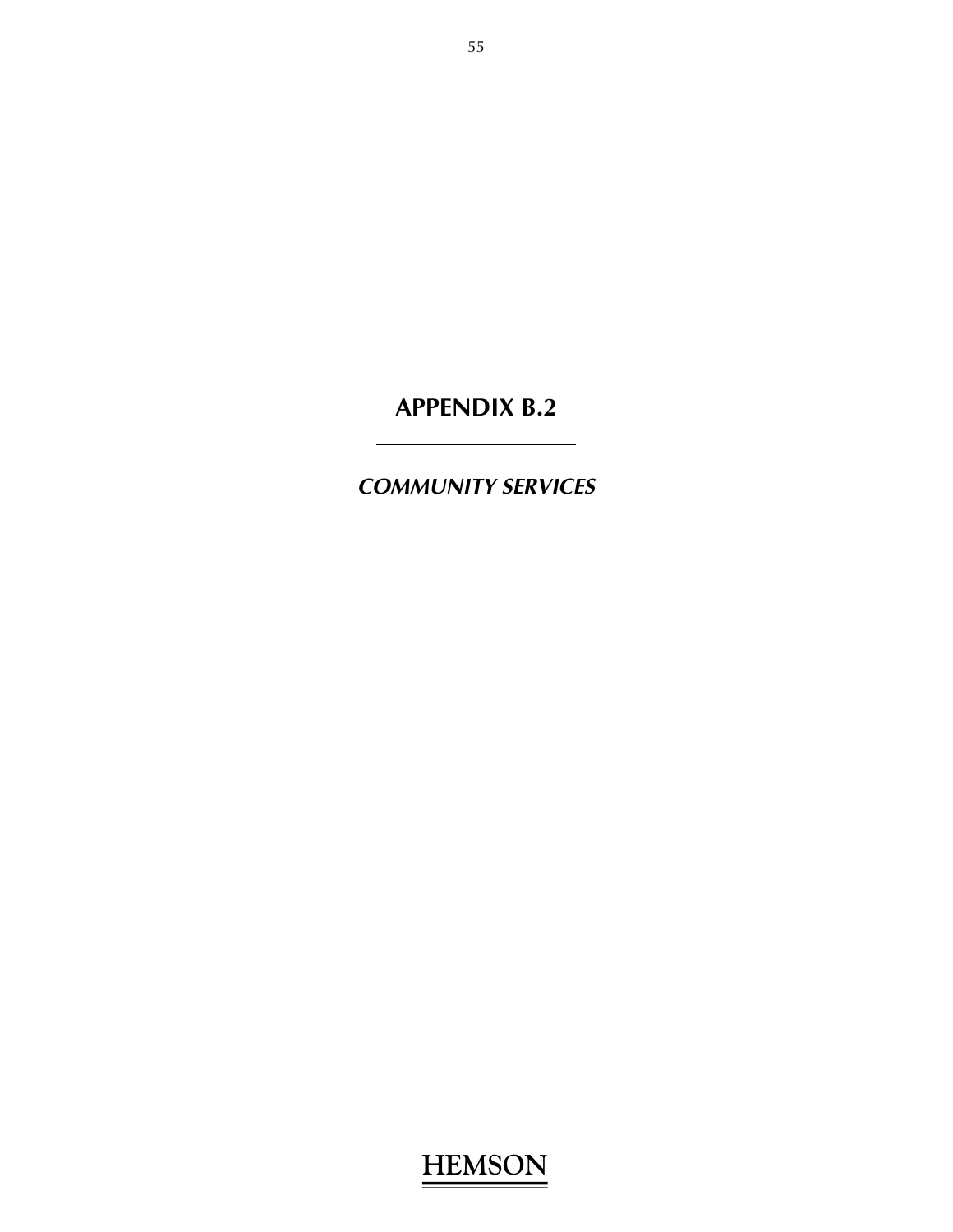# APPENDIX B.2

## *COMMUNITY SERVICES*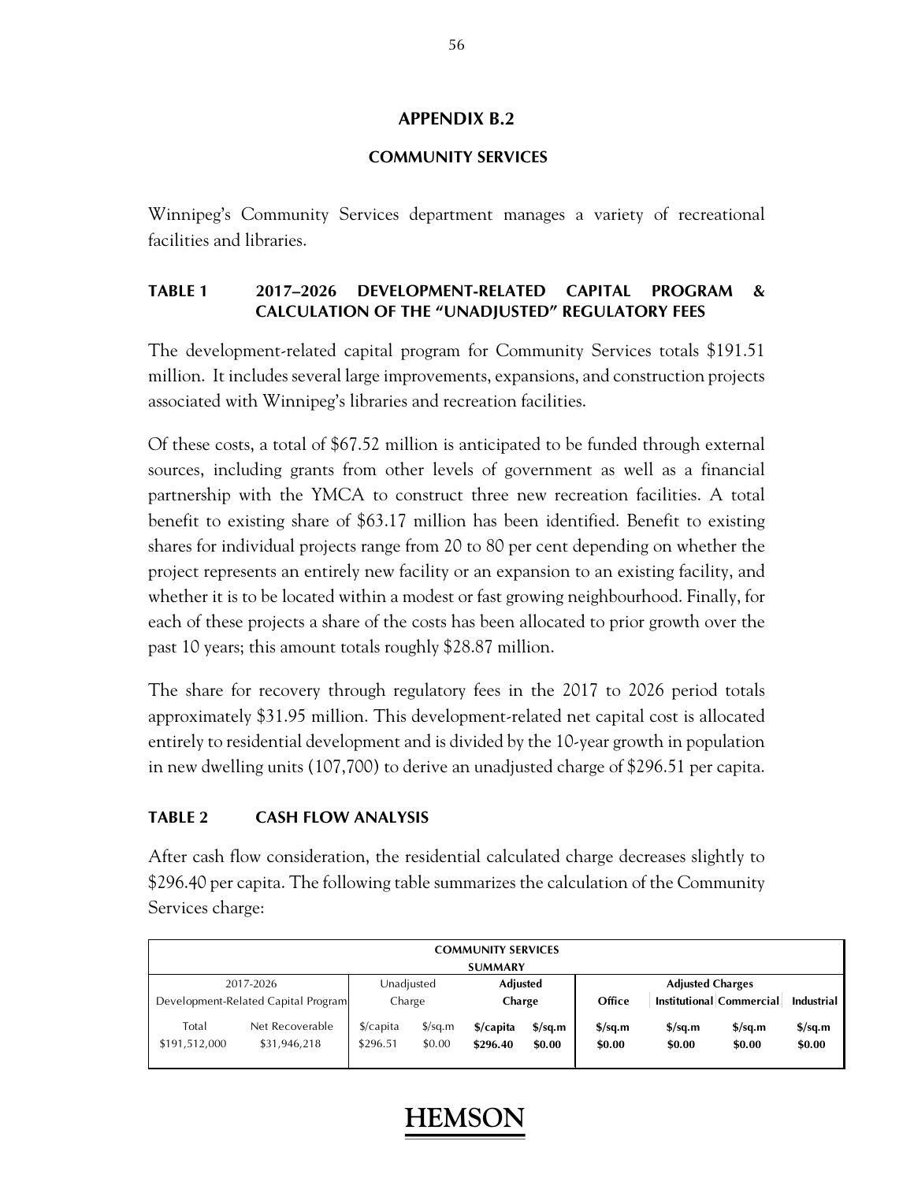## APPENDIX B.2

### COMMUNITY SERVICES

Winnipeg's Community Services department manages a variety of recreational facilities and libraries.

### TABLE 1 2017–2026 DEVELOPMENT-RELATED CAPITAL PROGRAM & CALCULATION OF THE "UNADJUSTED" REGULATORY FEES

The development-related capital program for Community Services totals $191.51 million. It includes several large improvements, expansions, and construction projects associated with Winnipeg's libraries and recreation facilities.

Of these costs, a total of $67.52 million is anticipated to be funded through external sources, including grants from other levels of government as well as a financial partnership with the YMCA to construct three new recreation facilities. A total benefit to existing share of $63.17 million has been identified. Benefit to existing shares for individual projects range from 20 to 80 per cent depending on whether the project represents an entirely new facility or an expansion to an existing facility, and whether it is to be located within a modest or fast growing neighbourhood. Finally, for each of these projects a share of the costs has been allocated to prior growth over the past 10 years; this amount totals roughly $28.87 million.

The share for recovery through regulatory fees in the 2017 to 2026 period totals approximately $31.95 million. This development-related net capital cost is allocated entirely to residential development and is divided by the 10-year growth in population in new dwelling units (107,700) to derive an unadjusted charge of $296.51 per capita.

### TABLE 2 CASH FLOW ANALYSIS

After cash flow consideration, the residential calculated charge decreases slightly to $296.40 per capita. The following table summarizes the calculation of the Community Services charge:

| COMMUNITY SERVICES SUMMARY | | | | | | | | | |
|---|---|---|---|---|---|---|---|---|---|
| 2017-2026 Development-Related Capital Program | | Unadjusted Charge | | **Adjusted Charge** | | **Adjusted Charges** | | | |
| | | | | | | **Office** | **Institutional** | **Commercial** | **Industrial** |
| Total | Net Recoverable | $/capita | $/sq.m | **$/capita** | **$/sq.m** | **$/sq.m** | **$/sq.m** | **$/sq.m** | **$/sq.m** |
| $191,512,000 | $31,946,218 | $296.51 | $0.00 | **$296.40** | **$0.00** | **$0.00** | **$0.00** | **$0.00** | **$0.00** |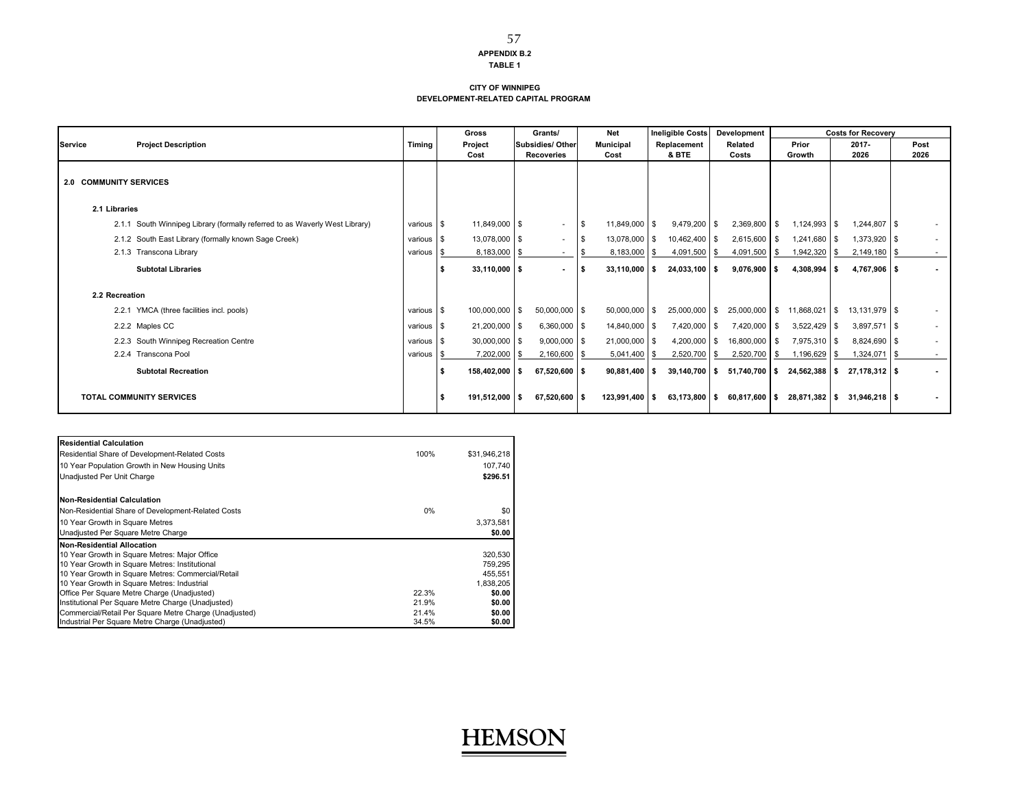**APPENDIX B.2**
**TABLE 1**

**CITY OF WINNIPEG**
**DEVELOPMENT-RELATED CAPITAL PROGRAM**

| Service | Project Description | Timing | Gross Project Cost | Grants/ Subsidies/ Other Recoveries | Net Municipal Cost | Ineligible Costs Replacement & BTE | Development Related Costs | Costs for Recovery Prior Growth | 2017-2026 | Post 2026 |
|---|---|---|---|---|---|---|---|---|---|---|
| **2.0 COMMUNITY SERVICES** | | | | | | | | | | |
| **2.1 Libraries** | | | | | | | | | | |
| 2.1.1 | South Winnipeg Library (formally referred to as Waverly West Library) | various | $ 11,849,000 | $ - | $ 11,849,000 | $ 9,479,200 | $ 2,369,800 | $ 1,124,993 | $ 1,244,807 | $ - |
| 2.1.2 | South East Library (formally known Sage Creek) | various | $ 13,078,000 | $ - | $ 13,078,000 | $ 10,462,400 | $ 2,615,600 | $ 1,241,680 | $ 1,373,920 | $ - |
| 2.1.3 | Transcona Library | various | $ 8,183,000 | $ - | $ 8,183,000 | $ 4,091,500 | $ 4,091,500 | $ 1,942,320 | $ 2,149,180 | $ - |
| | **Subtotal Libraries** | | **$ 33,110,000** | **$ -** | **$ 33,110,000** | **$ 24,033,100** | **$ 9,076,900** | **$ 4,308,994** | **$ 4,767,906** | **$ -** |
| **2.2 Recreation** | | | | | | | | | | |
| 2.2.1 | YMCA (three facilities incl. pools) | various | $ 100,000,000 | $ 50,000,000 | $ 50,000,000 | $ 25,000,000 | $ 25,000,000 | $ 11,868,021 | $ 13,131,979 | $ - |
| 2.2.2 | Maples CC | various | $ 21,200,000 | $ 6,360,000 | $ 14,840,000 | $ 7,420,000 | $ 7,420,000 | $ 3,522,429 | $ 3,897,571 | $ - |
| 2.2.3 | South Winnipeg Recreation Centre | various | $ 30,000,000 | $ 9,000,000 | $ 21,000,000 | $ 4,200,000 | $ 16,800,000 | $ 7,975,310 | $ 8,824,690 | $ - |
| 2.2.4 | Transcona Pool | various | $ 7,202,000 | $ 2,160,600 | $ 5,041,400 | $ 2,520,700 | $ 2,520,700 | $ 1,196,629 | $ 1,324,071 | $ - |
| | **Subtotal Recreation** | | **$ 158,402,000** | **$ 67,520,600** | **$ 90,881,400** | **$ 39,140,700** | **$ 51,740,700** | **$ 24,562,388** | **$ 27,178,312** | **$ -** |
| **TOTAL COMMUNITY SERVICES** | | | **$ 191,512,000** | **$ 67,520,600** | **$ 123,991,400** | **$ 63,173,800** | **$ 60,817,600** | **$ 28,871,382** | **$ 31,946,218** | **$ -** |

| **Residential Calculation** | | |
|---|---|---|
| Residential Share of Development-Related Costs | 100% | $31,946,218 |
| 10 Year Population Growth in New Housing Units | | 107,740 |
| Unadjusted Per Unit Charge | | **$296.51** |
| **Non-Residential Calculation** | | |
| Non-Residential Share of Development-Related Costs | 0% | $0 |
| 10 Year Growth in Square Metres | | 3,373,581 |
| Unadjusted Per Square Metre Charge | | **$0.00** |
| **Non-Residential Allocation** | | |
| 10 Year Growth in Square Metres: Major Office | | 320,530 |
| 10 Year Growth in Square Metres: Institutional | | 759,295 |
| 10 Year Growth in Square Metres: Commercial/Retail | | 455,551 |
| 10 Year Growth in Square Metres: Industrial | | 1,838,205 |
| Office Per Square Metre Charge (Unadjusted) | 22.3% | **$0.00** |
| Institutional Per Square Metre Charge (Unadjusted) | 21.9% | **$0.00** |
| Commercial/Retail Per Square Metre Charge (Unadjusted) | 21.4% | **$0.00** |
| Industrial Per Square Metre Charge (Unadjusted) | 34.5% | **$0.00** |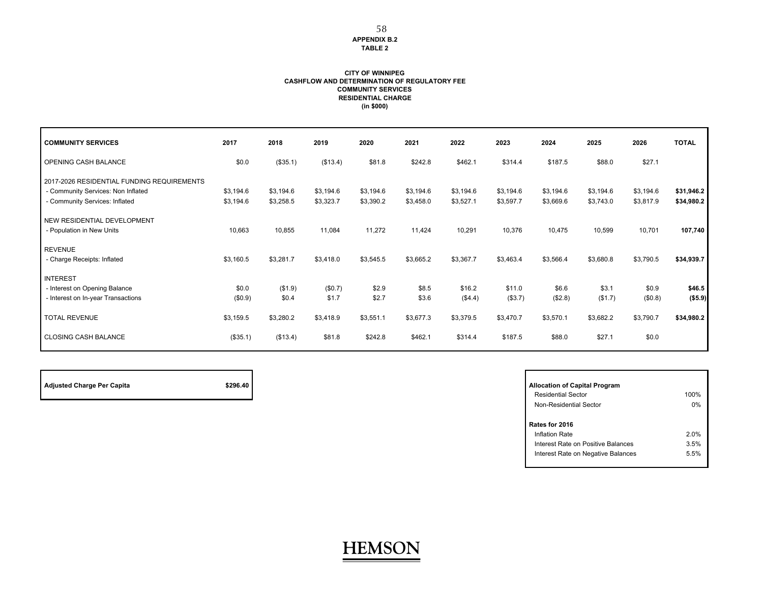**APPENDIX B.2**
**TABLE 2**

**CITY OF WINNIPEG**
**CASHFLOW AND DETERMINATION OF REGULATORY FEE**
**COMMUNITY SERVICES**
**RESIDENTIAL CHARGE**
**(in $000)**

| COMMUNITY SERVICES | 2017 | 2018 | 2019 | 2020 | 2021 | 2022 | 2023 | 2024 | 2025 | 2026 | TOTAL |
|---|---|---|---|---|---|---|---|---|---|---|---|
| OPENING CASH BALANCE | $0.0 | ($35.1) | ($13.4) | $81.8 | $242.8 | $462.1 | $314.4 | $187.5 | $88.0 | $27.1 | |
| 2017-2026 RESIDENTIAL FUNDING REQUIREMENTS | | | | | | | | | | | |
| - Community Services: Non Inflated | $3,194.6 | $3,194.6 | $3,194.6 | $3,194.6 | $3,194.6 | $3,194.6 | $3,194.6 | $3,194.6 | $3,194.6 | $3,194.6 | **$31,946.2** |
| - Community Services: Inflated | $3,194.6 | $3,258.5 | $3,323.7 | $3,390.2 | $3,458.0 | $3,527.1 | $3,597.7 | $3,669.6 | $3,743.0 | $3,817.9 | **$34,980.2** |
| NEW RESIDENTIAL DEVELOPMENT | | | | | | | | | | | |
| - Population in New Units | 10,663 | 10,855 | 11,084 | 11,272 | 11,424 | 10,291 | 10,376 | 10,475 | 10,599 | 10,701 | **107,740** |
| REVENUE | | | | | | | | | | | |
| - Charge Receipts: Inflated | $3,160.5 | $3,281.7 | $3,418.0 | $3,545.5 | $3,665.2 | $3,367.7 | $3,463.4 | $3,566.4 | $3,680.8 | $3,790.5 | **$34,939.7** |
| INTEREST | | | | | | | | | | | |
| - Interest on Opening Balance | $0.0 | ($1.9) | ($0.7) | $2.9 | $8.5 | $16.2 | $11.0 | $6.6 | $3.1 | $0.9 | **$46.5** |
| - Interest on In-year Transactions | ($0.9) | $0.4 | $1.7 | $2.7 | $3.6 | ($4.4) | ($3.7) | ($2.8) | ($1.7) | ($0.8) | **($5.9)** |
| TOTAL REVENUE | $3,159.5 | $3,280.2 | $3,418.9 | $3,551.1 | $3,677.3 | $3,379.5 | $3,470.7 | $3,570.1 | $3,682.2 | $3,790.7 | **$34,980.2** |
| CLOSING CASH BALANCE | ($35.1) | ($13.4) | $81.8 | $242.8 | $462.1 | $314.4 | $187.5 | $88.0 | $27.1 | $0.0 | |

| **Adjusted Charge Per Capita** | **$296.40** |
|---|---|

| **Allocation of Capital Program** | |
|---|---|
| Residential Sector | 100% |
| Non-Residential Sector | 0% |
| **Rates for 2016** | |
| Inflation Rate | 2.0% |
| Interest Rate on Positive Balances | 3.5% |
| Interest Rate on Negative Balances | 5.5% |

HEMSON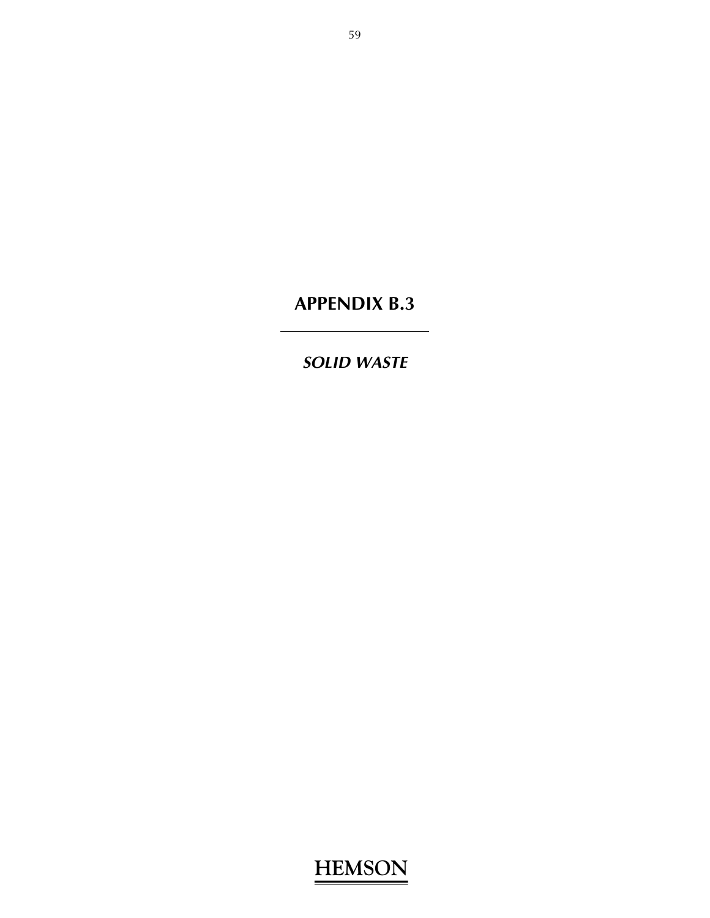# APPENDIX B.3

---

***SOLID WASTE***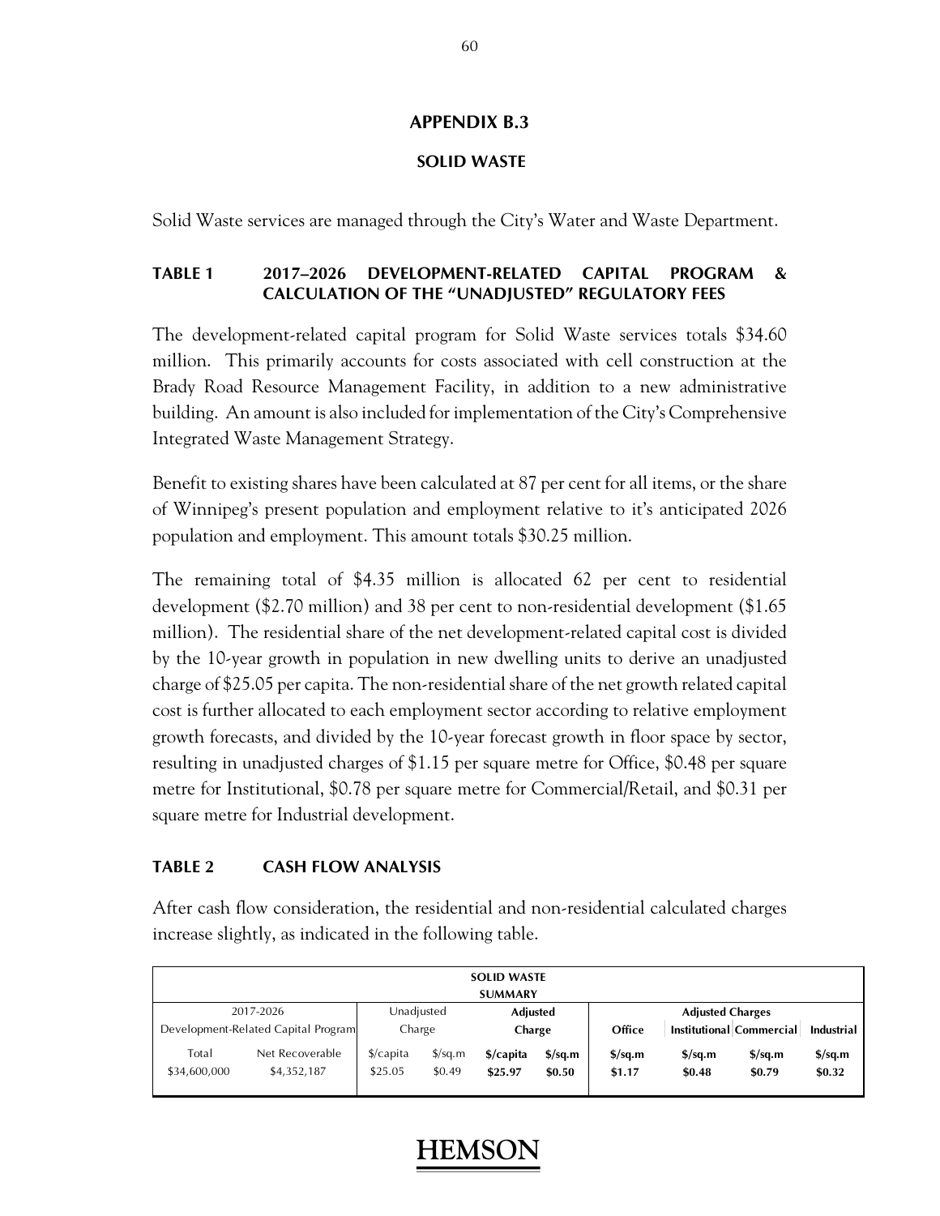## APPENDIX B.3

### SOLID WASTE

Solid Waste services are managed through the City's Water and Waste Department.

#### TABLE 1 2017–2026 DEVELOPMENT-RELATED CAPITAL PROGRAM & CALCULATION OF THE "UNADJUSTED" REGULATORY FEES

The development-related capital program for Solid Waste services totals $34.60 million. This primarily accounts for costs associated with cell construction at the Brady Road Resource Management Facility, in addition to a new administrative building. An amount is also included for implementation of the City's Comprehensive Integrated Waste Management Strategy.

Benefit to existing shares have been calculated at 87 per cent for all items, or the share of Winnipeg's present population and employment relative to it's anticipated 2026 population and employment. This amount totals $30.25 million.

The remaining total of $4.35 million is allocated 62 per cent to residential development ($2.70 million) and 38 per cent to non-residential development ($1.65 million). The residential share of the net development-related capital cost is divided by the 10-year growth in population in new dwelling units to derive an unadjusted charge of $25.05 per capita. The non-residential share of the net growth related capital cost is further allocated to each employment sector according to relative employment growth forecasts, and divided by the 10-year forecast growth in floor space by sector, resulting in unadjusted charges of $1.15 per square metre for Office, $0.48 per square metre for Institutional, $0.78 per square metre for Commercial/Retail, and $0.31 per square metre for Industrial development.

#### TABLE 2 CASH FLOW ANALYSIS

After cash flow consideration, the residential and non-residential calculated charges increase slightly, as indicated in the following table.

| SOLID WASTE SUMMARY | | | | | | | | | |
|---|---|---|---|---|---|---|---|---|---|
| 2017-2026 Development-Related Capital Program | | Unadjusted Charge | | **Adjusted Charge** | | **Adjusted Charges** | | | |
| | | | | | | **Office** | **Institutional** | **Commercial** | **Industrial** |
| Total | Net Recoverable | $/capita | $/sq.m | **$/capita** | **$/sq.m** | **$/sq.m** | **$/sq.m** | **$/sq.m** | **$/sq.m** |
| $34,600,000 | $4,352,187 | $25.05 | $0.49 | **$25.97** | **$0.50** | **$1.17** | **$0.48** | **$0.79** | **$0.32** |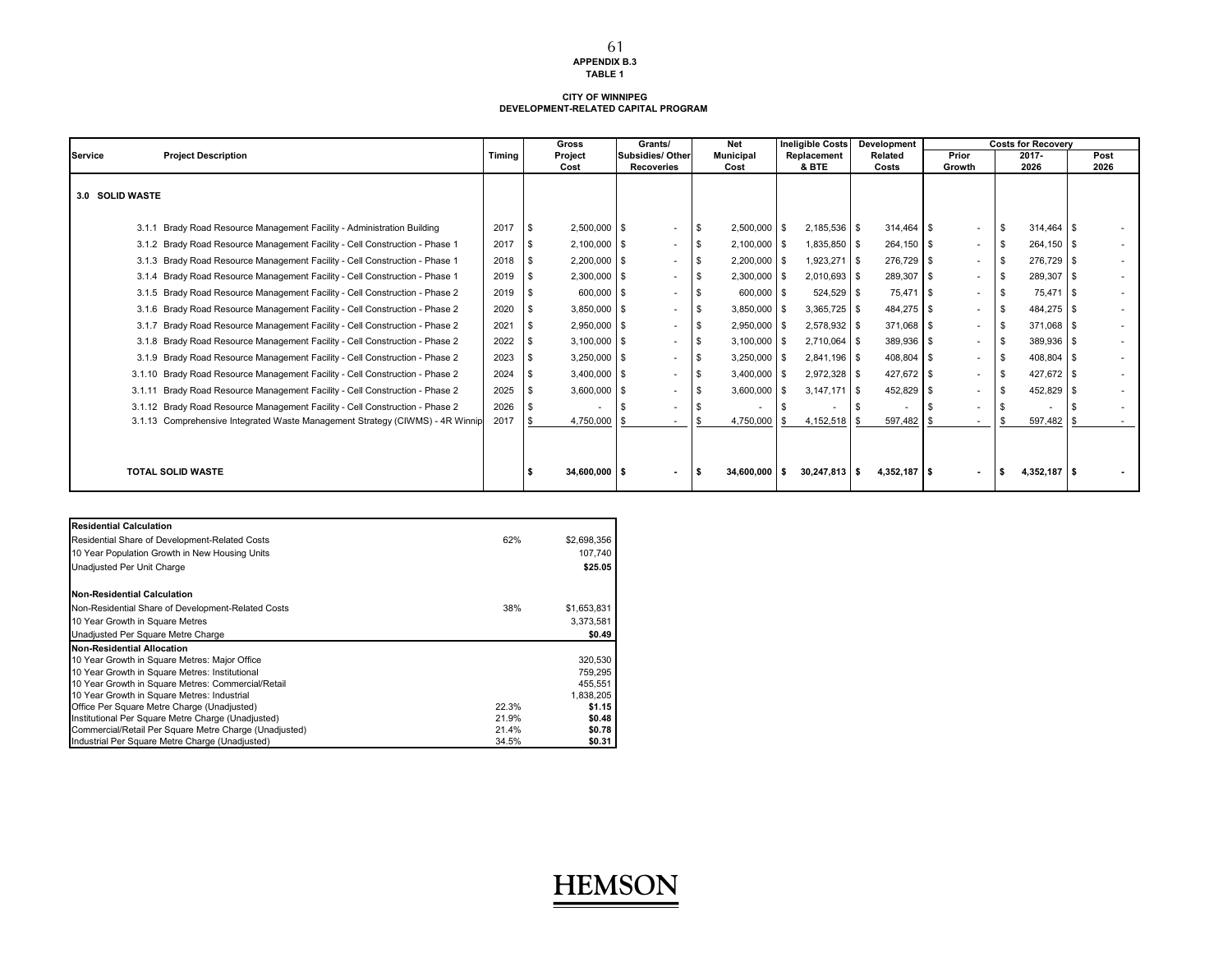**APPENDIX B.3**
**TABLE 1**

**CITY OF WINNIPEG**
**DEVELOPMENT-RELATED CAPITAL PROGRAM**

| Service | Project Description | Timing | Gross Project Cost | Grants/ Subsidies/ Other Recoveries | Net Municipal Cost | Ineligible Costs Replacement & BTE | Development Related Costs | Costs for Recovery Prior Growth | 2017-2026 | Post 2026 |
|---|---|---|---|---|---|---|---|---|---|---|
| **3.0 SOLID WASTE** | | | | | | | | | | |
| | 3.1.1 Brady Road Resource Management Facility - Administration Building | 2017 | $ 2,500,000 | $ - | $ 2,500,000 | $ 2,185,536 | $ 314,464 | $ - | $ 314,464 | $ - |
| | 3.1.2 Brady Road Resource Management Facility - Cell Construction - Phase 1 | 2017 | $ 2,100,000 | $ - | $ 2,100,000 | $ 1,835,850 | $ 264,150 | $ - | $ 264,150 | $ - |
| | 3.1.3 Brady Road Resource Management Facility - Cell Construction - Phase 1 | 2018 | $ 2,200,000 | $ - | $ 2,200,000 | $ 1,923,271 | $ 276,729 | $ - | $ 276,729 | $ - |
| | 3.1.4 Brady Road Resource Management Facility - Cell Construction - Phase 1 | 2019 | $ 2,300,000 | $ - | $ 2,300,000 | $ 2,010,693 | $ 289,307 | $ - | $ 289,307 | $ - |
| | 3.1.5 Brady Road Resource Management Facility - Cell Construction - Phase 2 | 2019 | $ 600,000 | $ - | $ 600,000 | $ 524,529 | $ 75,471 | $ - | $ 75,471 | $ - |
| | 3.1.6 Brady Road Resource Management Facility - Cell Construction - Phase 2 | 2020 | $ 3,850,000 | $ - | $ 3,850,000 | $ 3,365,725 | $ 484,275 | $ - | $ 484,275 | $ - |
| | 3.1.7 Brady Road Resource Management Facility - Cell Construction - Phase 2 | 2021 | $ 2,950,000 | $ - | $ 2,950,000 | $ 2,578,932 | $ 371,068 | $ - | $ 371,068 | $ - |
| | 3.1.8 Brady Road Resource Management Facility - Cell Construction - Phase 2 | 2022 | $ 3,100,000 | $ - | $ 3,100,000 | $ 2,710,064 | $ 389,936 | $ - | $ 389,936 | $ - |
| | 3.1.9 Brady Road Resource Management Facility - Cell Construction - Phase 2 | 2023 | $ 3,250,000 | $ - | $ 3,250,000 | $ 2,841,196 | $ 408,804 | $ - | $ 408,804 | $ - |
| | 3.1.10 Brady Road Resource Management Facility - Cell Construction - Phase 2 | 2024 | $ 3,400,000 | $ - | $ 3,400,000 | $ 2,972,328 | $ 427,672 | $ - | $ 427,672 | $ - |
| | 3.1.11 Brady Road Resource Management Facility - Cell Construction - Phase 2 | 2025 | $ 3,600,000 | $ - | $ 3,600,000 | $ 3,147,171 | $ 452,829 | $ - | $ 452,829 | $ - |
| | 3.1.12 Brady Road Resource Management Facility - Cell Construction - Phase 2 | 2026 | $ - | $ - | $ - | $ - | $ - | $ - | $ - | $ - |
| | 3.1.13 Comprehensive Integrated Waste Management Strategy (CIWMS) - 4R Winnip | 2017 | $ 4,750,000 | $ - | $ 4,750,000 | $ 4,152,518 | $ 597,482 | $ - | $ 597,482 | $ - |
| | **TOTAL SOLID WASTE** | | **$ 34,600,000** | **$ -** | **$ 34,600,000** | **$ 30,247,813** | **$ 4,352,187** | **$ -** | **$ 4,352,187** | **$ -** |

| | | |
|---|---|---|
| **Residential Calculation** | | |
| Residential Share of Development-Related Costs | 62% | $2,698,356 |
| 10 Year Population Growth in New Housing Units | | 107,740 |
| Unadjusted Per Unit Charge | | **$25.05** |
| **Non-Residential Calculation** | | |
| Non-Residential Share of Development-Related Costs | 38% | $1,653,831 |
| 10 Year Growth in Square Metres | | 3,373,581 |
| Unadjusted Per Square Metre Charge | | **$0.49** |
| **Non-Residential Allocation** | | |
| 10 Year Growth in Square Metres: Major Office | | 320,530 |
| 10 Year Growth in Square Metres: Institutional | | 759,295 |
| 10 Year Growth in Square Metres: Commercial/Retail | | 455,551 |
| 10 Year Growth in Square Metres: Industrial | | 1,838,205 |
| Office Per Square Metre Charge (Unadjusted) | 22.3% | **$1.15** |
| Institutional Per Square Metre Charge (Unadjusted) | 21.9% | **$0.48** |
| Commercial/Retail Per Square Metre Charge (Unadjusted) | 21.4% | **$0.78** |
| Industrial Per Square Metre Charge (Unadjusted) | 34.5% | **$0.31** |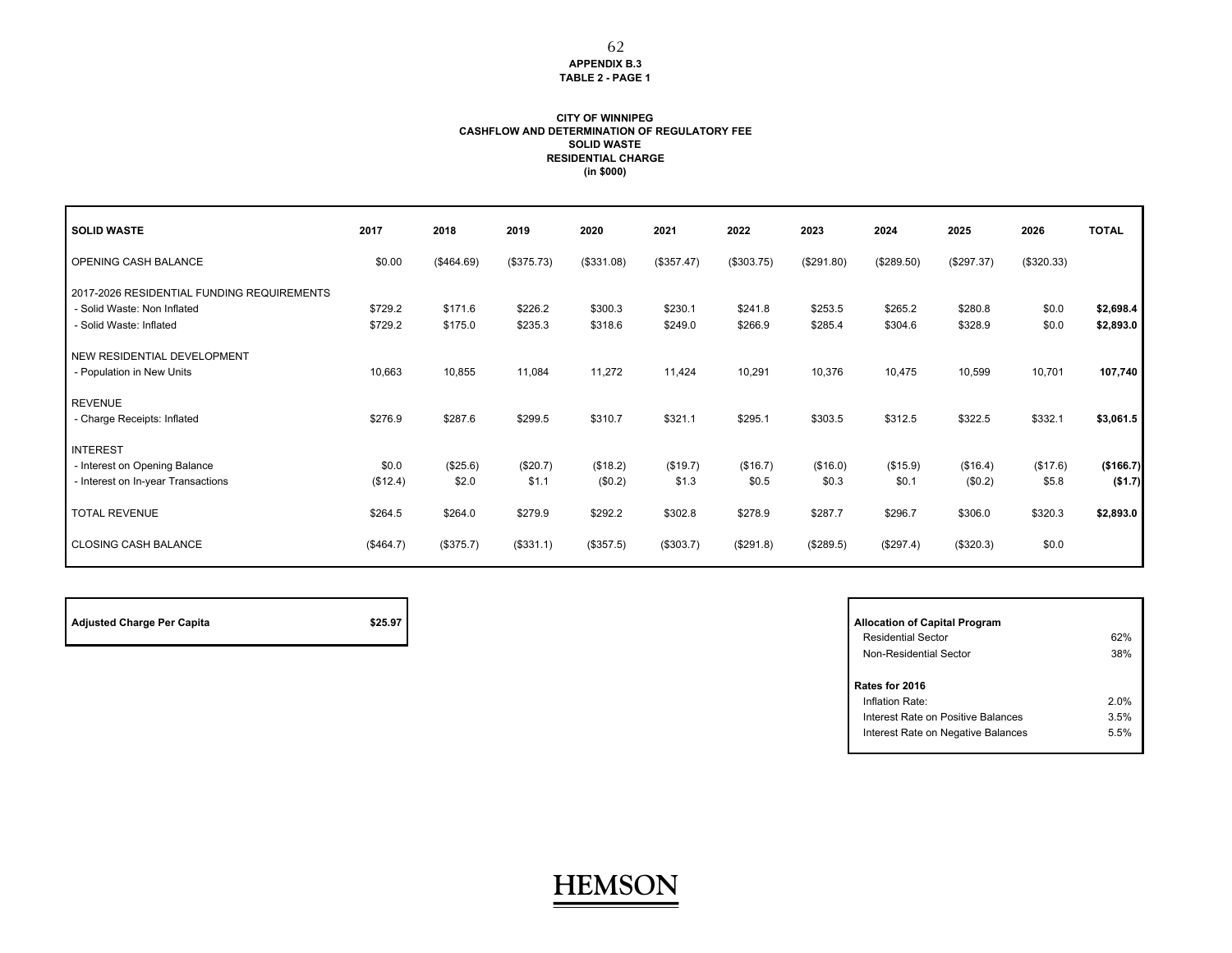**APPENDIX B.3**
**TABLE 2 - PAGE 1**

**CITY OF WINNIPEG**
**CASHFLOW AND DETERMINATION OF REGULATORY FEE**
**SOLID WASTE**
**RESIDENTIAL CHARGE**
**(in $000)**

| SOLID WASTE | 2017 | 2018 | 2019 | 2020 | 2021 | 2022 | 2023 | 2024 | 2025 | 2026 | TOTAL |
|---|---|---|---|---|---|---|---|---|---|---|---|
| OPENING CASH BALANCE | $0.00 | ($464.69) | ($375.73) | ($331.08) | ($357.47) | ($303.75) | ($291.80) | ($289.50) | ($297.37) | ($320.33) | |
| 2017-2026 RESIDENTIAL FUNDING REQUIREMENTS | | | | | | | | | | | |
| - Solid Waste: Non Inflated | $729.2 | $171.6 | $226.2 | $300.3 | $230.1 | $241.8 | $253.5 | $265.2 | $280.8 | $0.0 | **$2,698.4** |
| - Solid Waste: Inflated | $729.2 | $175.0 | $235.3 | $318.6 | $249.0 | $266.9 | $285.4 | $304.6 | $328.9 | $0.0 | **$2,893.0** |
| NEW RESIDENTIAL DEVELOPMENT | | | | | | | | | | | |
| - Population in New Units | 10,663 | 10,855 | 11,084 | 11,272 | 11,424 | 10,291 | 10,376 | 10,475 | 10,599 | 10,701 | **107,740** |
| REVENUE | | | | | | | | | | | |
| - Charge Receipts: Inflated | $276.9 | $287.6 | $299.5 | $310.7 | $321.1 | $295.1 | $303.5 | $312.5 | $322.5 | $332.1 | **$3,061.5** |
| INTEREST | | | | | | | | | | | |
| - Interest on Opening Balance | $0.0 | ($25.6) | ($20.7) | ($18.2) | ($19.7) | ($16.7) | ($16.0) | ($15.9) | ($16.4) | ($17.6) | **($166.7)** |
| - Interest on In-year Transactions | ($12.4) | $2.0 | $1.1 | ($0.2) | $1.3 | $0.5 | $0.3 | $0.1 | ($0.2) | $5.8 | **($1.7)** |
| TOTAL REVENUE | $264.5 | $264.0 | $279.9 | $292.2 | $302.8 | $278.9 | $287.7 | $296.7 | $306.0 | $320.3 | **$2,893.0** |
| CLOSING CASH BALANCE | ($464.7) | ($375.7) | ($331.1) | ($357.5) | ($303.7) | ($291.8) | ($289.5) | ($297.4) | ($320.3) | $0.0 | |

| **Adjusted Charge Per Capita** | **$25.97** |
|---|---|

| **Allocation of Capital Program** | |
|---|---|
| Residential Sector | 62% |
| Non-Residential Sector | 38% |
| **Rates for 2016** | |
| Inflation Rate: | 2.0% |
| Interest Rate on Positive Balances | 3.5% |
| Interest Rate on Negative Balances | 5.5% |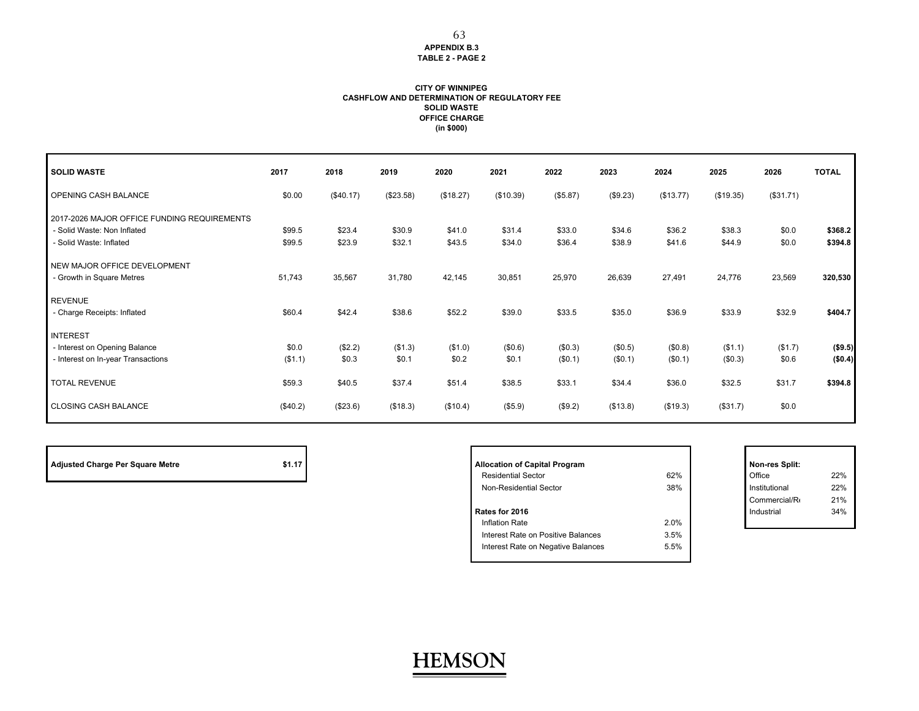**APPENDIX B.3**
**TABLE 2 - PAGE 2**

**CITY OF WINNIPEG**
**CASHFLOW AND DETERMINATION OF REGULATORY FEE**
**SOLID WASTE**
**OFFICE CHARGE**
**(in $000)**

| SOLID WASTE | 2017 | 2018 | 2019 | 2020 | 2021 | 2022 | 2023 | 2024 | 2025 | 2026 | TOTAL |
|---|---|---|---|---|---|---|---|---|---|---|---|
| OPENING CASH BALANCE | $0.00 | ($40.17) | ($23.58) | ($18.27) | ($10.39) | ($5.87) | ($9.23) | ($13.77) | ($19.35) | ($31.71) | |
| 2017-2026 MAJOR OFFICE FUNDING REQUIREMENTS | | | | | | | | | | | |
| - Solid Waste: Non Inflated | $99.5 | $23.4 | $30.9 | $41.0 | $31.4 | $33.0 | $34.6 | $36.2 | $38.3 | $0.0 | **$368.2** |
| - Solid Waste: Inflated | $99.5 | $23.9 | $32.1 | $43.5 | $34.0 | $36.4 | $38.9 | $41.6 | $44.9 | $0.0 | **$394.8** |
| NEW MAJOR OFFICE DEVELOPMENT | | | | | | | | | | | |
| - Growth in Square Metres | 51,743 | 35,567 | 31,780 | 42,145 | 30,851 | 25,970 | 26,639 | 27,491 | 24,776 | 23,569 | **320,530** |
| REVENUE | | | | | | | | | | | |
| - Charge Receipts: Inflated | $60.4 | $42.4 | $38.6 | $52.2 | $39.0 | $33.5 | $35.0 | $36.9 | $33.9 | $32.9 | **$404.7** |
| INTEREST | | | | | | | | | | | |
| - Interest on Opening Balance | $0.0 | ($2.2) | ($1.3) | ($1.0) | ($0.6) | ($0.3) | ($0.5) | ($0.8) | ($1.1) | ($1.7) | **($9.5)** |
| - Interest on In-year Transactions | ($1.1) | $0.3 | $0.1 | $0.2 | $0.1 | ($0.1) | ($0.1) | ($0.1) | ($0.3) | $0.6 | **($0.4)** |
| TOTAL REVENUE | $59.3 | $40.5 | $37.4 | $51.4 | $38.5 | $33.1 | $34.4 | $36.0 | $32.5 | $31.7 | **$394.8** |
| CLOSING CASH BALANCE | ($40.2) | ($23.6) | ($18.3) | ($10.4) | ($5.9) | ($9.2) | ($13.8) | ($19.3) | ($31.7) | $0.0 | |

| **Adjusted Charge Per Square Metre** | **$1.17** |
|---|---|

| **Allocation of Capital Program** | |
|---|---|
| Residential Sector | 62% |
| Non-Residential Sector | 38% |
| **Rates for 2016** | |
| Inflation Rate | 2.0% |
| Interest Rate on Positive Balances | 3.5% |
| Interest Rate on Negative Balances | 5.5% |

| **Non-res Split:** | |
|---|---|
| Office | 22% |
| Institutional | 22% |
| Commercial/R | 21% |
| Industrial | 34% |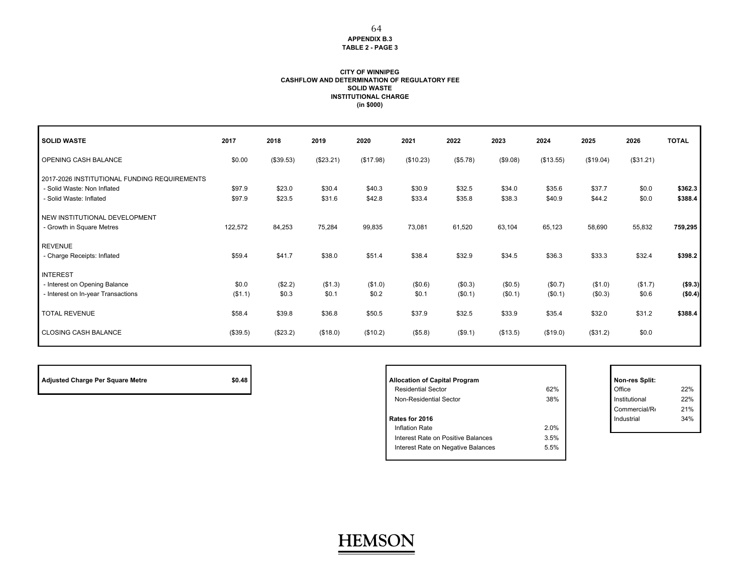**APPENDIX B.3**
**TABLE 2 - PAGE 3**

**CITY OF WINNIPEG**
**CASHFLOW AND DETERMINATION OF REGULATORY FEE**
**SOLID WASTE**
**INSTITUTIONAL CHARGE**
**(in $000)**

| SOLID WASTE | 2017 | 2018 | 2019 | 2020 | 2021 | 2022 | 2023 | 2024 | 2025 | 2026 | TOTAL |
|---|---|---|---|---|---|---|---|---|---|---|---|
| OPENING CASH BALANCE | $0.00 | ($39.53) | ($23.21) | ($17.98) | ($10.23) | ($5.78) | ($9.08) | ($13.55) | ($19.04) | ($31.21) | |
| 2017-2026 INSTITUTIONAL FUNDING REQUIREMENTS | | | | | | | | | | | |
| - Solid Waste: Non Inflated | $97.9 | $23.0 | $30.4 | $40.3 | $30.9 | $32.5 | $34.0 | $35.6 | $37.7 | $0.0 | **$362.3** |
| - Solid Waste: Inflated | $97.9 | $23.5 | $31.6 | $42.8 | $33.4 | $35.8 | $38.3 | $40.9 | $44.2 | $0.0 | **$388.4** |
| NEW INSTITUTIONAL DEVELOPMENT | | | | | | | | | | | |
| - Growth in Square Metres | 122,572 | 84,253 | 75,284 | 99,835 | 73,081 | 61,520 | 63,104 | 65,123 | 58,690 | 55,832 | **759,295** |
| REVENUE | | | | | | | | | | | |
| - Charge Receipts: Inflated | $59.4 | $41.7 | $38.0 | $51.4 | $38.4 | $32.9 | $34.5 | $36.3 | $33.3 | $32.4 | **$398.2** |
| INTEREST | | | | | | | | | | | |
| - Interest on Opening Balance | $0.0 | ($2.2) | ($1.3) | ($1.0) | ($0.6) | ($0.3) | ($0.5) | ($0.7) | ($1.0) | ($1.7) | **($9.3)** |
| - Interest on In-year Transactions | ($1.1) | $0.3 | $0.1 | $0.2 | $0.1 | ($0.1) | ($0.1) | ($0.1) | ($0.3) | $0.6 | **($0.4)** |
| TOTAL REVENUE | $58.4 | $39.8 | $36.8 | $50.5 | $37.9 | $32.5 | $33.9 | $35.4 | $32.0 | $31.2 | **$388.4** |
| CLOSING CASH BALANCE | ($39.5) | ($23.2) | ($18.0) | ($10.2) | ($5.8) | ($9.1) | ($13.5) | ($19.0) | ($31.2) | $0.0 | |

| **Adjusted Charge Per Square Metre** | **$0.48** |
|---|---|

| **Allocation of Capital Program** | |
|---|---|
| Residential Sector | 62% |
| Non-Residential Sector | 38% |
| **Rates for 2016** | |
| Inflation Rate | 2.0% |
| Interest Rate on Positive Balances | 3.5% |
| Interest Rate on Negative Balances | 5.5% |

| **Non-res Split:** | |
|---|---|
| Office | 22% |
| Institutional | 22% |
| Commercial/R | 21% |
| Industrial | 34% |

HEMSON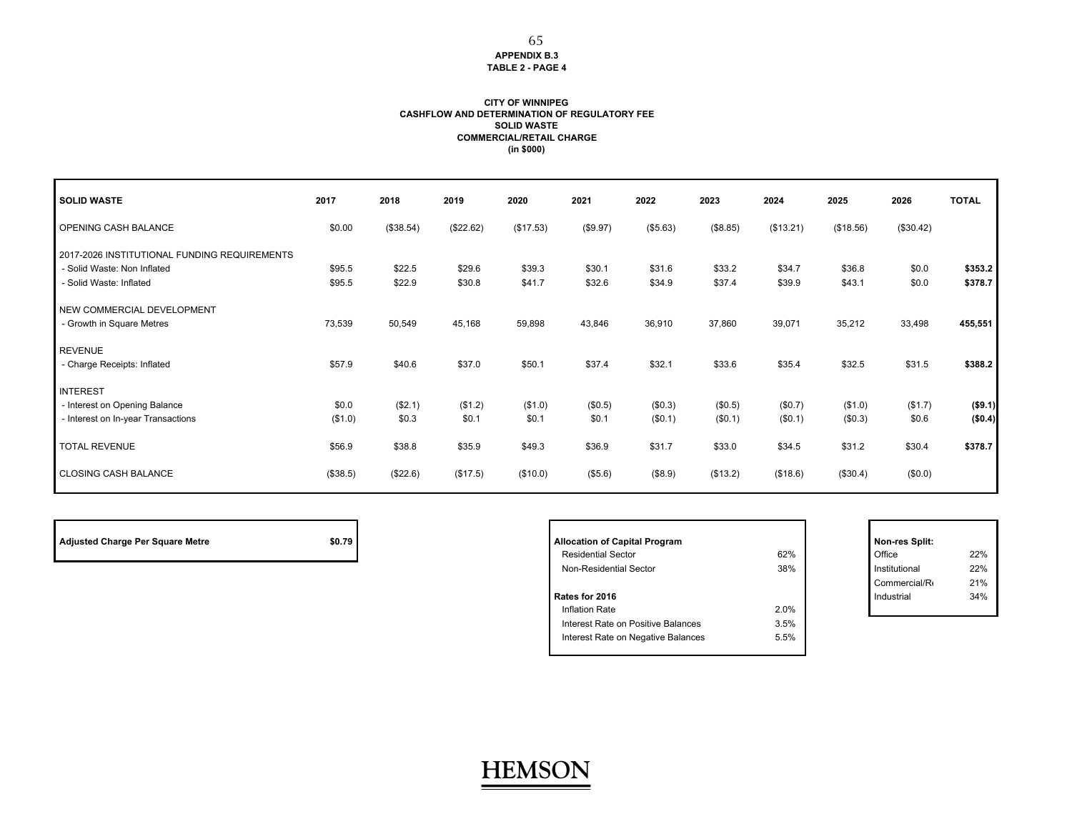**APPENDIX B.3**
**TABLE 2 - PAGE 4**

**CITY OF WINNIPEG**
**CASHFLOW AND DETERMINATION OF REGULATORY FEE**
**SOLID WASTE**
**COMMERCIAL/RETAIL CHARGE**
**(in $000)**

| SOLID WASTE | 2017 | 2018 | 2019 | 2020 | 2021 | 2022 | 2023 | 2024 | 2025 | 2026 | TOTAL |
|---|---|---|---|---|---|---|---|---|---|---|---|
| OPENING CASH BALANCE | $0.00 | ($38.54) | ($22.62) | ($17.53) | ($9.97) | ($5.63) | ($8.85) | ($13.21) | ($18.56) | ($30.42) | |
| 2017-2026 INSTITUTIONAL FUNDING REQUIREMENTS | | | | | | | | | | | |
| - Solid Waste: Non Inflated | $95.5 | $22.5 | $29.6 | $39.3 | $30.1 | $31.6 | $33.2 | $34.7 | $36.8 | $0.0 | **$353.2** |
| - Solid Waste: Inflated | $95.5 | $22.9 | $30.8 | $41.7 | $32.6 | $34.9 | $37.4 | $39.9 | $43.1 | $0.0 | **$378.7** |
| NEW COMMERCIAL DEVELOPMENT | | | | | | | | | | | |
| - Growth in Square Metres | 73,539 | 50,549 | 45,168 | 59,898 | 43,846 | 36,910 | 37,860 | 39,071 | 35,212 | 33,498 | **455,551** |
| REVENUE | | | | | | | | | | | |
| - Charge Receipts: Inflated | $57.9 | $40.6 | $37.0 | $50.1 | $37.4 | $32.1 | $33.6 | $35.4 | $32.5 | $31.5 | **$388.2** |
| INTEREST | | | | | | | | | | | |
| - Interest on Opening Balance | $0.0 | ($2.1) | ($1.2) | ($1.0) | ($0.5) | ($0.3) | ($0.5) | ($0.7) | ($1.0) | ($1.7) | **($9.1)** |
| - Interest on In-year Transactions | ($1.0) | $0.3 | $0.1 | $0.1 | $0.1 | ($0.1) | ($0.1) | ($0.1) | ($0.3) | $0.6 | **($0.4)** |
| TOTAL REVENUE | $56.9 | $38.8 | $35.9 | $49.3 | $36.9 | $31.7 | $33.0 | $34.5 | $31.2 | $30.4 | **$378.7** |
| CLOSING CASH BALANCE | ($38.5) | ($22.6) | ($17.5) | ($10.0) | ($5.6) | ($8.9) | ($13.2) | ($18.6) | ($30.4) | ($0.0) | |

| **Adjusted Charge Per Square Metre** | **$0.79** |
|---|---|

| **Allocation of Capital Program** | |
|---|---|
| Residential Sector | 62% |
| Non-Residential Sector | 38% |
| **Rates for 2016** | |
| Inflation Rate | 2.0% |
| Interest Rate on Positive Balances | 3.5% |
| Interest Rate on Negative Balances | 5.5% |

| **Non-res Split:** | |
|---|---|
| Office | 22% |
| Institutional | 22% |
| Commercial/R | 21% |
| Industrial | 34% |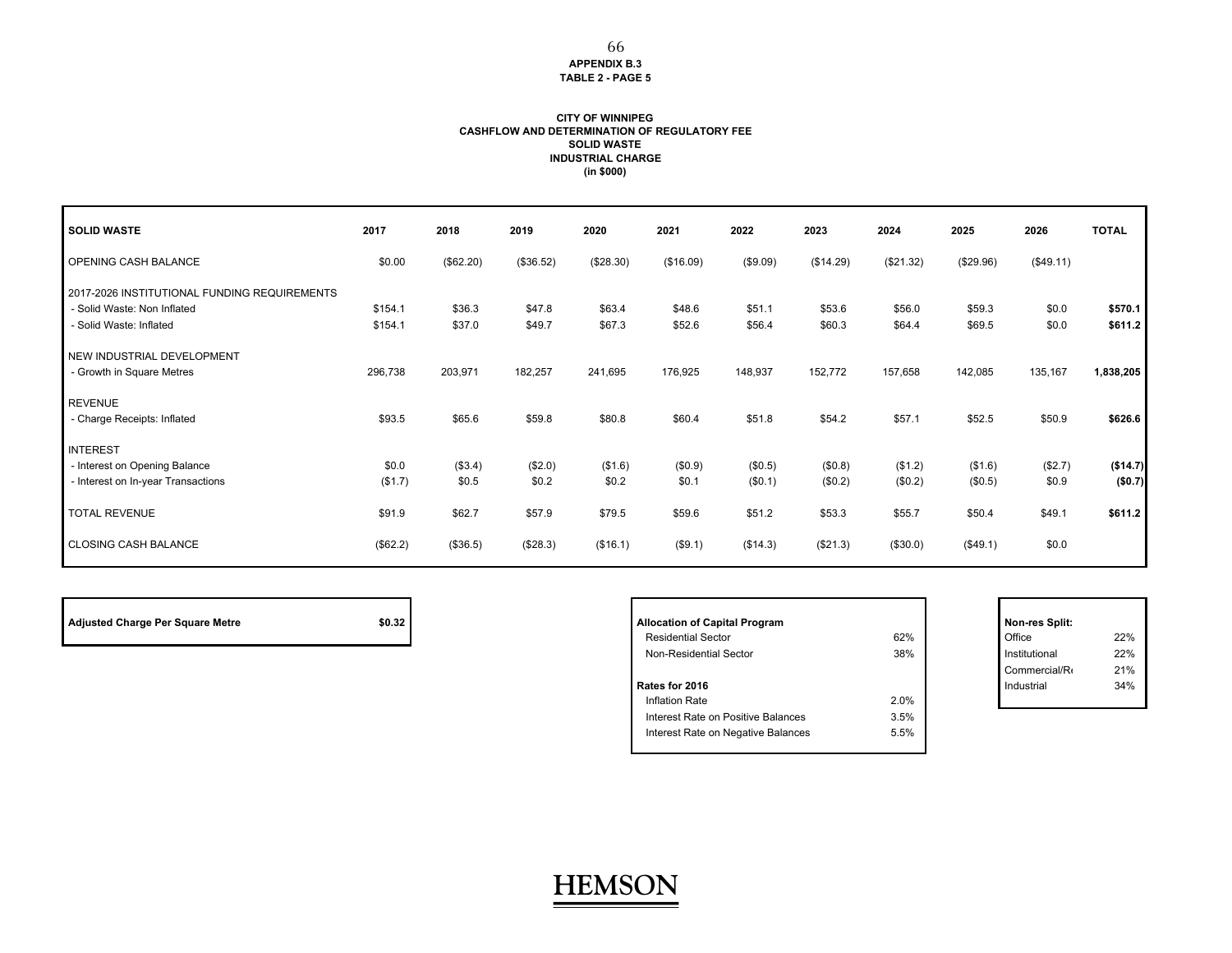**APPENDIX B.3**
**TABLE 2 - PAGE 5**

**CITY OF WINNIPEG**
**CASHFLOW AND DETERMINATION OF REGULATORY FEE**
**SOLID WASTE**
**INDUSTRIAL CHARGE**
**(in $000)**

| SOLID WASTE | 2017 | 2018 | 2019 | 2020 | 2021 | 2022 | 2023 | 2024 | 2025 | 2026 | TOTAL |
|---|---|---|---|---|---|---|---|---|---|---|---|
| OPENING CASH BALANCE | $0.00 | ($62.20) | ($36.52) | ($28.30) | ($16.09) | ($9.09) | ($14.29) | ($21.32) | ($29.96) | ($49.11) | |
| 2017-2026 INSTITUTIONAL FUNDING REQUIREMENTS | | | | | | | | | | | |
| - Solid Waste: Non Inflated | $154.1 | $36.3 | $47.8 | $63.4 | $48.6 | $51.1 | $53.6 | $56.0 | $59.3 | $0.0 | **$570.1** |
| - Solid Waste: Inflated | $154.1 | $37.0 | $49.7 | $67.3 | $52.6 | $56.4 | $60.3 | $64.4 | $69.5 | $0.0 | **$611.2** |
| NEW INDUSTRIAL DEVELOPMENT | | | | | | | | | | | |
| - Growth in Square Metres | 296,738 | 203,971 | 182,257 | 241,695 | 176,925 | 148,937 | 152,772 | 157,658 | 142,085 | 135,167 | **1,838,205** |
| REVENUE | | | | | | | | | | | |
| - Charge Receipts: Inflated | $93.5 | $65.6 | $59.8 | $80.8 | $60.4 | $51.8 | $54.2 | $57.1 | $52.5 | $50.9 | **$626.6** |
| INTEREST | | | | | | | | | | | |
| - Interest on Opening Balance | $0.0 | ($3.4) | ($2.0) | ($1.6) | ($0.9) | ($0.5) | ($0.8) | ($1.2) | ($1.6) | ($2.7) | **($14.7)** |
| - Interest on In-year Transactions | ($1.7) | $0.5 | $0.2 | $0.2 | $0.1 | ($0.1) | ($0.2) | ($0.2) | ($0.5) | $0.9 | **($0.7)** |
| TOTAL REVENUE | $91.9 | $62.7 | $57.9 | $79.5 | $59.6 | $51.2 | $53.3 | $55.7 | $50.4 | $49.1 | **$611.2** |
| CLOSING CASH BALANCE | ($62.2) | ($36.5) | ($28.3) | ($16.1) | ($9.1) | ($14.3) | ($21.3) | ($30.0) | ($49.1) | $0.0 | |

| **Adjusted Charge Per Square Metre** | **$0.32** |
|---|---|

| **Allocation of Capital Program** | |
|---|---|
| Residential Sector | 62% |
| Non-Residential Sector | 38% |
| **Rates for 2016** | |
| Inflation Rate | 2.0% |
| Interest Rate on Positive Balances | 3.5% |
| Interest Rate on Negative Balances | 5.5% |

| **Non-res Split:** | |
|---|---|
| Office | 22% |
| Institutional | 22% |
| Commercial/R | 21% |
| Industrial | 34% |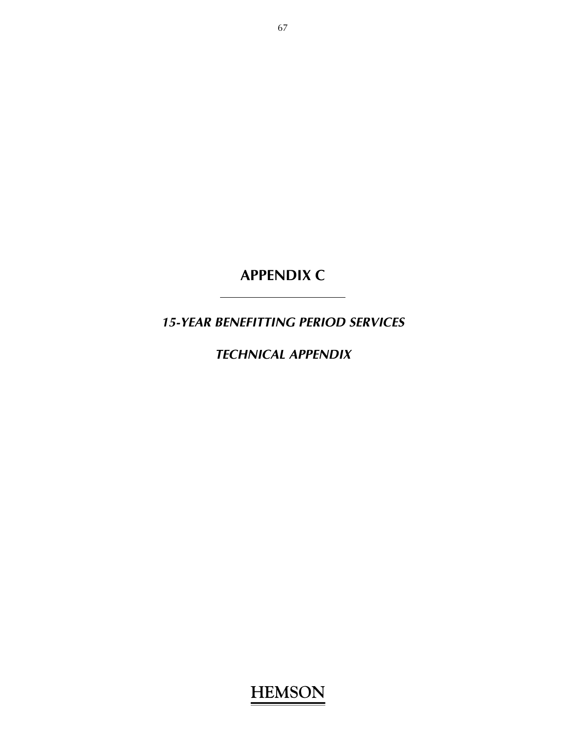# APPENDIX C

## *15-YEAR BENEFITTING PERIOD SERVICES*

## *TECHNICAL APPENDIX*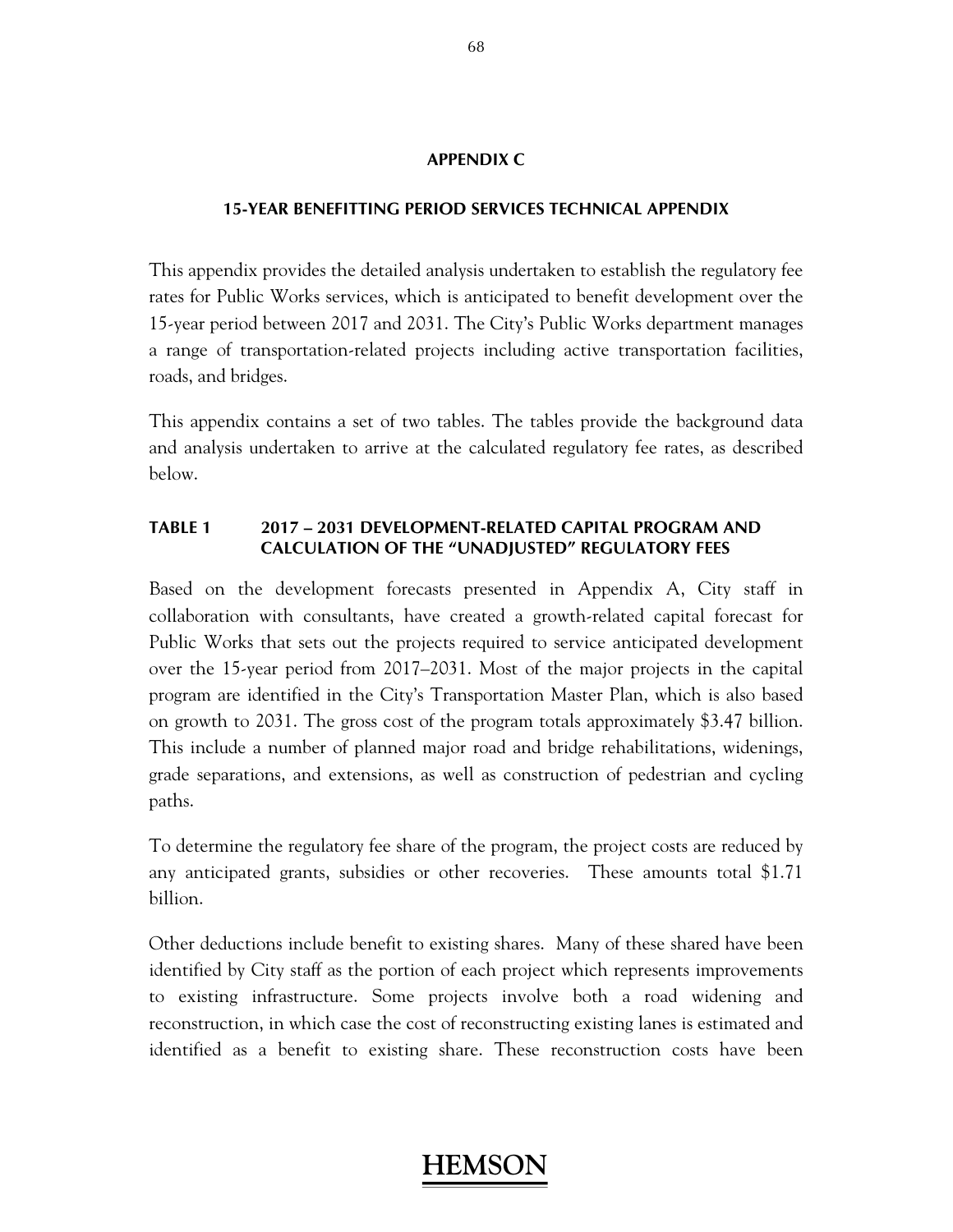## APPENDIX C

### 15-YEAR BENEFITTING PERIOD SERVICES TECHNICAL APPENDIX

This appendix provides the detailed analysis undertaken to establish the regulatory fee rates for Public Works services, which is anticipated to benefit development over the 15-year period between 2017 and 2031. The City's Public Works department manages a range of transportation-related projects including active transportation facilities, roads, and bridges.

This appendix contains a set of two tables. The tables provide the background data and analysis undertaken to arrive at the calculated regulatory fee rates, as described below.

### TABLE 1 2017 – 2031 DEVELOPMENT-RELATED CAPITAL PROGRAM AND CALCULATION OF THE "UNADJUSTED" REGULATORY FEES

Based on the development forecasts presented in Appendix A, City staff in collaboration with consultants, have created a growth-related capital forecast for Public Works that sets out the projects required to service anticipated development over the 15-year period from 2017–2031. Most of the major projects in the capital program are identified in the City's Transportation Master Plan, which is also based on growth to 2031. The gross cost of the program totals approximately $3.47 billion. This include a number of planned major road and bridge rehabilitations, widenings, grade separations, and extensions, as well as construction of pedestrian and cycling paths.

To determine the regulatory fee share of the program, the project costs are reduced by any anticipated grants, subsidies or other recoveries. These amounts total $1.71 billion.

Other deductions include benefit to existing shares. Many of these shared have been identified by City staff as the portion of each project which represents improvements to existing infrastructure. Some projects involve both a road widening and reconstruction, in which case the cost of reconstructing existing lanes is estimated and identified as a benefit to existing share. These reconstruction costs have been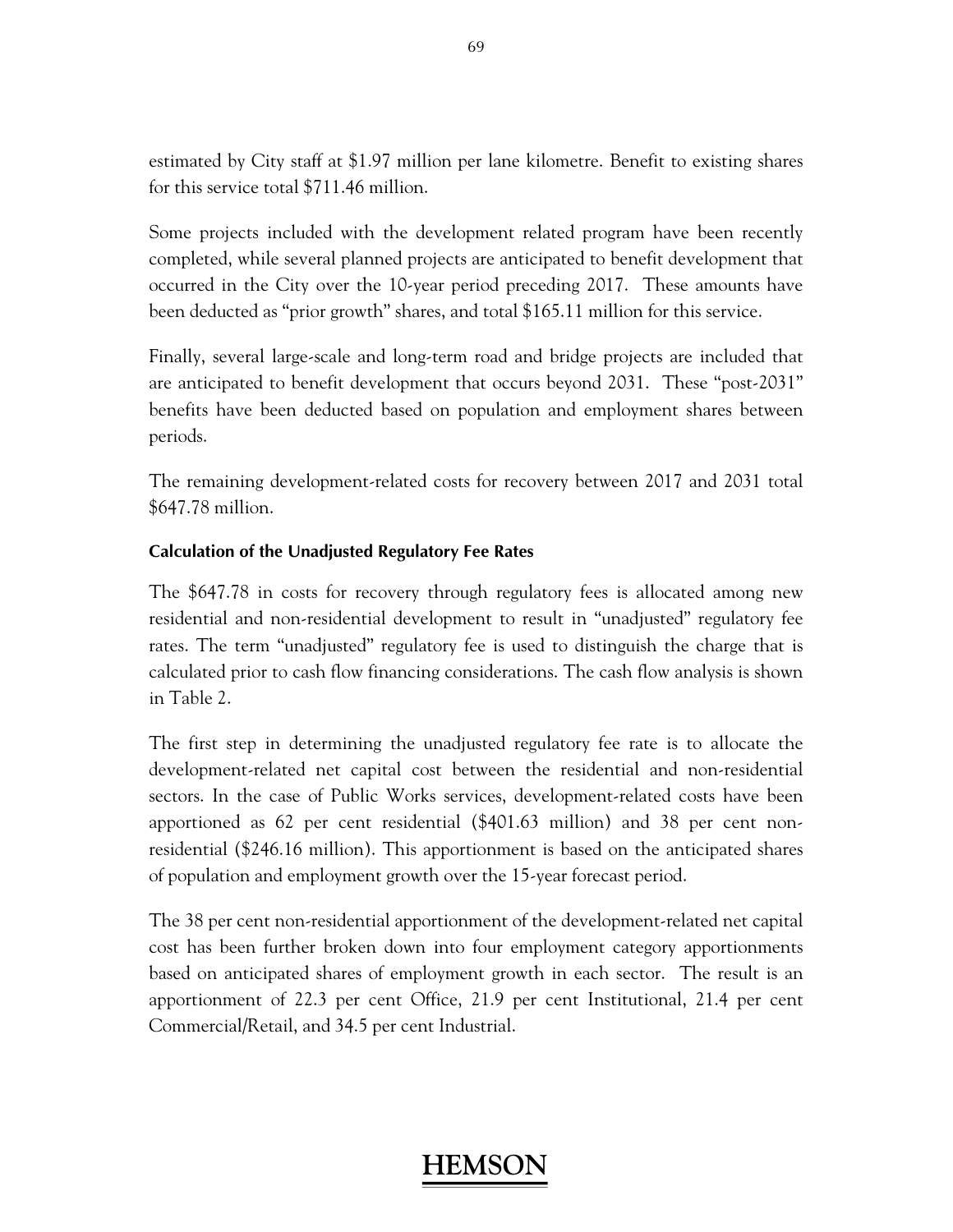estimated by City staff at $1.97 million per lane kilometre. Benefit to existing shares for this service total $711.46 million.

Some projects included with the development related program have been recently completed, while several planned projects are anticipated to benefit development that occurred in the City over the 10-year period preceding 2017. These amounts have been deducted as "prior growth" shares, and total $165.11 million for this service.

Finally, several large-scale and long-term road and bridge projects are included that are anticipated to benefit development that occurs beyond 2031. These "post-2031" benefits have been deducted based on population and employment shares between periods.

The remaining development-related costs for recovery between 2017 and 2031 total $647.78 million.

#### Calculation of the Unadjusted Regulatory Fee Rates

The $647.78 in costs for recovery through regulatory fees is allocated among new residential and non-residential development to result in "unadjusted" regulatory fee rates. The term "unadjusted" regulatory fee is used to distinguish the charge that is calculated prior to cash flow financing considerations. The cash flow analysis is shown in Table 2.

The first step in determining the unadjusted regulatory fee rate is to allocate the development-related net capital cost between the residential and non-residential sectors. In the case of Public Works services, development-related costs have been apportioned as 62 per cent residential ($401.63 million) and 38 per cent non-residential ($246.16 million). This apportionment is based on the anticipated shares of population and employment growth over the 15-year forecast period.

The 38 per cent non-residential apportionment of the development-related net capital cost has been further broken down into four employment category apportionments based on anticipated shares of employment growth in each sector. The result is an apportionment of 22.3 per cent Office, 21.9 per cent Institutional, 21.4 per cent Commercial/Retail, and 34.5 per cent Industrial.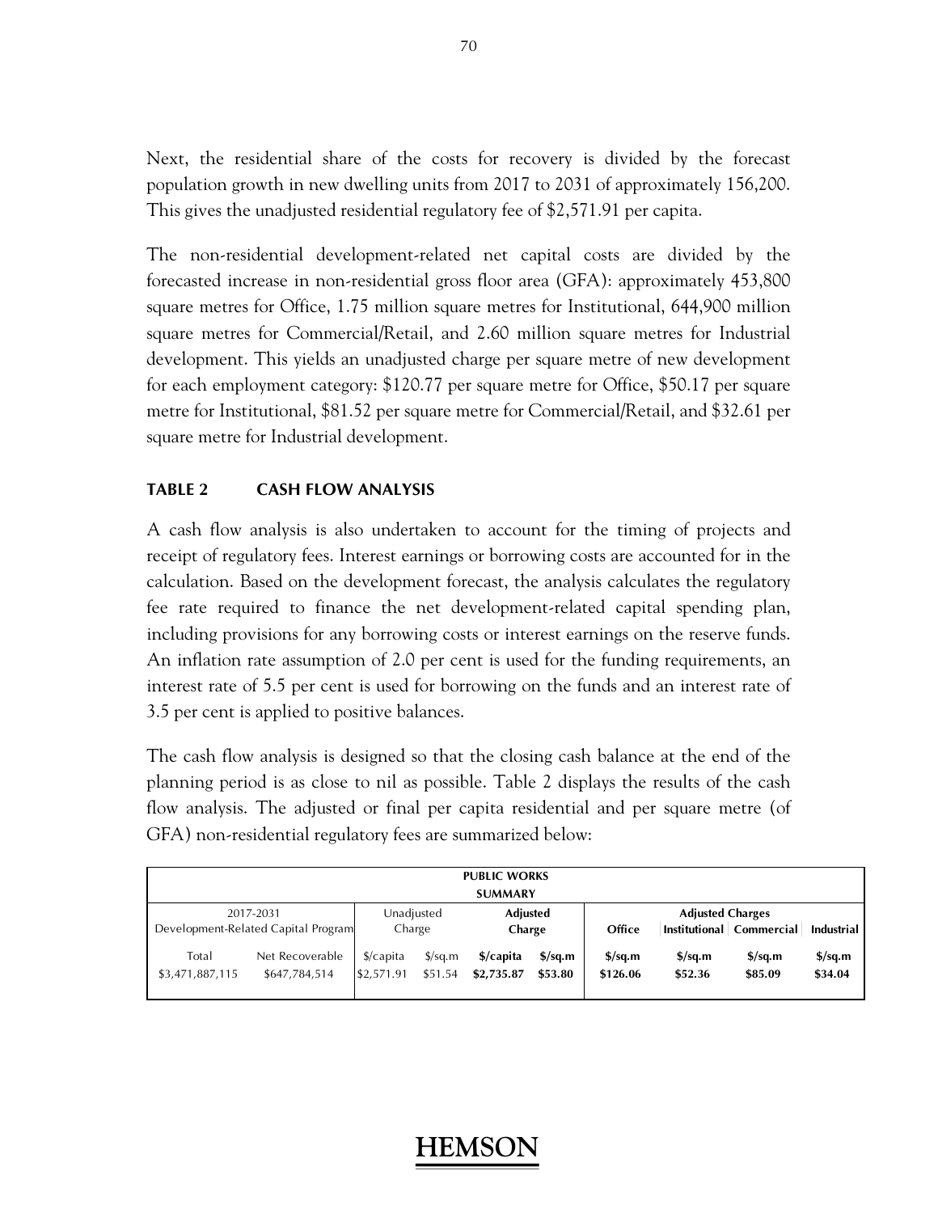Next, the residential share of the costs for recovery is divided by the forecast population growth in new dwelling units from 2017 to 2031 of approximately 156,200. This gives the unadjusted residential regulatory fee of $2,571.91 per capita.

The non-residential development-related net capital costs are divided by the forecasted increase in non-residential gross floor area (GFA): approximately 453,800 square metres for Office, 1.75 million square metres for Institutional, 644,900 million square metres for Commercial/Retail, and 2.60 million square metres for Industrial development. This yields an unadjusted charge per square metre of new development for each employment category: $120.77 per square metre for Office, $50.17 per square metre for Institutional, $81.52 per square metre for Commercial/Retail, and $32.61 per square metre for Industrial development.

### TABLE 2 CASH FLOW ANALYSIS

A cash flow analysis is also undertaken to account for the timing of projects and receipt of regulatory fees. Interest earnings or borrowing costs are accounted for in the calculation. Based on the development forecast, the analysis calculates the regulatory fee rate required to finance the net development-related capital spending plan, including provisions for any borrowing costs or interest earnings on the reserve funds. An inflation rate assumption of 2.0 per cent is used for the funding requirements, an interest rate of 5.5 per cent is used for borrowing on the funds and an interest rate of 3.5 per cent is applied to positive balances.

The cash flow analysis is designed so that the closing cash balance at the end of the planning period is as close to nil as possible. Table 2 displays the results of the cash flow analysis. The adjusted or final per capita residential and per square metre (of GFA) non-residential regulatory fees are summarized below:

| **PUBLIC WORKS SUMMARY** | | | | | | | | | |
|---|---|---|---|---|---|---|---|---|---|
| 2017-2031 Development-Related Capital Program | | Unadjusted Charge | | **Adjusted Charge** | | **Adjusted Charges** | | | |
| | | | | | | **Office** | **Institutional** | **Commercial** | **Industrial** |
| Total | Net Recoverable | $/capita | $/sq.m | **$/capita** | **$/sq.m** | **$/sq.m** | **$/sq.m** | **$/sq.m** | **$/sq.m** |
| $3,471,887,115 | $647,784,514 | $2,571.91 | $51.54 | **$2,735.87** | **$53.80** | **$126.06** | **$52.36** | **$85.09** | **$34.04** |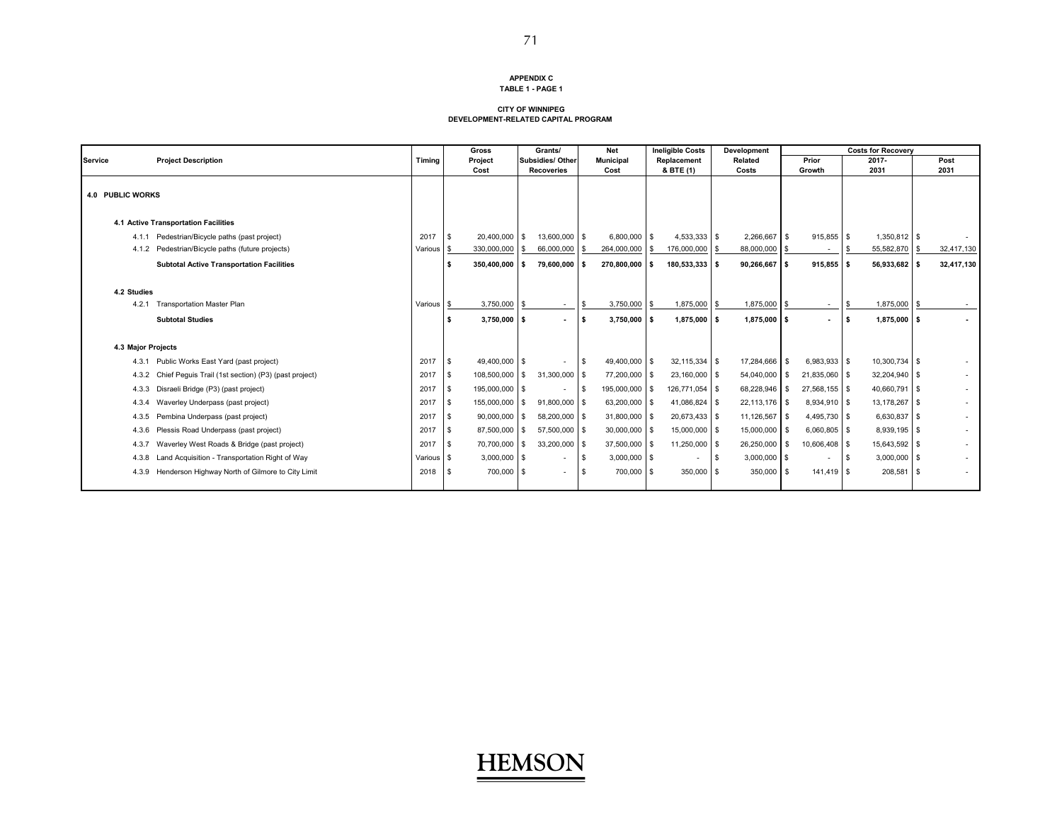**APPENDIX C**
**TABLE 1 - PAGE 1**

**CITY OF WINNIPEG**
**DEVELOPMENT-RELATED CAPITAL PROGRAM**

| Service | Project Description | Timing | Gross Project Cost | Grants/ Subsidies/ Other Recoveries | Net Municipal Cost | Ineligible Costs Replacement & BTE (1) | Development Related Costs | Costs for Recovery | | |
|---|---|---|---|---|---|---|---|---|---|---|
| | | | | | | | | Prior Growth | 2017-2031 | Post 2031 |
| **4.0 PUBLIC WORKS** | | | | | | | | | | |
| | **4.1 Active Transportation Facilities** | | | | | | | | | |
| 4.1.1 | Pedestrian/Bicycle paths (past project) | 2017 | $ 20,400,000 | $ 13,600,000 | $ 6,800,000 | $ 4,533,333 | $ 2,266,667 | $ 915,855 | $ 1,350,812 | $ - |
| 4.1.2 | Pedestrian/Bicycle paths (future projects) | Various | $ 330,000,000 | $ 66,000,000 | $ 264,000,000 | $ 176,000,000 | $ 88,000,000 | $ - | $ 55,582,870 | $ 32,417,130 |
| | **Subtotal Active Transportation Facilities** | | **$ 350,400,000** | **$ 79,600,000** | **$ 270,800,000** | **$ 180,533,333** | **$ 90,266,667** | **$ 915,855** | **$ 56,933,682** | **$ 32,417,130** |
| | **4.2 Studies** | | | | | | | | | |
| 4.2.1 | Transportation Master Plan | Various | $ 3,750,000 | $ - | $ 3,750,000 | $ 1,875,000 | $ 1,875,000 | $ - | $ 1,875,000 | $ - |
| | **Subtotal Studies** | | **$ 3,750,000** | **$ -** | **$ 3,750,000** | **$ 1,875,000** | **$ 1,875,000** | **$ -** | **$ 1,875,000** | **$ -** |
| | **4.3 Major Projects** | | | | | | | | | |
| 4.3.1 | Public Works East Yard (past project) | 2017 | $ 49,400,000 | $ - | $ 49,400,000 | $ 32,115,334 | $ 17,284,666 | $ 6,983,933 | $ 10,300,734 | $ - |
| 4.3.2 | Chief Peguis Trail (1st section) (P3) (past project) | 2017 | $ 108,500,000 | $ 31,300,000 | $ 77,200,000 | $ 23,160,000 | $ 54,040,000 | $ 21,835,060 | $ 32,204,940 | $ - |
| 4.3.3 | Disraeli Bridge (P3) (past project) | 2017 | $ 195,000,000 | $ - | $ 195,000,000 | $ 126,771,054 | $ 68,228,946 | $ 27,568,155 | $ 40,660,791 | $ - |
| 4.3.4 | Waverley Underpass (past project) | 2017 | $ 155,000,000 | $ 91,800,000 | $ 63,200,000 | $ 41,086,824 | $ 22,113,176 | $ 8,934,910 | $ 13,178,267 | $ - |
| 4.3.5 | Pembina Underpass (past project) | 2017 | $ 90,000,000 | $ 58,200,000 | $ 31,800,000 | $ 20,673,433 | $ 11,126,567 | $ 4,495,730 | $ 6,630,837 | $ - |
| 4.3.6 | Plessis Road Underpass (past project) | 2017 | $ 87,500,000 | $ 57,500,000 | $ 30,000,000 | $ 15,000,000 | $ 15,000,000 | $ 6,060,805 | $ 8,939,195 | $ - |
| 4.3.7 | Waverley West Roads & Bridge (past project) | 2017 | $ 70,700,000 | $ 33,200,000 | $ 37,500,000 | $ 11,250,000 | $ 26,250,000 | $ 10,606,408 | $ 15,643,592 | $ - |
| 4.3.8 | Land Acquisition - Transportation Right of Way | Various | $ 3,000,000 | $ - | $ 3,000,000 | $ - | $ 3,000,000 | $ - | $ 3,000,000 | $ - |
| 4.3.9 | Henderson Highway North of Gilmore to City Limit | 2018 | $ 700,000 | $ - | $ 700,000 | $ 350,000 | $ 350,000 | $ 141,419 | $ 208,581 | $ - |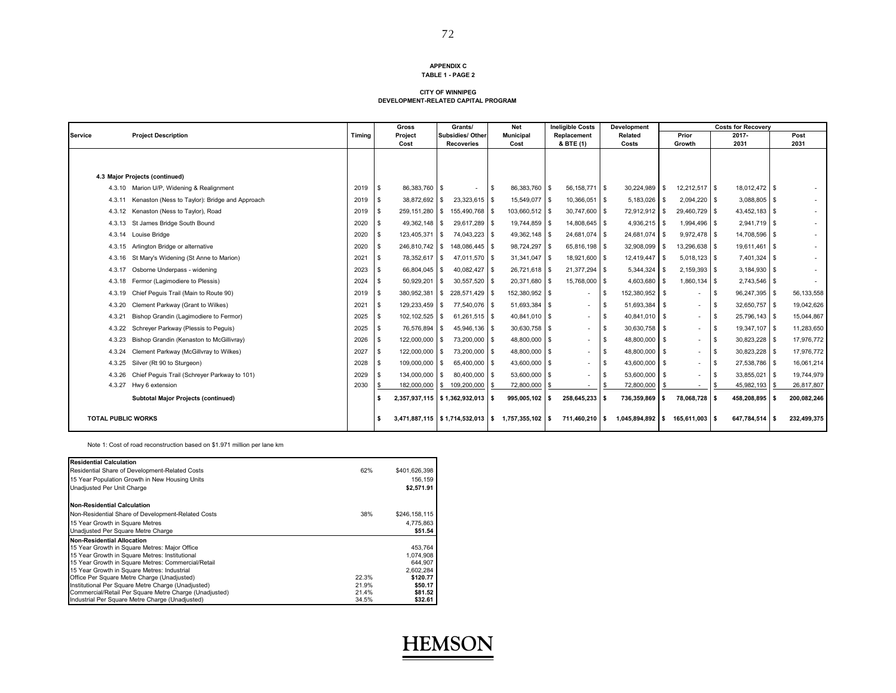**APPENDIX C**
**TABLE 1 - PAGE 2**

**CITY OF WINNIPEG**
**DEVELOPMENT-RELATED CAPITAL PROGRAM**

| Service | Project Description | Timing | Gross Project Cost | Grants/ Subsidies/ Other Recoveries | Net Municipal Cost | Ineligible Costs Replacement & BTE (1) | Development Related Costs | Costs for Recovery Prior Growth | 2017-2031 | Post 2031 |
|---|---|---|---|---|---|---|---|---|---|---|
| **4.3 Major Projects (continued)** | | | | | | | | | | |
| 4.3.10 | Marion U/P, Widening & Realignment | 2019 | $ 86,383,760 | $ - | $ 86,383,760 | $ 56,158,771 | $ 30,224,989 | $ 12,212,517 | $ 18,012,472 | $ - |
| 4.3.11 | Kenaston (Ness to Taylor): Bridge and Approach | 2019 | $ 38,872,692 | $ 23,323,615 | $ 15,549,077 | $ 10,366,051 | $ 5,183,026 | $ 2,094,220 | $ 3,088,805 | $ - |
| 4.3.12 | Kenaston (Ness to Taylor), Road | 2019 | $ 259,151,280 | $ 155,490,768 | $ 103,660,512 | $ 30,747,600 | $ 72,912,912 | $ 29,460,729 | $ 43,452,183 | $ - |
| 4.3.13 | St James Bridge South Bound | 2020 | $ 49,362,148 | $ 29,617,289 | $ 19,744,859 | $ 14,808,645 | $ 4,936,215 | $ 1,994,496 | $ 2,941,719 | $ - |
| 4.3.14 | Louise Bridge | 2020 | $ 123,405,371 | $ 74,043,223 | $ 49,362,148 | $ 24,681,074 | $ 24,681,074 | $ 9,972,478 | $ 14,708,596 | $ - |
| 4.3.15 | Arlington Bridge or alternative | 2020 | $ 246,810,742 | $ 148,086,445 | $ 98,724,297 | $ 65,816,198 | $ 32,908,099 | $ 13,296,638 | $ 19,611,461 | $ - |
| 4.3.16 | St Mary's Widening (St Anne to Marion) | 2021 | $ 78,352,617 | $ 47,011,570 | $ 31,341,047 | $ 18,921,600 | $ 12,419,447 | $ 5,018,123 | $ 7,401,324 | $ - |
| 4.3.17 | Osborne Underpass - widening | 2023 | $ 66,804,045 | $ 40,082,427 | $ 26,721,618 | $ 21,377,294 | $ 5,344,324 | $ 2,159,393 | $ 3,184,930 | $ - |
| 4.3.18 | Fermor (Lagimodiere to Plessis) | 2024 | $ 50,929,201 | $ 30,557,520 | $ 20,371,680 | $ 15,768,000 | $ 4,603,680 | $ 1,860,134 | $ 2,743,546 | $ - |
| 4.3.19 | Chief Peguis Trail (Main to Route 90) | 2019 | $ 380,952,381 | $ 228,571,429 | $ 152,380,952 | $ - | $ 152,380,952 | $ - | $ 96,247,395 | $ 56,133,558 |
| 4.3.20 | Clement Parkway (Grant to Wilkes) | 2021 | $ 129,233,459 | $ 77,540,076 | $ 51,693,384 | $ - | $ 51,693,384 | $ - | $ 32,650,757 | $ 19,042,626 |
| 4.3.21 | Bishop Grandin (Lagimodiere to Fermor) | 2025 | $ 102,102,525 | $ 61,261,515 | $ 40,841,010 | $ - | $ 40,841,010 | $ - | $ 25,796,143 | $ 15,044,867 |
| 4.3.22 | Schreyer Parkway (Plessis to Peguis) | 2025 | $ 76,576,894 | $ 45,946,136 | $ 30,630,758 | $ - | $ 30,630,758 | $ - | $ 19,347,107 | $ 11,283,650 |
| 4.3.23 | Bishop Grandin (Kenaston to McGillivray) | 2026 | $ 122,000,000 | $ 73,200,000 | $ 48,800,000 | $ - | $ 48,800,000 | $ - | $ 30,823,228 | $ 17,976,772 |
| 4.3.24 | Clement Parkway (McGillvray to Wilkes) | 2027 | $ 122,000,000 | $ 73,200,000 | $ 48,800,000 | $ - | $ 48,800,000 | $ - | $ 30,823,228 | $ 17,976,772 |
| 4.3.25 | Silver (Rt 90 to Sturgeon) | 2028 | $ 109,000,000 | $ 65,400,000 | $ 43,600,000 | $ - | $ 43,600,000 | $ - | $ 27,538,786 | $ 16,061,214 |
| 4.3.26 | Chief Peguis Trail (Schreyer Parkway to 101) | 2029 | $ 134,000,000 | $ 80,400,000 | $ 53,600,000 | $ - | $ 53,600,000 | $ - | $ 33,855,021 | $ 19,744,979 |
| 4.3.27 | Hwy 6 extension | 2030 | $ 182,000,000 | $ 109,200,000 | $ 72,800,000 | $ - | $ 72,800,000 | $ - | $ 45,982,193 | $ 26,817,807 |
| | **Subtotal Major Projects (continued)** | | **$ 2,357,937,115** | **$ 1,362,932,013** | **$ 995,005,102** | **$ 258,645,233** | **$ 736,359,869** | **$ 78,068,728** | **$ 458,208,895** | **$ 200,082,246** |
| **TOTAL PUBLIC WORKS** | | | **$ 3,471,887,115** | **$ 1,714,532,013** | **$ 1,757,355,102** | **$ 711,460,210** | **$ 1,045,894,892** | **$ 165,611,003** | **$ 647,784,514** | **$ 232,499,375** |

Note 1: Cost of road reconstruction based on $1.971 million per lane km

| **Residential Calculation** | | |
|---|---|---|
| Residential Share of Development-Related Costs | 62% | $401,626,398 |
| 15 Year Population Growth in New Housing Units | | 156,159 |
| Unadjusted Per Unit Charge | | **$2,571.91** |
| **Non-Residential Calculation** | | |
| Non-Residential Share of Development-Related Costs | 38% | $246,158,115 |
| 15 Year Growth in Square Metres | | 4,775,863 |
| Unadjusted Per Square Metre Charge | | **$51.54** |
| **Non-Residential Allocation** | | |
| 15 Year Growth in Square Metres: Major Office | | 453,764 |
| 15 Year Growth in Square Metres: Institutional | | 1,074,908 |
| 15 Year Growth in Square Metres: Commercial/Retail | | 644,907 |
| 15 Year Growth in Square Metres: Industrial | | 2,602,284 |
| Office Per Square Metre Charge (Unadjusted) | 22.3% | **$120.77** |
| Institutional Per Square Metre Charge (Unadjusted) | 21.9% | **$50.17** |
| Commercial/Retail Per Square Metre Charge (Unadjusted) | 21.4% | **$81.52** |
| Industrial Per Square Metre Charge (Unadjusted) | 34.5% | **$32.61** |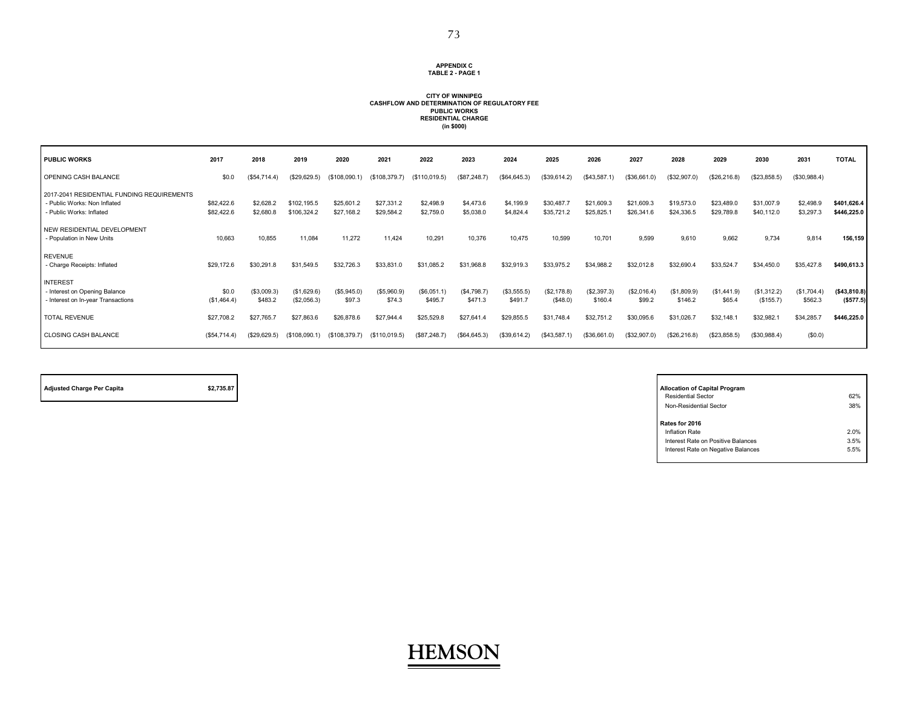**APPENDIX C**
**TABLE 2 - PAGE 1**

**CITY OF WINNIPEG**
**CASHFLOW AND DETERMINATION OF REGULATORY FEE**
**PUBLIC WORKS**
**RESIDENTIAL CHARGE**
**(in $000)**

| PUBLIC WORKS | 2017 | 2018 | 2019 | 2020 | 2021 | 2022 | 2023 | 2024 | 2025 | 2026 | 2027 | 2028 | 2029 | 2030 | 2031 | TOTAL |
|---|---|---|---|---|---|---|---|---|---|---|---|---|---|---|---|---|
| OPENING CASH BALANCE | $0.0 | ($54,714.4) | ($29,629.5) | ($108,090.1) | ($108,379.7) | ($110,019.5) | ($87,248.7) | ($64,645.3) | ($39,614.2) | ($43,587.1) | ($36,661.0) | ($32,907.0) | ($26,216.8) | ($23,858.5) | ($30,988.4) | |
| 2017-2041 RESIDENTIAL FUNDING REQUIREMENTS | | | | | | | | | | | | | | | | |
| - Public Works: Non Inflated | $82,422.6 | $2,628.2 | $102,195.5 | $25,601.2 | $27,331.2 | $2,498.9 | $4,473.6 | $4,199.9 | $30,487.7 | $21,609.3 | $21,609.3 | $19,573.0 | $23,489.0 | $31,007.9 | $2,498.9 | **$401,626.4** |
| - Public Works: Inflated | $82,422.6 | $2,680.8 | $106,324.2 | $27,168.2 | $29,584.2 | $2,759.0 | $5,038.0 | $4,824.4 | $35,721.2 | $25,825.1 | $26,341.6 | $24,336.5 | $29,789.8 | $40,112.0 | $3,297.3 | **$446,225.0** |
| NEW RESIDENTIAL DEVELOPMENT | | | | | | | | | | | | | | | | |
| - Population in New Units | 10,663 | 10,855 | 11,084 | 11,272 | 11,424 | 10,291 | 10,376 | 10,475 | 10,599 | 10,701 | 9,599 | 9,610 | 9,662 | 9,734 | 9,814 | **156,159** |
| REVENUE | | | | | | | | | | | | | | | | |
| - Charge Receipts: Inflated | $29,172.6 | $30,291.8 | $31,549.5 | $32,726.3 | $33,831.0 | $31,085.2 | $31,968.8 | $32,919.3 | $33,975.2 | $34,988.2 | $32,012.8 | $32,690.4 | $33,524.7 | $34,450.0 | $35,427.8 | **$490,613.3** |
| INTEREST | | | | | | | | | | | | | | | | |
| - Interest on Opening Balance | $0.0 | ($3,009.3) | ($1,629.6) | ($5,945.0) | ($5,960.9) | ($6,051.1) | ($4,798.7) | ($3,555.5) | ($2,178.8) | ($2,397.3) | ($2,016.4) | ($1,809.9) | ($1,441.9) | ($1,312.2) | ($1,704.4) | **($43,810.8)** |
| - Interest on In-year Transactions | ($1,464.4) | $483.2 | ($2,056.3) | $97.3 | $74.3 | $495.7 | $471.3 | $491.7 | ($48.0) | $160.4 | $99.2 | $146.2 | $65.4 | ($155.7) | $562.3 | **($577.5)** |
| TOTAL REVENUE | $27,708.2 | $27,765.7 | $27,863.6 | $26,878.6 | $27,944.4 | $25,529.8 | $27,641.4 | $29,855.5 | $31,748.4 | $32,751.2 | $30,095.6 | $31,026.7 | $32,148.1 | $32,982.1 | $34,285.7 | **$446,225.0** |
| CLOSING CASH BALANCE | ($54,714.4) | ($29,629.5) | ($108,090.1) | ($108,379.7) | ($110,019.5) | ($87,248.7) | ($64,645.3) | ($39,614.2) | ($43,587.1) | ($36,661.0) | ($32,907.0) | ($26,216.8) | ($23,858.5) | ($30,988.4) | ($0.0) | |

| Adjusted Charge Per Capita | $2,735.87 |
|---|---|

| Allocation of Capital Program | |
|---|---|
| Residential Sector | 62% |
| Non-Residential Sector | 38% |
| **Rates for 2016** | |
| Inflation Rate | 2.0% |
| Interest Rate on Positive Balances | 3.5% |
| Interest Rate on Negative Balances | 5.5% |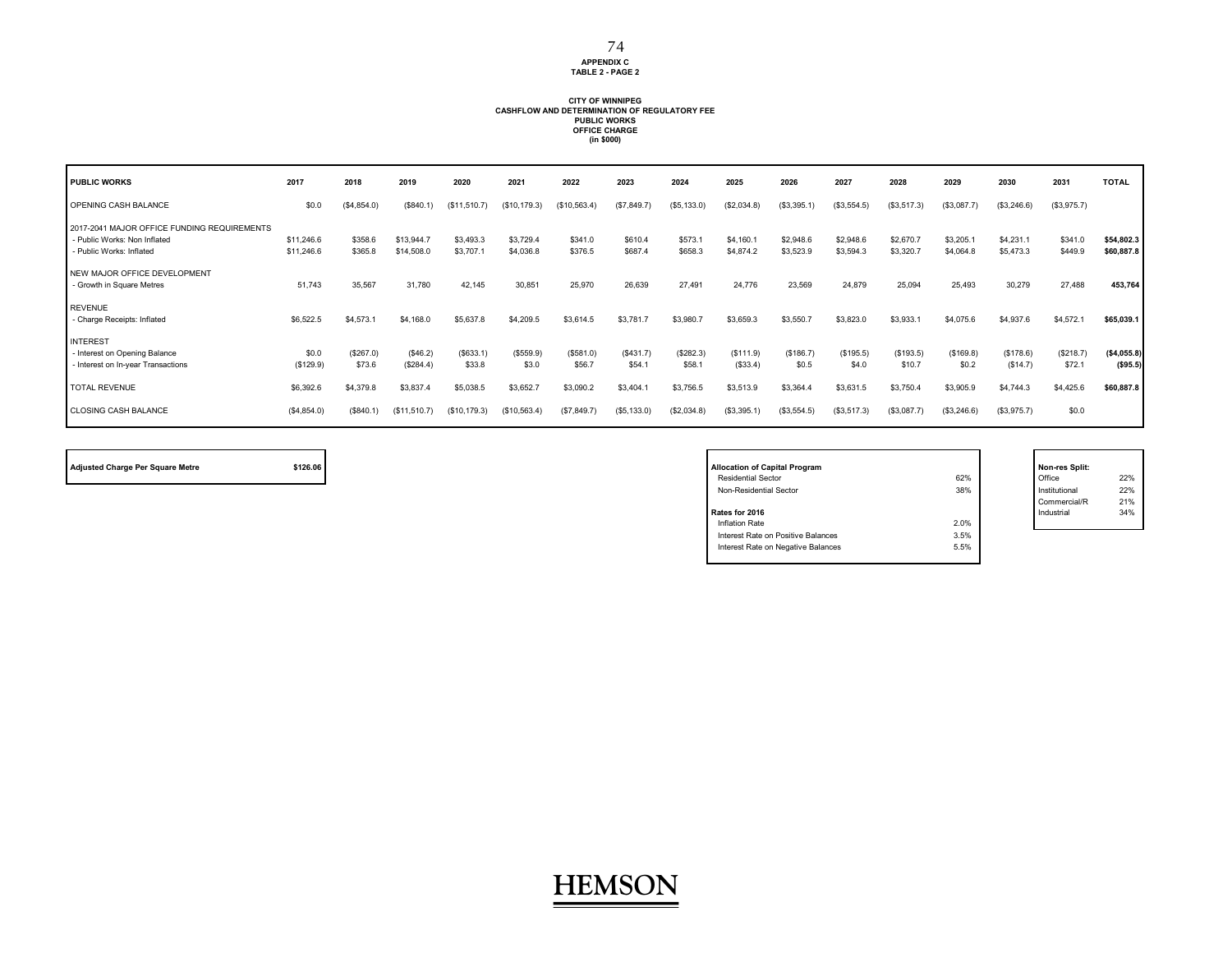**APPENDIX C**
**TABLE 2 - PAGE 2**

**CITY OF WINNIPEG**
**CASHFLOW AND DETERMINATION OF REGULATORY FEE**
**PUBLIC WORKS**
**OFFICE CHARGE**
**(in $000)**

| PUBLIC WORKS | 2017 | 2018 | 2019 | 2020 | 2021 | 2022 | 2023 | 2024 | 2025 | 2026 | 2027 | 2028 | 2029 | 2030 | 2031 | TOTAL |
|---|---|---|---|---|---|---|---|---|---|---|---|---|---|---|---|---|
| OPENING CASH BALANCE | $0.0 | ($4,854.0) | ($840.1) | ($11,510.7) | ($10,179.3) | ($10,563.4) | ($7,849.7) | ($5,133.0) | ($2,034.8) | ($3,395.1) | ($3,554.5) | ($3,517.3) | ($3,087.7) | ($3,246.6) | ($3,975.7) | |
| 2017-2041 MAJOR OFFICE FUNDING REQUIREMENTS | | | | | | | | | | | | | | | | |
| - Public Works: Non Inflated | $11,246.6 | $358.6 | $13,944.7 | $3,493.3 | $3,729.4 | $341.0 | $610.4 | $573.1 | $4,160.1 | $2,948.6 | $2,948.6 | $2,670.7 | $3,205.1 | $4,231.1 | $341.0 | **$54,802.3** |
| - Public Works: Inflated | $11,246.6 | $365.8 | $14,508.0 | $3,707.1 | $4,036.8 | $376.5 | $687.4 | $658.3 | $4,874.2 | $3,523.9 | $3,594.3 | $3,320.7 | $4,064.8 | $5,473.3 | $449.9 | **$60,887.8** |
| NEW MAJOR OFFICE DEVELOPMENT | | | | | | | | | | | | | | | | |
| - Growth in Square Metres | 51,743 | 35,567 | 31,780 | 42,145 | 30,851 | 25,970 | 26,639 | 27,491 | 24,776 | 23,569 | 24,879 | 25,094 | 25,493 | 30,279 | 27,488 | **453,764** |
| REVENUE | | | | | | | | | | | | | | | | |
| - Charge Receipts: Inflated | $6,522.5 | $4,573.1 | $4,168.0 | $5,637.8 | $4,209.5 | $3,614.5 | $3,781.7 | $3,980.7 | $3,659.3 | $3,550.7 | $3,823.0 | $3,933.1 | $4,075.6 | $4,937.6 | $4,572.1 | **$65,039.1** |
| INTEREST | | | | | | | | | | | | | | | | |
| - Interest on Opening Balance | $0.0 | ($267.0) | ($46.2) | ($633.1) | ($559.9) | ($581.0) | ($431.7) | ($282.3) | ($111.9) | ($186.7) | ($195.5) | ($193.5) | ($169.8) | ($178.6) | ($218.7) | **($4,055.8)** |
| - Interest on In-year Transactions | ($129.9) | $73.6 | ($284.4) | $33.8 | $3.0 | $56.7 | $54.1 | $58.1 | ($33.4) | $0.5 | $4.0 | $10.7 | $0.2 | ($14.7) | $72.1 | **($95.5)** |
| TOTAL REVENUE | $6,392.6 | $4,379.8 | $3,837.4 | $5,038.5 | $3,652.7 | $3,090.2 | $3,404.1 | $3,756.5 | $3,513.9 | $3,364.4 | $3,631.5 | $3,750.4 | $3,905.9 | $4,744.3 | $4,425.6 | **$60,887.8** |
| CLOSING CASH BALANCE | ($4,854.0) | ($840.1) | ($11,510.7) | ($10,179.3) | ($10,563.4) | ($7,849.7) | ($5,133.0) | ($2,034.8) | ($3,395.1) | ($3,554.5) | ($3,517.3) | ($3,087.7) | ($3,246.6) | ($3,975.7) | $0.0 | |

| **Adjusted Charge Per Square Metre** | **$126.06** |
|---|---|

| **Allocation of Capital Program** | |
|---|---|
| Residential Sector | 62% |
| Non-Residential Sector | 38% |
| **Rates for 2016** | |
| Inflation Rate | 2.0% |
| Interest Rate on Positive Balances | 3.5% |
| Interest Rate on Negative Balances | 5.5% |

| **Non-res Split:** | |
|---|---|
| Office | 22% |
| Institutional | 22% |
| Commercial/R | 21% |
| Industrial | 34% |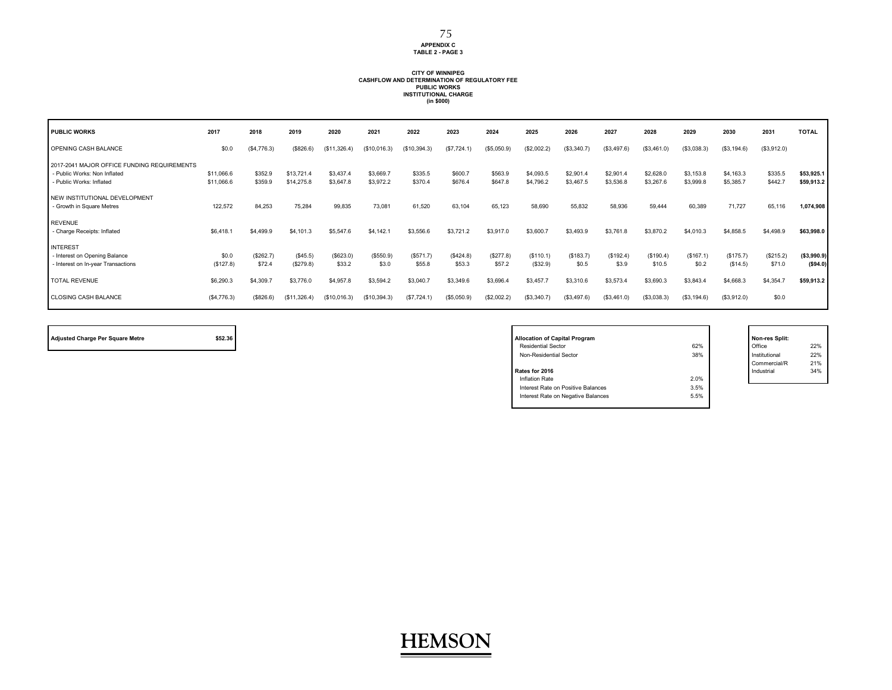APPENDIX C
TABLE 2 - PAGE 3

**CITY OF WINNIPEG**
**CASHFLOW AND DETERMINATION OF REGULATORY FEE**
**PUBLIC WORKS**
**INSTITUTIONAL CHARGE**
**(in $000)**

| PUBLIC WORKS | 2017 | 2018 | 2019 | 2020 | 2021 | 2022 | 2023 | 2024 | 2025 | 2026 | 2027 | 2028 | 2029 | 2030 | 2031 | TOTAL |
|---|---|---|---|---|---|---|---|---|---|---|---|---|---|---|---|---|
| OPENING CASH BALANCE | $0.0 | ($4,776.3) | ($826.6) | ($11,326.4) | ($10,016.3) | ($10,394.3) | ($7,724.1) | ($5,050.9) | ($2,002.2) | ($3,340.7) | ($3,497.6) | ($3,461.0) | ($3,038.3) | ($3,194.6) | ($3,912.0) | |
| 2017-2041 MAJOR OFFICE FUNDING REQUIREMENTS | | | | | | | | | | | | | | | | |
| - Public Works: Non Inflated | $11,066.6 | $352.9 | $13,721.4 | $3,437.4 | $3,669.7 | $335.5 | $600.7 | $563.9 | $4,093.5 | $2,901.4 | $2,901.4 | $2,628.0 | $3,153.8 | $4,163.3 | $335.5 | **$53,925.1** |
| - Public Works: Inflated | $11,066.6 | $359.9 | $14,275.8 | $3,647.8 | $3,972.2 | $370.4 | $676.4 | $647.8 | $4,796.2 | $3,467.5 | $3,536.8 | $3,267.6 | $3,999.8 | $5,385.7 | $442.7 | **$59,913.2** |
| NEW INSTITUTIONAL DEVELOPMENT | | | | | | | | | | | | | | | | |
| - Growth in Square Metres | 122,572 | 84,253 | 75,284 | 99,835 | 73,081 | 61,520 | 63,104 | 65,123 | 58,690 | 55,832 | 58,936 | 59,444 | 60,389 | 71,727 | 65,116 | **1,074,908** |
| REVENUE | | | | | | | | | | | | | | | | |
| - Charge Receipts: Inflated | $6,418.1 | $4,499.9 | $4,101.3 | $5,547.6 | $4,142.1 | $3,556.6 | $3,721.2 | $3,917.0 | $3,600.7 | $3,493.9 | $3,761.8 | $3,870.2 | $4,010.3 | $4,858.5 | $4,498.9 | **$63,998.0** |
| INTEREST | | | | | | | | | | | | | | | | |
| - Interest on Opening Balance | $0.0 | ($262.7) | ($45.5) | ($623.0) | ($550.9) | ($571.7) | ($424.8) | ($277.8) | ($110.1) | ($183.7) | ($192.4) | ($190.4) | ($167.1) | ($175.7) | ($215.2) | **($3,990.9)** |
| - Interest on In-year Transactions | ($127.8) | $72.4 | ($279.8) | $33.2 | $3.0 | $55.8 | $53.3 | $57.2 | ($32.9) | $0.5 | $3.9 | $10.5 | $0.2 | ($14.5) | $71.0 | **($94.0)** |
| TOTAL REVENUE | $6,290.3 | $4,309.7 | $3,776.0 | $4,957.8 | $3,594.2 | $3,040.7 | $3,349.6 | $3,696.4 | $3,457.7 | $3,310.6 | $3,573.4 | $3,690.3 | $3,843.4 | $4,668.3 | $4,354.7 | **$59,913.2** |
| CLOSING CASH BALANCE | ($4,776.3) | ($826.6) | ($11,326.4) | ($10,016.3) | ($10,394.3) | ($7,724.1) | ($5,050.9) | ($2,002.2) | ($3,340.7) | ($3,497.6) | ($3,461.0) | ($3,038.3) | ($3,194.6) | ($3,912.0) | $0.0 | |

| Adjusted Charge Per Square Metre | $52.36 |
|---|---|

| Allocation of Capital Program | |
|---|---|
| Residential Sector | 62% |
| Non-Residential Sector | 38% |
| **Rates for 2016** | |
| Inflation Rate | 2.0% |
| Interest Rate on Positive Balances | 3.5% |
| Interest Rate on Negative Balances | 5.5% |

| Non-res Split: | |
|---|---|
| Office | 22% |
| Institutional | 22% |
| Commercial/R | 21% |
| Industrial | 34% |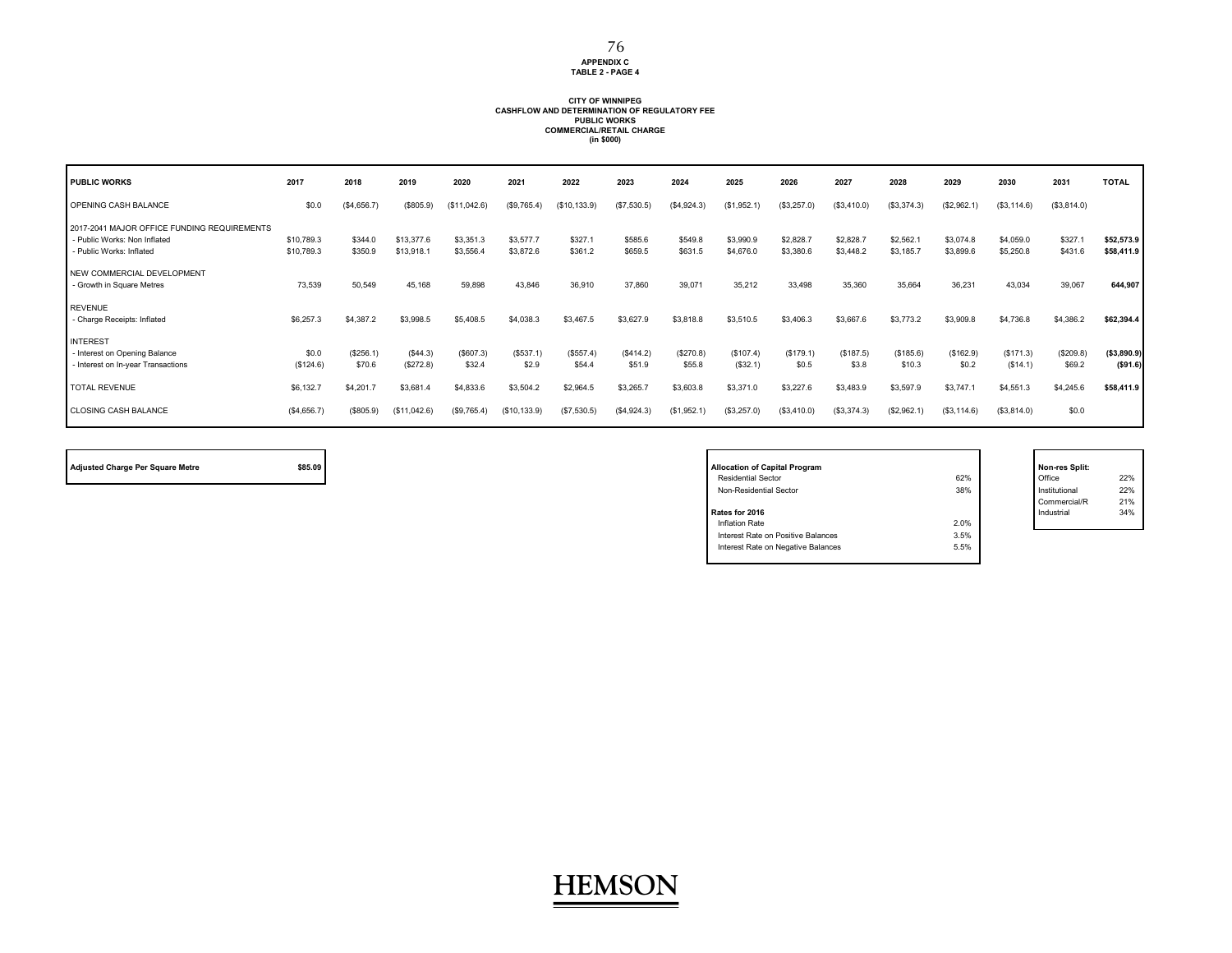APPENDIX C
TABLE 2 - PAGE 4

**CITY OF WINNIPEG**
**CASHFLOW AND DETERMINATION OF REGULATORY FEE**
**PUBLIC WORKS**
**COMMERCIAL/RETAIL CHARGE**
**(in $000)**

| PUBLIC WORKS | 2017 | 2018 | 2019 | 2020 | 2021 | 2022 | 2023 | 2024 | 2025 | 2026 | 2027 | 2028 | 2029 | 2030 | 2031 | TOTAL |
|---|---|---|---|---|---|---|---|---|---|---|---|---|---|---|---|---|
| OPENING CASH BALANCE | $0.0 | ($4,656.7) | ($805.9) | ($11,042.6) | ($9,765.4) | ($10,133.9) | ($7,530.5) | ($4,924.3) | ($1,952.1) | ($3,257.0) | ($3,410.0) | ($3,374.3) | ($2,962.1) | ($3,114.6) | ($3,814.0) | |
| 2017-2041 MAJOR OFFICE FUNDING REQUIREMENTS | | | | | | | | | | | | | | | | |
| - Public Works: Non Inflated | $10,789.3 | $344.0 | $13,377.6 | $3,351.3 | $3,577.7 | $327.1 | $585.6 | $549.8 | $3,990.9 | $2,828.7 | $2,828.7 | $2,562.1 | $3,074.8 | $4,059.0 | $327.1 | **$52,573.9** |
| - Public Works: Inflated | $10,789.3 | $350.9 | $13,918.1 | $3,556.4 | $3,872.6 | $361.2 | $659.5 | $631.5 | $4,676.0 | $3,380.6 | $3,448.2 | $3,185.7 | $3,899.6 | $5,250.8 | $431.6 | **$58,411.9** |
| NEW COMMERCIAL DEVELOPMENT | | | | | | | | | | | | | | | | |
| - Growth in Square Metres | 73,539 | 50,549 | 45,168 | 59,898 | 43,846 | 36,910 | 37,860 | 39,071 | 35,212 | 33,498 | 35,360 | 35,664 | 36,231 | 43,034 | 39,067 | **644,907** |
| REVENUE | | | | | | | | | | | | | | | | |
| - Charge Receipts: Inflated | $6,257.3 | $4,387.2 | $3,998.5 | $5,408.5 | $4,038.3 | $3,467.5 | $3,627.9 | $3,818.8 | $3,510.5 | $3,406.3 | $3,667.6 | $3,773.2 | $3,909.8 | $4,736.8 | $4,386.2 | **$62,394.4** |
| INTEREST | | | | | | | | | | | | | | | | |
| - Interest on Opening Balance | $0.0 | ($256.1) | ($44.3) | ($607.3) | ($537.1) | ($557.4) | ($414.2) | ($270.8) | ($107.4) | ($179.1) | ($187.5) | ($185.6) | ($162.9) | ($171.3) | ($209.8) | **($3,890.9)** |
| - Interest on In-year Transactions | ($124.6) | $70.6 | ($272.8) | $32.4 | $2.9 | $54.4 | $51.9 | $55.8 | ($32.1) | $0.5 | $3.8 | $10.3 | $0.2 | ($14.1) | $69.2 | **($91.6)** |
| TOTAL REVENUE | $6,132.7 | $4,201.7 | $3,681.4 | $4,833.6 | $3,504.2 | $2,964.5 | $3,265.7 | $3,603.8 | $3,371.0 | $3,227.6 | $3,483.9 | $3,597.9 | $3,747.1 | $4,551.3 | $4,245.6 | **$58,411.9** |
| CLOSING CASH BALANCE | ($4,656.7) | ($805.9) | ($11,042.6) | ($9,765.4) | ($10,133.9) | ($7,530.5) | ($4,924.3) | ($1,952.1) | ($3,257.0) | ($3,410.0) | ($3,374.3) | ($2,962.1) | ($3,114.6) | ($3,814.0) | $0.0 | |

| Adjusted Charge Per Square Metre | $85.09 |
|---|---|

| Allocation of Capital Program | |
|---|---|
| Residential Sector | 62% |
| Non-Residential Sector | 38% |
| **Rates for 2016** | |
| Inflation Rate | 2.0% |
| Interest Rate on Positive Balances | 3.5% |
| Interest Rate on Negative Balances | 5.5% |

| Non-res Split: | |
|---|---|
| Office | 22% |
| Institutional | 22% |
| Commercial/R | 21% |
| Industrial | 34% |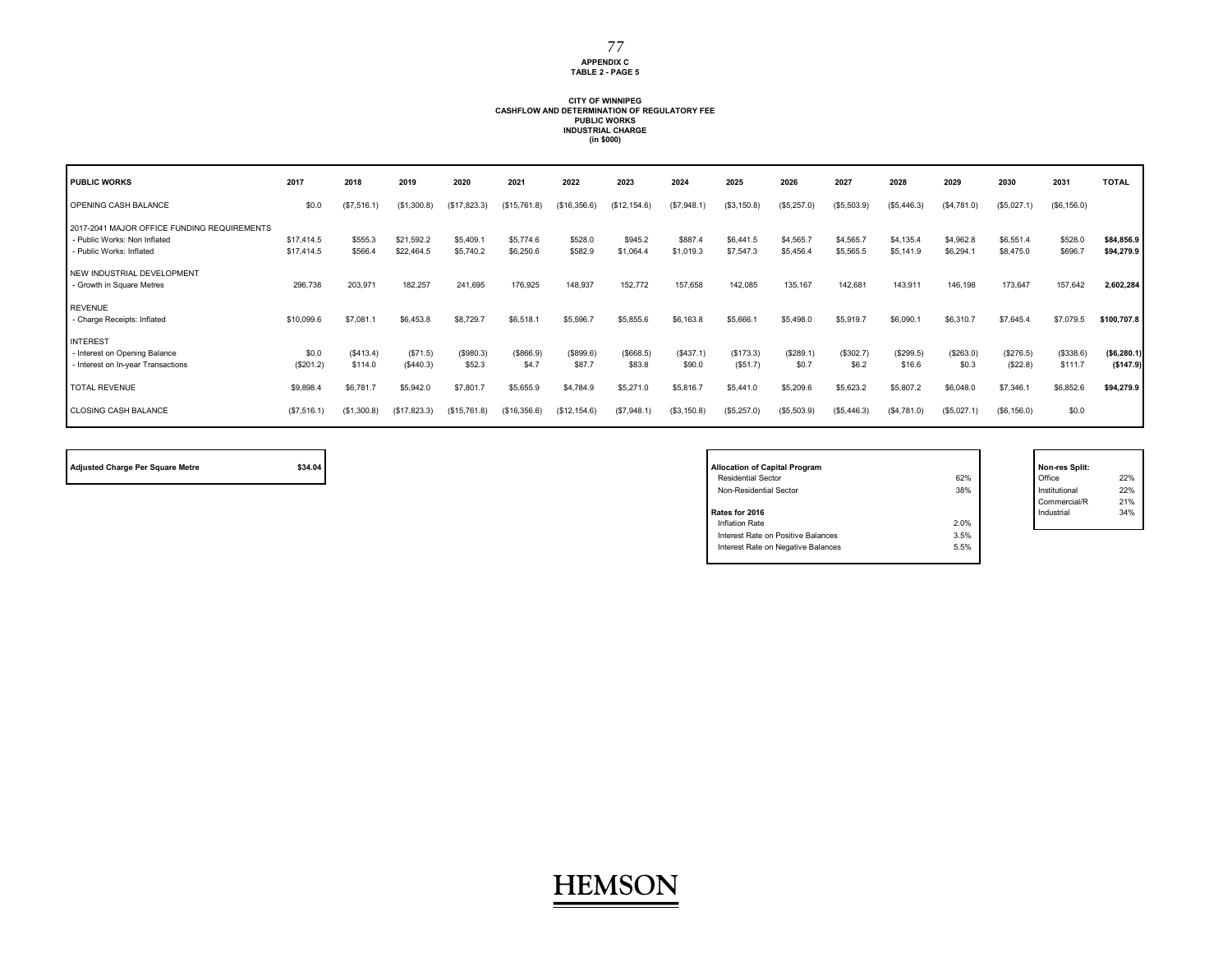**APPENDIX C**
**TABLE 2 - PAGE 5**

**CITY OF WINNIPEG**
**CASHFLOW AND DETERMINATION OF REGULATORY FEE**
**PUBLIC WORKS**
**INDUSTRIAL CHARGE**
**(in $000)**

| PUBLIC WORKS | 2017 | 2018 | 2019 | 2020 | 2021 | 2022 | 2023 | 2024 | 2025 | 2026 | 2027 | 2028 | 2029 | 2030 | 2031 | TOTAL |
|---|---|---|---|---|---|---|---|---|---|---|---|---|---|---|---|---|
| OPENING CASH BALANCE | $0.0 | ($7,516.1) | ($1,300.8) | ($17,823.3) | ($15,761.8) | ($16,356.6) | ($12,154.6) | ($7,948.1) | ($3,150.8) | ($5,257.0) | ($5,503.9) | ($5,446.3) | ($4,781.0) | ($5,027.1) | ($6,156.0) | |
| 2017-2041 MAJOR OFFICE FUNDING REQUIREMENTS | | | | | | | | | | | | | | | | |
| - Public Works: Non Inflated | $17,414.5 | $555.3 | $21,592.2 | $5,409.1 | $5,774.6 | $528.0 | $945.2 | $887.4 | $6,441.5 | $4,565.7 | $4,565.7 | $4,135.4 | $4,962.8 | $6,551.4 | $528.0 | **$84,856.9** |
| - Public Works: Inflated | $17,414.5 | $566.4 | $22,464.5 | $5,740.2 | $6,250.6 | $582.9 | $1,064.4 | $1,019.3 | $7,547.3 | $5,456.4 | $5,565.5 | $5,141.9 | $6,294.1 | $8,475.0 | $696.7 | **$94,279.9** |
| NEW INDUSTRIAL DEVELOPMENT | | | | | | | | | | | | | | | | |
| - Growth in Square Metres | 296,738 | 203,971 | 182,257 | 241,695 | 176,925 | 148,937 | 152,772 | 157,658 | 142,085 | 135,167 | 142,681 | 143,911 | 146,198 | 173,647 | 157,642 | **2,602,284** |
| REVENUE | | | | | | | | | | | | | | | | |
| - Charge Receipts: Inflated | $10,099.6 | $7,081.1 | $6,453.8 | $8,729.7 | $6,518.1 | $5,596.7 | $5,855.6 | $6,163.8 | $5,666.1 | $5,498.0 | $5,919.7 | $6,090.1 | $6,310.7 | $7,645.4 | $7,079.5 | **$100,707.8** |
| INTEREST | | | | | | | | | | | | | | | | |
| - Interest on Opening Balance | $0.0 | ($413.4) | ($71.5) | ($980.3) | ($866.9) | ($899.6) | ($668.5) | ($437.1) | ($173.3) | ($289.1) | ($302.7) | ($299.5) | ($263.0) | ($276.5) | ($338.6) | **($6,280.1)** |
| - Interest on In-year Transactions | ($201.2) | $114.0 | ($440.3) | $52.3 | $4.7 | $87.7 | $83.8 | $90.0 | ($51.7) | $0.7 | $6.2 | $16.6 | $0.3 | ($22.8) | $111.7 | **($147.9)** |
| TOTAL REVENUE | $9,898.4 | $6,781.7 | $5,942.0 | $7,801.7 | $5,655.9 | $4,784.9 | $5,271.0 | $5,816.7 | $5,441.0 | $5,209.6 | $5,623.2 | $5,807.2 | $6,048.0 | $7,346.1 | $6,852.6 | **$94,279.9** |
| CLOSING CASH BALANCE | ($7,516.1) | ($1,300.8) | ($17,823.3) | ($15,761.8) | ($16,356.6) | ($12,154.6) | ($7,948.1) | ($3,150.8) | ($5,257.0) | ($5,503.9) | ($5,446.3) | ($4,781.0) | ($5,027.1) | ($6,156.0) | $0.0 | |

| Adjusted Charge Per Square Metre | $34.04 |
|---|---|

| Allocation of Capital Program | |
|---|---|
| Residential Sector | 62% |
| Non-Residential Sector | 38% |
| **Rates for 2016** | |
| Inflation Rate | 2.0% |
| Interest Rate on Positive Balances | 3.5% |
| Interest Rate on Negative Balances | 5.5% |

| Non-res Split: | |
|---|---|
| Office | 22% |
| Institutional | 22% |
| Commercial/R | 21% |
| Industrial | 34% |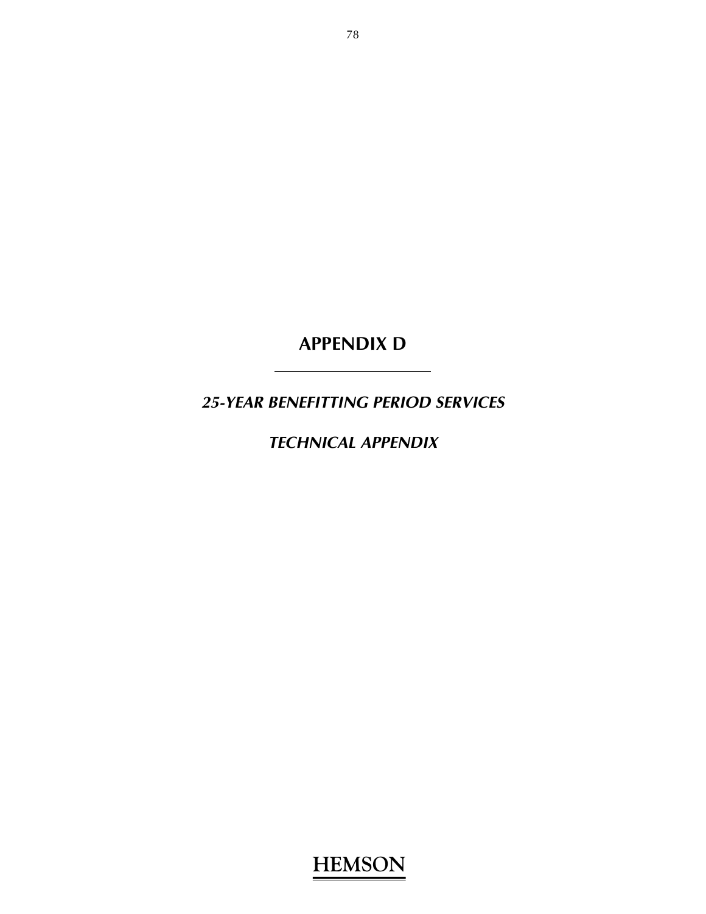# APPENDIX D

***25-YEAR BENEFITTING PERIOD SERVICES***

***TECHNICAL APPENDIX***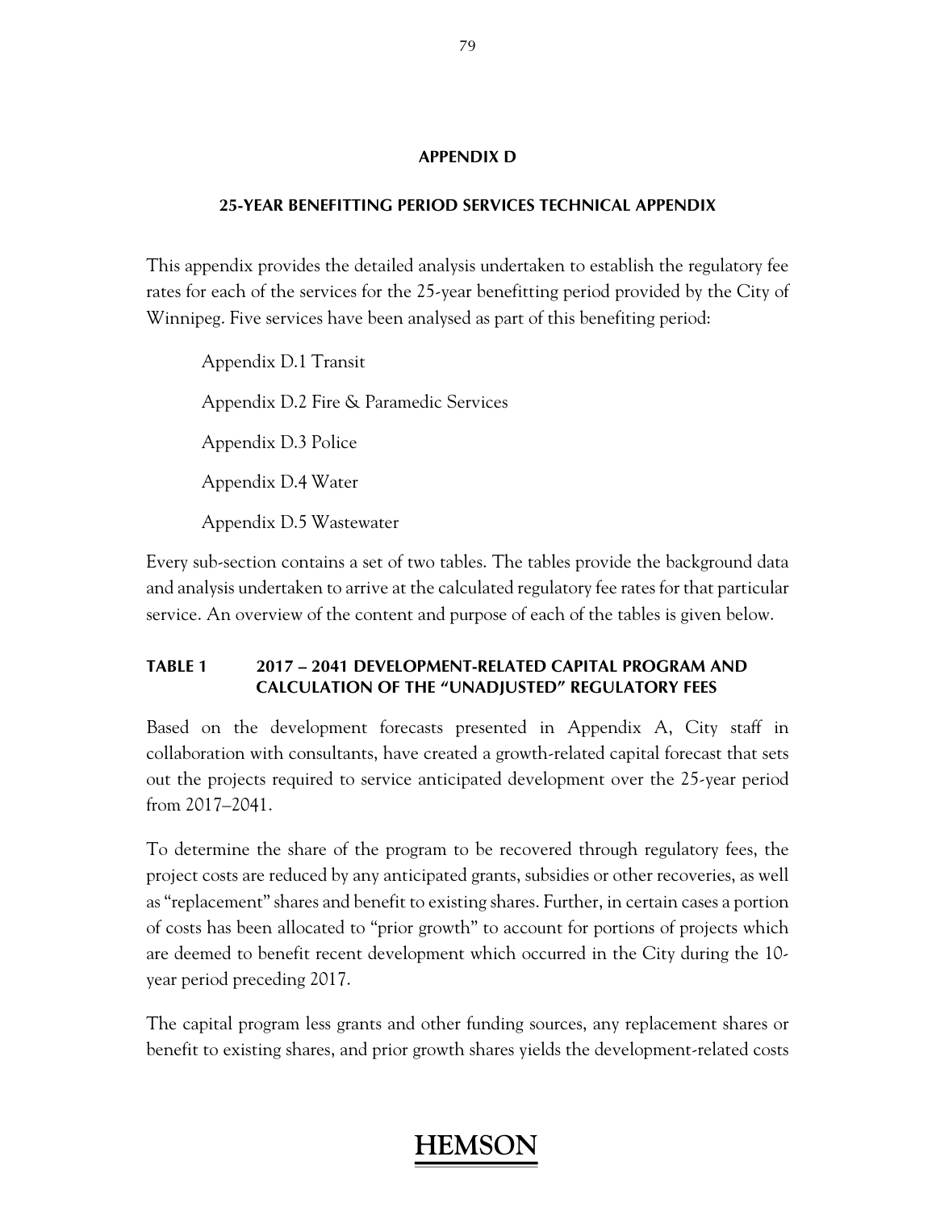# APPENDIX D

## 25-YEAR BENEFITTING PERIOD SERVICES TECHNICAL APPENDIX

This appendix provides the detailed analysis undertaken to establish the regulatory fee rates for each of the services for the 25-year benefitting period provided by the City of Winnipeg. Five services have been analysed as part of this benefiting period:

Appendix D.1 Transit

Appendix D.2 Fire & Paramedic Services

Appendix D.3 Police

Appendix D.4 Water

Appendix D.5 Wastewater

Every sub-section contains a set of two tables. The tables provide the background data and analysis undertaken to arrive at the calculated regulatory fee rates for that particular service. An overview of the content and purpose of each of the tables is given below.

### TABLE 1 2017 – 2041 DEVELOPMENT-RELATED CAPITAL PROGRAM AND CALCULATION OF THE "UNADJUSTED" REGULATORY FEES

Based on the development forecasts presented in Appendix A, City staff in collaboration with consultants, have created a growth-related capital forecast that sets out the projects required to service anticipated development over the 25-year period from 2017–2041.

To determine the share of the program to be recovered through regulatory fees, the project costs are reduced by any anticipated grants, subsidies or other recoveries, as well as "replacement" shares and benefit to existing shares. Further, in certain cases a portion of costs has been allocated to "prior growth" to account for portions of projects which are deemed to benefit recent development which occurred in the City during the 10-year period preceding 2017.

The capital program less grants and other funding sources, any replacement shares or benefit to existing shares, and prior growth shares yields the development-related costs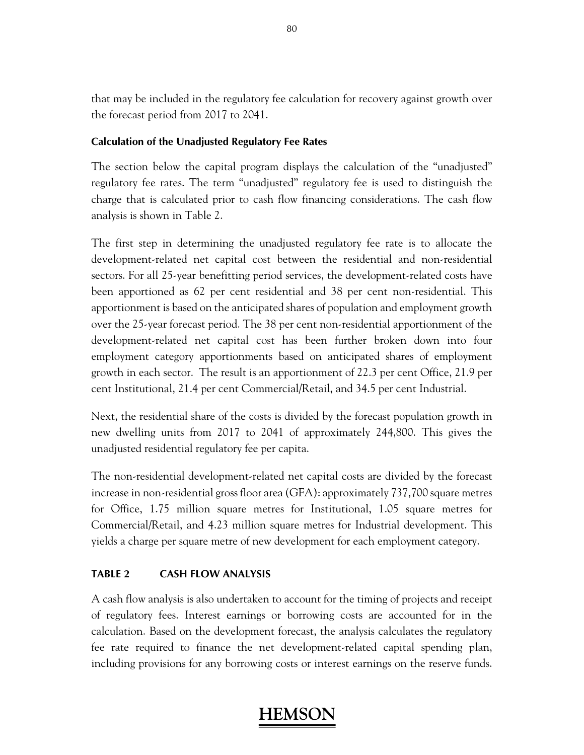that may be included in the regulatory fee calculation for recovery against growth over the forecast period from 2017 to 2041.

### Calculation of the Unadjusted Regulatory Fee Rates

The section below the capital program displays the calculation of the "unadjusted" regulatory fee rates. The term "unadjusted" regulatory fee is used to distinguish the charge that is calculated prior to cash flow financing considerations. The cash flow analysis is shown in Table 2.

The first step in determining the unadjusted regulatory fee rate is to allocate the development-related net capital cost between the residential and non-residential sectors. For all 25-year benefitting period services, the development-related costs have been apportioned as 62 per cent residential and 38 per cent non-residential. This apportionment is based on the anticipated shares of population and employment growth over the 25-year forecast period. The 38 per cent non-residential apportionment of the development-related net capital cost has been further broken down into four employment category apportionments based on anticipated shares of employment growth in each sector. The result is an apportionment of 22.3 per cent Office, 21.9 per cent Institutional, 21.4 per cent Commercial/Retail, and 34.5 per cent Industrial.

Next, the residential share of the costs is divided by the forecast population growth in new dwelling units from 2017 to 2041 of approximately 244,800. This gives the unadjusted residential regulatory fee per capita.

The non-residential development-related net capital costs are divided by the forecast increase in non-residential gross floor area (GFA): approximately 737,700 square metres for Office, 1.75 million square metres for Institutional, 1.05 square metres for Commercial/Retail, and 4.23 million square metres for Industrial development. This yields a charge per square metre of new development for each employment category.

### TABLE 2 CASH FLOW ANALYSIS

A cash flow analysis is also undertaken to account for the timing of projects and receipt of regulatory fees. Interest earnings or borrowing costs are accounted for in the calculation. Based on the development forecast, the analysis calculates the regulatory fee rate required to finance the net development-related capital spending plan, including provisions for any borrowing costs or interest earnings on the reserve funds.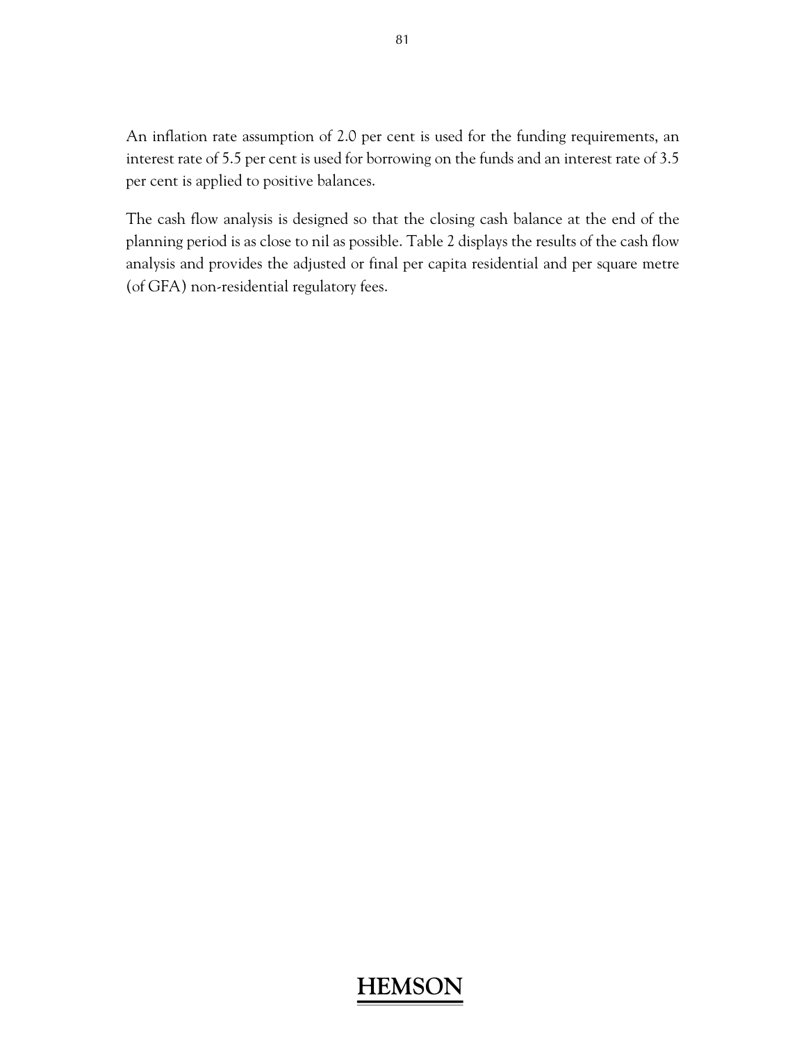An inflation rate assumption of 2.0 per cent is used for the funding requirements, an interest rate of 5.5 per cent is used for borrowing on the funds and an interest rate of 3.5 per cent is applied to positive balances.

The cash flow analysis is designed so that the closing cash balance at the end of the planning period is as close to nil as possible. Table 2 displays the results of the cash flow analysis and provides the adjusted or final per capita residential and per square metre (of GFA) non-residential regulatory fees.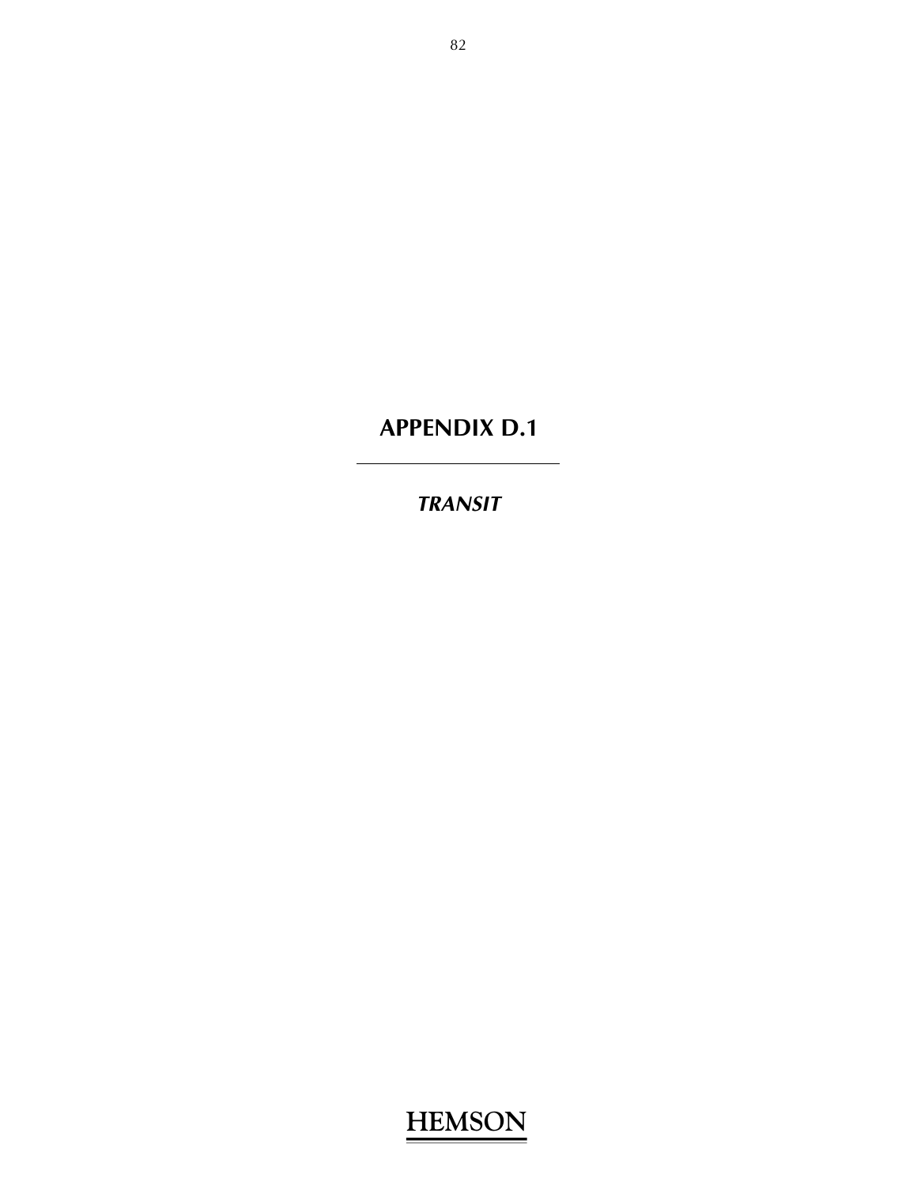# APPENDIX D.1

---

***TRANSIT***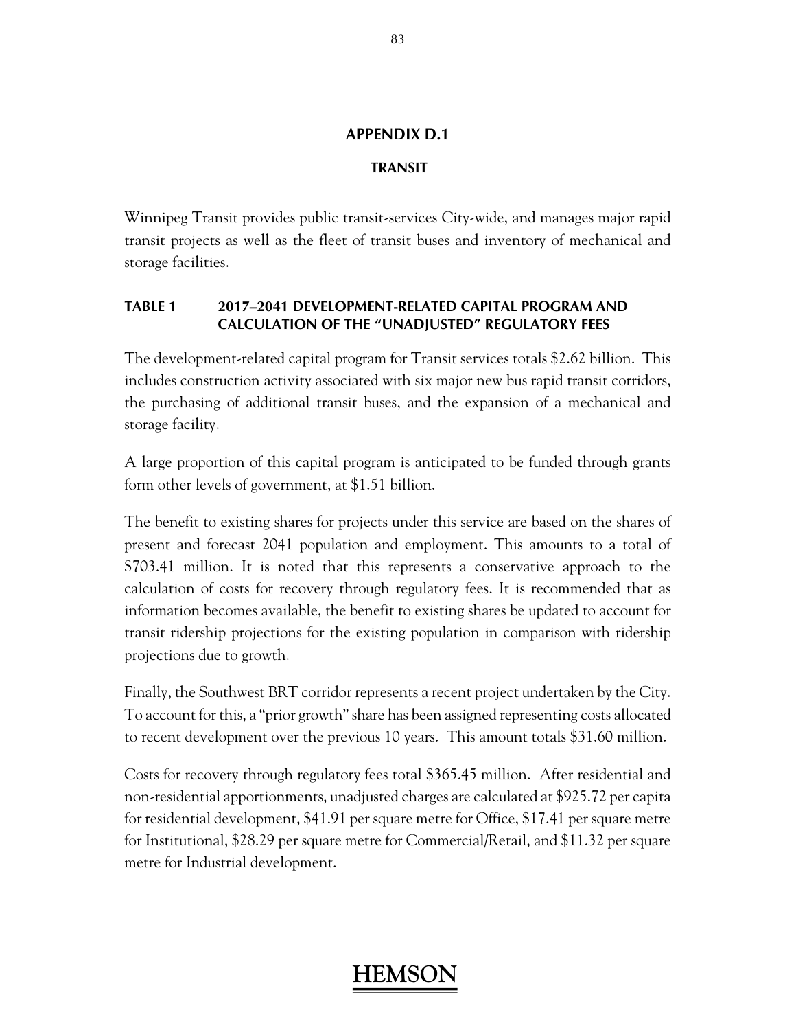## APPENDIX D.1

### TRANSIT

Winnipeg Transit provides public transit-services City-wide, and manages major rapid transit projects as well as the fleet of transit buses and inventory of mechanical and storage facilities.

### TABLE 1 2017–2041 DEVELOPMENT-RELATED CAPITAL PROGRAM AND CALCULATION OF THE "UNADJUSTED" REGULATORY FEES

The development-related capital program for Transit services totals $2.62 billion. This includes construction activity associated with six major new bus rapid transit corridors, the purchasing of additional transit buses, and the expansion of a mechanical and storage facility.

A large proportion of this capital program is anticipated to be funded through grants form other levels of government, at $1.51 billion.

The benefit to existing shares for projects under this service are based on the shares of present and forecast 2041 population and employment. This amounts to a total of $703.41 million. It is noted that this represents a conservative approach to the calculation of costs for recovery through regulatory fees. It is recommended that as information becomes available, the benefit to existing shares be updated to account for transit ridership projections for the existing population in comparison with ridership projections due to growth.

Finally, the Southwest BRT corridor represents a recent project undertaken by the City. To account for this, a "prior growth" share has been assigned representing costs allocated to recent development over the previous 10 years. This amount totals $31.60 million.

Costs for recovery through regulatory fees total $365.45 million. After residential and non-residential apportionments, unadjusted charges are calculated at $925.72 per capita for residential development, $41.91 per square metre for Office, $17.41 per square metre for Institutional, $28.29 per square metre for Commercial/Retail, and $11.32 per square metre for Industrial development.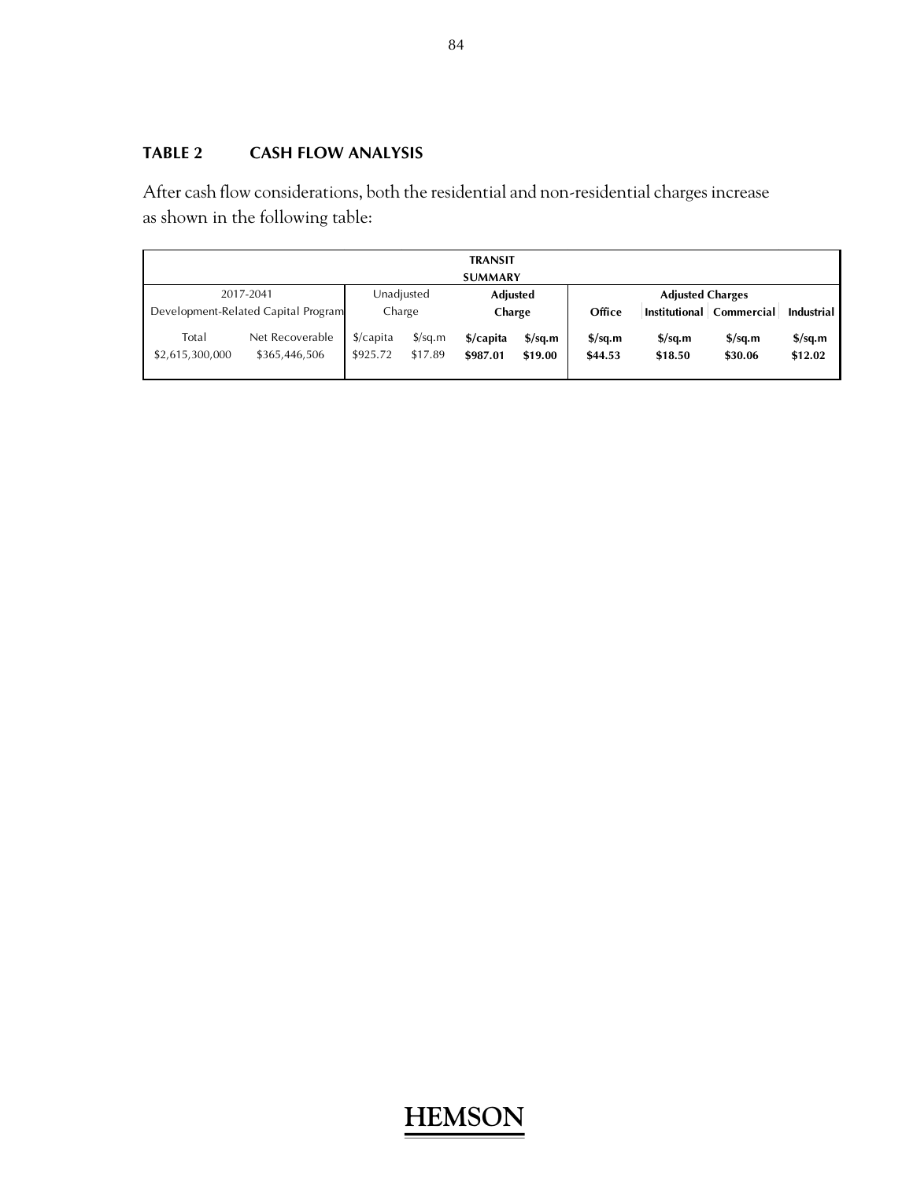### TABLE 2 CASH FLOW ANALYSIS

After cash flow considerations, both the residential and non-residential charges increase as shown in the following table:

| **TRANSIT SUMMARY** | | | | | | | | | | |
|---|---|---|---|---|---|---|---|---|---|---|
| 2017-2041 Development-Related Capital Program | | Unadjusted Charge | | **Adjusted Charge** | | **Adjusted Charges** | | | | |
| | | | | | | **Office** | **Institutional** | **Commercial** | **Industrial** | |
| Total | Net Recoverable | $/capita | $/sq.m | **$/capita** | **$/sq.m** | **$/sq.m** | **$/sq.m** | **$/sq.m** | **$/sq.m** | |
| $2,615,300,000 | $365,446,506 | $925.72 | $17.89 | **$987.01** | **$19.00** | **$44.53** | **$18.50** | **$30.06** | **$12.02** | |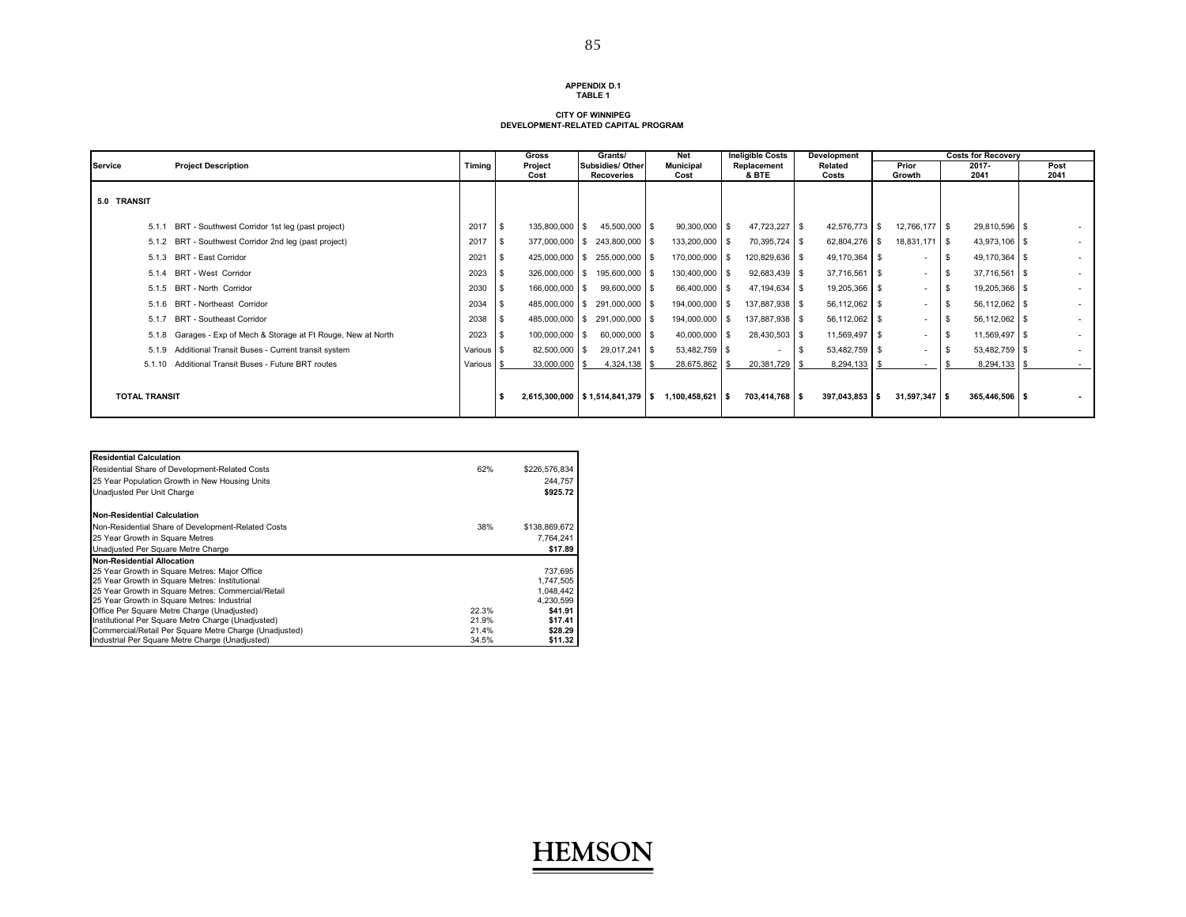**APPENDIX D.1**
**TABLE 1**

**CITY OF WINNIPEG**
**DEVELOPMENT-RELATED CAPITAL PROGRAM**

| Service | Project Description | Timing | Gross Project Cost | Grants/ Subsidies/ Other Recoveries | Net Municipal Cost | Ineligible Costs Replacement & BTE | Development Related Costs | Costs for Recovery Prior Growth | 2017-2041 | Post 2041 |
|---|---|---|---|---|---|---|---|---|---|---|
| **5.0 TRANSIT** | | | | | | | | | | |
| 5.1.1 | BRT - Southwest Corridor 1st leg (past project) | 2017 | $ 135,800,000 | $ 45,500,000 | $ 90,300,000 | $ 47,723,227 | $ 42,576,773 | $ 12,766,177 | $ 29,810,596 | $ - |
| 5.1.2 | BRT - Southwest Corridor 2nd leg (past project) | 2017 | $ 377,000,000 | $ 243,800,000 | $ 133,200,000 | $ 70,395,724 | $ 62,804,276 | $ 18,831,171 | $ 43,973,106 | $ - |
| 5.1.3 | BRT - East Corridor | 2021 | $ 425,000,000 | $ 255,000,000 | $ 170,000,000 | $ 120,829,636 | $ 49,170,364 | $ - | $ 49,170,364 | $ - |
| 5.1.4 | BRT - West Corridor | 2023 | $ 326,000,000 | $ 195,600,000 | $ 130,400,000 | $ 92,683,439 | $ 37,716,561 | $ - | $ 37,716,561 | $ - |
| 5.1.5 | BRT - North Corridor | 2030 | $ 166,000,000 | $ 99,600,000 | $ 66,400,000 | $ 47,194,634 | $ 19,205,366 | $ - | $ 19,205,366 | $ - |
| 5.1.6 | BRT - Northeast Corridor | 2034 | $ 485,000,000 | $ 291,000,000 | $ 194,000,000 | $ 137,887,938 | $ 56,112,062 | $ - | $ 56,112,062 | $ - |
| 5.1.7 | BRT - Southeast Corridor | 2038 | $ 485,000,000 | $ 291,000,000 | $ 194,000,000 | $ 137,887,938 | $ 56,112,062 | $ - | $ 56,112,062 | $ - |
| 5.1.8 | Garages - Exp of Mech & Storage at Ft Rouge, New at North | 2023 | $ 100,000,000 | $ 60,000,000 | $ 40,000,000 | $ 28,430,503 | $ 11,569,497 | $ - | $ 11,569,497 | $ - |
| 5.1.9 | Additional Transit Buses - Current transit system | Various | $ 82,500,000 | $ 29,017,241 | $ 53,482,759 | $ - | $ 53,482,759 | $ - | $ 53,482,759 | $ - |
| 5.1.10 | Additional Transit Buses - Future BRT routes | Various | $ 33,000,000 | $ 4,324,138 | $ 28,675,862 | $ 20,381,729 | $ 8,294,133 | $ - | $ 8,294,133 | $ - |
| **TOTAL TRANSIT** | | | **$ 2,615,300,000** | **$ 1,514,841,379** | **$ 1,100,458,621** | **$ 703,414,768** | **$ 397,043,853** | **$ 31,597,347** | **$ 365,446,506** | **$ -** |

| **Residential Calculation** | | |
|---|---|---|
| Residential Share of Development-Related Costs | 62% | $226,576,834 |
| 25 Year Population Growth in New Housing Units | | 244,757 |
| Unadjusted Per Unit Charge | | **$925.72** |
| **Non-Residential Calculation** | | |
| Non-Residential Share of Development-Related Costs | 38% | $138,869,672 |
| 25 Year Growth in Square Metres | | 7,764,241 |
| Unadjusted Per Square Metre Charge | | **$17.89** |
| **Non-Residential Allocation** | | |
| 25 Year Growth in Square Metres: Major Office | | 737,695 |
| 25 Year Growth in Square Metres: Institutional | | 1,747,505 |
| 25 Year Growth in Square Metres: Commercial/Retail | | 1,048,442 |
| 25 Year Growth in Square Metres: Industrial | | 4,230,599 |
| Office Per Square Metre Charge (Unadjusted) | 22.3% | **$41.91** |
| Institutional Per Square Metre Charge (Unadjusted) | 21.9% | **$17.41** |
| Commercial/Retail Per Square Metre Charge (Unadjusted) | 21.4% | **$28.29** |
| Industrial Per Square Metre Charge (Unadjusted) | 34.5% | **$11.32** |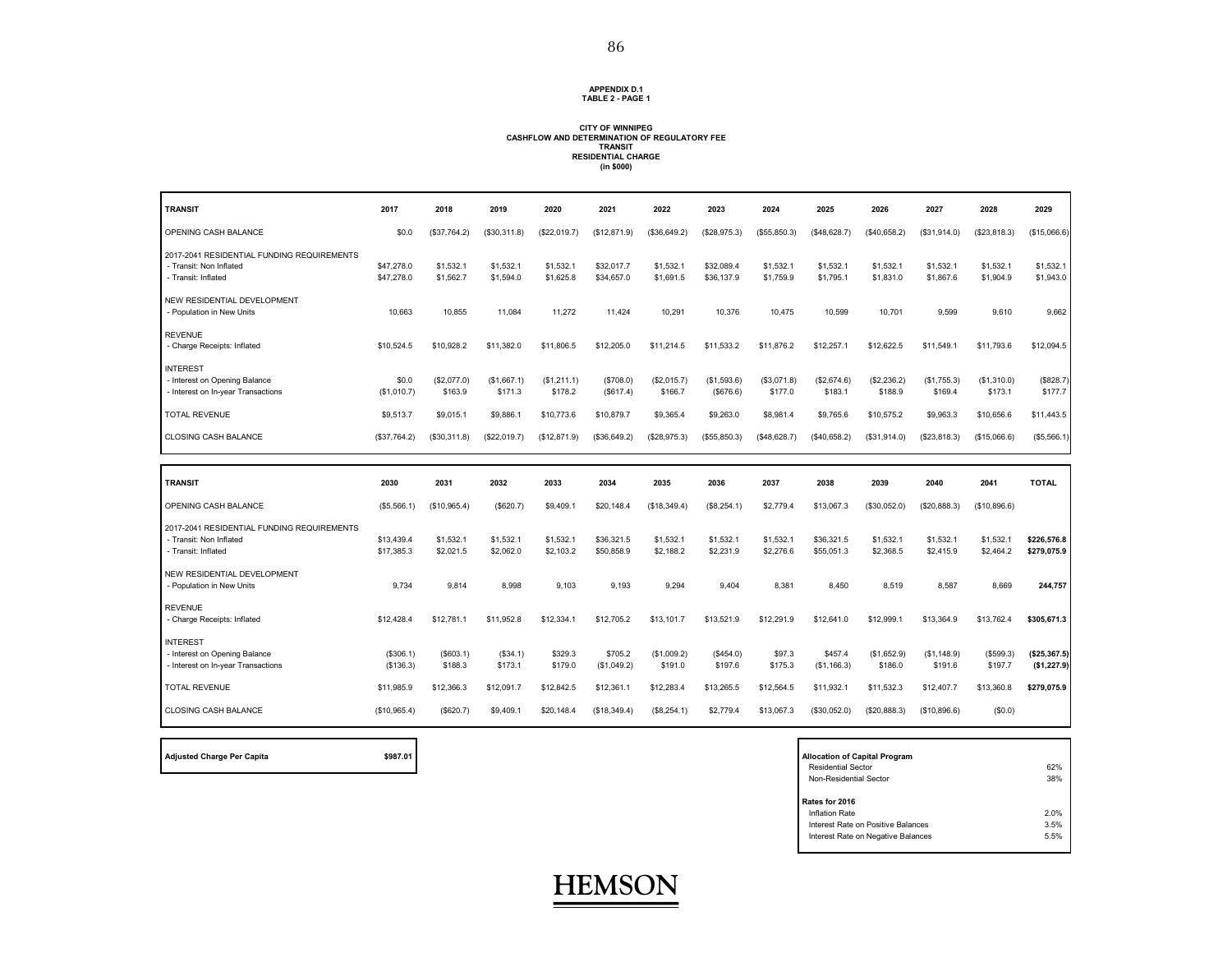**APPENDIX D.1**
**TABLE 2 - PAGE 1**

**CITY OF WINNIPEG**
**CASHFLOW AND DETERMINATION OF REGULATORY FEE**
**TRANSIT**
**RESIDENTIAL CHARGE**
**(in $000)**

| TRANSIT | 2017 | 2018 | 2019 | 2020 | 2021 | 2022 | 2023 | 2024 | 2025 | 2026 | 2027 | 2028 | 2029 |
|---|---|---|---|---|---|---|---|---|---|---|---|---|---|
| OPENING CASH BALANCE | $0.0 | ($37,764.2) | ($30,311.8) | ($22,019.7) | ($12,871.9) | ($36,649.2) | ($28,975.3) | ($55,850.3) | ($48,628.7) | ($40,658.2) | ($31,914.0) | ($23,818.3) | ($15,066.6) |
| 2017-2041 RESIDENTIAL FUNDING REQUIREMENTS | | | | | | | | | | | | | |
| - Transit: Non Inflated | $47,278.0 | $1,532.1 | $1,532.1 | $1,532.1 | $32,017.7 | $1,532.1 | $32,089.4 | $1,532.1 | $1,532.1 | $1,532.1 | $1,532.1 | $1,532.1 | $1,532.1 |
| - Transit: Inflated | $47,278.0 | $1,562.7 | $1,594.0 | $1,625.8 | $34,657.0 | $1,691.5 | $36,137.9 | $1,759.9 | $1,795.1 | $1,831.0 | $1,867.6 | $1,904.9 | $1,943.0 |
| NEW RESIDENTIAL DEVELOPMENT | | | | | | | | | | | | | |
| - Population in New Units | 10,663 | 10,855 | 11,084 | 11,272 | 11,424 | 10,291 | 10,376 | 10,475 | 10,599 | 10,701 | 9,599 | 9,610 | 9,662 |
| REVENUE | | | | | | | | | | | | | |
| - Charge Receipts: Inflated | $10,524.5 | $10,928.2 | $11,382.0 | $11,806.5 | $12,205.0 | $11,214.5 | $11,533.2 | $11,876.2 | $12,257.1 | $12,622.5 | $11,549.1 | $11,793.6 | $12,094.5 |
| INTEREST | | | | | | | | | | | | | |
| - Interest on Opening Balance | $0.0 | ($2,077.0) | ($1,667.1) | ($1,211.1) | ($708.0) | ($2,015.7) | ($1,593.6) | ($3,071.8) | ($2,674.6) | ($2,236.2) | ($1,755.3) | ($1,310.0) | ($828.7) |
| - Interest on In-year Transactions | ($1,010.7) | $163.9 | $171.3 | $178.2 | ($617.4) | $166.7 | ($676.6) | $177.0 | $183.1 | $188.9 | $169.4 | $173.1 | $177.7 |
| TOTAL REVENUE | $9,513.7 | $9,015.1 | $9,886.1 | $10,773.6 | $10,879.7 | $9,365.4 | $9,263.0 | $8,981.4 | $9,765.6 | $10,575.2 | $9,963.3 | $10,656.6 | $11,443.5 |
| CLOSING CASH BALANCE | ($37,764.2) | ($30,311.8) | ($22,019.7) | ($12,871.9) | ($36,649.2) | ($28,975.3) | ($55,850.3) | ($48,628.7) | ($40,658.2) | ($31,914.0) | ($23,818.3) | ($15,066.6) | ($5,566.1) |

| TRANSIT | 2030 | 2031 | 2032 | 2033 | 2034 | 2035 | 2036 | 2037 | 2038 | 2039 | 2040 | 2041 | TOTAL |
|---|---|---|---|---|---|---|---|---|---|---|---|---|---|
| OPENING CASH BALANCE | ($5,566.1) | ($10,965.4) | ($620.7) | $9,409.1 | $20,148.4 | ($18,349.4) | ($8,254.1) | $2,779.4 | $13,067.3 | ($30,052.0) | ($20,888.3) | ($10,896.6) | |
| 2017-2041 RESIDENTIAL FUNDING REQUIREMENTS | | | | | | | | | | | | | |
| - Transit: Non Inflated | $13,439.4 | $1,532.1 | $1,532.1 | $1,532.1 | $36,321.5 | $1,532.1 | $1,532.1 | $1,532.1 | $36,321.5 | $1,532.1 | $1,532.1 | $1,532.1 | **$226,576.8** |
| - Transit: Inflated | $17,385.3 | $2,021.5 | $2,062.0 | $2,103.2 | $50,858.9 | $2,188.2 | $2,231.9 | $2,276.6 | $55,051.3 | $2,368.5 | $2,415.9 | $2,464.2 | **$279,075.9** |
| NEW RESIDENTIAL DEVELOPMENT | | | | | | | | | | | | | |
| - Population in New Units | 9,734 | 9,814 | 8,998 | 9,103 | 9,193 | 9,294 | 9,404 | 8,381 | 8,450 | 8,519 | 8,587 | 8,669 | **244,757** |
| REVENUE | | | | | | | | | | | | | |
| - Charge Receipts: Inflated | $12,428.4 | $12,781.1 | $11,952.8 | $12,334.1 | $12,705.2 | $13,101.7 | $13,521.9 | $12,291.9 | $12,641.0 | $12,999.1 | $13,364.9 | $13,762.4 | **$305,671.3** |
| INTEREST | | | | | | | | | | | | | |
| - Interest on Opening Balance | ($306.1) | ($603.1) | ($34.1) | $329.3 | $705.2 | ($1,009.2) | ($454.0) | $97.3 | $457.4 | ($1,652.9) | ($1,148.9) | ($599.3) | **($25,367.5)** |
| - Interest on In-year Transactions | ($136.3) | $188.3 | $173.1 | $179.0 | ($1,049.2) | $191.0 | $197.6 | $175.3 | ($1,166.3) | $186.0 | $191.6 | $197.7 | **($1,227.9)** |
| TOTAL REVENUE | $11,985.9 | $12,366.3 | $12,091.7 | $12,842.5 | $12,361.1 | $12,283.4 | $13,265.5 | $12,564.5 | $11,932.1 | $11,532.3 | $12,407.7 | $13,360.8 | **$279,075.9** |
| CLOSING CASH BALANCE | ($10,965.4) | ($620.7) | $9,409.1 | $20,148.4 | ($18,349.4) | ($8,254.1) | $2,779.4 | $13,067.3 | ($30,052.0) | ($20,888.3) | ($10,896.6) | ($0.0) | |

| **Adjusted Charge Per Capita** | **$987.01** |
|---|---|

| **Allocation of Capital Program** | |
|---|---|
| Residential Sector | 62% |
| Non-Residential Sector | 38% |
| **Rates for 2016** | |
| Inflation Rate | 2.0% |
| Interest Rate on Positive Balances | 3.5% |
| Interest Rate on Negative Balances | 5.5% |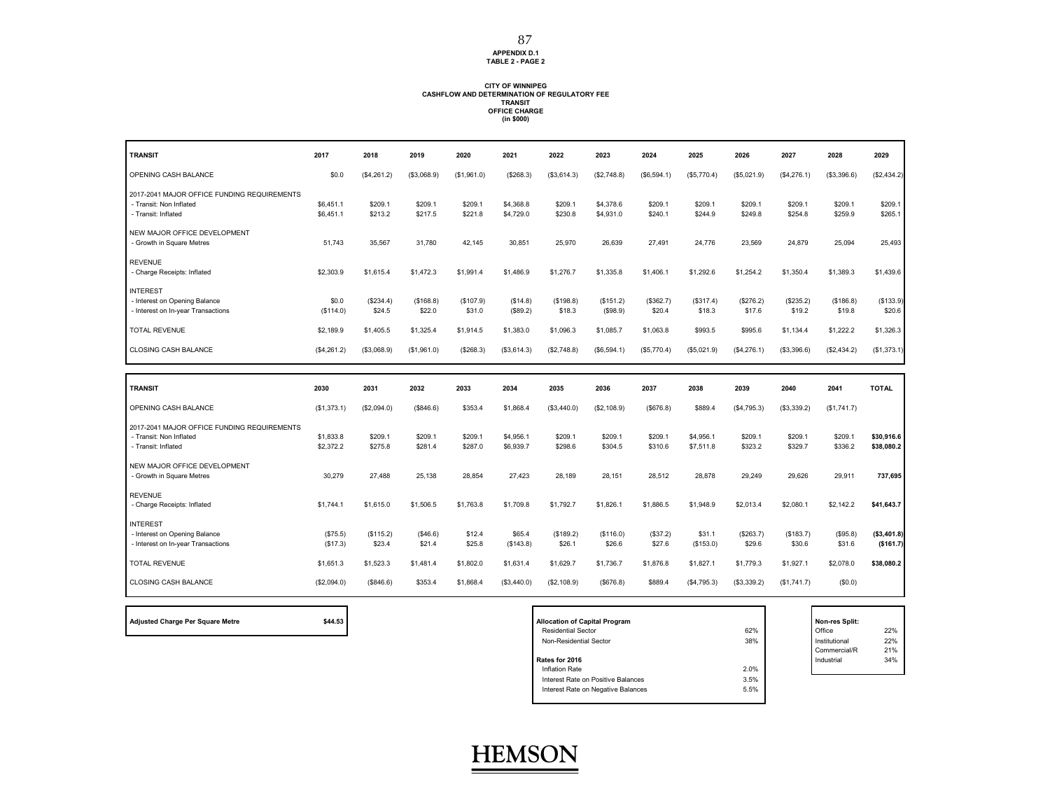APPENDIX D.1
TABLE 2 - PAGE 2

CITY OF WINNIPEG
CASHFLOW AND DETERMINATION OF REGULATORY FEE
TRANSIT
OFFICE CHARGE
(in $000)

| TRANSIT | 2017 | 2018 | 2019 | 2020 | 2021 | 2022 | 2023 | 2024 | 2025 | 2026 | 2027 | 2028 | 2029 |
|---|---|---|---|---|---|---|---|---|---|---|---|---|---|
| OPENING CASH BALANCE | $0.0 | ($4,261.2) | ($3,068.9) | ($1,961.0) | ($268.3) | ($3,614.3) | ($2,748.8) | ($6,594.1) | ($5,770.4) | ($5,021.9) | ($4,276.1) | ($3,396.6) | ($2,434.2) |
| 2017-2041 MAJOR OFFICE FUNDING REQUIREMENTS | | | | | | | | | | | | | |
| - Transit: Non Inflated | $6,451.1 | $209.1 | $209.1 | $209.1 | $4,368.8 | $209.1 | $4,378.6 | $209.1 | $209.1 | $209.1 | $209.1 | $209.1 | $209.1 |
| - Transit: Inflated | $6,451.1 | $213.2 | $217.5 | $221.8 | $4,729.0 | $230.8 | $4,931.0 | $240.1 | $244.9 | $249.8 | $254.8 | $259.9 | $265.1 |
| NEW MAJOR OFFICE DEVELOPMENT | | | | | | | | | | | | | |
| - Growth in Square Metres | 51,743 | 35,567 | 31,780 | 42,145 | 30,851 | 25,970 | 26,639 | 27,491 | 24,776 | 23,569 | 24,879 | 25,094 | 25,493 |
| REVENUE | | | | | | | | | | | | | |
| - Charge Receipts: Inflated | $2,303.9 | $1,615.4 | $1,472.3 | $1,991.4 | $1,486.9 | $1,276.7 | $1,335.8 | $1,406.1 | $1,292.6 | $1,254.2 | $1,350.4 | $1,389.3 | $1,439.6 |
| INTEREST | | | | | | | | | | | | | |
| - Interest on Opening Balance | $0.0 | ($234.4) | ($168.8) | ($107.9) | ($14.8) | ($198.8) | ($151.2) | ($362.7) | ($317.4) | ($276.2) | ($235.2) | ($186.8) | ($133.9) |
| - Interest on In-year Transactions | ($114.0) | $24.5 | $22.0 | $31.0 | ($89.2) | $18.3 | ($98.9) | $20.4 | $18.3 | $17.6 | $19.2 | $19.8 | $20.6 |
| TOTAL REVENUE | $2,189.9 | $1,405.5 | $1,325.4 | $1,914.5 | $1,383.0 | $1,096.3 | $1,085.7 | $1,063.8 | $993.5 | $995.6 | $1,134.4 | $1,222.2 | $1,326.3 |
| CLOSING CASH BALANCE | ($4,261.2) | ($3,068.9) | ($1,961.0) | ($268.3) | ($3,614.3) | ($2,748.8) | ($6,594.1) | ($5,770.4) | ($5,021.9) | ($4,276.1) | ($3,396.6) | ($2,434.2) | ($1,373.1) |

| TRANSIT | 2030 | 2031 | 2032 | 2033 | 2034 | 2035 | 2036 | 2037 | 2038 | 2039 | 2040 | 2041 | TOTAL |
|---|---|---|---|---|---|---|---|---|---|---|---|---|---|
| OPENING CASH BALANCE | ($1,373.1) | ($2,094.0) | ($846.6) | $353.4 | $1,868.4 | ($3,440.0) | ($2,108.9) | ($676.8) | $889.4 | ($4,795.3) | ($3,339.2) | ($1,741.7) | |
| 2017-2041 MAJOR OFFICE FUNDING REQUIREMENTS | | | | | | | | | | | | | |
| - Transit: Non Inflated | $1,833.8 | $209.1 | $209.1 | $209.1 | $4,956.1 | $209.1 | $209.1 | $209.1 | $4,956.1 | $209.1 | $209.1 | $209.1 | **$30,916.6** |
| - Transit: Inflated | $2,372.2 | $275.8 | $281.4 | $287.0 | $6,939.7 | $298.6 | $304.5 | $310.6 | $7,511.8 | $323.2 | $329.7 | $336.2 | **$38,080.2** |
| NEW MAJOR OFFICE DEVELOPMENT | | | | | | | | | | | | | |
| - Growth in Square Metres | 30,279 | 27,488 | 25,138 | 28,854 | 27,423 | 28,189 | 28,151 | 28,512 | 28,878 | 29,249 | 29,626 | 29,911 | **737,695** |
| REVENUE | | | | | | | | | | | | | |
| - Charge Receipts: Inflated | $1,744.1 | $1,615.0 | $1,506.5 | $1,763.8 | $1,709.8 | $1,792.7 | $1,826.1 | $1,886.5 | $1,948.9 | $2,013.4 | $2,080.1 | $2,142.2 | **$41,643.7** |
| INTEREST | | | | | | | | | | | | | |
| - Interest on Opening Balance | ($75.5) | ($115.2) | ($46.6) | $12.4 | $65.4 | ($189.2) | ($116.0) | ($37.2) | $31.1 | ($263.7) | ($183.7) | ($95.8) | **($3,401.8)** |
| - Interest on In-year Transactions | ($17.3) | $23.4 | $21.4 | $25.8 | ($143.8) | $26.1 | $26.6 | $27.6 | ($153.0) | $29.6 | $30.6 | $31.6 | **($161.7)** |
| TOTAL REVENUE | $1,651.3 | $1,523.3 | $1,481.4 | $1,802.0 | $1,631.4 | $1,629.7 | $1,736.7 | $1,876.8 | $1,827.1 | $1,779.3 | $1,927.1 | $2,078.0 | **$38,080.2** |
| CLOSING CASH BALANCE | ($2,094.0) | ($846.6) | $353.4 | $1,868.4 | ($3,440.0) | ($2,108.9) | ($676.8) | $889.4 | ($4,795.3) | ($3,339.2) | ($1,741.7) | ($0.0) | |

| **Adjusted Charge Per Square Metre** | **$44.53** |
|---|---|

| **Allocation of Capital Program** | |
|---|---|
| Residential Sector | 62% |
| Non-Residential Sector | 38% |
| **Rates for 2016** | |
| Inflation Rate | 2.0% |
| Interest Rate on Positive Balances | 3.5% |
| Interest Rate on Negative Balances | 5.5% |

| **Non-res Split:** | |
|---|---|
| Office | 22% |
| Institutional | 22% |
| Commercial/R | 21% |
| Industrial | 34% |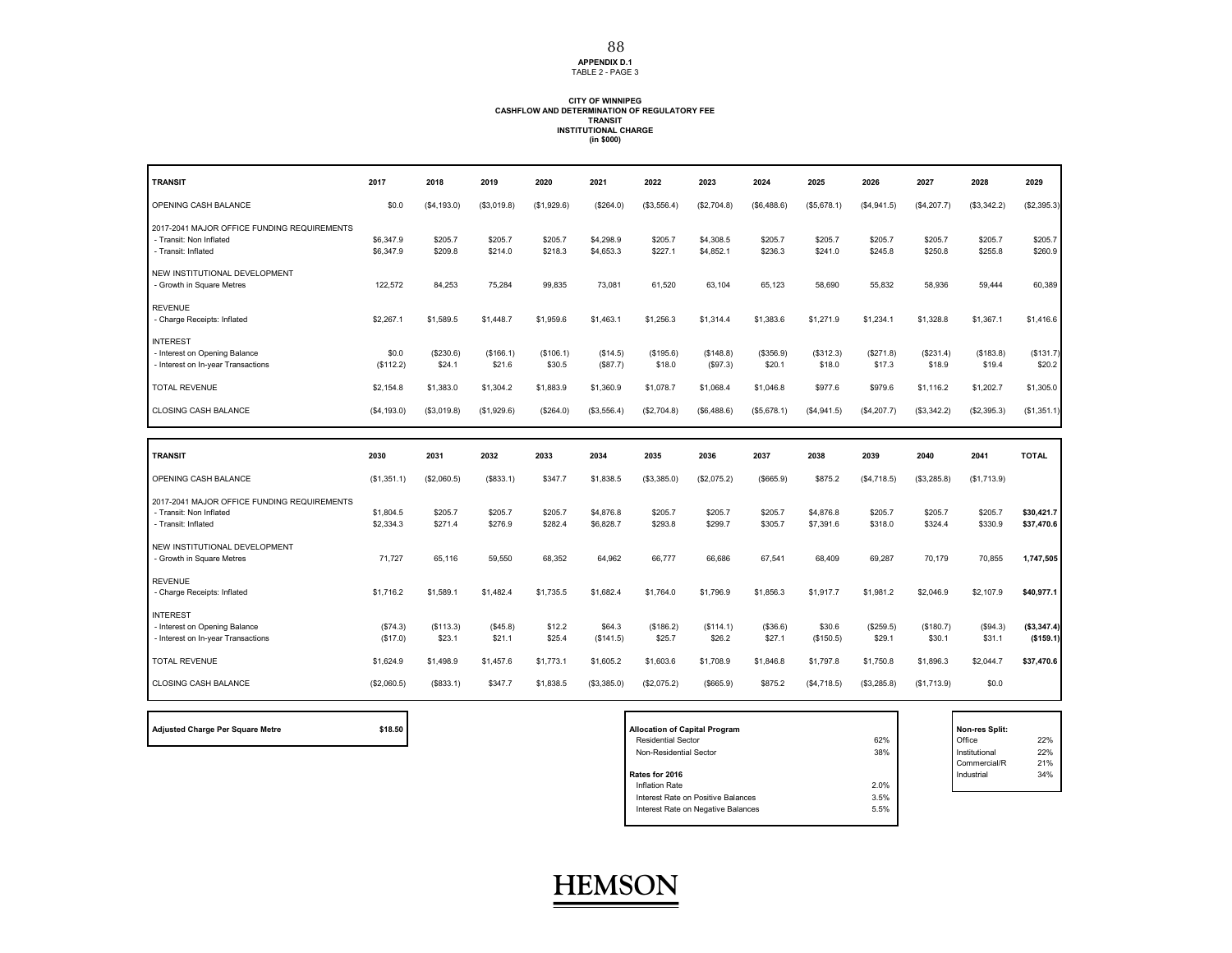APPENDIX D.1
TABLE 2 - PAGE 3

**CITY OF WINNIPEG**
**CASHFLOW AND DETERMINATION OF REGULATORY FEE**
**TRANSIT**
**INSTITUTIONAL CHARGE**
**(in $000)**

| TRANSIT | 2017 | 2018 | 2019 | 2020 | 2021 | 2022 | 2023 | 2024 | 2025 | 2026 | 2027 | 2028 | 2029 |
|---|---|---|---|---|---|---|---|---|---|---|---|---|---|
| OPENING CASH BALANCE | $0.0 | ($4,193.0) | ($3,019.8) | ($1,929.6) | ($264.0) | ($3,556.4) | ($2,704.8) | ($6,488.6) | ($5,678.1) | ($4,941.5) | ($4,207.7) | ($3,342.2) | ($2,395.3) |
| 2017-2041 MAJOR OFFICE FUNDING REQUIREMENTS | | | | | | | | | | | | | |
| - Transit: Non Inflated | $6,347.9 | $205.7 | $205.7 | $205.7 | $4,298.9 | $205.7 | $4,308.5 | $205.7 | $205.7 | $205.7 | $205.7 | $205.7 | $205.7 |
| - Transit: Inflated | $6,347.9 | $209.8 | $214.0 | $218.3 | $4,653.3 | $227.1 | $4,852.1 | $236.3 | $241.0 | $245.8 | $250.8 | $255.8 | $260.9 |
| NEW INSTITUTIONAL DEVELOPMENT | | | | | | | | | | | | | |
| - Growth in Square Metres | 122,572 | 84,253 | 75,284 | 99,835 | 73,081 | 61,520 | 63,104 | 65,123 | 58,690 | 55,832 | 58,936 | 59,444 | 60,389 |
| REVENUE | | | | | | | | | | | | | |
| - Charge Receipts: Inflated | $2,267.1 | $1,589.5 | $1,448.7 | $1,959.6 | $1,463.1 | $1,256.3 | $1,314.4 | $1,383.6 | $1,271.9 | $1,234.1 | $1,328.8 | $1,367.1 | $1,416.6 |
| INTEREST | | | | | | | | | | | | | |
| - Interest on Opening Balance | $0.0 | ($230.6) | ($166.1) | ($106.1) | ($14.5) | ($195.6) | ($148.8) | ($356.9) | ($312.3) | ($271.8) | ($231.4) | ($183.8) | ($131.7) |
| - Interest on In-year Transactions | ($112.2) | $24.1 | $21.6 | $30.5 | ($87.7) | $18.0 | ($97.3) | $20.1 | $18.0 | $17.3 | $18.9 | $19.4 | $20.2 |
| TOTAL REVENUE | $2,154.8 | $1,383.0 | $1,304.2 | $1,883.9 | $1,360.9 | $1,078.7 | $1,068.4 | $1,046.8 | $977.6 | $979.6 | $1,116.2 | $1,202.7 | $1,305.0 |
| CLOSING CASH BALANCE | ($4,193.0) | ($3,019.8) | ($1,929.6) | ($264.0) | ($3,556.4) | ($2,704.8) | ($6,488.6) | ($5,678.1) | ($4,941.5) | ($4,207.7) | ($3,342.2) | ($2,395.3) | ($1,351.1) |

| TRANSIT | 2030 | 2031 | 2032 | 2033 | 2034 | 2035 | 2036 | 2037 | 2038 | 2039 | 2040 | 2041 | TOTAL |
|---|---|---|---|---|---|---|---|---|---|---|---|---|---|
| OPENING CASH BALANCE | ($1,351.1) | ($2,060.5) | ($833.1) | $347.7 | $1,838.5 | ($3,385.0) | ($2,075.2) | ($665.9) | $875.2 | ($4,718.5) | ($3,285.8) | ($1,713.9) | |
| 2017-2041 MAJOR OFFICE FUNDING REQUIREMENTS | | | | | | | | | | | | | |
| - Transit: Non Inflated | $1,804.5 | $205.7 | $205.7 | $205.7 | $4,876.8 | $205.7 | $205.7 | $205.7 | $4,876.8 | $205.7 | $205.7 | $205.7 | **$30,421.7** |
| - Transit: Inflated | $2,334.3 | $271.4 | $276.9 | $282.4 | $6,828.7 | $293.8 | $299.7 | $305.7 | $7,391.6 | $318.0 | $324.4 | $330.9 | **$37,470.6** |
| NEW INSTITUTIONAL DEVELOPMENT | | | | | | | | | | | | | |
| - Growth in Square Metres | 71,727 | 65,116 | 59,550 | 68,352 | 64,962 | 66,777 | 66,686 | 67,541 | 68,409 | 69,287 | 70,179 | 70,855 | **1,747,505** |
| REVENUE | | | | | | | | | | | | | |
| - Charge Receipts: Inflated | $1,716.2 | $1,589.1 | $1,482.4 | $1,735.5 | $1,682.4 | $1,764.0 | $1,796.9 | $1,856.3 | $1,917.7 | $1,981.2 | $2,046.9 | $2,107.9 | **$40,977.1** |
| INTEREST | | | | | | | | | | | | | |
| - Interest on Opening Balance | ($74.3) | ($113.3) | ($45.8) | $12.2 | $64.3 | ($186.2) | ($114.1) | ($36.6) | $30.6 | ($259.5) | ($180.7) | ($94.3) | **($3,347.4)** |
| - Interest on In-year Transactions | ($17.0) | $23.1 | $21.1 | $25.4 | ($141.5) | $25.7 | $26.2 | $27.1 | ($150.5) | $29.1 | $30.1 | $31.1 | **($159.1)** |
| TOTAL REVENUE | $1,624.9 | $1,498.9 | $1,457.6 | $1,773.1 | $1,605.2 | $1,603.6 | $1,708.9 | $1,846.8 | $1,797.8 | $1,750.8 | $1,896.3 | $2,044.7 | **$37,470.6** |
| CLOSING CASH BALANCE | ($2,060.5) | ($833.1) | $347.7 | $1,838.5 | ($3,385.0) | ($2,075.2) | ($665.9) | $875.2 | ($4,718.5) | ($3,285.8) | ($1,713.9) | $0.0 | |

| Adjusted Charge Per Square Metre | $18.50 |
|---|---|

| Allocation of Capital Program | |
|---|---|
| Residential Sector | 62% |
| Non-Residential Sector | 38% |
| **Rates for 2016** | |
| Inflation Rate | 2.0% |
| Interest Rate on Positive Balances | 3.5% |
| Interest Rate on Negative Balances | 5.5% |

| Non-res Split: | |
|---|---|
| Office | 22% |
| Institutional | 22% |
| Commercial/R | 21% |
| Industrial | 34% |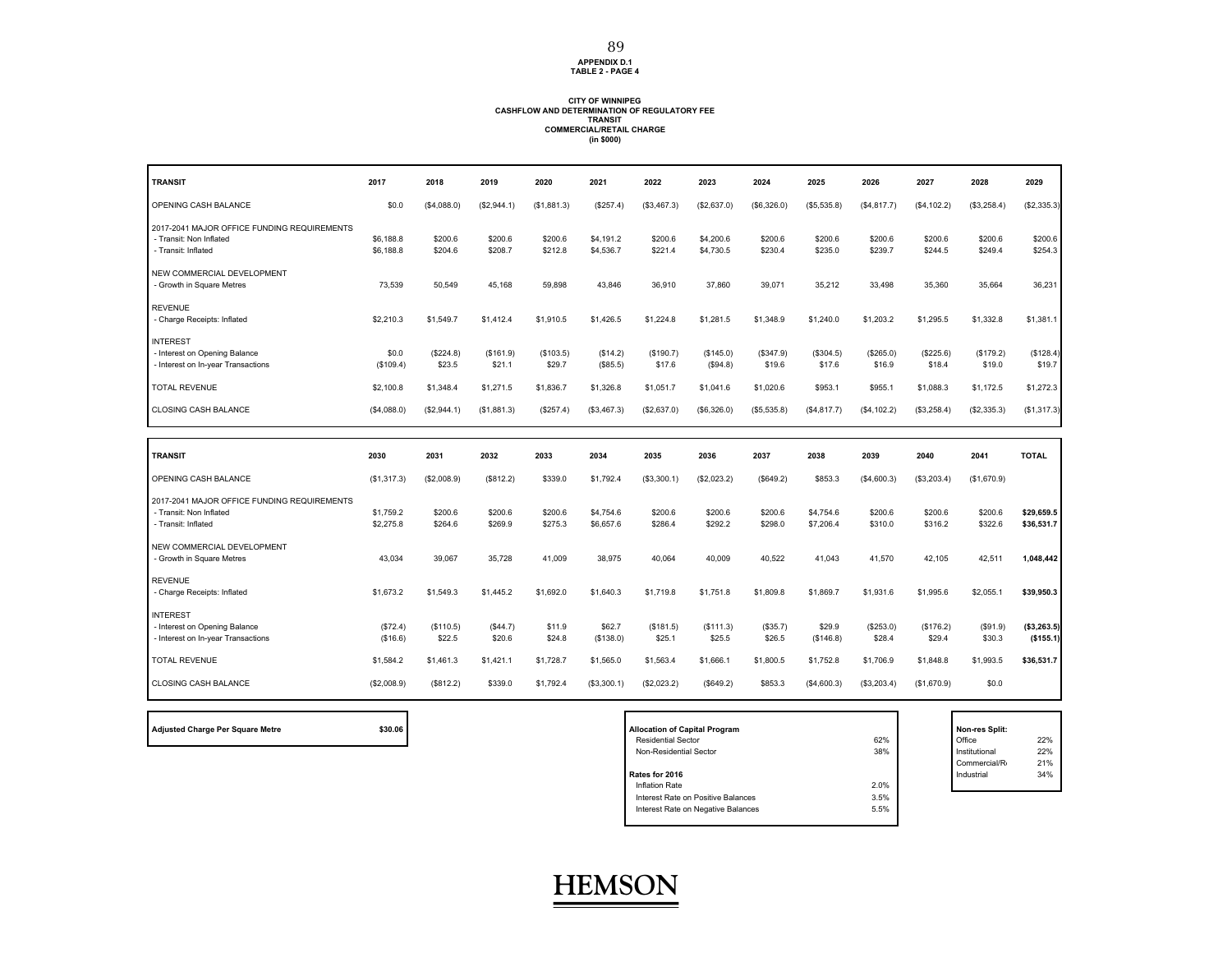APPENDIX D.1
TABLE 2 - PAGE 4

CITY OF WINNIPEG
CASHFLOW AND DETERMINATION OF REGULATORY FEE
TRANSIT
COMMERCIAL/RETAIL CHARGE
(in $000)

| TRANSIT | 2017 | 2018 | 2019 | 2020 | 2021 | 2022 | 2023 | 2024 | 2025 | 2026 | 2027 | 2028 | 2029 |
|---|---|---|---|---|---|---|---|---|---|---|---|---|---|
| OPENING CASH BALANCE | $0.0 | ($4,088.0) | ($2,944.1) | ($1,881.3) | ($257.4) | ($3,467.3) | ($2,637.0) | ($6,326.0) | ($5,535.8) | ($4,817.7) | ($4,102.2) | ($3,258.4) | ($2,335.3) |
| 2017-2041 MAJOR OFFICE FUNDING REQUIREMENTS | | | | | | | | | | | | | |
| - Transit: Non Inflated | $6,188.8 | $200.6 | $200.6 | $200.6 | $4,191.2 | $200.6 | $4,200.6 | $200.6 | $200.6 | $200.6 | $200.6 | $200.6 | $200.6 |
| - Transit: Inflated | $6,188.8 | $204.6 | $208.7 | $212.8 | $4,536.7 | $221.4 | $4,730.5 | $230.4 | $235.0 | $239.7 | $244.5 | $249.4 | $254.3 |
| NEW COMMERCIAL DEVELOPMENT | | | | | | | | | | | | | |
| - Growth in Square Metres | 73,539 | 50,549 | 45,168 | 59,898 | 43,846 | 36,910 | 37,860 | 39,071 | 35,212 | 33,498 | 35,360 | 35,664 | 36,231 |
| REVENUE | | | | | | | | | | | | | |
| - Charge Receipts: Inflated | $2,210.3 | $1,549.7 | $1,412.4 | $1,910.5 | $1,426.5 | $1,224.8 | $1,281.5 | $1,348.9 | $1,240.0 | $1,203.2 | $1,295.5 | $1,332.8 | $1,381.1 |
| INTEREST | | | | | | | | | | | | | |
| - Interest on Opening Balance | $0.0 | ($224.8) | ($161.9) | ($103.5) | ($14.2) | ($190.7) | ($145.0) | ($347.9) | ($304.5) | ($265.0) | ($225.6) | ($179.2) | ($128.4) |
| - Interest on In-year Transactions | ($109.4) | $23.5 | $21.1 | $29.7 | ($85.5) | $17.6 | ($94.8) | $19.6 | $17.6 | $16.9 | $18.4 | $19.0 | $19.7 |
| TOTAL REVENUE | $2,100.8 | $1,348.4 | $1,271.5 | $1,836.7 | $1,326.8 | $1,051.7 | $1,041.6 | $1,020.6 | $953.1 | $955.1 | $1,088.3 | $1,172.5 | $1,272.3 |
| CLOSING CASH BALANCE | ($4,088.0) | ($2,944.1) | ($1,881.3) | ($257.4) | ($3,467.3) | ($2,637.0) | ($6,326.0) | ($5,535.8) | ($4,817.7) | ($4,102.2) | ($3,258.4) | ($2,335.3) | ($1,317.3) |

| TRANSIT | 2030 | 2031 | 2032 | 2033 | 2034 | 2035 | 2036 | 2037 | 2038 | 2039 | 2040 | 2041 | TOTAL |
|---|---|---|---|---|---|---|---|---|---|---|---|---|---|
| OPENING CASH BALANCE | ($1,317.3) | ($2,008.9) | ($812.2) | $339.0 | $1,792.4 | ($3,300.1) | ($2,023.2) | ($649.2) | $853.3 | ($4,600.3) | ($3,203.4) | ($1,670.9) | |
| 2017-2041 MAJOR OFFICE FUNDING REQUIREMENTS | | | | | | | | | | | | | |
| - Transit: Non Inflated | $1,759.2 | $200.6 | $200.6 | $200.6 | $4,754.6 | $200.6 | $200.6 | $200.6 | $4,754.6 | $200.6 | $200.6 | $200.6 | **$29,659.5** |
| - Transit: Inflated | $2,275.8 | $264.6 | $269.9 | $275.3 | $6,657.6 | $286.4 | $292.2 | $298.0 | $7,206.4 | $310.0 | $316.2 | $322.6 | **$36,531.7** |
| NEW COMMERCIAL DEVELOPMENT | | | | | | | | | | | | | |
| - Growth in Square Metres | 43,034 | 39,067 | 35,728 | 41,009 | 38,975 | 40,064 | 40,009 | 40,522 | 41,043 | 41,570 | 42,105 | 42,511 | **1,048,442** |
| REVENUE | | | | | | | | | | | | | |
| - Charge Receipts: Inflated | $1,673.2 | $1,549.3 | $1,445.2 | $1,692.0 | $1,640.3 | $1,719.8 | $1,751.8 | $1,809.8 | $1,869.7 | $1,931.6 | $1,995.6 | $2,055.1 | **$39,950.3** |
| INTEREST | | | | | | | | | | | | | |
| - Interest on Opening Balance | ($72.4) | ($110.5) | ($44.7) | $11.9 | $62.7 | ($181.5) | ($111.3) | ($35.7) | $29.9 | ($253.0) | ($176.2) | ($91.9) | **($3,263.5)** |
| - Interest on In-year Transactions | ($16.6) | $22.5 | $20.6 | $24.8 | ($138.0) | $25.1 | $25.5 | $26.5 | ($146.8) | $28.4 | $29.4 | $30.3 | **($155.1)** |
| TOTAL REVENUE | $1,584.2 | $1,461.3 | $1,421.1 | $1,728.7 | $1,565.0 | $1,563.4 | $1,666.1 | $1,800.5 | $1,752.8 | $1,706.9 | $1,848.8 | $1,993.5 | **$36,531.7** |
| CLOSING CASH BALANCE | ($2,008.9) | ($812.2) | $339.0 | $1,792.4 | ($3,300.1) | ($2,023.2) | ($649.2) | $853.3 | ($4,600.3) | ($3,203.4) | ($1,670.9) | $0.0 | |

| **Adjusted Charge Per Square Metre** | **$30.06** |
|---|---|

| **Allocation of Capital Program** | |
|---|---|
| Residential Sector | 62% |
| Non-Residential Sector | 38% |
| **Rates for 2016** | |
| Inflation Rate | 2.0% |
| Interest Rate on Positive Balances | 3.5% |
| Interest Rate on Negative Balances | 5.5% |

| **Non-res Split:** | |
|---|---|
| Office | 22% |
| Institutional | 22% |
| Commercial/Ri | 21% |
| Industrial | 34% |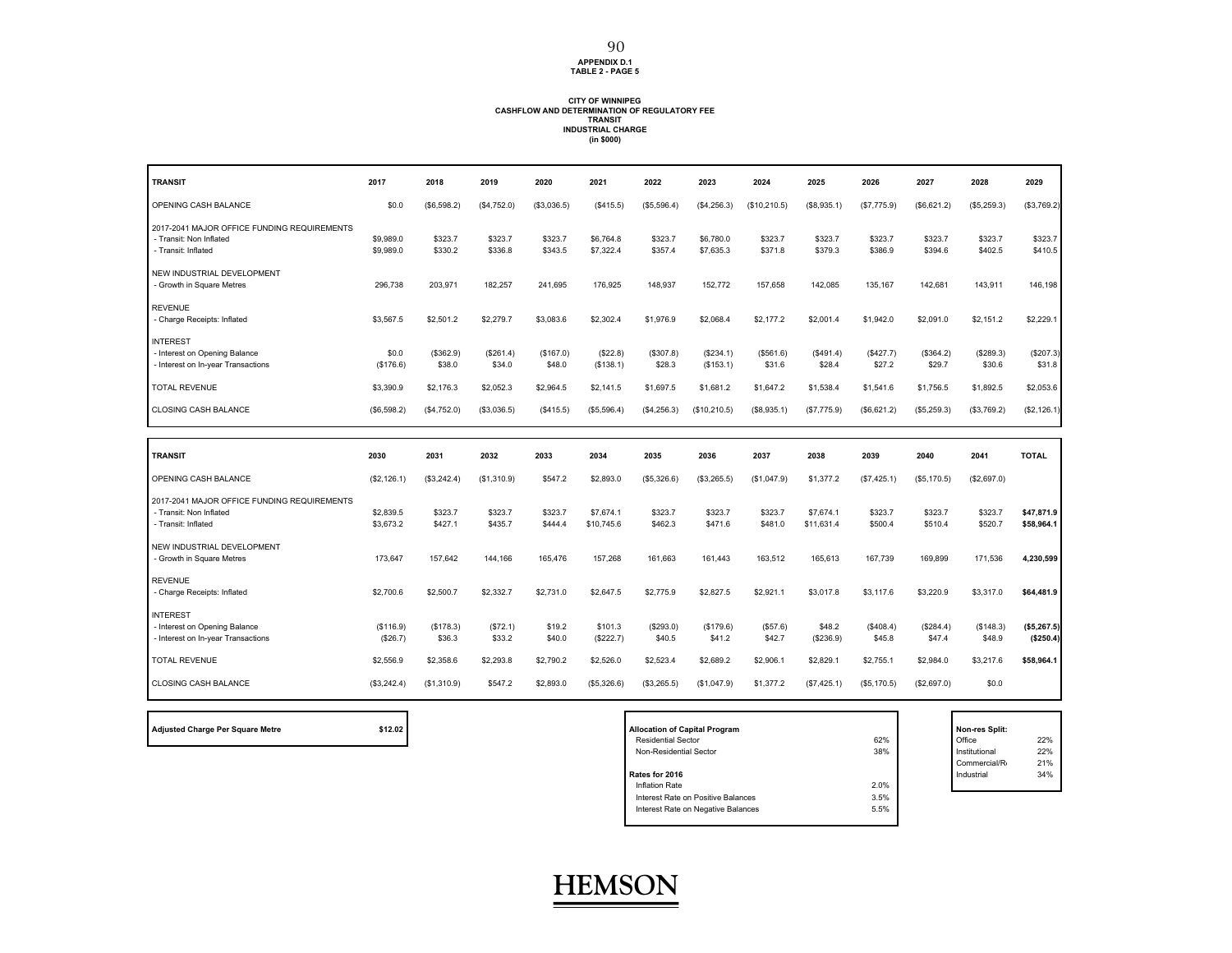APPENDIX D.1
TABLE 2 - PAGE 5

CITY OF WINNIPEG
CASHFLOW AND DETERMINATION OF REGULATORY FEE
TRANSIT
INDUSTRIAL CHARGE
(in $000)

| TRANSIT | 2017 | 2018 | 2019 | 2020 | 2021 | 2022 | 2023 | 2024 | 2025 | 2026 | 2027 | 2028 | 2029 |
|---|---|---|---|---|---|---|---|---|---|---|---|---|---|
| OPENING CASH BALANCE | $0.0 | ($6,598.2) | ($4,752.0) | ($3,036.5) | ($415.5) | ($5,596.4) | ($4,256.3) | ($10,210.5) | ($8,935.1) | ($7,775.9) | ($6,621.2) | ($5,259.3) | ($3,769.2) |
| 2017-2041 MAJOR OFFICE FUNDING REQUIREMENTS | | | | | | | | | | | | | |
| - Transit: Non Inflated | $9,989.0 | $323.7 | $323.7 | $323.7 | $6,764.8 | $323.7 | $6,780.0 | $323.7 | $323.7 | $323.7 | $323.7 | $323.7 | $323.7 |
| - Transit: Inflated | $9,989.0 | $330.2 | $336.8 | $343.5 | $7,322.4 | $357.4 | $7,635.3 | $371.8 | $379.3 | $386.9 | $394.6 | $402.5 | $410.5 |
| NEW INDUSTRIAL DEVELOPMENT | | | | | | | | | | | | | |
| - Growth in Square Metres | 296,738 | 203,971 | 182,257 | 241,695 | 176,925 | 148,937 | 152,772 | 157,658 | 142,085 | 135,167 | 142,681 | 143,911 | 146,198 |
| REVENUE | | | | | | | | | | | | | |
| - Charge Receipts: Inflated | $3,567.5 | $2,501.2 | $2,279.7 | $3,083.6 | $2,302.4 | $1,976.9 | $2,068.4 | $2,177.2 | $2,001.4 | $1,942.0 | $2,091.0 | $2,151.2 | $2,229.1 |
| INTEREST | | | | | | | | | | | | | |
| - Interest on Opening Balance | $0.0 | ($362.9) | ($261.4) | ($167.0) | ($22.8) | ($307.8) | ($234.1) | ($561.6) | ($491.4) | ($427.7) | ($364.2) | ($289.3) | ($207.3) |
| - Interest on In-year Transactions | ($176.6) | $38.0 | $34.0 | $48.0 | ($138.1) | $28.3 | ($153.1) | $31.6 | $28.4 | $27.2 | $29.7 | $30.6 | $31.8 |
| TOTAL REVENUE | $3,390.9 | $2,176.3 | $2,052.3 | $2,964.5 | $2,141.5 | $1,697.5 | $1,681.2 | $1,647.2 | $1,538.4 | $1,541.6 | $1,756.5 | $1,892.5 | $2,053.6 |
| CLOSING CASH BALANCE | ($6,598.2) | ($4,752.0) | ($3,036.5) | ($415.5) | ($5,596.4) | ($4,256.3) | ($10,210.5) | ($8,935.1) | ($7,775.9) | ($6,621.2) | ($5,259.3) | ($3,769.2) | ($2,126.1) |

| TRANSIT | 2030 | 2031 | 2032 | 2033 | 2034 | 2035 | 2036 | 2037 | 2038 | 2039 | 2040 | 2041 | TOTAL |
|---|---|---|---|---|---|---|---|---|---|---|---|---|---|
| OPENING CASH BALANCE | ($2,126.1) | ($3,242.4) | ($1,310.9) | $547.2 | $2,893.0 | ($5,326.6) | ($3,265.5) | ($1,047.9) | $1,377.2 | ($7,425.1) | ($5,170.5) | ($2,697.0) | |
| 2017-2041 MAJOR OFFICE FUNDING REQUIREMENTS | | | | | | | | | | | | | |
| - Transit: Non Inflated | $2,839.5 | $323.7 | $323.7 | $323.7 | $7,674.1 | $323.7 | $323.7 | $323.7 | $7,674.1 | $323.7 | $323.7 | $323.7 | **$47,871.9** |
| - Transit: Inflated | $3,673.2 | $427.1 | $435.7 | $444.4 | $10,745.6 | $462.3 | $471.6 | $481.0 | $11,631.4 | $500.4 | $510.4 | $520.7 | **$58,964.1** |
| NEW INDUSTRIAL DEVELOPMENT | | | | | | | | | | | | | |
| - Growth in Square Metres | 173,647 | 157,642 | 144,166 | 165,476 | 157,268 | 161,663 | 161,443 | 163,512 | 165,613 | 167,739 | 169,899 | 171,536 | **4,230,599** |
| REVENUE | | | | | | | | | | | | | |
| - Charge Receipts: Inflated | $2,700.6 | $2,500.7 | $2,332.7 | $2,731.0 | $2,647.5 | $2,775.9 | $2,827.5 | $2,921.1 | $3,017.8 | $3,117.6 | $3,220.9 | $3,317.0 | **$64,481.9** |
| INTEREST | | | | | | | | | | | | | |
| - Interest on Opening Balance | ($116.9) | ($178.3) | ($72.1) | $19.2 | $101.3 | ($293.0) | ($179.6) | ($57.6) | $48.2 | ($408.4) | ($284.4) | ($148.3) | **($5,267.5)** |
| - Interest on In-year Transactions | ($26.7) | $36.3 | $33.2 | $40.0 | ($222.7) | $40.5 | $41.2 | $42.7 | ($236.9) | $45.8 | $47.4 | $48.9 | **($250.4)** |
| TOTAL REVENUE | $2,556.9 | $2,358.6 | $2,293.8 | $2,790.2 | $2,526.0 | $2,523.4 | $2,689.2 | $2,906.1 | $2,829.1 | $2,755.1 | $2,984.0 | $3,217.6 | **$58,964.1** |
| CLOSING CASH BALANCE | ($3,242.4) | ($1,310.9) | $547.2 | $2,893.0 | ($5,326.6) | ($3,265.5) | ($1,047.9) | $1,377.2 | ($7,425.1) | ($5,170.5) | ($2,697.0) | $0.0 | |

| Adjusted Charge Per Square Metre | $12.02 |
|---|---|

| Allocation of Capital Program | |
|---|---|
| Residential Sector | 62% |
| Non-Residential Sector | 38% |
| **Rates for 2016** | |
| Inflation Rate | 2.0% |
| Interest Rate on Positive Balances | 3.5% |
| Interest Rate on Negative Balances | 5.5% |

| Non-res Split: | |
|---|---|
| Office | 22% |
| Institutional | 22% |
| Commercial/R | 21% |
| Industrial | 34% |

HEMSON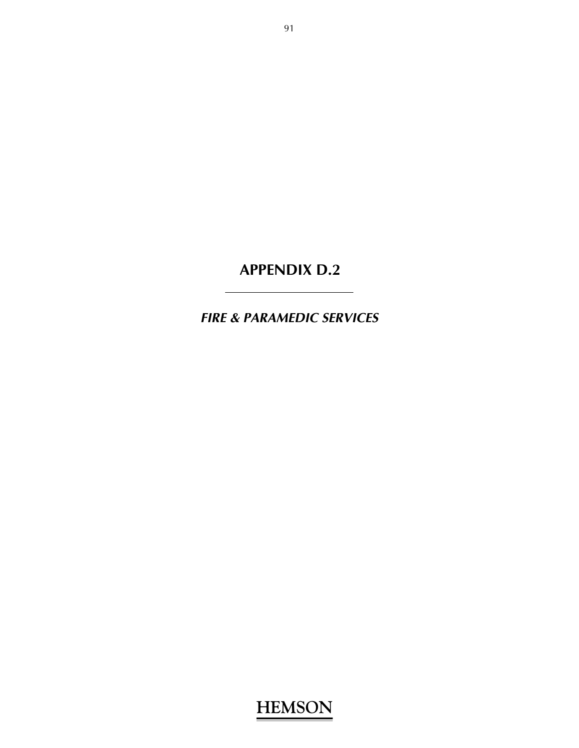# APPENDIX D.2

## *FIRE & PARAMEDIC SERVICES*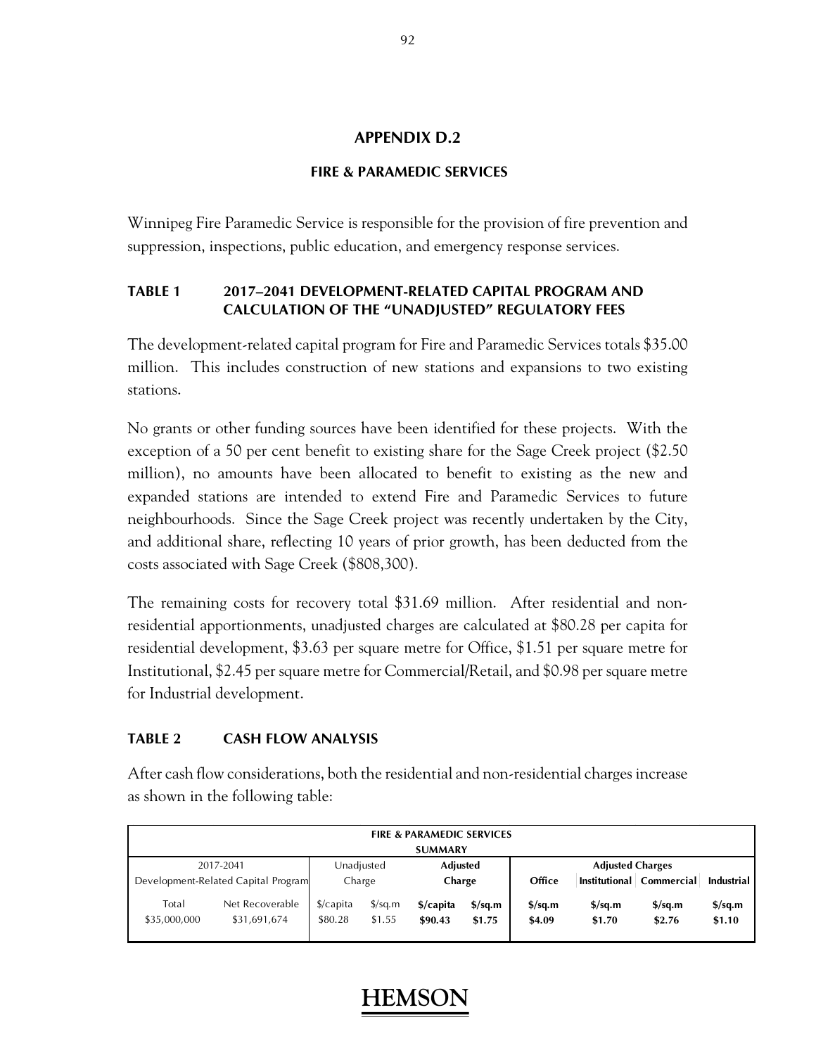# APPENDIX D.2

## FIRE & PARAMEDIC SERVICES

Winnipeg Fire Paramedic Service is responsible for the provision of fire prevention and suppression, inspections, public education, and emergency response services.

### TABLE 1 2017–2041 DEVELOPMENT-RELATED CAPITAL PROGRAM AND CALCULATION OF THE "UNADJUSTED" REGULATORY FEES

The development-related capital program for Fire and Paramedic Services totals $35.00 million. This includes construction of new stations and expansions to two existing stations.

No grants or other funding sources have been identified for these projects. With the exception of a 50 per cent benefit to existing share for the Sage Creek project ($2.50 million), no amounts have been allocated to benefit to existing as the new and expanded stations are intended to extend Fire and Paramedic Services to future neighbourhoods. Since the Sage Creek project was recently undertaken by the City, and additional share, reflecting 10 years of prior growth, has been deducted from the costs associated with Sage Creek ($808,300).

The remaining costs for recovery total $31.69 million. After residential and non-residential apportionments, unadjusted charges are calculated at $80.28 per capita for residential development, $3.63 per square metre for Office, $1.51 per square metre for Institutional, $2.45 per square metre for Commercial/Retail, and $0.98 per square metre for Industrial development.

### TABLE 2 CASH FLOW ANALYSIS

After cash flow considerations, both the residential and non-residential charges increase as shown in the following table:

| FIRE & PARAMEDIC SERVICES SUMMARY | | | | | | | | | |
|---|---|---|---|---|---|---|---|---|---|
| 2017-2041 Development-Related Capital Program | | Unadjusted Charge | | **Adjusted Charge** | | **Adjusted Charges** | | | |
| | | | | | | **Office** | **Institutional** | **Commercial** | **Industrial** |
| Total | Net Recoverable | $/capita | $/sq.m | **$/capita** | **$/sq.m** | **$/sq.m** | **$/sq.m** | **$/sq.m** | **$/sq.m** |
| $35,000,000 | $31,691,674 | $80.28 | $1.55 | **$90.43** | **$1.75** | **$4.09** | **$1.70** | **$2.76** | **$1.10** |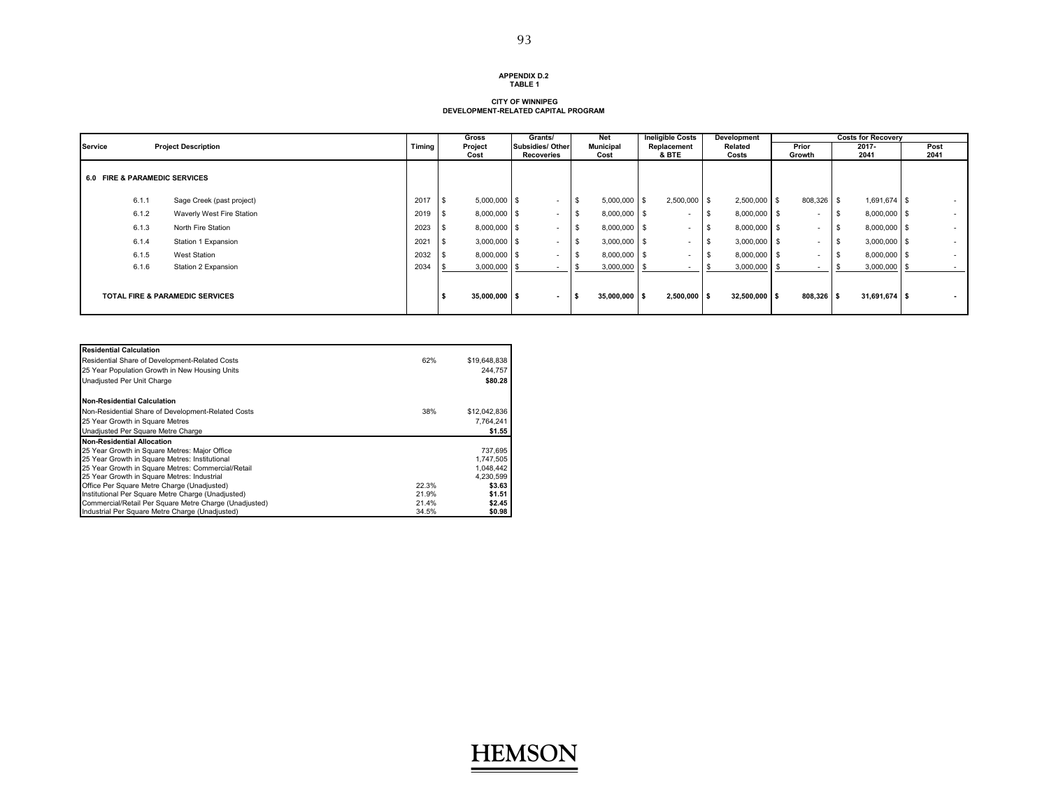**APPENDIX D.2**
**TABLE 1**

**CITY OF WINNIPEG**
**DEVELOPMENT-RELATED CAPITAL PROGRAM**

| Service | | Project Description | Timing | Gross Project Cost | Grants/ Subsidies/ Other Recoveries | Net Municipal Cost | Ineligible Costs Replacement & BTE | Development Related Costs | Costs for Recovery Prior Growth | 2017-2041 | Post 2041 |
|---|---|---|---|---|---|---|---|---|---|---|---|
| **6.0 FIRE & PARAMEDIC SERVICES** | | | | | | | | | | | |
| | 6.1.1 | Sage Creek (past project) | 2017 | $ 5,000,000 | $ - | $ 5,000,000 | $ 2,500,000 | $ 2,500,000 | $ 808,326 | $ 1,691,674 | $ - |
| | 6.1.2 | Waverly West Fire Station | 2019 | $ 8,000,000 | $ - | $ 8,000,000 | $ - | $ 8,000,000 | $ - | $ 8,000,000 | $ - |
| | 6.1.3 | North Fire Station | 2023 | $ 8,000,000 | $ - | $ 8,000,000 | $ - | $ 8,000,000 | $ - | $ 8,000,000 | $ - |
| | 6.1.4 | Station 1 Expansion | 2021 | $ 3,000,000 | $ - | $ 3,000,000 | $ - | $ 3,000,000 | $ - | $ 3,000,000 | $ - |
| | 6.1.5 | West Station | 2032 | $ 8,000,000 | $ - | $ 8,000,000 | $ - | $ 8,000,000 | $ - | $ 8,000,000 | $ - |
| | 6.1.6 | Station 2 Expansion | 2034 | $ 3,000,000 | $ - | $ 3,000,000 | $ - | $ 3,000,000 | $ - | $ 3,000,000 | $ - |
| **TOTAL FIRE & PARAMEDIC SERVICES** | | | | **$ 35,000,000** | **$ -** | **$ 35,000,000** | **$ 2,500,000** | **$ 32,500,000** | **$ 808,326** | **$ 31,691,674** | **$ -** |

| **Residential Calculation** | | |
|---|---|---|
| Residential Share of Development-Related Costs | 62% | $19,648,838 |
| 25 Year Population Growth in New Housing Units | | 244,757 |
| Unadjusted Per Unit Charge | | **$80.28** |
| **Non-Residential Calculation** | | |
| Non-Residential Share of Development-Related Costs | 38% | $12,042,836 |
| 25 Year Growth in Square Metres | | 7,764,241 |
| Unadjusted Per Square Metre Charge | | **$1.55** |
| **Non-Residential Allocation** | | |
| 25 Year Growth in Square Metres: Major Office | | 737,695 |
| 25 Year Growth in Square Metres: Institutional | | 1,747,505 |
| 25 Year Growth in Square Metres: Commercial/Retail | | 1,048,442 |
| 25 Year Growth in Square Metres: Industrial | | 4,230,599 |
| Office Per Square Metre Charge (Unadjusted) | 22.3% | **$3.63** |
| Institutional Per Square Metre Charge (Unadjusted) | 21.9% | **$1.51** |
| Commercial/Retail Per Square Metre Charge (Unadjusted) | 21.4% | **$2.45** |
| Industrial Per Square Metre Charge (Unadjusted) | 34.5% | **$0.98** |

**HEMSON**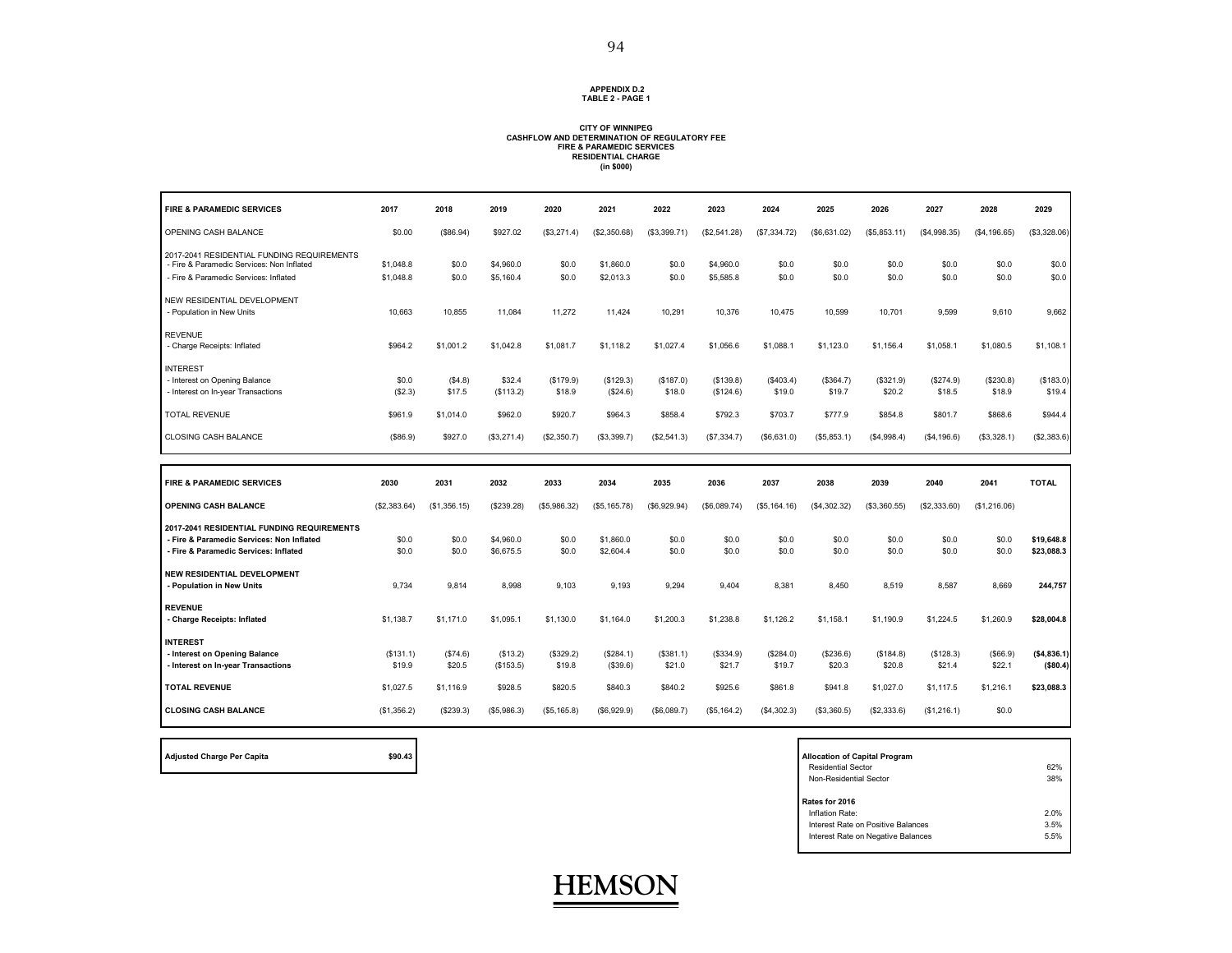**APPENDIX D.2**
**TABLE 2 - PAGE 1**

**CITY OF WINNIPEG**
**CASHFLOW AND DETERMINATION OF REGULATORY FEE**
**FIRE & PARAMEDIC SERVICES**
**RESIDENTIAL CHARGE**
**(in $000)**

| FIRE & PARAMEDIC SERVICES | 2017 | 2018 | 2019 | 2020 | 2021 | 2022 | 2023 | 2024 | 2025 | 2026 | 2027 | 2028 | 2029 |
|---|---|---|---|---|---|---|---|---|---|---|---|---|---|
| OPENING CASH BALANCE | $0.00 | ($86.94) | $927.02 | ($3,271.4) | ($2,350.68) | ($3,399.71) | ($2,541.28) | ($7,334.72) | ($6,631.02) | ($5,853.11) | ($4,998.35) | ($4,196.65) | ($3,328.06) |
| 2017-2041 RESIDENTIAL FUNDING REQUIREMENTS | | | | | | | | | | | | | |
| - Fire & Paramedic Services: Non Inflated | $1,048.8 | $0.0 | $4,960.0 | $0.0 | $1,860.0 | $0.0 | $4,960.0 | $0.0 | $0.0 | $0.0 | $0.0 | $0.0 | $0.0 |
| - Fire & Paramedic Services: Inflated | $1,048.8 | $0.0 | $5,160.4 | $0.0 | $2,013.3 | $0.0 | $5,585.8 | $0.0 | $0.0 | $0.0 | $0.0 | $0.0 | $0.0 |
| NEW RESIDENTIAL DEVELOPMENT | | | | | | | | | | | | | |
| - Population in New Units | 10,663 | 10,855 | 11,084 | 11,272 | 11,424 | 10,291 | 10,376 | 10,475 | 10,599 | 10,701 | 9,599 | 9,610 | 9,662 |
| REVENUE | | | | | | | | | | | | | |
| - Charge Receipts: Inflated | $964.2 | $1,001.2 | $1,042.8 | $1,081.7 | $1,118.2 | $1,027.4 | $1,056.6 | $1,088.1 | $1,123.0 | $1,156.4 | $1,058.1 | $1,080.5 | $1,108.1 |
| INTEREST | | | | | | | | | | | | | |
| - Interest on Opening Balance | $0.0 | ($4.8) | $32.4 | ($179.9) | ($129.3) | ($187.0) | ($139.8) | ($403.4) | ($364.7) | ($321.9) | ($274.9) | ($230.8) | ($183.0) |
| - Interest on In-year Transactions | ($2.3) | $17.5 | ($113.2) | $18.9 | ($24.6) | $18.0 | ($124.6) | $19.0 | $19.7 | $20.2 | $18.5 | $18.9 | $19.4 |
| TOTAL REVENUE | $961.9 | $1,014.0 | $962.0 | $920.7 | $964.3 | $858.4 | $792.3 | $703.7 | $777.9 | $854.8 | $801.7 | $868.6 | $944.4 |
| CLOSING CASH BALANCE | ($86.9) | $927.0 | ($3,271.4) | ($2,350.7) | ($3,399.7) | ($2,541.3) | ($7,334.7) | ($6,631.0) | ($5,853.1) | ($4,998.4) | ($4,196.6) | ($3,328.1) | ($2,383.6) |

| FIRE & PARAMEDIC SERVICES | 2030 | 2031 | 2032 | 2033 | 2034 | 2035 | 2036 | 2037 | 2038 | 2039 | 2040 | 2041 | TOTAL |
|---|---|---|---|---|---|---|---|---|---|---|---|---|---|
| **OPENING CASH BALANCE** | ($2,383.64) | ($1,356.15) | ($239.28) | ($5,986.32) | ($5,165.78) | ($6,929.94) | ($6,089.74) | ($5,164.16) | ($4,302.32) | ($3,360.55) | ($2,333.60) | ($1,216.06) | |
| **2017-2041 RESIDENTIAL FUNDING REQUIREMENTS** | | | | | | | | | | | | | |
| **- Fire & Paramedic Services: Non Inflated** | $0.0 | $0.0 | $4,960.0 | $0.0 | $1,860.0 | $0.0 | $0.0 | $0.0 | $0.0 | $0.0 | $0.0 | $0.0 | **$19,648.8** |
| **- Fire & Paramedic Services: Inflated** | $0.0 | $0.0 | $6,675.5 | $0.0 | $2,604.4 | $0.0 | $0.0 | $0.0 | $0.0 | $0.0 | $0.0 | $0.0 | **$23,088.3** |
| **NEW RESIDENTIAL DEVELOPMENT** | | | | | | | | | | | | | |
| **- Population in New Units** | 9,734 | 9,814 | 8,998 | 9,103 | 9,193 | 9,294 | 9,404 | 8,381 | 8,450 | 8,519 | 8,587 | 8,669 | **244,757** |
| **REVENUE** | | | | | | | | | | | | | |
| **- Charge Receipts: Inflated** | $1,138.7 | $1,171.0 | $1,095.1 | $1,130.0 | $1,164.0 | $1,200.3 | $1,238.8 | $1,126.2 | $1,158.1 | $1,190.9 | $1,224.5 | $1,260.9 | **$28,004.8** |
| **INTEREST** | | | | | | | | | | | | | |
| **- Interest on Opening Balance** | ($131.1) | ($74.6) | ($13.2) | ($329.2) | ($284.1) | ($381.1) | ($334.9) | ($284.0) | ($236.6) | ($184.8) | ($128.3) | ($66.9) | **($4,836.1)** |
| **- Interest on In-year Transactions** | $19.9 | $20.5 | ($153.5) | $19.8 | ($39.6) | $21.0 | $21.7 | $19.7 | $20.3 | $20.8 | $21.4 | $22.1 | **($80.4)** |
| **TOTAL REVENUE** | $1,027.5 | $1,116.9 | $928.5 | $820.5 | $840.3 | $840.2 | $925.6 | $861.8 | $941.8 | $1,027.0 | $1,117.5 | $1,216.1 | **$23,088.3** |
| **CLOSING CASH BALANCE** | ($1,356.2) | ($239.3) | ($5,986.3) | ($5,165.8) | ($6,929.9) | ($6,089.7) | ($5,164.2) | ($4,302.3) | ($3,360.5) | ($2,333.6) | ($1,216.1) | $0.0 | |

| Adjusted Charge Per Capita | $90.43 |
|---|---|

| Allocation of Capital Program | |
|---|---|
| Residential Sector | 62% |
| Non-Residential Sector | 38% |
| **Rates for 2016** | |
| Inflation Rate: | 2.0% |
| Interest Rate on Positive Balances | 3.5% |
| Interest Rate on Negative Balances | 5.5% |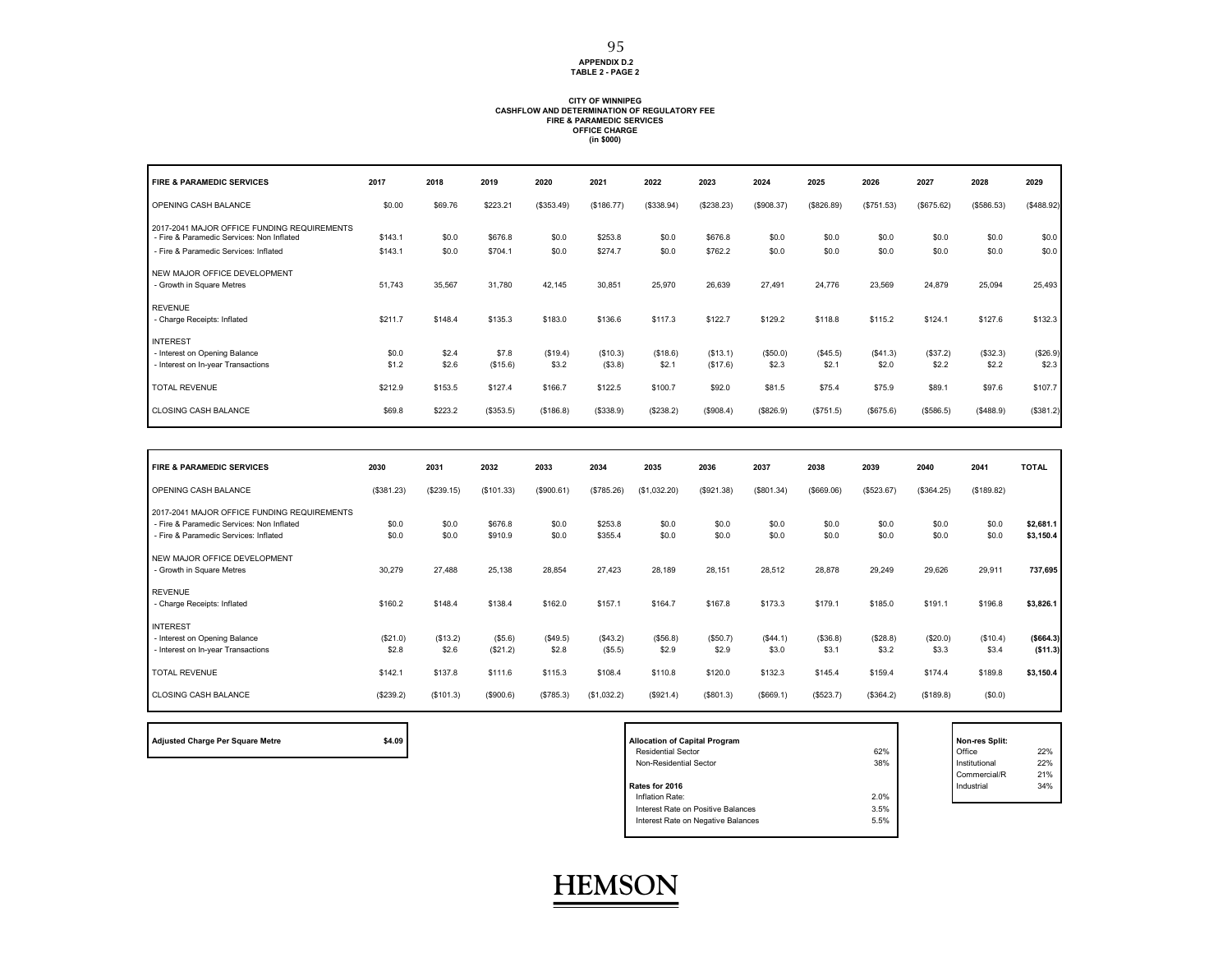**APPENDIX D.2**
**TABLE 2 - PAGE 2**

**CITY OF WINNIPEG**
**CASHFLOW AND DETERMINATION OF REGULATORY FEE**
**FIRE & PARAMEDIC SERVICES**
**OFFICE CHARGE**
**(in $000)**

| FIRE & PARAMEDIC SERVICES | 2017 | 2018 | 2019 | 2020 | 2021 | 2022 | 2023 | 2024 | 2025 | 2026 | 2027 | 2028 | 2029 |
|---|---|---|---|---|---|---|---|---|---|---|---|---|---|
| OPENING CASH BALANCE | $0.00 | $69.76 | $223.21 | ($353.49) | ($186.77) | ($338.94) | ($238.23) | ($908.37) | ($826.89) | ($751.53) | ($675.62) | ($586.53) | ($488.92) |
| 2017-2041 MAJOR OFFICE FUNDING REQUIREMENTS | | | | | | | | | | | | | |
| - Fire & Paramedic Services: Non Inflated | $143.1 | $0.0 | $676.8 | $0.0 | $253.8 | $0.0 | $676.8 | $0.0 | $0.0 | $0.0 | $0.0 | $0.0 | $0.0 |
| - Fire & Paramedic Services: Inflated | $143.1 | $0.0 | $704.1 | $0.0 | $274.7 | $0.0 | $762.2 | $0.0 | $0.0 | $0.0 | $0.0 | $0.0 | $0.0 |
| NEW MAJOR OFFICE DEVELOPMENT | | | | | | | | | | | | | |
| - Growth in Square Metres | 51,743 | 35,567 | 31,780 | 42,145 | 30,851 | 25,970 | 26,639 | 27,491 | 24,776 | 23,569 | 24,879 | 25,094 | 25,493 |
| REVENUE | | | | | | | | | | | | | |
| - Charge Receipts: Inflated | $211.7 | $148.4 | $135.3 | $183.0 | $136.6 | $117.3 | $122.7 | $129.2 | $118.8 | $115.2 | $124.1 | $127.6 | $132.3 |
| INTEREST | | | | | | | | | | | | | |
| - Interest on Opening Balance | $0.0 | $2.4 | $7.8 | ($19.4) | ($10.3) | ($18.6) | ($13.1) | ($50.0) | ($45.5) | ($41.3) | ($37.2) | ($32.3) | ($26.9) |
| - Interest on In-year Transactions | $1.2 | $2.6 | ($15.6) | $3.2 | ($3.8) | $2.1 | ($17.6) | $2.3 | $2.1 | $2.0 | $2.2 | $2.2 | $2.3 |
| TOTAL REVENUE | $212.9 | $153.5 | $127.4 | $166.7 | $122.5 | $100.7 | $92.0 | $81.5 | $75.4 | $75.9 | $89.1 | $97.6 | $107.7 |
| CLOSING CASH BALANCE | $69.8 | $223.2 | ($353.5) | ($186.8) | ($338.9) | ($238.2) | ($908.4) | ($826.9) | ($751.5) | ($675.6) | ($586.5) | ($488.9) | ($381.2) |

| FIRE & PARAMEDIC SERVICES | 2030 | 2031 | 2032 | 2033 | 2034 | 2035 | 2036 | 2037 | 2038 | 2039 | 2040 | 2041 | TOTAL |
|---|---|---|---|---|---|---|---|---|---|---|---|---|---|
| OPENING CASH BALANCE | ($381.23) | ($239.15) | ($101.33) | ($900.61) | ($785.26) | ($1,032.20) | ($921.38) | ($801.34) | ($669.06) | ($523.67) | ($364.25) | ($189.82) | |
| 2017-2041 MAJOR OFFICE FUNDING REQUIREMENTS | | | | | | | | | | | | | |
| - Fire & Paramedic Services: Non Inflated | $0.0 | $0.0 | $676.8 | $0.0 | $253.8 | $0.0 | $0.0 | $0.0 | $0.0 | $0.0 | $0.0 | $0.0 | **$2,681.1** |
| - Fire & Paramedic Services: Inflated | $0.0 | $0.0 | $910.9 | $0.0 | $355.4 | $0.0 | $0.0 | $0.0 | $0.0 | $0.0 | $0.0 | $0.0 | **$3,150.4** |
| NEW MAJOR OFFICE DEVELOPMENT | | | | | | | | | | | | | |
| - Growth in Square Metres | 30,279 | 27,488 | 25,138 | 28,854 | 27,423 | 28,189 | 28,151 | 28,512 | 28,878 | 29,249 | 29,626 | 29,911 | **737,695** |
| REVENUE | | | | | | | | | | | | | |
| - Charge Receipts: Inflated | $160.2 | $148.4 | $138.4 | $162.0 | $157.1 | $164.7 | $167.8 | $173.3 | $179.1 | $185.0 | $191.1 | $196.8 | **$3,826.1** |
| INTEREST | | | | | | | | | | | | | |
| - Interest on Opening Balance | ($21.0) | ($13.2) | ($5.6) | ($49.5) | ($43.2) | ($56.8) | ($50.7) | ($44.1) | ($36.8) | ($28.8) | ($20.0) | ($10.4) | **($664.3)** |
| - Interest on In-year Transactions | $2.8 | $2.6 | ($21.2) | $2.8 | ($5.5) | $2.9 | $2.9 | $3.0 | $3.1 | $3.2 | $3.3 | $3.4 | **($11.3)** |
| TOTAL REVENUE | $142.1 | $137.8 | $111.6 | $115.3 | $108.4 | $110.8 | $120.0 | $132.3 | $145.4 | $159.4 | $174.4 | $189.8 | **$3,150.4** |
| CLOSING CASH BALANCE | ($239.2) | ($101.3) | ($900.6) | ($785.3) | ($1,032.2) | ($921.4) | ($801.3) | ($669.1) | ($523.7) | ($364.2) | ($189.8) | ($0.0) | |

| Adjusted Charge Per Square Metre | $4.09 |
|---|---|

| Allocation of Capital Program | |
|---|---|
| Residential Sector | 62% |
| Non-Residential Sector | 38% |
| **Rates for 2016** | |
| Inflation Rate: | 2.0% |
| Interest Rate on Positive Balances | 3.5% |
| Interest Rate on Negative Balances | 5.5% |

| Non-res Split: | |
|---|---|
| Office | 22% |
| Institutional | 22% |
| Commercial/R | 21% |
| Industrial | 34% |

HEMSON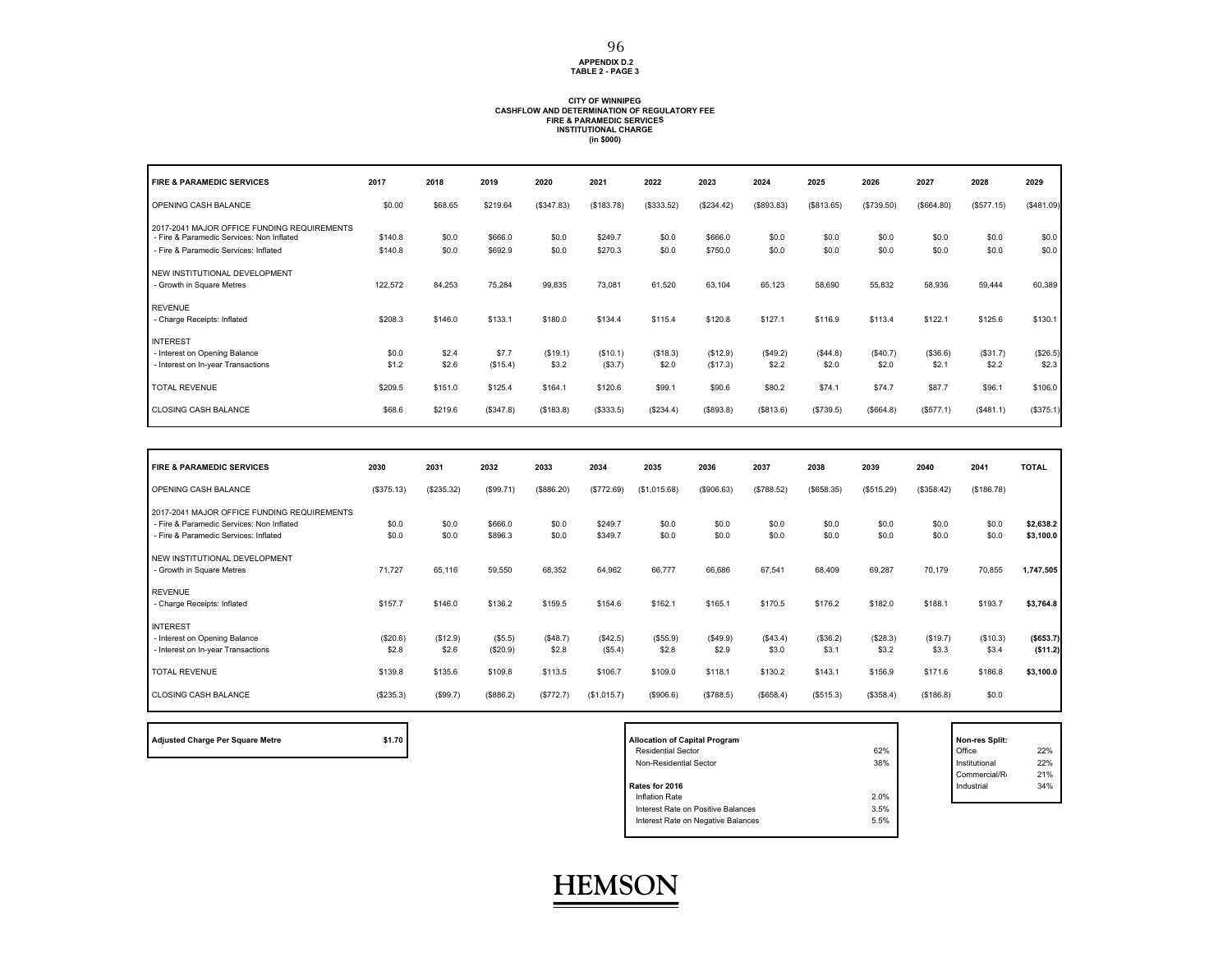APPENDIX D.2
TABLE 2 - PAGE 3

**CITY OF WINNIPEG**
**CASHFLOW AND DETERMINATION OF REGULATORY FEE**
**FIRE & PARAMEDIC SERVICES**
**INSTITUTIONAL CHARGE**
**(in $000)**

| FIRE & PARAMEDIC SERVICES | 2017 | 2018 | 2019 | 2020 | 2021 | 2022 | 2023 | 2024 | 2025 | 2026 | 2027 | 2028 | 2029 |
|---|---|---|---|---|---|---|---|---|---|---|---|---|---|
| OPENING CASH BALANCE | $0.00 | $68.65 | $219.64 | ($347.83) | ($183.78) | ($333.52) | ($234.42) | ($893.83) | ($813.65) | ($739.50) | ($664.80) | ($577.15) | ($481.09) |
| 2017-2041 MAJOR OFFICE FUNDING REQUIREMENTS | | | | | | | | | | | | | |
| - Fire & Paramedic Services: Non Inflated | $140.8 | $0.0 | $666.0 | $0.0 | $249.7 | $0.0 | $666.0 | $0.0 | $0.0 | $0.0 | $0.0 | $0.0 | $0.0 |
| - Fire & Paramedic Services: Inflated | $140.8 | $0.0 | $692.9 | $0.0 | $270.3 | $0.0 | $750.0 | $0.0 | $0.0 | $0.0 | $0.0 | $0.0 | $0.0 |
| NEW INSTITUTIONAL DEVELOPMENT | | | | | | | | | | | | | |
| - Growth in Square Metres | 122,572 | 84,253 | 75,284 | 99,835 | 73,081 | 61,520 | 63,104 | 65,123 | 58,690 | 55,832 | 58,936 | 59,444 | 60,389 |
| REVENUE | | | | | | | | | | | | | |
| - Charge Receipts: Inflated | $208.3 | $146.0 | $133.1 | $180.0 | $134.4 | $115.4 | $120.8 | $127.1 | $116.9 | $113.4 | $122.1 | $125.6 | $130.1 |
| INTEREST | | | | | | | | | | | | | |
| - Interest on Opening Balance | $0.0 | $2.4 | $7.7 | ($19.1) | ($10.1) | ($18.3) | ($12.9) | ($49.2) | ($44.8) | ($40.7) | ($36.6) | ($31.7) | ($26.5) |
| - Interest on In-year Transactions | $1.2 | $2.6 | ($15.4) | $3.2 | ($3.7) | $2.0 | ($17.3) | $2.2 | $2.0 | $2.0 | $2.1 | $2.2 | $2.3 |
| TOTAL REVENUE | $209.5 | $151.0 | $125.4 | $164.1 | $120.6 | $99.1 | $90.6 | $80.2 | $74.1 | $74.7 | $87.7 | $96.1 | $106.0 |
| CLOSING CASH BALANCE | $68.6 | $219.6 | ($347.8) | ($183.8) | ($333.5) | ($234.4) | ($893.8) | ($813.6) | ($739.5) | ($664.8) | ($577.1) | ($481.1) | ($375.1) |

| FIRE & PARAMEDIC SERVICES | 2030 | 2031 | 2032 | 2033 | 2034 | 2035 | 2036 | 2037 | 2038 | 2039 | 2040 | 2041 | TOTAL |
|---|---|---|---|---|---|---|---|---|---|---|---|---|---|
| OPENING CASH BALANCE | ($375.13) | ($235.32) | ($99.71) | ($886.20) | ($772.69) | ($1,015.68) | ($906.63) | ($788.52) | ($658.35) | ($515.29) | ($358.42) | ($186.78) | |
| 2017-2041 MAJOR OFFICE FUNDING REQUIREMENTS | | | | | | | | | | | | | |
| - Fire & Paramedic Services: Non Inflated | $0.0 | $0.0 | $666.0 | $0.0 | $249.7 | $0.0 | $0.0 | $0.0 | $0.0 | $0.0 | $0.0 | $0.0 | **$2,638.2** |
| - Fire & Paramedic Services: Inflated | $0.0 | $0.0 | $896.3 | $0.0 | $349.7 | $0.0 | $0.0 | $0.0 | $0.0 | $0.0 | $0.0 | $0.0 | **$3,100.0** |
| NEW INSTITUTIONAL DEVELOPMENT | | | | | | | | | | | | | |
| - Growth in Square Metres | 71,727 | 65,116 | 59,550 | 68,352 | 64,962 | 66,777 | 66,686 | 67,541 | 68,409 | 69,287 | 70,179 | 70,855 | **1,747,505** |
| REVENUE | | | | | | | | | | | | | |
| - Charge Receipts: Inflated | $157.7 | $146.0 | $136.2 | $159.5 | $154.6 | $162.1 | $165.1 | $170.5 | $176.2 | $182.0 | $188.1 | $193.7 | **$3,764.8** |
| INTEREST | | | | | | | | | | | | | |
| - Interest on Opening Balance | ($20.6) | ($12.9) | ($5.5) | ($48.7) | ($42.5) | ($55.9) | ($49.9) | ($43.4) | ($36.2) | ($28.3) | ($19.7) | ($10.3) | **($653.7)** |
| - Interest on In-year Transactions | $2.8 | $2.6 | ($20.9) | $2.8 | ($5.4) | $2.8 | $2.9 | $3.0 | $3.1 | $3.2 | $3.3 | $3.4 | **($11.2)** |
| TOTAL REVENUE | $139.8 | $135.6 | $109.8 | $113.5 | $106.7 | $109.0 | $118.1 | $130.2 | $143.1 | $156.9 | $171.6 | $186.8 | **$3,100.0** |
| CLOSING CASH BALANCE | ($235.3) | ($99.7) | ($886.2) | ($772.7) | ($1,015.7) | ($906.6) | ($788.5) | ($658.4) | ($515.3) | ($358.4) | ($186.8) | $0.0 | |

| Adjusted Charge Per Square Metre | $1.70 |
|---|---|

| Allocation of Capital Program | |
|---|---|
| Residential Sector | 62% |
| Non-Residential Sector | 38% |
| **Rates for 2016** | |
| Inflation Rate | 2.0% |
| Interest Rate on Positive Balances | 3.5% |
| Interest Rate on Negative Balances | 5.5% |

| Non-res Split: | |
|---|---|
| Office | 22% |
| Institutional | 22% |
| Commercial/R | 21% |
| Industrial | 34% |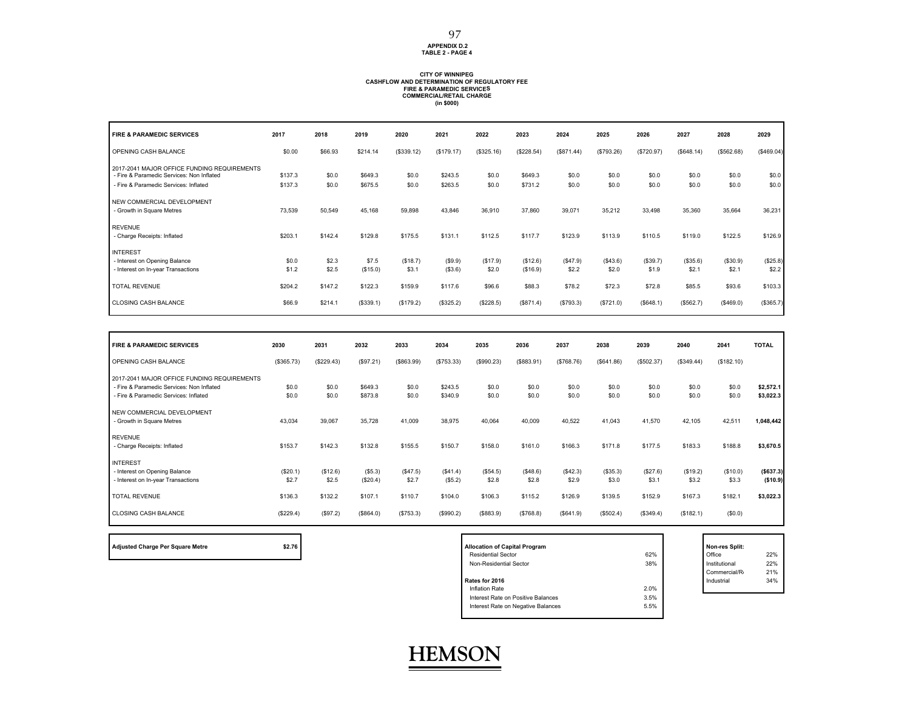**APPENDIX D.2**
**TABLE 2 - PAGE 4**

**CITY OF WINNIPEG**
**CASHFLOW AND DETERMINATION OF REGULATORY FEE**
**FIRE & PARAMEDIC SERVICES**
**COMMERCIAL/RETAIL CHARGE**
**(in $000)**

| FIRE & PARAMEDIC SERVICES | 2017 | 2018 | 2019 | 2020 | 2021 | 2022 | 2023 | 2024 | 2025 | 2026 | 2027 | 2028 | 2029 |
|---|---|---|---|---|---|---|---|---|---|---|---|---|---|
| OPENING CASH BALANCE | $0.00 | $66.93 | $214.14 | ($339.12) | ($179.17) | ($325.16) | ($228.54) | ($871.44) | ($793.26) | ($720.97) | ($648.14) | ($562.68) | ($469.04) |
| 2017-2041 MAJOR OFFICE FUNDING REQUIREMENTS | | | | | | | | | | | | | |
| - Fire & Paramedic Services: Non Inflated | $137.3 | $0.0 | $649.3 | $0.0 | $243.5 | $0.0 | $649.3 | $0.0 | $0.0 | $0.0 | $0.0 | $0.0 | $0.0 |
| - Fire & Paramedic Services: Inflated | $137.3 | $0.0 | $675.5 | $0.0 | $263.5 | $0.0 | $731.2 | $0.0 | $0.0 | $0.0 | $0.0 | $0.0 | $0.0 |
| NEW COMMERCIAL DEVELOPMENT | | | | | | | | | | | | | |
| - Growth in Square Metres | 73,539 | 50,549 | 45,168 | 59,898 | 43,846 | 36,910 | 37,860 | 39,071 | 35,212 | 33,498 | 35,360 | 35,664 | 36,231 |
| REVENUE | | | | | | | | | | | | | |
| - Charge Receipts: Inflated | $203.1 | $142.4 | $129.8 | $175.5 | $131.1 | $112.5 | $117.7 | $123.9 | $113.9 | $110.5 | $119.0 | $122.5 | $126.9 |
| INTEREST | | | | | | | | | | | | | |
| - Interest on Opening Balance | $0.0 | $2.3 | $7.5 | ($18.7) | ($9.9) | ($17.9) | ($12.6) | ($47.9) | ($43.6) | ($39.7) | ($35.6) | ($30.9) | ($25.8) |
| - Interest on In-year Transactions | $1.2 | $2.5 | ($15.0) | $3.1 | ($3.6) | $2.0 | ($16.9) | $2.2 | $2.0 | $1.9 | $2.1 | $2.1 | $2.2 |
| TOTAL REVENUE | $204.2 | $147.2 | $122.3 | $159.9 | $117.6 | $96.6 | $88.3 | $78.2 | $72.3 | $72.8 | $85.5 | $93.6 | $103.3 |
| CLOSING CASH BALANCE | $66.9 | $214.1 | ($339.1) | ($179.2) | ($325.2) | ($228.5) | ($871.4) | ($793.3) | ($721.0) | ($648.1) | ($562.7) | ($469.0) | ($365.7) |

| FIRE & PARAMEDIC SERVICES | 2030 | 2031 | 2032 | 2033 | 2034 | 2035 | 2036 | 2037 | 2038 | 2039 | 2040 | 2041 | TOTAL |
|---|---|---|---|---|---|---|---|---|---|---|---|---|---|
| OPENING CASH BALANCE | ($365.73) | ($229.43) | ($97.21) | ($863.99) | ($753.33) | ($990.23) | ($883.91) | ($768.76) | ($641.86) | ($502.37) | ($349.44) | ($182.10) | |
| 2017-2041 MAJOR OFFICE FUNDING REQUIREMENTS | | | | | | | | | | | | | |
| - Fire & Paramedic Services: Non Inflated | $0.0 | $0.0 | $649.3 | $0.0 | $243.5 | $0.0 | $0.0 | $0.0 | $0.0 | $0.0 | $0.0 | $0.0 | **$2,572.1** |
| - Fire & Paramedic Services: Inflated | $0.0 | $0.0 | $873.8 | $0.0 | $340.9 | $0.0 | $0.0 | $0.0 | $0.0 | $0.0 | $0.0 | $0.0 | **$3,022.3** |
| NEW COMMERCIAL DEVELOPMENT | | | | | | | | | | | | | |
| - Growth in Square Metres | 43,034 | 39,067 | 35,728 | 41,009 | 38,975 | 40,064 | 40,009 | 40,522 | 41,043 | 41,570 | 42,105 | 42,511 | **1,048,442** |
| REVENUE | | | | | | | | | | | | | |
| - Charge Receipts: Inflated | $153.7 | $142.3 | $132.8 | $155.5 | $150.7 | $158.0 | $161.0 | $166.3 | $171.8 | $177.5 | $183.3 | $188.8 | **$3,670.5** |
| INTEREST | | | | | | | | | | | | | |
| - Interest on Opening Balance | ($20.1) | ($12.6) | ($5.3) | ($47.5) | ($41.4) | ($54.5) | ($48.6) | ($42.3) | ($35.3) | ($27.6) | ($19.2) | ($10.0) | **($637.3)** |
| - Interest on In-year Transactions | $2.7 | $2.5 | ($20.4) | $2.7 | ($5.2) | $2.8 | $2.8 | $2.9 | $3.0 | $3.1 | $3.2 | $3.3 | **($10.9)** |
| TOTAL REVENUE | $136.3 | $132.2 | $107.1 | $110.7 | $104.0 | $106.3 | $115.2 | $126.9 | $139.5 | $152.9 | $167.3 | $182.1 | **$3,022.3** |
| CLOSING CASH BALANCE | ($229.4) | ($97.2) | ($864.0) | ($753.3) | ($990.2) | ($883.9) | ($768.8) | ($641.9) | ($502.4) | ($349.4) | ($182.1) | ($0.0) | |

| Adjusted Charge Per Square Metre | $2.76 |
|---|---|

| Allocation of Capital Program | |
|---|---|
| Residential Sector | 62% |
| Non-Residential Sector | 38% |
| **Rates for 2016** | |
| Inflation Rate | 2.0% |
| Interest Rate on Positive Balances | 3.5% |
| Interest Rate on Negative Balances | 5.5% |

| Non-res Split: | |
|---|---|
| Office | 22% |
| Institutional | 22% |
| Commercial/R | 21% |
| Industrial | 34% |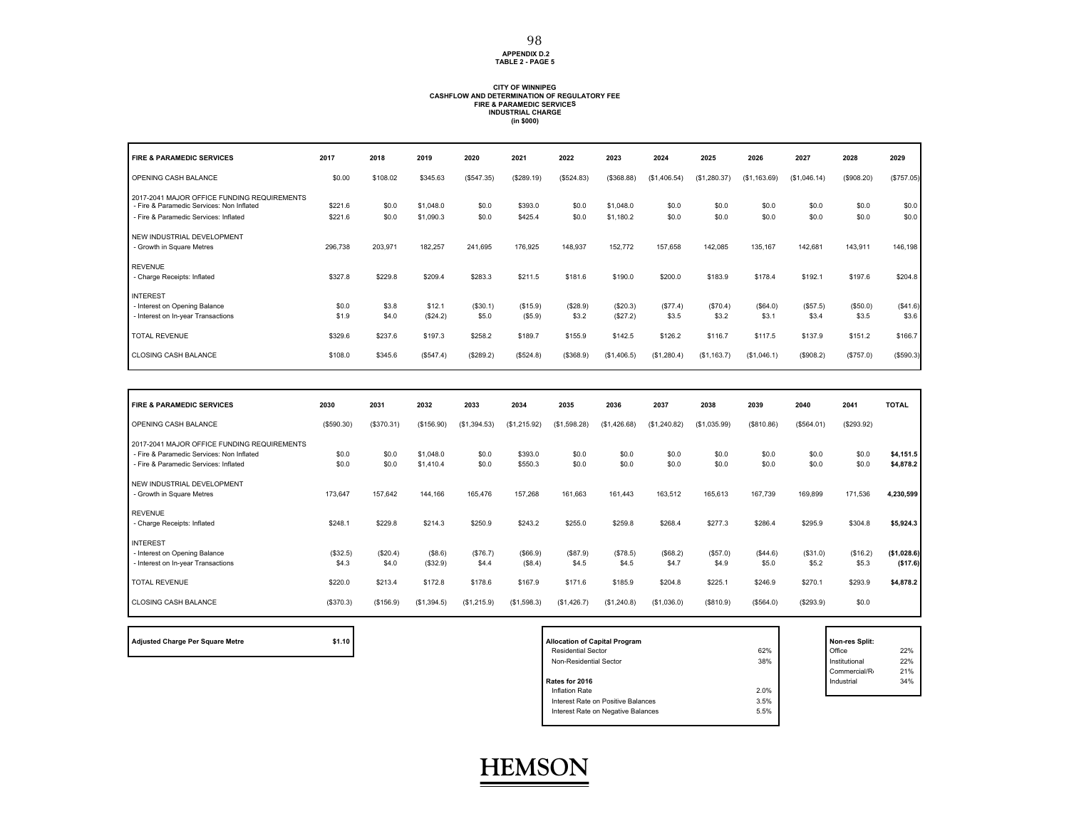APPENDIX D.2
TABLE 2 - PAGE 5

**CITY OF WINNIPEG**
**CASHFLOW AND DETERMINATION OF REGULATORY FEE**
**FIRE & PARAMEDIC SERVICES**
**INDUSTRIAL CHARGE**
**(in $000)**

| FIRE & PARAMEDIC SERVICES | 2017 | 2018 | 2019 | 2020 | 2021 | 2022 | 2023 | 2024 | 2025 | 2026 | 2027 | 2028 | 2029 |
|---|---|---|---|---|---|---|---|---|---|---|---|---|---|
| OPENING CASH BALANCE | $0.00 | $108.02 | $345.63 | ($547.35) | ($289.19) | ($524.83) | ($368.88) | ($1,406.54) | ($1,280.37) | ($1,163.69) | ($1,046.14) | ($908.20) | ($757.05) |
| 2017-2041 MAJOR OFFICE FUNDING REQUIREMENTS | | | | | | | | | | | | | |
| - Fire & Paramedic Services: Non Inflated | $221.6 | $0.0 | $1,048.0 | $0.0 | $393.0 | $0.0 | $1,048.0 | $0.0 | $0.0 | $0.0 | $0.0 | $0.0 | $0.0 |
| - Fire & Paramedic Services: Inflated | $221.6 | $0.0 | $1,090.3 | $0.0 | $425.4 | $0.0 | $1,180.2 | $0.0 | $0.0 | $0.0 | $0.0 | $0.0 | $0.0 |
| NEW INDUSTRIAL DEVELOPMENT | | | | | | | | | | | | | |
| - Growth in Square Metres | 296,738 | 203,971 | 182,257 | 241,695 | 176,925 | 148,937 | 152,772 | 157,658 | 142,085 | 135,167 | 142,681 | 143,911 | 146,198 |
| REVENUE | | | | | | | | | | | | | |
| - Charge Receipts: Inflated | $327.8 | $229.8 | $209.4 | $283.3 | $211.5 | $181.6 | $190.0 | $200.0 | $183.9 | $178.4 | $192.1 | $197.6 | $204.8 |
| INTEREST | | | | | | | | | | | | | |
| - Interest on Opening Balance | $0.0 | $3.8 | $12.1 | ($30.1) | ($15.9) | ($28.9) | ($20.3) | ($77.4) | ($70.4) | ($64.0) | ($57.5) | ($50.0) | ($41.6) |
| - Interest on In-year Transactions | $1.9 | $4.0 | ($24.2) | $5.0 | ($5.9) | $3.2 | ($27.2) | $3.5 | $3.2 | $3.1 | $3.4 | $3.5 | $3.6 |
| TOTAL REVENUE | $329.6 | $237.6 | $197.3 | $258.2 | $189.7 | $155.9 | $142.5 | $126.2 | $116.7 | $117.5 | $137.9 | $151.2 | $166.7 |
| CLOSING CASH BALANCE | $108.0 | $345.6 | ($547.4) | ($289.2) | ($524.8) | ($368.9) | ($1,406.5) | ($1,280.4) | ($1,163.7) | ($1,046.1) | ($908.2) | ($757.0) | ($590.3) |

| FIRE & PARAMEDIC SERVICES | 2030 | 2031 | 2032 | 2033 | 2034 | 2035 | 2036 | 2037 | 2038 | 2039 | 2040 | 2041 | TOTAL |
|---|---|---|---|---|---|---|---|---|---|---|---|---|---|
| OPENING CASH BALANCE | ($590.30) | ($370.31) | ($156.90) | ($1,394.53) | ($1,215.92) | ($1,598.28) | ($1,426.68) | ($1,240.82) | ($1,035.99) | ($810.86) | ($564.01) | ($293.92) | |
| 2017-2041 MAJOR OFFICE FUNDING REQUIREMENTS | | | | | | | | | | | | | |
| - Fire & Paramedic Services: Non Inflated | $0.0 | $0.0 | $1,048.0 | $0.0 | $393.0 | $0.0 | $0.0 | $0.0 | $0.0 | $0.0 | $0.0 | $0.0 | **$4,151.5** |
| - Fire & Paramedic Services: Inflated | $0.0 | $0.0 | $1,410.4 | $0.0 | $550.3 | $0.0 | $0.0 | $0.0 | $0.0 | $0.0 | $0.0 | $0.0 | **$4,878.2** |
| NEW INDUSTRIAL DEVELOPMENT | | | | | | | | | | | | | |
| - Growth in Square Metres | 173,647 | 157,642 | 144,166 | 165,476 | 157,268 | 161,663 | 161,443 | 163,512 | 165,613 | 167,739 | 169,899 | 171,536 | **4,230,599** |
| REVENUE | | | | | | | | | | | | | |
| - Charge Receipts: Inflated | $248.1 | $229.8 | $214.3 | $250.9 | $243.2 | $255.0 | $259.8 | $268.4 | $277.3 | $286.4 | $295.9 | $304.8 | **$5,924.3** |
| INTEREST | | | | | | | | | | | | | |
| - Interest on Opening Balance | ($32.5) | ($20.4) | ($8.6) | ($76.7) | ($66.9) | ($87.9) | ($78.5) | ($68.2) | ($57.0) | ($44.6) | ($31.0) | ($16.2) | **($1,028.6)** |
| - Interest on In-year Transactions | $4.3 | $4.0 | ($32.9) | $4.4 | ($8.4) | $4.5 | $4.5 | $4.7 | $4.9 | $5.0 | $5.2 | $5.3 | **($17.6)** |
| TOTAL REVENUE | $220.0 | $213.4 | $172.8 | $178.6 | $167.9 | $171.6 | $185.9 | $204.8 | $225.1 | $246.9 | $270.1 | $293.9 | **$4,878.2** |
| CLOSING CASH BALANCE | ($370.3) | ($156.9) | ($1,394.5) | ($1,215.9) | ($1,598.3) | ($1,426.7) | ($1,240.8) | ($1,036.0) | ($810.9) | ($564.0) | ($293.9) | $0.0 | |

| Adjusted Charge Per Square Metre | $1.10 |
|---|---|

| Allocation of Capital Program | |
|---|---|
| Residential Sector | 62% |
| Non-Residential Sector | 38% |
| **Rates for 2016** | |
| Inflation Rate | 2.0% |
| Interest Rate on Positive Balances | 3.5% |
| Interest Rate on Negative Balances | 5.5% |

| Non-res Split: | |
|---|---|
| Office | 22% |
| Institutional | 22% |
| Commercial/R | 21% |
| Industrial | 34% |

HEMSON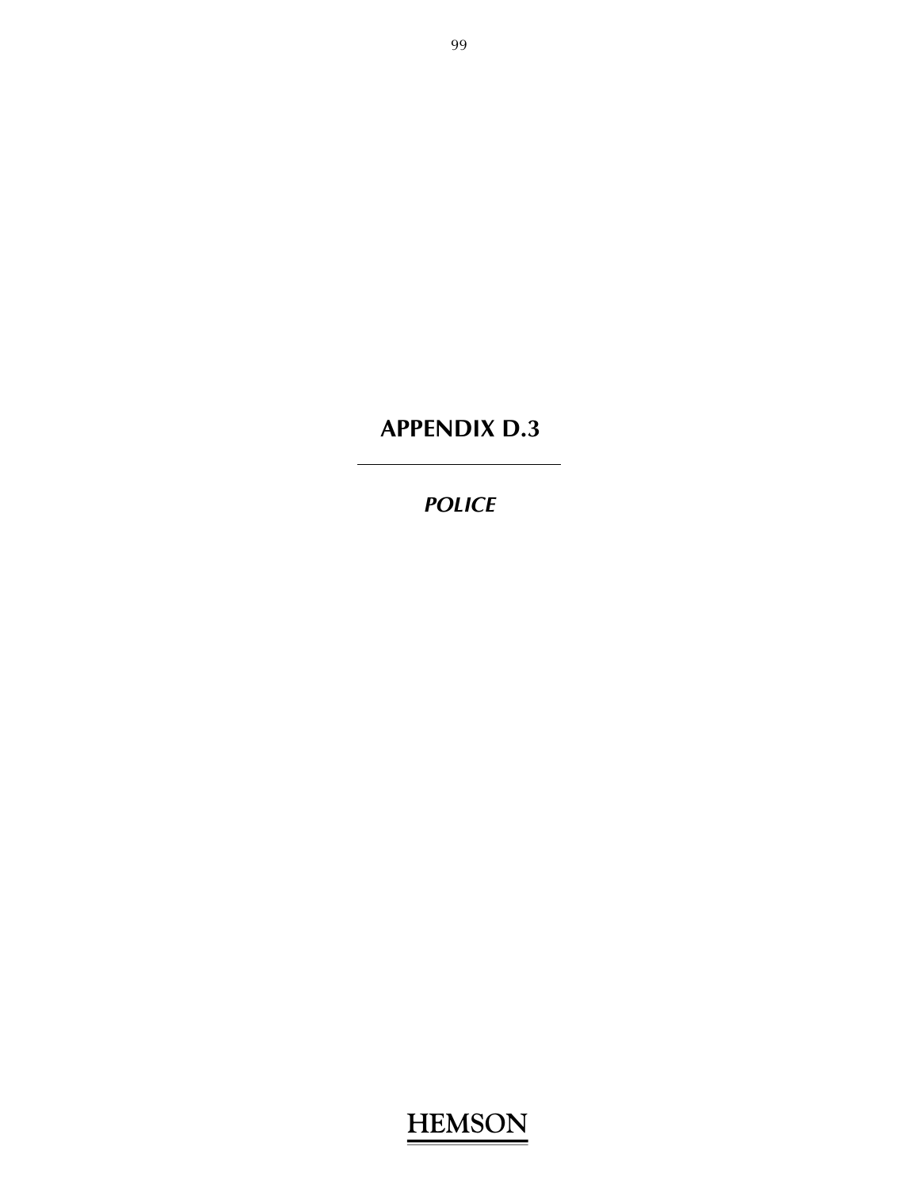# APPENDIX D.3

---

***POLICE***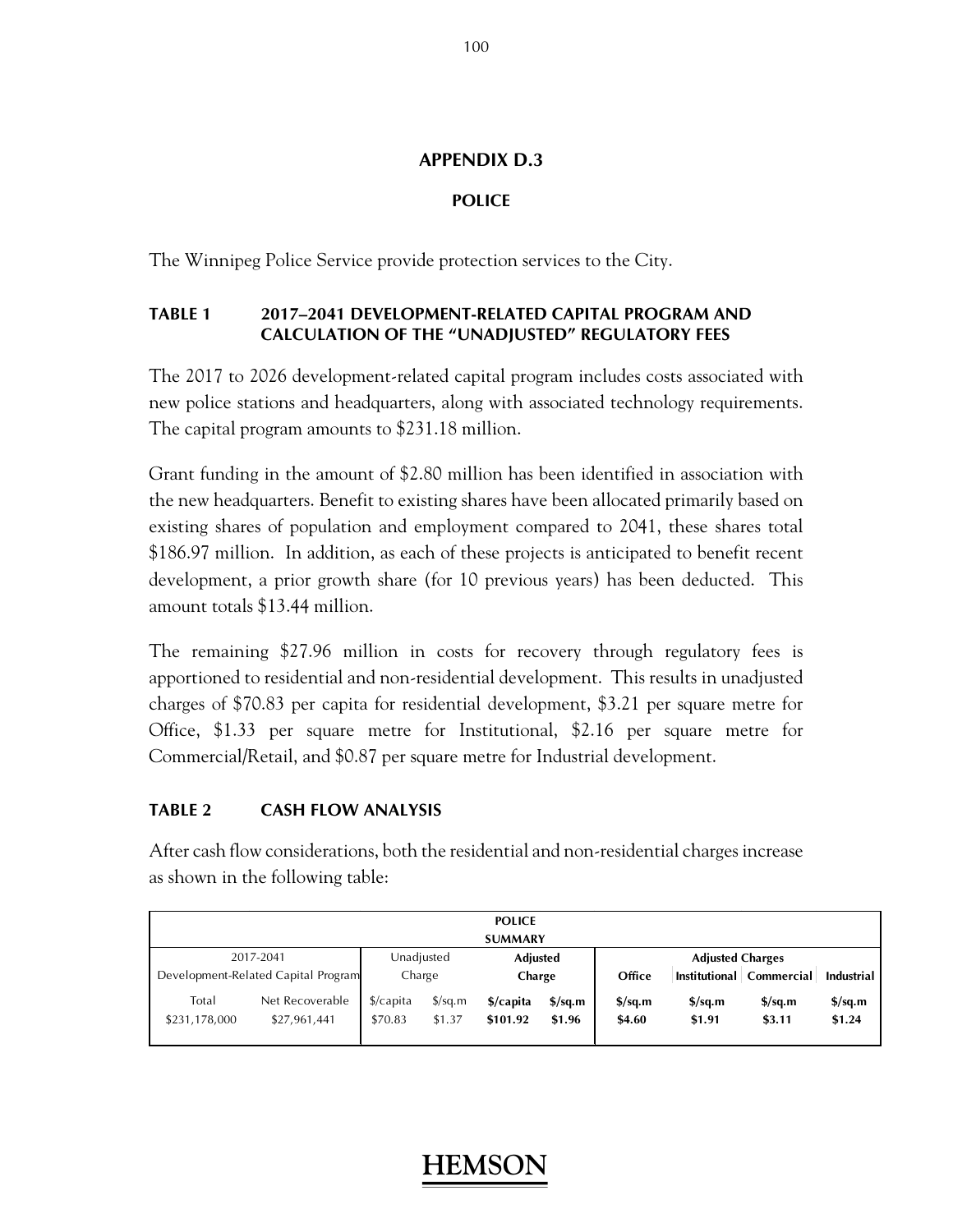## APPENDIX D.3

### POLICE

The Winnipeg Police Service provide protection services to the City.

#### TABLE 1 2017–2041 DEVELOPMENT-RELATED CAPITAL PROGRAM AND CALCULATION OF THE "UNADJUSTED" REGULATORY FEES

The 2017 to 2026 development-related capital program includes costs associated with new police stations and headquarters, along with associated technology requirements. The capital program amounts to $231.18 million.

Grant funding in the amount of $2.80 million has been identified in association with the new headquarters. Benefit to existing shares have been allocated primarily based on existing shares of population and employment compared to 2041, these shares total $186.97 million. In addition, as each of these projects is anticipated to benefit recent development, a prior growth share (for 10 previous years) has been deducted. This amount totals $13.44 million.

The remaining $27.96 million in costs for recovery through regulatory fees is apportioned to residential and non-residential development. This results in unadjusted charges of $70.83 per capita for residential development, $3.21 per square metre for Office, $1.33 per square metre for Institutional, $2.16 per square metre for Commercial/Retail, and $0.87 per square metre for Industrial development.

#### TABLE 2 CASH FLOW ANALYSIS

After cash flow considerations, both the residential and non-residential charges increase as shown in the following table:

| POLICE SUMMARY | | | | | | | | | |
|---|---|---|---|---|---|---|---|---|---|
| 2017-2041 Development-Related Capital Program | | Unadjusted Charge | | **Adjusted Charge** | | **Adjusted Charges** | | | |
| | | | | | | **Office** | **Institutional** | **Commercial** | **Industrial** |
| Total | Net Recoverable | $/capita | $/sq.m | **$/capita** | **$/sq.m** | **$/sq.m** | **$/sq.m** | **$/sq.m** | **$/sq.m** |
| $231,178,000 | $27,961,441 | $70.83 | $1.37 | **$101.92** | **$1.96** | **$4.60** | **$1.91** | **$3.11** | **$1.24** |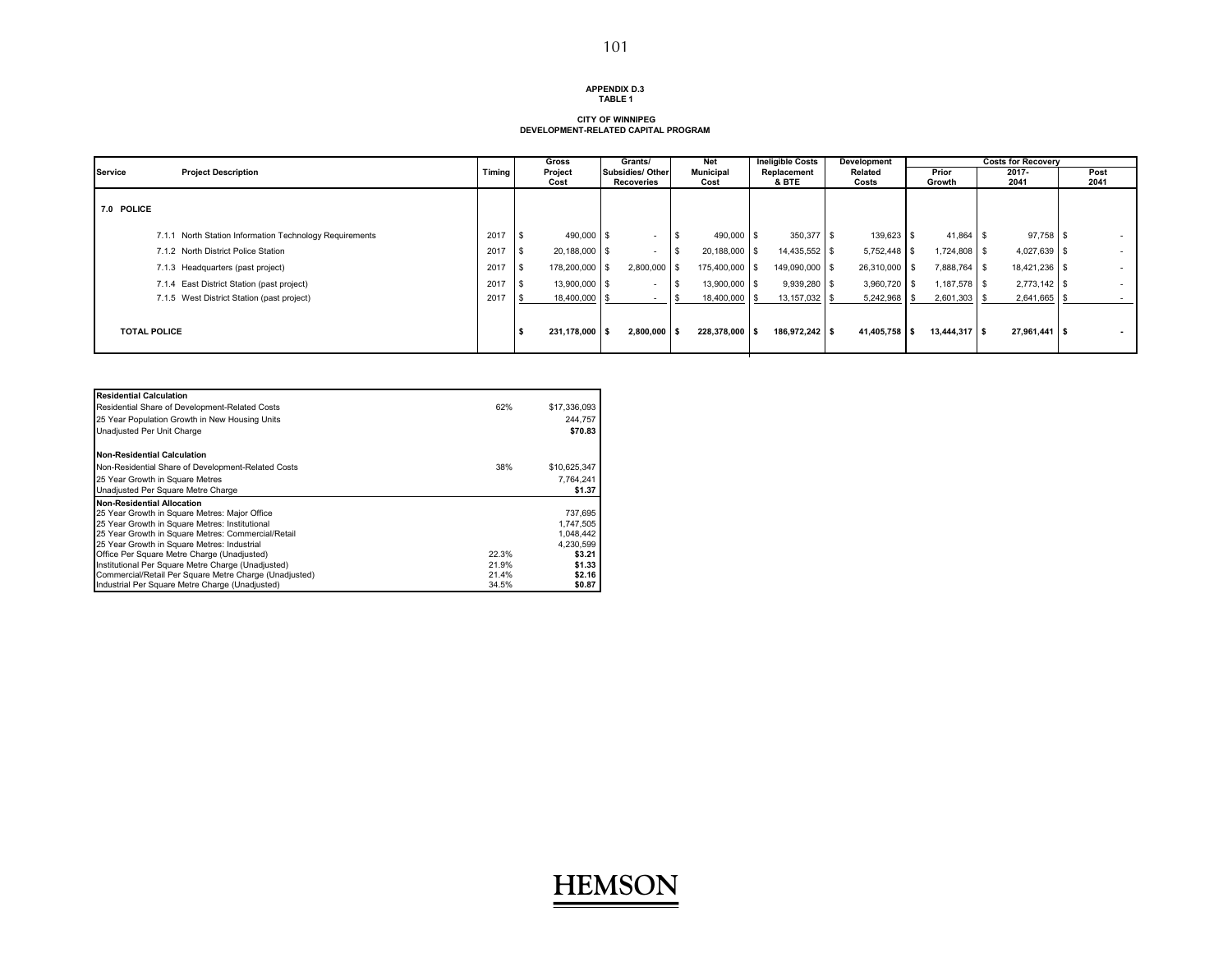**APPENDIX D.3**
**TABLE 1**

**CITY OF WINNIPEG**
**DEVELOPMENT-RELATED CAPITAL PROGRAM**

| Service | Project Description | Timing | Gross Project Cost | Grants/ Subsidies/ Other Recoveries | Net Municipal Cost | Ineligible Costs Replacement & BTE | Development Related Costs | Costs for Recovery | | |
|---|---|---|---|---|---|---|---|---|---|---|
| | | | | | | | | Prior Growth | 2017-2041 | Post 2041 |
| **7.0 POLICE** | | | | | | | | | | |
| | 7.1.1 North Station Information Technology Requirements | 2017 | $ 490,000 | $ - | $ 490,000 | $ 350,377 | $ 139,623 | $ 41,864 | $ 97,758 | $ - |
| | 7.1.2 North District Police Station | 2017 | $ 20,188,000 | $ - | $ 20,188,000 | $ 14,435,552 | $ 5,752,448 | $ 1,724,808 | $ 4,027,639 | $ - |
| | 7.1.3 Headquarters (past project) | 2017 | $ 178,200,000 | $ 2,800,000 | $ 175,400,000 | $ 149,090,000 | $ 26,310,000 | $ 7,888,764 | $ 18,421,236 | $ - |
| | 7.1.4 East District Station (past project) | 2017 | $ 13,900,000 | $ - | $ 13,900,000 | $ 9,939,280 | $ 3,960,720 | $ 1,187,578 | $ 2,773,142 | $ - |
| | 7.1.5 West District Station (past project) | 2017 | $ 18,400,000 | $ - | $ 18,400,000 | $ 13,157,032 | $ 5,242,968 | $ 2,601,303 | $ 2,641,665 | $ - |
| **TOTAL POLICE** | | | **$ 231,178,000** | **$ 2,800,000** | **$ 228,378,000** | **$ 186,972,242** | **$ 41,405,758** | **$ 13,444,317** | **$ 27,961,441** | **$ -** |

| **Residential Calculation** | | |
|---|---|---|
| Residential Share of Development-Related Costs | 62% | $17,336,093 |
| 25 Year Population Growth in New Housing Units | | 244,757 |
| Unadjusted Per Unit Charge | | **$70.83** |
| **Non-Residential Calculation** | | |
| Non-Residential Share of Development-Related Costs | 38% | $10,625,347 |
| 25 Year Growth in Square Metres | | 7,764,241 |
| Unadjusted Per Square Metre Charge | | **$1.37** |
| **Non-Residential Allocation** | | |
| 25 Year Growth in Square Metres: Major Office | | 737,695 |
| 25 Year Growth in Square Metres: Institutional | | 1,747,505 |
| 25 Year Growth in Square Metres: Commercial/Retail | | 1,048,442 |
| 25 Year Growth in Square Metres: Industrial | | 4,230,599 |
| Office Per Square Metre Charge (Unadjusted) | 22.3% | **$3.21** |
| Institutional Per Square Metre Charge (Unadjusted) | 21.9% | **$1.33** |
| Commercial/Retail Per Square Metre Charge (Unadjusted) | 21.4% | **$2.16** |
| Industrial Per Square Metre Charge (Unadjusted) | 34.5% | **$0.87** |

**HEMSON**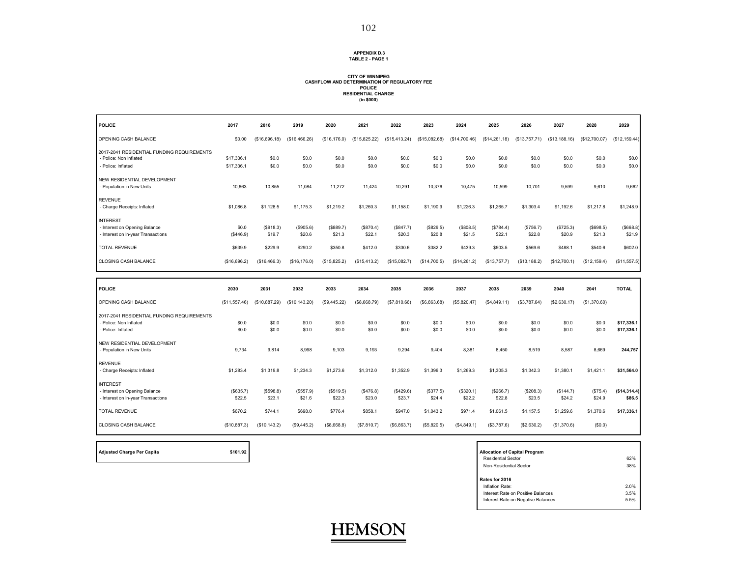**APPENDIX D.3**
**TABLE 2 - PAGE 1**

**CITY OF WINNIPEG**
**CASHFLOW AND DETERMINATION OF REGULATORY FEE**
**POLICE**
**RESIDENTIAL CHARGE**
**(in $000)**

| POLICE | 2017 | 2018 | 2019 | 2020 | 2021 | 2022 | 2023 | 2024 | 2025 | 2026 | 2027 | 2028 | 2029 |
|---|---|---|---|---|---|---|---|---|---|---|---|---|---|
| OPENING CASH BALANCE | $0.00 | ($16,696.18) | ($16,466.26) | ($16,176.0) | ($15,825.22) | ($15,413.24) | ($15,082.68) | ($14,700.46) | ($14,261.18) | ($13,757.71) | ($13,188.16) | ($12,700.07) | ($12,159.44) |
| 2017-2041 RESIDENTIAL FUNDING REQUIREMENTS | | | | | | | | | | | | | |
| - Police: Non Inflated | $17,336.1 | $0.0 | $0.0 | $0.0 | $0.0 | $0.0 | $0.0 | $0.0 | $0.0 | $0.0 | $0.0 | $0.0 | $0.0 |
| - Police: Inflated | $17,336.1 | $0.0 | $0.0 | $0.0 | $0.0 | $0.0 | $0.0 | $0.0 | $0.0 | $0.0 | $0.0 | $0.0 | $0.0 |
| NEW RESIDENTIAL DEVELOPMENT | | | | | | | | | | | | | |
| - Population in New Units | 10,663 | 10,855 | 11,084 | 11,272 | 11,424 | 10,291 | 10,376 | 10,475 | 10,599 | 10,701 | 9,599 | 9,610 | 9,662 |
| REVENUE | | | | | | | | | | | | | |
| - Charge Receipts: Inflated | $1,086.8 | $1,128.5 | $1,175.3 | $1,219.2 | $1,260.3 | $1,158.0 | $1,190.9 | $1,226.3 | $1,265.7 | $1,303.4 | $1,192.6 | $1,217.8 | $1,248.9 |
| INTEREST | | | | | | | | | | | | | |
| - Interest on Opening Balance | $0.0 | ($918.3) | ($905.6) | ($889.7) | ($870.4) | ($847.7) | ($829.5) | ($808.5) | ($784.4) | ($756.7) | ($725.3) | ($698.5) | ($668.8) |
| - Interest on In-year Transactions | ($446.9) | $19.7 | $20.6 | $21.3 | $22.1 | $20.3 | $20.8 | $21.5 | $22.1 | $22.8 | $20.9 | $21.3 | $21.9 |
| TOTAL REVENUE | $639.9 | $229.9 | $290.2 | $350.8 | $412.0 | $330.6 | $382.2 | $439.3 | $503.5 | $569.6 | $488.1 | $540.6 | $602.0 |
| CLOSING CASH BALANCE | ($16,696.2) | ($16,466.3) | ($16,176.0) | ($15,825.2) | ($15,413.2) | ($15,082.7) | ($14,700.5) | ($14,261.2) | ($13,757.7) | ($13,188.2) | ($12,700.1) | ($12,159.4) | ($11,557.5) |

| POLICE | 2030 | 2031 | 2032 | 2033 | 2034 | 2035 | 2036 | 2037 | 2038 | 2039 | 2040 | 2041 | TOTAL |
|---|---|---|---|---|---|---|---|---|---|---|---|---|---|
| OPENING CASH BALANCE | ($11,557.46) | ($10,887.29) | ($10,143.20) | ($9,445.22) | ($8,668.79) | ($7,810.66) | ($6,863.68) | ($5,820.47) | ($4,849.11) | ($3,787.64) | ($2,630.17) | ($1,370.60) | |
| 2017-2041 RESIDENTIAL FUNDING REQUIREMENTS | | | | | | | | | | | | | |
| - Police: Non Inflated | $0.0 | $0.0 | $0.0 | $0.0 | $0.0 | $0.0 | $0.0 | $0.0 | $0.0 | $0.0 | $0.0 | $0.0 | **$17,336.1** |
| - Police: Inflated | $0.0 | $0.0 | $0.0 | $0.0 | $0.0 | $0.0 | $0.0 | $0.0 | $0.0 | $0.0 | $0.0 | $0.0 | **$17,336.1** |
| NEW RESIDENTIAL DEVELOPMENT | | | | | | | | | | | | | |
| - Population in New Units | 9,734 | 9,814 | 8,998 | 9,103 | 9,193 | 9,294 | 9,404 | 8,381 | 8,450 | 8,519 | 8,587 | 8,669 | **244,757** |
| REVENUE | | | | | | | | | | | | | |
| - Charge Receipts: Inflated | $1,283.4 | $1,319.8 | $1,234.3 | $1,273.6 | $1,312.0 | $1,352.9 | $1,396.3 | $1,269.3 | $1,305.3 | $1,342.3 | $1,380.1 | $1,421.1 | **$31,564.0** |
| INTEREST | | | | | | | | | | | | | |
| - Interest on Opening Balance | ($635.7) | ($598.8) | ($557.9) | ($519.5) | ($476.8) | ($429.6) | ($377.5) | ($320.1) | ($266.7) | ($208.3) | ($144.7) | ($75.4) | **($14,314.4)** |
| - Interest on In-year Transactions | $22.5 | $23.1 | $21.6 | $22.3 | $23.0 | $23.7 | $24.4 | $22.2 | $22.8 | $23.5 | $24.2 | $24.9 | **$86.5** |
| TOTAL REVENUE | $670.2 | $744.1 | $698.0 | $776.4 | $858.1 | $947.0 | $1,043.2 | $971.4 | $1,061.5 | $1,157.5 | $1,259.6 | $1,370.6 | **$17,336.1** |
| CLOSING CASH BALANCE | ($10,887.3) | ($10,143.2) | ($9,445.2) | ($8,668.8) | ($7,810.7) | ($6,863.7) | ($5,820.5) | ($4,849.1) | ($3,787.6) | ($2,630.2) | ($1,370.6) | ($0.0) | |

| **Adjusted Charge Per Capita** | **$101.92** |
|---|---|

| **Allocation of Capital Program** | |
|---|---|
| Residential Sector | 62% |
| Non-Residential Sector | 38% |
| **Rates for 2016** | |
| Inflation Rate: | 2.0% |
| Interest Rate on Positive Balances | 3.5% |
| Interest Rate on Negative Balances | 5.5% |

HEMSON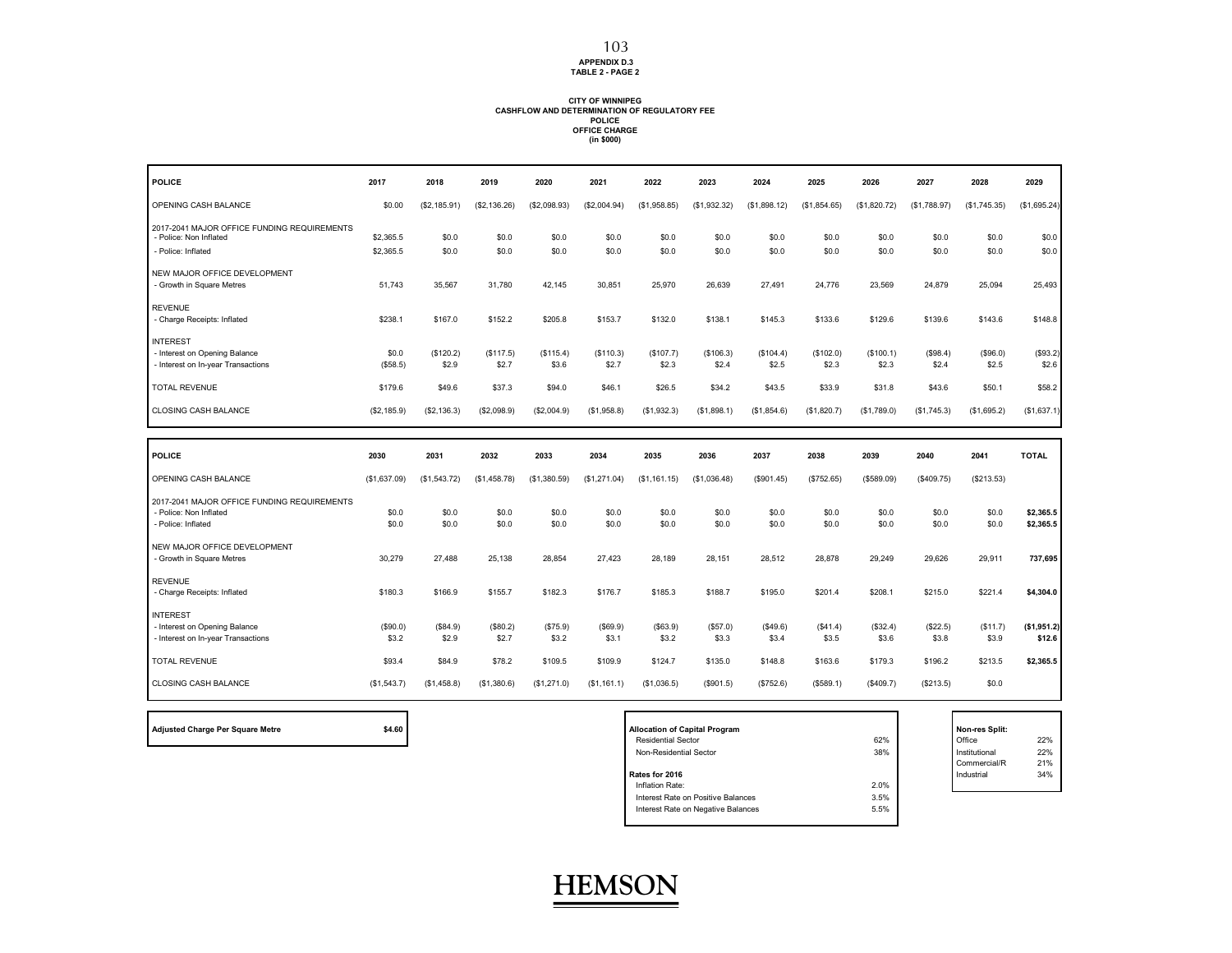APPENDIX D.3
TABLE 2 - PAGE 2

**CITY OF WINNIPEG**
**CASHFLOW AND DETERMINATION OF REGULATORY FEE**
**POLICE**
**OFFICE CHARGE**
**(in $000)**

| POLICE | 2017 | 2018 | 2019 | 2020 | 2021 | 2022 | 2023 | 2024 | 2025 | 2026 | 2027 | 2028 | 2029 |
|---|---|---|---|---|---|---|---|---|---|---|---|---|---|
| OPENING CASH BALANCE | $0.00 | ($2,185.91) | ($2,136.26) | ($2,098.93) | ($2,004.94) | ($1,958.85) | ($1,932.32) | ($1,898.12) | ($1,854.65) | ($1,820.72) | ($1,788.97) | ($1,745.35) | ($1,695.24) |
| 2017-2041 MAJOR OFFICE FUNDING REQUIREMENTS | | | | | | | | | | | | | |
| - Police: Non Inflated | $2,365.5 | $0.0 | $0.0 | $0.0 | $0.0 | $0.0 | $0.0 | $0.0 | $0.0 | $0.0 | $0.0 | $0.0 | $0.0 |
| - Police: Inflated | $2,365.5 | $0.0 | $0.0 | $0.0 | $0.0 | $0.0 | $0.0 | $0.0 | $0.0 | $0.0 | $0.0 | $0.0 | $0.0 |
| NEW MAJOR OFFICE DEVELOPMENT | | | | | | | | | | | | | |
| - Growth in Square Metres | 51,743 | 35,567 | 31,780 | 42,145 | 30,851 | 25,970 | 26,639 | 27,491 | 24,776 | 23,569 | 24,879 | 25,094 | 25,493 |
| REVENUE | | | | | | | | | | | | | |
| - Charge Receipts: Inflated | $238.1 | $167.0 | $152.2 | $205.8 | $153.7 | $132.0 | $138.1 | $145.3 | $133.6 | $129.6 | $139.6 | $143.6 | $148.8 |
| INTEREST | | | | | | | | | | | | | |
| - Interest on Opening Balance | $0.0 | ($120.2) | ($117.5) | ($115.4) | ($110.3) | ($107.7) | ($106.3) | ($104.4) | ($102.0) | ($100.1) | ($98.4) | ($96.0) | ($93.2) |
| - Interest on In-year Transactions | ($58.5) | $2.9 | $2.7 | $3.6 | $2.7 | $2.3 | $2.4 | $2.5 | $2.3 | $2.3 | $2.4 | $2.5 | $2.6 |
| TOTAL REVENUE | $179.6 | $49.6 | $37.3 | $94.0 | $46.1 | $26.5 | $34.2 | $43.5 | $33.9 | $31.8 | $43.6 | $50.1 | $58.2 |
| CLOSING CASH BALANCE | ($2,185.9) | ($2,136.3) | ($2,098.9) | ($2,004.9) | ($1,958.8) | ($1,932.3) | ($1,898.1) | ($1,854.6) | ($1,820.7) | ($1,789.0) | ($1,745.3) | ($1,695.2) | ($1,637.1) |

| POLICE | 2030 | 2031 | 2032 | 2033 | 2034 | 2035 | 2036 | 2037 | 2038 | 2039 | 2040 | 2041 | TOTAL |
|---|---|---|---|---|---|---|---|---|---|---|---|---|---|
| OPENING CASH BALANCE | ($1,637.09) | ($1,543.72) | ($1,458.78) | ($1,380.59) | ($1,271.04) | ($1,161.15) | ($1,036.48) | ($901.45) | ($752.65) | ($589.09) | ($409.75) | ($213.53) | |
| 2017-2041 MAJOR OFFICE FUNDING REQUIREMENTS | | | | | | | | | | | | | |
| - Police: Non Inflated | $0.0 | $0.0 | $0.0 | $0.0 | $0.0 | $0.0 | $0.0 | $0.0 | $0.0 | $0.0 | $0.0 | $0.0 | **$2,365.5** |
| - Police: Inflated | $0.0 | $0.0 | $0.0 | $0.0 | $0.0 | $0.0 | $0.0 | $0.0 | $0.0 | $0.0 | $0.0 | $0.0 | **$2,365.5** |
| NEW MAJOR OFFICE DEVELOPMENT | | | | | | | | | | | | | |
| - Growth in Square Metres | 30,279 | 27,488 | 25,138 | 28,854 | 27,423 | 28,189 | 28,151 | 28,512 | 28,878 | 29,249 | 29,626 | 29,911 | **737,695** |
| REVENUE | | | | | | | | | | | | | |
| - Charge Receipts: Inflated | $180.3 | $166.9 | $155.7 | $182.3 | $176.7 | $185.3 | $188.7 | $195.0 | $201.4 | $208.1 | $215.0 | $221.4 | **$4,304.0** |
| INTEREST | | | | | | | | | | | | | |
| - Interest on Opening Balance | ($90.0) | ($84.9) | ($80.2) | ($75.9) | ($69.9) | ($63.9) | ($57.0) | ($49.6) | ($41.4) | ($32.4) | ($22.5) | ($11.7) | **($1,951.2)** |
| - Interest on In-year Transactions | $3.2 | $2.9 | $2.7 | $3.2 | $3.1 | $3.2 | $3.3 | $3.4 | $3.5 | $3.6 | $3.8 | $3.9 | **$12.6** |
| TOTAL REVENUE | $93.4 | $84.9 | $78.2 | $109.5 | $109.9 | $124.7 | $135.0 | $148.8 | $163.6 | $179.3 | $196.2 | $213.5 | **$2,365.5** |
| CLOSING CASH BALANCE | ($1,543.7) | ($1,458.8) | ($1,380.6) | ($1,271.0) | ($1,161.1) | ($1,036.5) | ($901.5) | ($752.6) | ($589.1) | ($409.7) | ($213.5) | $0.0 | |

| **Adjusted Charge Per Square Metre** | **$4.60** |
|---|---|

| **Allocation of Capital Program** | |
|---|---|
| Residential Sector | 62% |
| Non-Residential Sector | 38% |
| **Rates for 2016** | |
| Inflation Rate: | 2.0% |
| Interest Rate on Positive Balances | 3.5% |
| Interest Rate on Negative Balances | 5.5% |

| **Non-res Split:** | |
|---|---|
| Office | 22% |
| Institutional | 22% |
| Commercial/R | 21% |
| Industrial | 34% |

HEMSON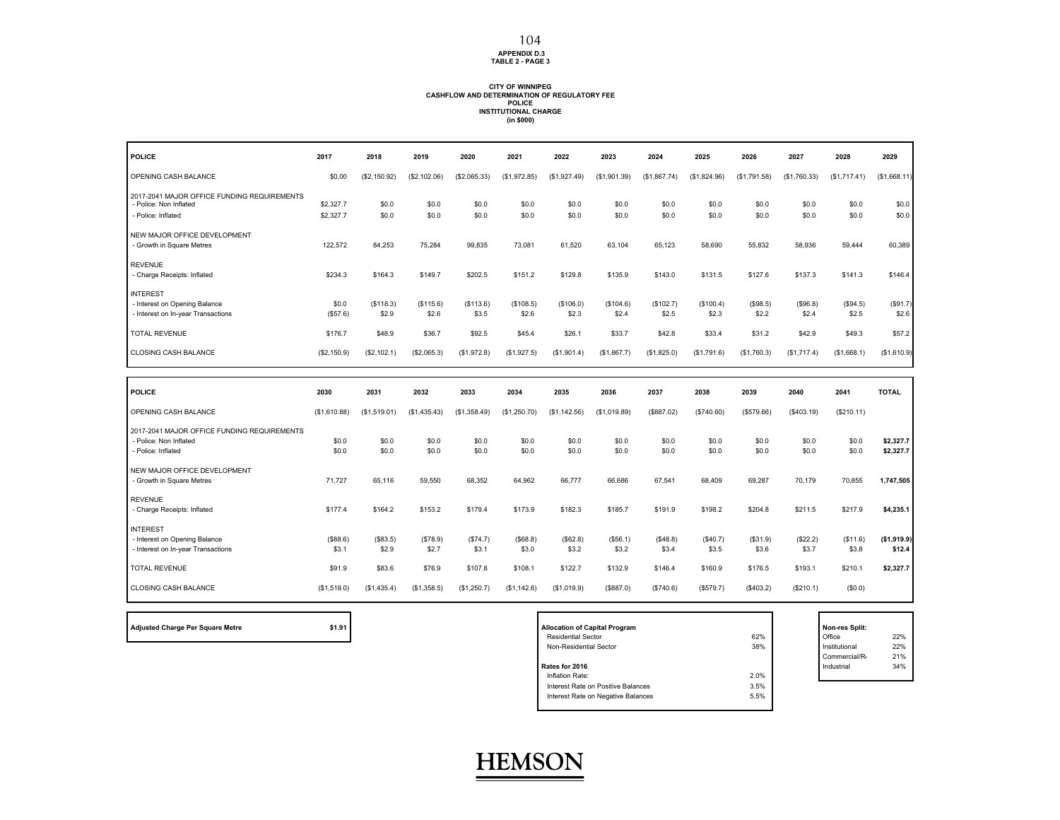APPENDIX D.3
TABLE 2 - PAGE 3

**CITY OF WINNIPEG**
**CASHFLOW AND DETERMINATION OF REGULATORY FEE**
**POLICE**
**INSTITUTIONAL CHARGE**
**(in $000)**

| POLICE | 2017 | 2018 | 2019 | 2020 | 2021 | 2022 | 2023 | 2024 | 2025 | 2026 | 2027 | 2028 | 2029 |
|---|---|---|---|---|---|---|---|---|---|---|---|---|---|
| OPENING CASH BALANCE | $0.00 | ($2,150.92) | ($2,102.06) | ($2,065.33) | ($1,972.85) | ($1,927.49) | ($1,901.39) | ($1,867.74) | ($1,824.96) | ($1,791.58) | ($1,760.33) | ($1,717.41) | ($1,668.11) |
| 2017-2041 MAJOR OFFICE FUNDING REQUIREMENTS | | | | | | | | | | | | | |
| - Police: Non Inflated | $2,327.7 | $0.0 | $0.0 | $0.0 | $0.0 | $0.0 | $0.0 | $0.0 | $0.0 | $0.0 | $0.0 | $0.0 | $0.0 |
| - Police: Inflated | $2,327.7 | $0.0 | $0.0 | $0.0 | $0.0 | $0.0 | $0.0 | $0.0 | $0.0 | $0.0 | $0.0 | $0.0 | $0.0 |
| NEW MAJOR OFFICE DEVELOPMENT | | | | | | | | | | | | | |
| - Growth in Square Metres | 122,572 | 84,253 | 75,284 | 99,835 | 73,081 | 61,520 | 63,104 | 65,123 | 58,690 | 55,832 | 58,936 | 59,444 | 60,389 |
| REVENUE | | | | | | | | | | | | | |
| - Charge Receipts: Inflated | $234.3 | $164.3 | $149.7 | $202.5 | $151.2 | $129.8 | $135.9 | $143.0 | $131.5 | $127.6 | $137.3 | $141.3 | $146.4 |
| INTEREST | | | | | | | | | | | | | |
| - Interest on Opening Balance | $0.0 | ($118.3) | ($115.6) | ($113.6) | ($108.5) | ($106.0) | ($104.6) | ($102.7) | ($100.4) | ($98.5) | ($96.8) | ($94.5) | ($91.7) |
| - Interest on In-year Transactions | ($57.6) | $2.9 | $2.6 | $3.5 | $2.6 | $2.3 | $2.4 | $2.5 | $2.3 | $2.2 | $2.4 | $2.5 | $2.6 |
| TOTAL REVENUE | $176.7 | $48.9 | $36.7 | $92.5 | $45.4 | $26.1 | $33.7 | $42.8 | $33.4 | $31.2 | $42.9 | $49.3 | $57.2 |
| CLOSING CASH BALANCE | ($2,150.9) | ($2,102.1) | ($2,065.3) | ($1,972.8) | ($1,927.5) | ($1,901.4) | ($1,867.7) | ($1,825.0) | ($1,791.6) | ($1,760.3) | ($1,717.4) | ($1,668.1) | ($1,610.9) |

| POLICE | 2030 | 2031 | 2032 | 2033 | 2034 | 2035 | 2036 | 2037 | 2038 | 2039 | 2040 | 2041 | TOTAL |
|---|---|---|---|---|---|---|---|---|---|---|---|---|---|
| OPENING CASH BALANCE | ($1,610.88) | ($1,519.01) | ($1,435.43) | ($1,358.49) | ($1,250.70) | ($1,142.56) | ($1,019.89) | ($887.02) | ($740.60) | ($579.66) | ($403.19) | ($210.11) | |
| 2017-2041 MAJOR OFFICE FUNDING REQUIREMENTS | | | | | | | | | | | | | |
| - Police: Non Inflated | $0.0 | $0.0 | $0.0 | $0.0 | $0.0 | $0.0 | $0.0 | $0.0 | $0.0 | $0.0 | $0.0 | $0.0 | **$2,327.7** |
| - Police: Inflated | $0.0 | $0.0 | $0.0 | $0.0 | $0.0 | $0.0 | $0.0 | $0.0 | $0.0 | $0.0 | $0.0 | $0.0 | **$2,327.7** |
| NEW MAJOR OFFICE DEVELOPMENT | | | | | | | | | | | | | |
| - Growth in Square Metres | 71,727 | 65,116 | 59,550 | 68,352 | 64,962 | 66,777 | 66,686 | 67,541 | 68,409 | 69,287 | 70,179 | 70,855 | **1,747,505** |
| REVENUE | | | | | | | | | | | | | |
| - Charge Receipts: Inflated | $177.4 | $164.2 | $153.2 | $179.4 | $173.9 | $182.3 | $185.7 | $191.9 | $198.2 | $204.8 | $211.5 | $217.9 | **$4,235.1** |
| INTEREST | | | | | | | | | | | | | |
| - Interest on Opening Balance | ($88.6) | ($83.5) | ($78.9) | ($74.7) | ($68.8) | ($62.8) | ($56.1) | ($48.8) | ($40.7) | ($31.9) | ($22.2) | ($11.6) | **($1,919.9)** |
| - Interest on In-year Transactions | $3.1 | $2.9 | $2.7 | $3.1 | $3.0 | $3.2 | $3.2 | $3.4 | $3.5 | $3.6 | $3.7 | $3.8 | **$12.4** |
| TOTAL REVENUE | $91.9 | $83.6 | $76.9 | $107.8 | $108.1 | $122.7 | $132.9 | $146.4 | $160.9 | $176.5 | $193.1 | $210.1 | **$2,327.7** |
| CLOSING CASH BALANCE | ($1,519.0) | ($1,435.4) | ($1,358.5) | ($1,250.7) | ($1,142.6) | ($1,019.9) | ($887.0) | ($740.6) | ($579.7) | ($403.2) | ($210.1) | ($0.0) | |

| **Adjusted Charge Per Square Metre** | **$1.91** |
|---|---|

| **Allocation of Capital Program** | |
|---|---|
| Residential Sector | 62% |
| Non-Residential Sector | 38% |
| **Rates for 2016** | |
| Inflation Rate: | 2.0% |
| Interest Rate on Positive Balances | 3.5% |
| Interest Rate on Negative Balances | 5.5% |

| **Non-res Split:** | |
|---|---|
| Office | 22% |
| Institutional | 22% |
| Commercial/R | 21% |
| Industrial | 34% |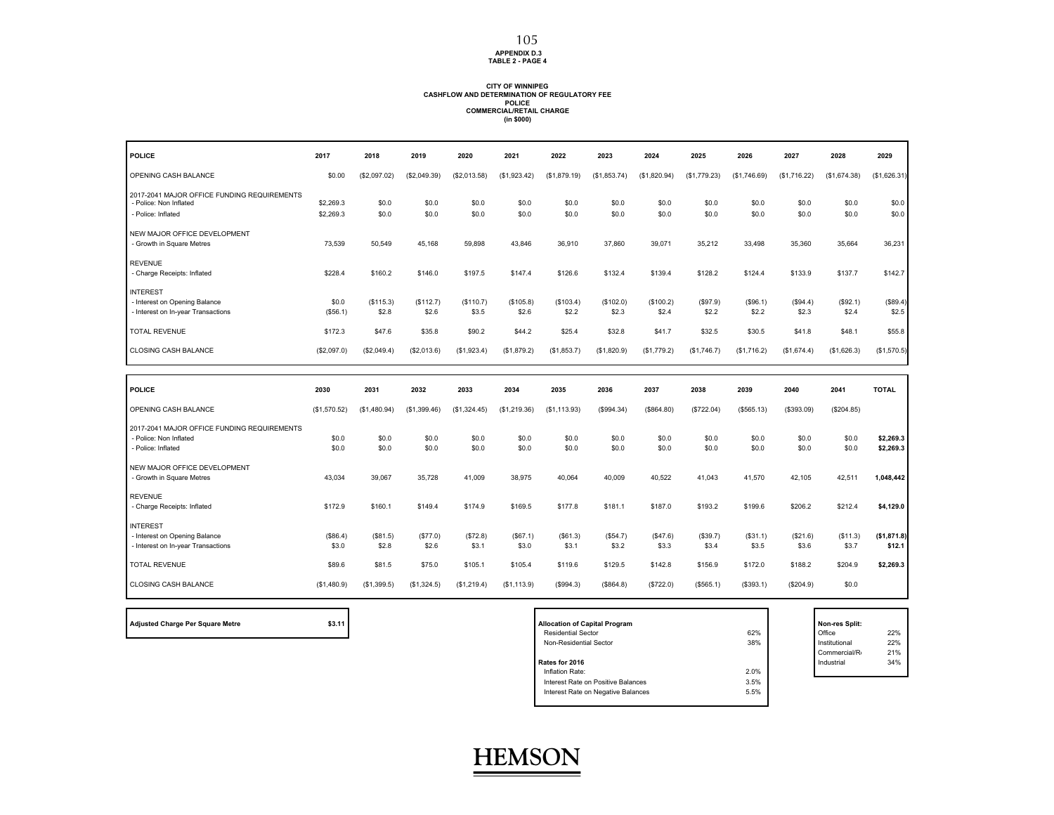APPENDIX D.3
TABLE 2 - PAGE 4

**CITY OF WINNIPEG**
**CASHFLOW AND DETERMINATION OF REGULATORY FEE**
**POLICE**
**COMMERCIAL/RETAIL CHARGE**
**(in $000)**

| POLICE | 2017 | 2018 | 2019 | 2020 | 2021 | 2022 | 2023 | 2024 | 2025 | 2026 | 2027 | 2028 | 2029 |
|---|---|---|---|---|---|---|---|---|---|---|---|---|---|
| OPENING CASH BALANCE | $0.00 | ($2,097.02) | ($2,049.39) | ($2,013.58) | ($1,923.42) | ($1,879.19) | ($1,853.74) | ($1,820.94) | ($1,779.23) | ($1,746.69) | ($1,716.22) | ($1,674.38) | ($1,626.31) |
| 2017-2041 MAJOR OFFICE FUNDING REQUIREMENTS | | | | | | | | | | | | | |
| - Police: Non Inflated | $2,269.3 | $0.0 | $0.0 | $0.0 | $0.0 | $0.0 | $0.0 | $0.0 | $0.0 | $0.0 | $0.0 | $0.0 | $0.0 |
| - Police: Inflated | $2,269.3 | $0.0 | $0.0 | $0.0 | $0.0 | $0.0 | $0.0 | $0.0 | $0.0 | $0.0 | $0.0 | $0.0 | $0.0 |
| NEW MAJOR OFFICE DEVELOPMENT | | | | | | | | | | | | | |
| - Growth in Square Metres | 73,539 | 50,549 | 45,168 | 59,898 | 43,846 | 36,910 | 37,860 | 39,071 | 35,212 | 33,498 | 35,360 | 35,664 | 36,231 |
| REVENUE | | | | | | | | | | | | | |
| - Charge Receipts: Inflated | $228.4 | $160.2 | $146.0 | $197.5 | $147.4 | $126.6 | $132.4 | $139.4 | $128.2 | $124.4 | $133.9 | $137.7 | $142.7 |
| INTEREST | | | | | | | | | | | | | |
| - Interest on Opening Balance | $0.0 | ($115.3) | ($112.7) | ($110.7) | ($105.8) | ($103.4) | ($102.0) | ($100.2) | ($97.9) | ($96.1) | ($94.4) | ($92.1) | ($89.4) |
| - Interest on In-year Transactions | ($56.1) | $2.8 | $2.6 | $3.5 | $2.6 | $2.2 | $2.3 | $2.4 | $2.2 | $2.2 | $2.3 | $2.4 | $2.5 |
| TOTAL REVENUE | $172.3 | $47.6 | $35.8 | $90.2 | $44.2 | $25.4 | $32.8 | $41.7 | $32.5 | $30.5 | $41.8 | $48.1 | $55.8 |
| CLOSING CASH BALANCE | ($2,097.0) | ($2,049.4) | ($2,013.6) | ($1,923.4) | ($1,879.2) | ($1,853.7) | ($1,820.9) | ($1,779.2) | ($1,746.7) | ($1,716.2) | ($1,674.4) | ($1,626.3) | ($1,570.5) |

| POLICE | 2030 | 2031 | 2032 | 2033 | 2034 | 2035 | 2036 | 2037 | 2038 | 2039 | 2040 | 2041 | TOTAL |
|---|---|---|---|---|---|---|---|---|---|---|---|---|---|
| OPENING CASH BALANCE | ($1,570.52) | ($1,480.94) | ($1,399.46) | ($1,324.45) | ($1,219.36) | ($1,113.93) | ($994.34) | ($864.80) | ($722.04) | ($565.13) | ($393.09) | ($204.85) | |
| 2017-2041 MAJOR OFFICE FUNDING REQUIREMENTS | | | | | | | | | | | | | |
| - Police: Non Inflated | $0.0 | $0.0 | $0.0 | $0.0 | $0.0 | $0.0 | $0.0 | $0.0 | $0.0 | $0.0 | $0.0 | $0.0 | **$2,269.3** |
| - Police: Inflated | $0.0 | $0.0 | $0.0 | $0.0 | $0.0 | $0.0 | $0.0 | $0.0 | $0.0 | $0.0 | $0.0 | $0.0 | **$2,269.3** |
| NEW MAJOR OFFICE DEVELOPMENT | | | | | | | | | | | | | |
| - Growth in Square Metres | 43,034 | 39,067 | 35,728 | 41,009 | 38,975 | 40,064 | 40,009 | 40,522 | 41,043 | 41,570 | 42,105 | 42,511 | **1,048,442** |
| REVENUE | | | | | | | | | | | | | |
| - Charge Receipts: Inflated | $172.9 | $160.1 | $149.4 | $174.9 | $169.5 | $177.8 | $181.1 | $187.0 | $193.2 | $199.6 | $206.2 | $212.4 | **$4,129.0** |
| INTEREST | | | | | | | | | | | | | |
| - Interest on Opening Balance | ($86.4) | ($81.5) | ($77.0) | ($72.8) | ($67.1) | ($61.3) | ($54.7) | ($47.6) | ($39.7) | ($31.1) | ($21.6) | ($11.3) | **($1,871.8)** |
| - Interest on In-year Transactions | $3.0 | $2.8 | $2.6 | $3.1 | $3.0 | $3.1 | $3.2 | $3.3 | $3.4 | $3.5 | $3.6 | $3.7 | **$12.1** |
| TOTAL REVENUE | $89.6 | $81.5 | $75.0 | $105.1 | $105.4 | $119.6 | $129.5 | $142.8 | $156.9 | $172.0 | $188.2 | $204.9 | **$2,269.3** |
| CLOSING CASH BALANCE | ($1,480.9) | ($1,399.5) | ($1,324.5) | ($1,219.4) | ($1,113.9) | ($994.3) | ($864.8) | ($722.0) | ($565.1) | ($393.1) | ($204.9) | $0.0 | |

| **Adjusted Charge Per Square Metre** | **$3.11** |
|---|---|

| **Allocation of Capital Program** | |
|---|---|
| Residential Sector | 62% |
| Non-Residential Sector | 38% |
| **Rates for 2016** | |
| Inflation Rate: | 2.0% |
| Interest Rate on Positive Balances | 3.5% |
| Interest Rate on Negative Balances | 5.5% |

| **Non-res Split:** | |
|---|---|
| Office | 22% |
| Institutional | 22% |
| Commercial/R | 21% |
| Industrial | 34% |

HEMSON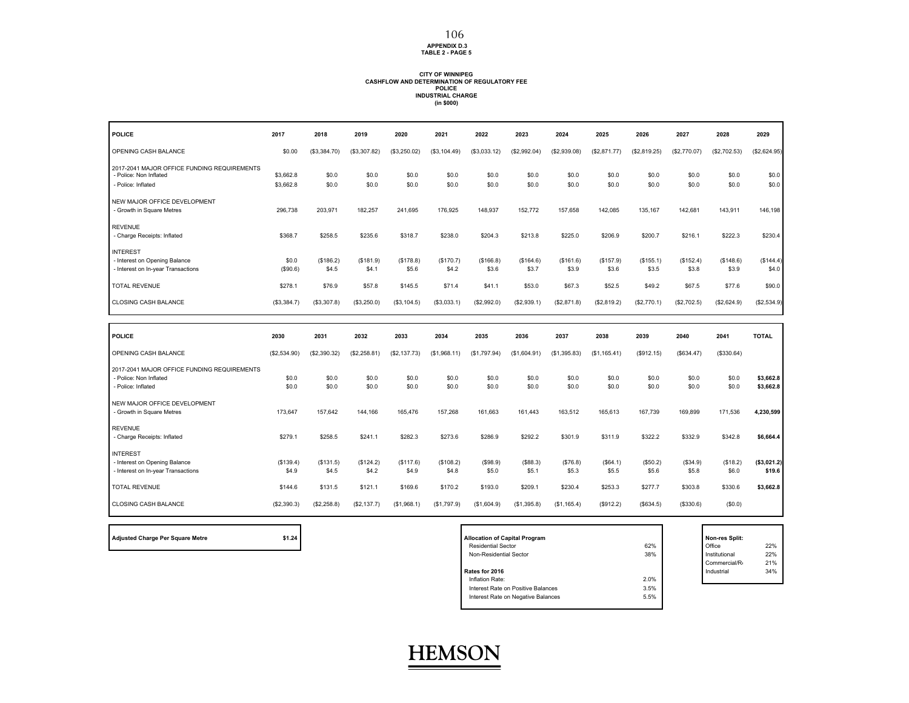APPENDIX D.3
TABLE 2 - PAGE 5

**CITY OF WINNIPEG**
**CASHFLOW AND DETERMINATION OF REGULATORY FEE**
**POLICE**
**INDUSTRIAL CHARGE**
**(in $000)**

| POLICE | 2017 | 2018 | 2019 | 2020 | 2021 | 2022 | 2023 | 2024 | 2025 | 2026 | 2027 | 2028 | 2029 |
|---|---|---|---|---|---|---|---|---|---|---|---|---|---|
| OPENING CASH BALANCE | $0.00 | ($3,384.70) | ($3,307.82) | ($3,250.02) | ($3,104.49) | ($3,033.12) | ($2,992.04) | ($2,939.08) | ($2,871.77) | ($2,819.25) | ($2,770.07) | ($2,702.53) | ($2,624.95) |
| 2017-2041 MAJOR OFFICE FUNDING REQUIREMENTS | | | | | | | | | | | | | |
| - Police: Non Inflated | $3,662.8 | $0.0 | $0.0 | $0.0 | $0.0 | $0.0 | $0.0 | $0.0 | $0.0 | $0.0 | $0.0 | $0.0 | $0.0 |
| - Police: Inflated | $3,662.8 | $0.0 | $0.0 | $0.0 | $0.0 | $0.0 | $0.0 | $0.0 | $0.0 | $0.0 | $0.0 | $0.0 | $0.0 |
| NEW MAJOR OFFICE DEVELOPMENT | | | | | | | | | | | | | |
| - Growth in Square Metres | 296,738 | 203,971 | 182,257 | 241,695 | 176,925 | 148,937 | 152,772 | 157,658 | 142,085 | 135,167 | 142,681 | 143,911 | 146,198 |
| REVENUE | | | | | | | | | | | | | |
| - Charge Receipts: Inflated | $368.7 | $258.5 | $235.6 | $318.7 | $238.0 | $204.3 | $213.8 | $225.0 | $206.9 | $200.7 | $216.1 | $222.3 | $230.4 |
| INTEREST | | | | | | | | | | | | | |
| - Interest on Opening Balance | $0.0 | ($186.2) | ($181.9) | ($178.8) | ($170.7) | ($166.8) | ($164.6) | ($161.6) | ($157.9) | ($155.1) | ($152.4) | ($148.6) | ($144.4) |
| - Interest on In-year Transactions | ($90.6) | $4.5 | $4.1 | $5.6 | $4.2 | $3.6 | $3.7 | $3.9 | $3.6 | $3.5 | $3.8 | $3.9 | $4.0 |
| TOTAL REVENUE | $278.1 | $76.9 | $57.8 | $145.5 | $71.4 | $41.1 | $53.0 | $67.3 | $52.5 | $49.2 | $67.5 | $77.6 | $90.0 |
| CLOSING CASH BALANCE | ($3,384.7) | ($3,307.8) | ($3,250.0) | ($3,104.5) | ($3,033.1) | ($2,992.0) | ($2,939.1) | ($2,871.8) | ($2,819.2) | ($2,770.1) | ($2,702.5) | ($2,624.9) | ($2,534.9) |

| POLICE | 2030 | 2031 | 2032 | 2033 | 2034 | 2035 | 2036 | 2037 | 2038 | 2039 | 2040 | 2041 | TOTAL |
|---|---|---|---|---|---|---|---|---|---|---|---|---|---|
| OPENING CASH BALANCE | ($2,534.90) | ($2,390.32) | ($2,258.81) | ($2,137.73) | ($1,968.11) | ($1,797.94) | ($1,604.91) | ($1,395.83) | ($1,165.41) | ($912.15) | ($634.47) | ($330.64) | |
| 2017-2041 MAJOR OFFICE FUNDING REQUIREMENTS | | | | | | | | | | | | | |
| - Police: Non Inflated | $0.0 | $0.0 | $0.0 | $0.0 | $0.0 | $0.0 | $0.0 | $0.0 | $0.0 | $0.0 | $0.0 | $0.0 | **$3,662.8** |
| - Police: Inflated | $0.0 | $0.0 | $0.0 | $0.0 | $0.0 | $0.0 | $0.0 | $0.0 | $0.0 | $0.0 | $0.0 | $0.0 | **$3,662.8** |
| NEW MAJOR OFFICE DEVELOPMENT | | | | | | | | | | | | | |
| - Growth in Square Metres | 173,647 | 157,642 | 144,166 | 165,476 | 157,268 | 161,663 | 161,443 | 163,512 | 165,613 | 167,739 | 169,899 | 171,536 | **4,230,599** |
| REVENUE | | | | | | | | | | | | | |
| - Charge Receipts: Inflated | $279.1 | $258.5 | $241.1 | $282.3 | $273.6 | $286.9 | $292.2 | $301.9 | $311.9 | $322.2 | $332.9 | $342.8 | **$6,664.4** |
| INTEREST | | | | | | | | | | | | | |
| - Interest on Opening Balance | ($139.4) | ($131.5) | ($124.2) | ($117.6) | ($108.2) | ($98.9) | ($88.3) | ($76.8) | ($64.1) | ($50.2) | ($34.9) | ($18.2) | **($3,021.2)** |
| - Interest on In-year Transactions | $4.9 | $4.5 | $4.2 | $4.9 | $4.8 | $5.0 | $5.1 | $5.3 | $5.5 | $5.6 | $5.8 | $6.0 | **$19.6** |
| TOTAL REVENUE | $144.6 | $131.5 | $121.1 | $169.6 | $170.2 | $193.0 | $209.1 | $230.4 | $253.3 | $277.7 | $303.8 | $330.6 | **$3,662.8** |
| CLOSING CASH BALANCE | ($2,390.3) | ($2,258.8) | ($2,137.7) | ($1,968.1) | ($1,797.9) | ($1,604.9) | ($1,395.8) | ($1,165.4) | ($912.2) | ($634.5) | ($330.6) | ($0.0) | |

| **Adjusted Charge Per Square Metre** | **$1.24** |
|---|---|

| **Allocation of Capital Program** | |
|---|---|
| Residential Sector | 62% |
| Non-Residential Sector | 38% |
| **Rates for 2016** | |
| Inflation Rate: | 2.0% |
| Interest Rate on Positive Balances | 3.5% |
| Interest Rate on Negative Balances | 5.5% |

| **Non-res Split:** | |
|---|---|
| Office | 22% |
| Institutional | 22% |
| Commercial/R | 21% |
| Industrial | 34% |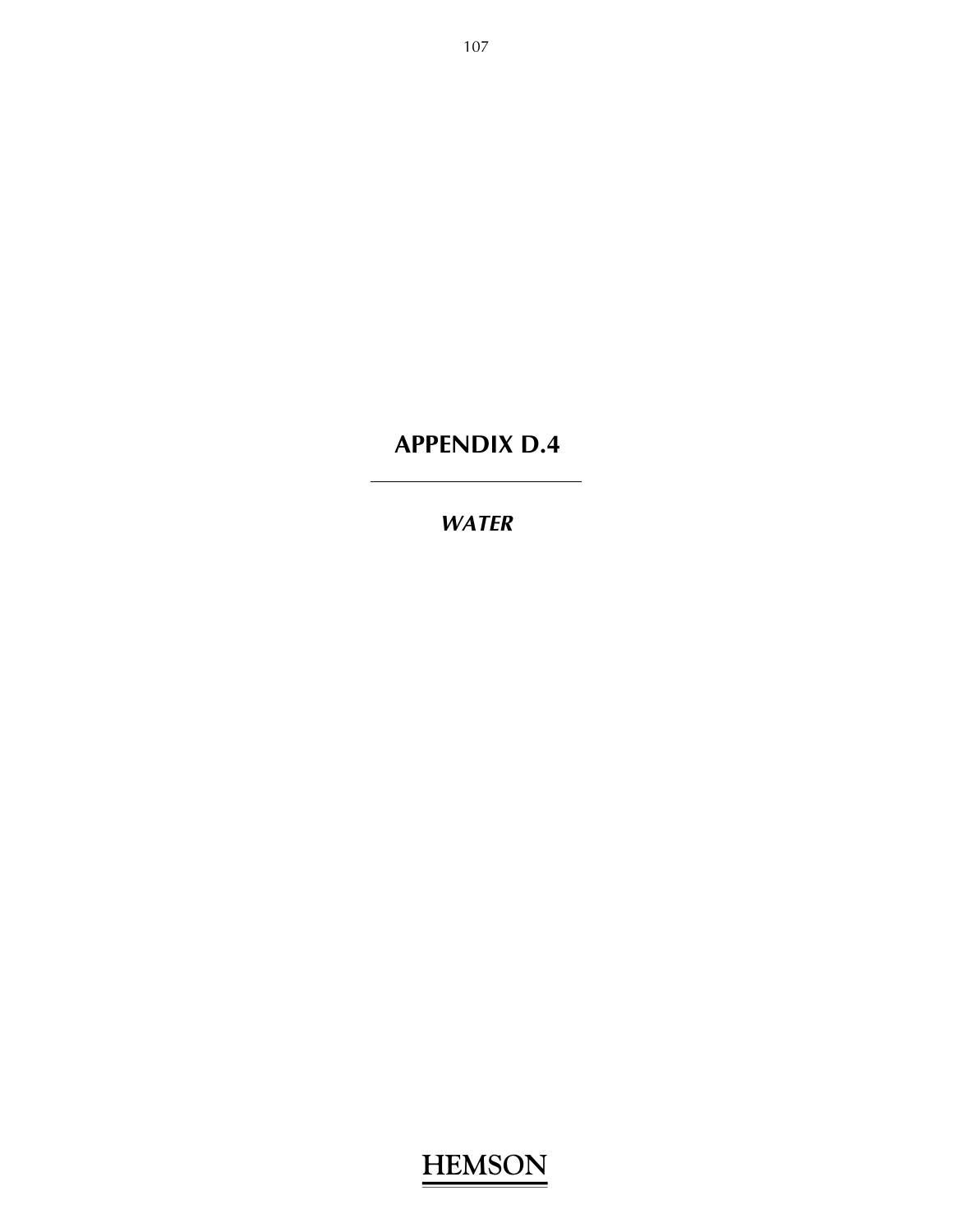# APPENDIX D.4

---

***WATER***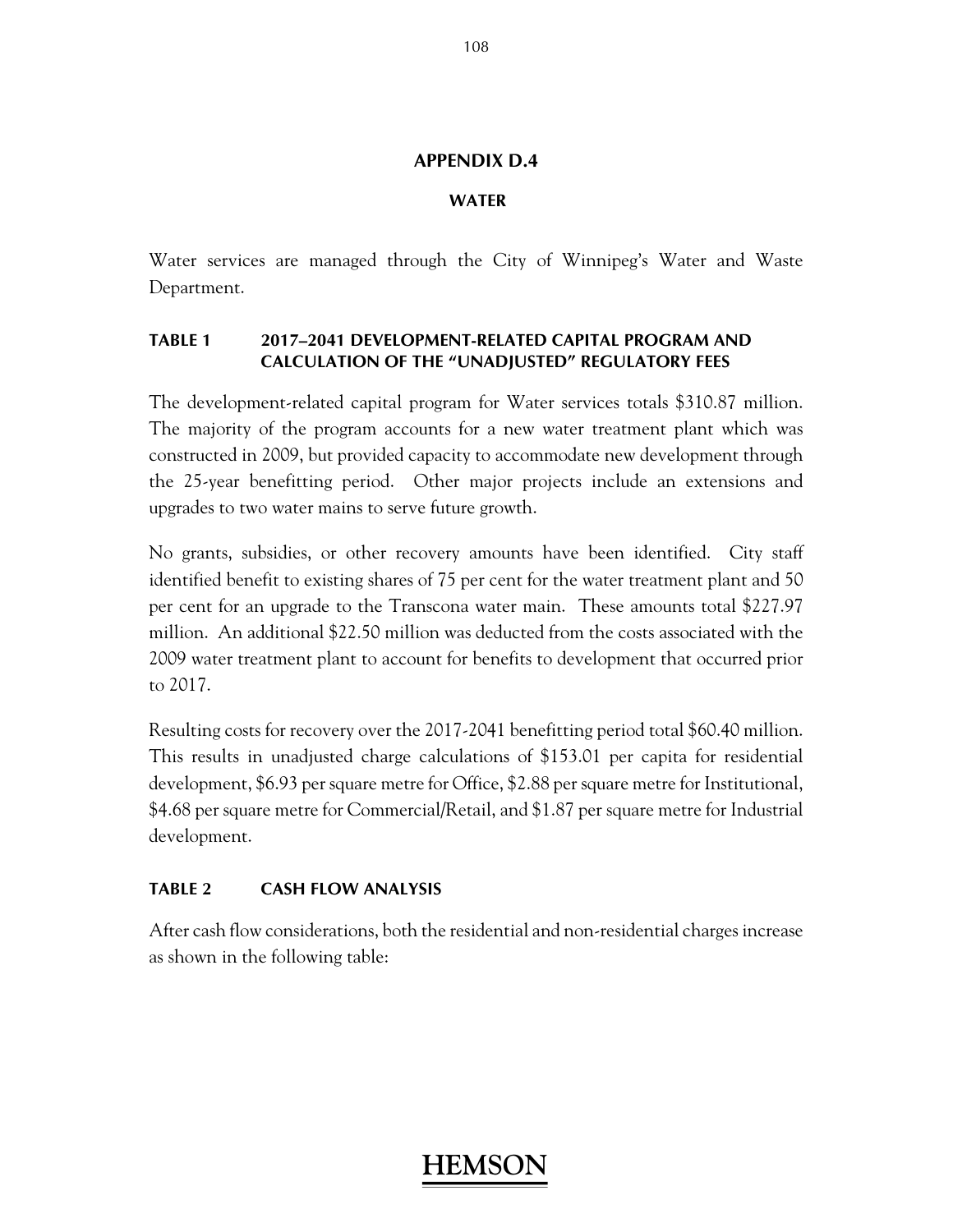## APPENDIX D.4

### WATER

Water services are managed through the City of Winnipeg's Water and Waste Department.

#### TABLE 1 2017–2041 DEVELOPMENT-RELATED CAPITAL PROGRAM AND CALCULATION OF THE "UNADJUSTED" REGULATORY FEES

The development-related capital program for Water services totals $310.87 million. The majority of the program accounts for a new water treatment plant which was constructed in 2009, but provided capacity to accommodate new development through the 25-year benefitting period. Other major projects include an extensions and upgrades to two water mains to serve future growth.

No grants, subsidies, or other recovery amounts have been identified. City staff identified benefit to existing shares of 75 per cent for the water treatment plant and 50 per cent for an upgrade to the Transcona water main. These amounts total $227.97 million. An additional $22.50 million was deducted from the costs associated with the 2009 water treatment plant to account for benefits to development that occurred prior to 2017.

Resulting costs for recovery over the 2017-2041 benefitting period total $60.40 million. This results in unadjusted charge calculations of $153.01 per capita for residential development, $6.93 per square metre for Office, $2.88 per square metre for Institutional, $4.68 per square metre for Commercial/Retail, and $1.87 per square metre for Industrial development.

#### TABLE 2 CASH FLOW ANALYSIS

After cash flow considerations, both the residential and non-residential charges increase as shown in the following table: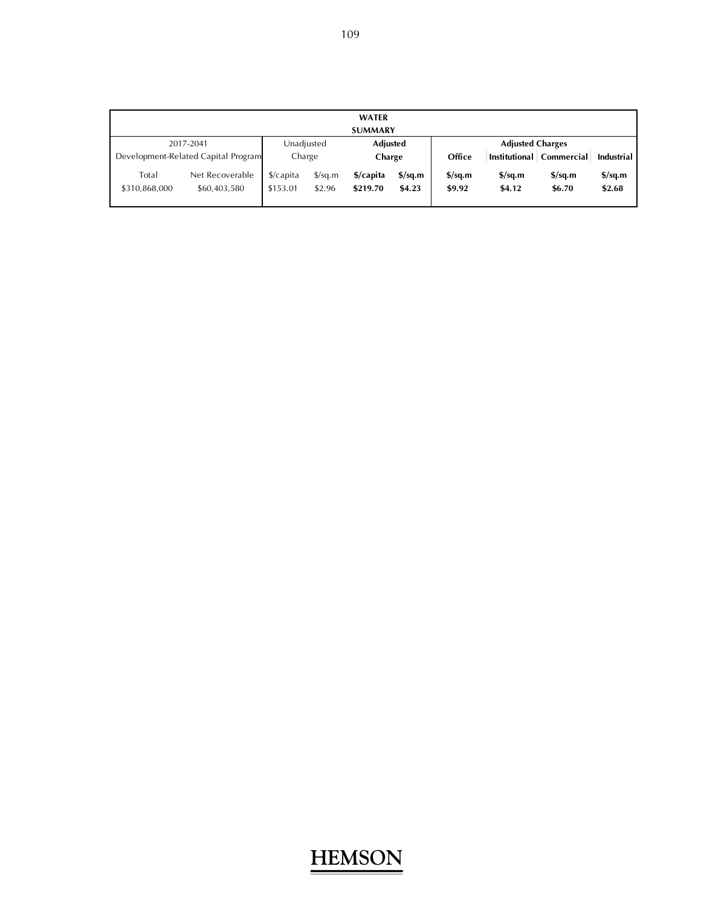| WATER SUMMARY | | | | | | | | | |
|---|---|---|---|---|---|---|---|---|---|
| 2017-2041 Development-Related Capital Program | | Unadjusted Charge | | **Adjusted Charge** | | **Adjusted Charges** | | | |
| | | | | | | **Office** | **Institutional** | **Commercial** | **Industrial** |
| Total | Net Recoverable | $/capita | $/sq.m | **$/capita** | **$/sq.m** | **$/sq.m** | **$/sq.m** | **$/sq.m** | **$/sq.m** |
| $310,868,000 | $60,403,580 | $153.01 | $2.96 | **$219.70** | **$4.23** | **$9.92** | **$4.12** | **$6.70** | **$2.68** |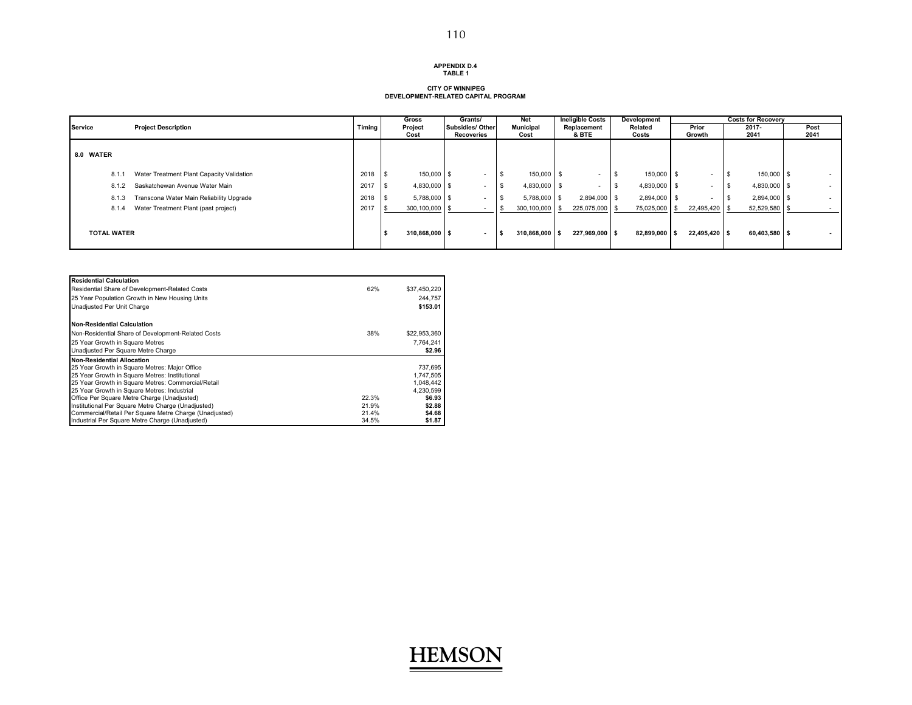**APPENDIX D.4**
**TABLE 1**

**CITY OF WINNIPEG**
**DEVELOPMENT-RELATED CAPITAL PROGRAM**

| Service | Project Description | Timing | Gross Project Cost | Grants/ Subsidies/ Other Recoveries | Net Municipal Cost | Ineligible Costs Replacement & BTE | Development Related Costs | Costs for Recovery Prior Growth | 2017- 2041 | Post 2041 |
|---|---|---|---|---|---|---|---|---|---|---|
| **8.0 WATER** | | | | | | | | | | |
| 8.1.1 | Water Treatment Plant Capacity Validation | 2018 | $ 150,000 | $ - | $ 150,000 | $ - | $ 150,000 | $ - | $ 150,000 | $ - |
| 8.1.2 | Saskatchewan Avenue Water Main | 2017 | $ 4,830,000 | $ - | $ 4,830,000 | $ - | $ 4,830,000 | $ - | $ 4,830,000 | $ - |
| 8.1.3 | Transcona Water Main Reliability Upgrade | 2018 | $ 5,788,000 | $ - | $ 5,788,000 | $ 2,894,000 | $ 2,894,000 | $ - | $ 2,894,000 | $ - |
| 8.1.4 | Water Treatment Plant (past project) | 2017 | $ 300,100,000 | $ - | $ 300,100,000 | $ 225,075,000 | $ 75,025,000 | $ 22,495,420 | $ 52,529,580 | $ - |
| **TOTAL WATER** | | | **$ 310,868,000** | **$ -** | **$ 310,868,000** | **$ 227,969,000** | **$ 82,899,000** | **$ 22,495,420** | **$ 60,403,580** | **$ -** |

| **Residential Calculation** | | |
|---|---|---|
| Residential Share of Development-Related Costs | 62% | $37,450,220 |
| 25 Year Population Growth in New Housing Units | | 244,757 |
| Unadjusted Per Unit Charge | | **$153.01** |
| **Non-Residential Calculation** | | |
| Non-Residential Share of Development-Related Costs | 38% | $22,953,360 |
| 25 Year Growth in Square Metres | | 7,764,241 |
| Unadjusted Per Square Metre Charge | | **$2.96** |
| **Non-Residential Allocation** | | |
| 25 Year Growth in Square Metres: Major Office | | 737,695 |
| 25 Year Growth in Square Metres: Institutional | | 1,747,505 |
| 25 Year Growth in Square Metres: Commercial/Retail | | 1,048,442 |
| 25 Year Growth in Square Metres: Industrial | | 4,230,599 |
| Office Per Square Metre Charge (Unadjusted) | 22.3% | **$6.93** |
| Institutional Per Square Metre Charge (Unadjusted) | 21.9% | **$2.88** |
| Commercial/Retail Per Square Metre Charge (Unadjusted) | 21.4% | **$4.68** |
| Industrial Per Square Metre Charge (Unadjusted) | 34.5% | **$1.87** |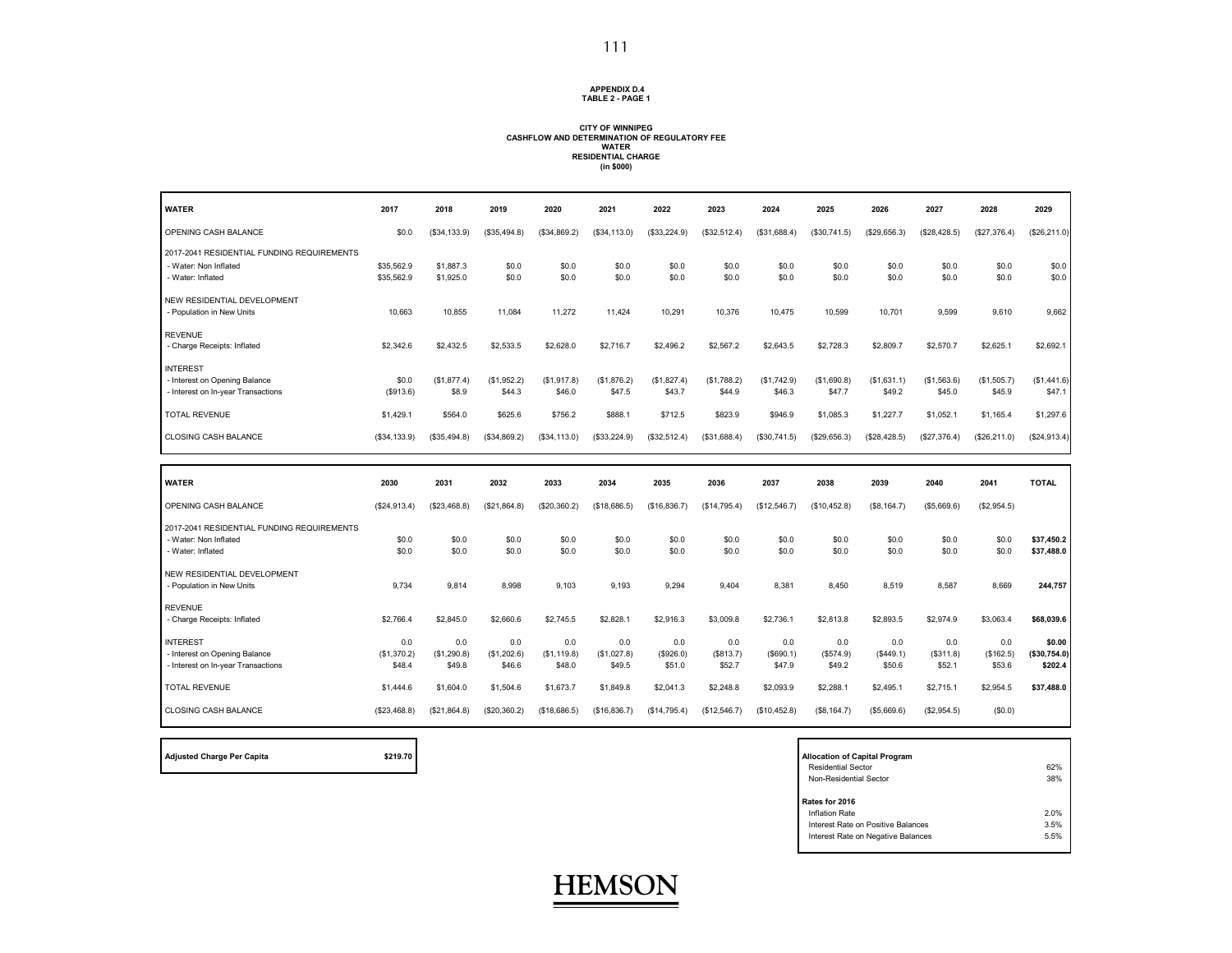**APPENDIX D.4**
**TABLE 2 - PAGE 1**

**CITY OF WINNIPEG**
**CASHFLOW AND DETERMINATION OF REGULATORY FEE**
**WATER**
**RESIDENTIAL CHARGE**
**(in $000)**

| WATER | 2017 | 2018 | 2019 | 2020 | 2021 | 2022 | 2023 | 2024 | 2025 | 2026 | 2027 | 2028 | 2029 |
|---|---|---|---|---|---|---|---|---|---|---|---|---|---|
| OPENING CASH BALANCE | $0.0 | ($34,133.9) | ($35,494.8) | ($34,869.2) | ($34,113.0) | ($33,224.9) | ($32,512.4) | ($31,688.4) | ($30,741.5) | ($29,656.3) | ($28,428.5) | ($27,376.4) | ($26,211.0) |
| 2017-2041 RESIDENTIAL FUNDING REQUIREMENTS | | | | | | | | | | | | | |
| - Water: Non Inflated | $35,562.9 | $1,887.3 | $0.0 | $0.0 | $0.0 | $0.0 | $0.0 | $0.0 | $0.0 | $0.0 | $0.0 | $0.0 | $0.0 |
| - Water: Inflated | $35,562.9 | $1,925.0 | $0.0 | $0.0 | $0.0 | $0.0 | $0.0 | $0.0 | $0.0 | $0.0 | $0.0 | $0.0 | $0.0 |
| NEW RESIDENTIAL DEVELOPMENT | | | | | | | | | | | | | |
| - Population in New Units | 10,663 | 10,855 | 11,084 | 11,272 | 11,424 | 10,291 | 10,376 | 10,475 | 10,599 | 10,701 | 9,599 | 9,610 | 9,662 |
| REVENUE | | | | | | | | | | | | | |
| - Charge Receipts: Inflated | $2,342.6 | $2,432.5 | $2,533.5 | $2,628.0 | $2,716.7 | $2,496.2 | $2,567.2 | $2,643.5 | $2,728.3 | $2,809.7 | $2,570.7 | $2,625.1 | $2,692.1 |
| INTEREST | | | | | | | | | | | | | |
| - Interest on Opening Balance | $0.0 | ($1,877.4) | ($1,952.2) | ($1,917.8) | ($1,876.2) | ($1,827.4) | ($1,788.2) | ($1,742.9) | ($1,690.8) | ($1,631.1) | ($1,563.6) | ($1,505.7) | ($1,441.6) |
| - Interest on In-year Transactions | ($913.6) | $8.9 | $44.3 | $46.0 | $47.5 | $43.7 | $44.9 | $46.3 | $47.7 | $49.2 | $45.0 | $45.9 | $47.1 |
| TOTAL REVENUE | $1,429.1 | $564.0 | $625.6 | $756.2 | $888.1 | $712.5 | $823.9 | $946.9 | $1,085.3 | $1,227.7 | $1,052.1 | $1,165.4 | $1,297.6 |
| CLOSING CASH BALANCE | ($34,133.9) | ($35,494.8) | ($34,869.2) | ($34,113.0) | ($33,224.9) | ($32,512.4) | ($31,688.4) | ($30,741.5) | ($29,656.3) | ($28,428.5) | ($27,376.4) | ($26,211.0) | ($24,913.4) |

| WATER | 2030 | 2031 | 2032 | 2033 | 2034 | 2035 | 2036 | 2037 | 2038 | 2039 | 2040 | 2041 | TOTAL |
|---|---|---|---|---|---|---|---|---|---|---|---|---|---|
| OPENING CASH BALANCE | ($24,913.4) | ($23,468.8) | ($21,864.8) | ($20,360.2) | ($18,686.5) | ($16,836.7) | ($14,795.4) | ($12,546.7) | ($10,452.8) | ($8,164.7) | ($5,669.6) | ($2,954.5) | |
| 2017-2041 RESIDENTIAL FUNDING REQUIREMENTS | | | | | | | | | | | | | |
| - Water: Non Inflated | $0.0 | $0.0 | $0.0 | $0.0 | $0.0 | $0.0 | $0.0 | $0.0 | $0.0 | $0.0 | $0.0 | $0.0 | **$37,450.2** |
| - Water: Inflated | $0.0 | $0.0 | $0.0 | $0.0 | $0.0 | $0.0 | $0.0 | $0.0 | $0.0 | $0.0 | $0.0 | $0.0 | **$37,488.0** |
| NEW RESIDENTIAL DEVELOPMENT | | | | | | | | | | | | | |
| - Population in New Units | 9,734 | 9,814 | 8,998 | 9,103 | 9,193 | 9,294 | 9,404 | 8,381 | 8,450 | 8,519 | 8,587 | 8,669 | **244,757** |
| REVENUE | | | | | | | | | | | | | |
| - Charge Receipts: Inflated | $2,766.4 | $2,845.0 | $2,660.6 | $2,745.5 | $2,828.1 | $2,916.3 | $3,009.8 | $2,736.1 | $2,813.8 | $2,893.5 | $2,974.9 | $3,063.4 | **$68,039.6** |
| INTEREST | 0.0 | 0.0 | 0.0 | 0.0 | 0.0 | 0.0 | 0.0 | 0.0 | 0.0 | 0.0 | 0.0 | 0.0 | **$0.00** |
| - Interest on Opening Balance | ($1,370.2) | ($1,290.8) | ($1,202.6) | ($1,119.8) | ($1,027.8) | ($926.0) | ($813.7) | ($690.1) | ($574.9) | ($449.1) | ($311.8) | ($162.5) | **($30,754.0)** |
| - Interest on In-year Transactions | $48.4 | $49.8 | $46.6 | $48.0 | $49.5 | $51.0 | $52.7 | $47.9 | $49.2 | $50.6 | $52.1 | $53.6 | **$202.4** |
| TOTAL REVENUE | $1,444.6 | $1,604.0 | $1,504.6 | $1,673.7 | $1,849.8 | $2,041.3 | $2,248.8 | $2,093.9 | $2,288.1 | $2,495.1 | $2,715.1 | $2,954.5 | **$37,488.0** |
| CLOSING CASH BALANCE | ($23,468.8) | ($21,864.8) | ($20,360.2) | ($18,686.5) | ($16,836.7) | ($14,795.4) | ($12,546.7) | ($10,452.8) | ($8,164.7) | ($5,669.6) | ($2,954.5) | ($0.0) | |

| **Adjusted Charge Per Capita** | **$219.70** |
|---|---|

| **Allocation of Capital Program** | |
|---|---|
| Residential Sector | 62% |
| Non-Residential Sector | 38% |
| **Rates for 2016** | |
| Inflation Rate | 2.0% |
| Interest Rate on Positive Balances | 3.5% |
| Interest Rate on Negative Balances | 5.5% |

**HEMSON**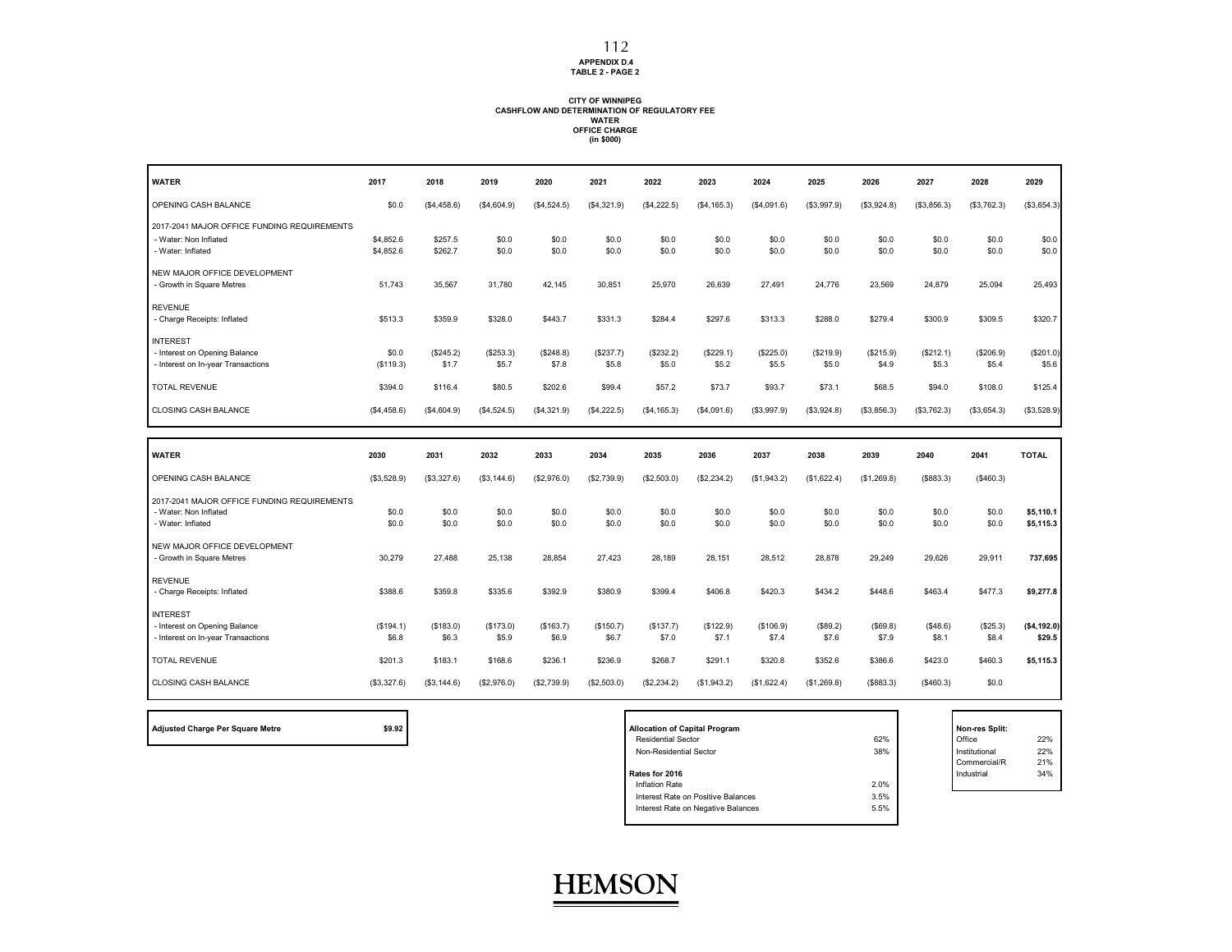APPENDIX D.4
TABLE 2 - PAGE 2

CITY OF WINNIPEG
CASHFLOW AND DETERMINATION OF REGULATORY FEE
WATER
OFFICE CHARGE
(in $000)

| WATER | 2017 | 2018 | 2019 | 2020 | 2021 | 2022 | 2023 | 2024 | 2025 | 2026 | 2027 | 2028 | 2029 |
|---|---|---|---|---|---|---|---|---|---|---|---|---|---|
| OPENING CASH BALANCE | $0.0 | ($4,458.6) | ($4,604.9) | ($4,524.5) | ($4,321.9) | ($4,222.5) | ($4,165.3) | ($4,091.6) | ($3,997.9) | ($3,924.8) | ($3,856.3) | ($3,762.3) | ($3,654.3) |
| 2017-2041 MAJOR OFFICE FUNDING REQUIREMENTS | | | | | | | | | | | | | |
| - Water: Non Inflated | $4,852.6 | $257.5 | $0.0 | $0.0 | $0.0 | $0.0 | $0.0 | $0.0 | $0.0 | $0.0 | $0.0 | $0.0 | $0.0 |
| - Water: Inflated | $4,852.6 | $262.7 | $0.0 | $0.0 | $0.0 | $0.0 | $0.0 | $0.0 | $0.0 | $0.0 | $0.0 | $0.0 | $0.0 |
| NEW MAJOR OFFICE DEVELOPMENT | | | | | | | | | | | | | |
| - Growth in Square Metres | 51,743 | 35,567 | 31,780 | 42,145 | 30,851 | 25,970 | 26,639 | 27,491 | 24,776 | 23,569 | 24,879 | 25,094 | 25,493 |
| REVENUE | | | | | | | | | | | | | |
| - Charge Receipts: Inflated | $513.3 | $359.9 | $328.0 | $443.7 | $331.3 | $284.4 | $297.6 | $313.3 | $288.0 | $279.4 | $300.9 | $309.5 | $320.7 |
| INTEREST | | | | | | | | | | | | | |
| - Interest on Opening Balance | $0.0 | ($245.2) | ($253.3) | ($248.8) | ($237.7) | ($232.2) | ($229.1) | ($225.0) | ($219.9) | ($215.9) | ($212.1) | ($206.9) | ($201.0) |
| - Interest on In-year Transactions | ($119.3) | $1.7 | $5.7 | $7.8 | $5.8 | $5.0 | $5.2 | $5.5 | $5.0 | $4.9 | $5.3 | $5.4 | $5.6 |
| TOTAL REVENUE | $394.0 | $116.4 | $80.5 | $202.6 | $99.4 | $57.2 | $73.7 | $93.7 | $73.1 | $68.5 | $94.0 | $108.0 | $125.4 |
| CLOSING CASH BALANCE | ($4,458.6) | ($4,604.9) | ($4,524.5) | ($4,321.9) | ($4,222.5) | ($4,165.3) | ($4,091.6) | ($3,997.9) | ($3,924.8) | ($3,856.3) | ($3,762.3) | ($3,654.3) | ($3,528.9) |

| WATER | 2030 | 2031 | 2032 | 2033 | 2034 | 2035 | 2036 | 2037 | 2038 | 2039 | 2040 | 2041 | TOTAL |
|---|---|---|---|---|---|---|---|---|---|---|---|---|---|
| OPENING CASH BALANCE | ($3,528.9) | ($3,327.6) | ($3,144.6) | ($2,976.0) | ($2,739.9) | ($2,503.0) | ($2,234.2) | ($1,943.2) | ($1,622.4) | ($1,269.8) | ($883.3) | ($460.3) | |
| 2017-2041 MAJOR OFFICE FUNDING REQUIREMENTS | | | | | | | | | | | | | |
| - Water: Non Inflated | $0.0 | $0.0 | $0.0 | $0.0 | $0.0 | $0.0 | $0.0 | $0.0 | $0.0 | $0.0 | $0.0 | $0.0 | **$5,110.1** |
| - Water: Inflated | $0.0 | $0.0 | $0.0 | $0.0 | $0.0 | $0.0 | $0.0 | $0.0 | $0.0 | $0.0 | $0.0 | $0.0 | **$5,115.3** |
| NEW MAJOR OFFICE DEVELOPMENT | | | | | | | | | | | | | |
| - Growth in Square Metres | 30,279 | 27,488 | 25,138 | 28,854 | 27,423 | 28,189 | 28,151 | 28,512 | 28,878 | 29,249 | 29,626 | 29,911 | **737,695** |
| REVENUE | | | | | | | | | | | | | |
| - Charge Receipts: Inflated | $388.6 | $359.8 | $335.6 | $392.9 | $380.9 | $399.4 | $406.8 | $420.3 | $434.2 | $448.6 | $463.4 | $477.3 | **$9,277.8** |
| INTEREST | | | | | | | | | | | | | |
| - Interest on Opening Balance | ($194.1) | ($183.0) | ($173.0) | ($163.7) | ($150.7) | ($137.7) | ($122.9) | ($106.9) | ($89.2) | ($69.8) | ($48.6) | ($25.3) | **($4,192.0)** |
| - Interest on In-year Transactions | $6.8 | $6.3 | $5.9 | $6.9 | $6.7 | $7.0 | $7.1 | $7.4 | $7.6 | $7.9 | $8.1 | $8.4 | **$29.5** |
| TOTAL REVENUE | $201.3 | $183.1 | $168.6 | $236.1 | $236.9 | $268.7 | $291.1 | $320.8 | $352.6 | $386.6 | $423.0 | $460.3 | **$5,115.3** |
| CLOSING CASH BALANCE | ($3,327.6) | ($3,144.6) | ($2,976.0) | ($2,739.9) | ($2,503.0) | ($2,234.2) | ($1,943.2) | ($1,622.4) | ($1,269.8) | ($883.3) | ($460.3) | $0.0 | |

| **Adjusted Charge Per Square Metre** | **$9.92** |
|---|---|

| **Allocation of Capital Program** | |
|---|---|
| Residential Sector | 62% |
| Non-Residential Sector | 38% |
| **Rates for 2016** | |
| Inflation Rate | 2.0% |
| Interest Rate on Positive Balances | 3.5% |
| Interest Rate on Negative Balances | 5.5% |

| **Non-res Split:** | |
|---|---|
| Office | 22% |
| Institutional | 22% |
| Commercial/R | 21% |
| Industrial | 34% |

HEMSON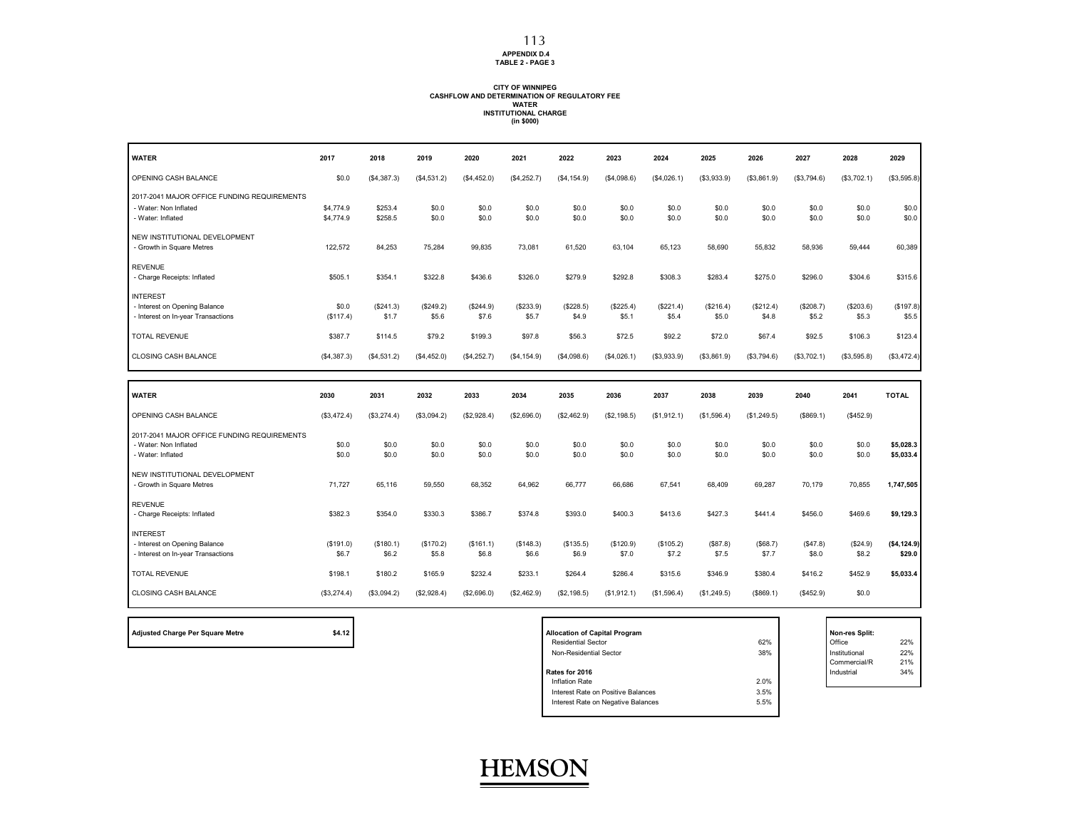APPENDIX D.4
TABLE 2 - PAGE 3

**CITY OF WINNIPEG**
**CASHFLOW AND DETERMINATION OF REGULATORY FEE**
**WATER**
**INSTITUTIONAL CHARGE**
**(in $000)**

| WATER | 2017 | 2018 | 2019 | 2020 | 2021 | 2022 | 2023 | 2024 | 2025 | 2026 | 2027 | 2028 | 2029 |
|---|---|---|---|---|---|---|---|---|---|---|---|---|---|
| OPENING CASH BALANCE | $0.0 | ($4,387.3) | ($4,531.2) | ($4,452.0) | ($4,252.7) | ($4,154.9) | ($4,098.6) | ($4,026.1) | ($3,933.9) | ($3,861.9) | ($3,794.6) | ($3,702.1) | ($3,595.8) |
| 2017-2041 MAJOR OFFICE FUNDING REQUIREMENTS | | | | | | | | | | | | | |
| - Water: Non Inflated | $4,774.9 | $253.4 | $0.0 | $0.0 | $0.0 | $0.0 | $0.0 | $0.0 | $0.0 | $0.0 | $0.0 | $0.0 | $0.0 |
| - Water: Inflated | $4,774.9 | $258.5 | $0.0 | $0.0 | $0.0 | $0.0 | $0.0 | $0.0 | $0.0 | $0.0 | $0.0 | $0.0 | $0.0 |
| NEW INSTITUTIONAL DEVELOPMENT | | | | | | | | | | | | | |
| - Growth in Square Metres | 122,572 | 84,253 | 75,284 | 99,835 | 73,081 | 61,520 | 63,104 | 65,123 | 58,690 | 55,832 | 58,936 | 59,444 | 60,389 |
| REVENUE | | | | | | | | | | | | | |
| - Charge Receipts: Inflated | $505.1 | $354.1 | $322.8 | $436.6 | $326.0 | $279.9 | $292.8 | $308.3 | $283.4 | $275.0 | $296.0 | $304.6 | $315.6 |
| INTEREST | | | | | | | | | | | | | |
| - Interest on Opening Balance | $0.0 | ($241.3) | ($249.2) | ($244.9) | ($233.9) | ($228.5) | ($225.4) | ($221.4) | ($216.4) | ($212.4) | ($208.7) | ($203.6) | ($197.8) |
| - Interest on In-year Transactions | ($117.4) | $1.7 | $5.6 | $7.6 | $5.7 | $4.9 | $5.1 | $5.4 | $5.0 | $4.8 | $5.2 | $5.3 | $5.5 |
| TOTAL REVENUE | $387.7 | $114.5 | $79.2 | $199.3 | $97.8 | $56.3 | $72.5 | $92.2 | $72.0 | $67.4 | $92.5 | $106.3 | $123.4 |
| CLOSING CASH BALANCE | ($4,387.3) | ($4,531.2) | ($4,452.0) | ($4,252.7) | ($4,154.9) | ($4,098.6) | ($4,026.1) | ($3,933.9) | ($3,861.9) | ($3,794.6) | ($3,702.1) | ($3,595.8) | ($3,472.4) |

| WATER | 2030 | 2031 | 2032 | 2033 | 2034 | 2035 | 2036 | 2037 | 2038 | 2039 | 2040 | 2041 | TOTAL |
|---|---|---|---|---|---|---|---|---|---|---|---|---|---|
| OPENING CASH BALANCE | ($3,472.4) | ($3,274.4) | ($3,094.2) | ($2,928.4) | ($2,696.0) | ($2,462.9) | ($2,198.5) | ($1,912.1) | ($1,596.4) | ($1,249.5) | ($869.1) | ($452.9) | |
| 2017-2041 MAJOR OFFICE FUNDING REQUIREMENTS | | | | | | | | | | | | | |
| - Water: Non Inflated | $0.0 | $0.0 | $0.0 | $0.0 | $0.0 | $0.0 | $0.0 | $0.0 | $0.0 | $0.0 | $0.0 | $0.0 | **$5,028.3** |
| - Water: Inflated | $0.0 | $0.0 | $0.0 | $0.0 | $0.0 | $0.0 | $0.0 | $0.0 | $0.0 | $0.0 | $0.0 | $0.0 | **$5,033.4** |
| NEW INSTITUTIONAL DEVELOPMENT | | | | | | | | | | | | | |
| - Growth in Square Metres | 71,727 | 65,116 | 59,550 | 68,352 | 64,962 | 66,777 | 66,686 | 67,541 | 68,409 | 69,287 | 70,179 | 70,855 | **1,747,505** |
| REVENUE | | | | | | | | | | | | | |
| - Charge Receipts: Inflated | $382.3 | $354.0 | $330.3 | $386.7 | $374.8 | $393.0 | $400.3 | $413.6 | $427.3 | $441.4 | $456.0 | $469.6 | **$9,129.3** |
| INTEREST | | | | | | | | | | | | | |
| - Interest on Opening Balance | ($191.0) | ($180.1) | ($170.2) | ($161.1) | ($148.3) | ($135.5) | ($120.9) | ($105.2) | ($87.8) | ($68.7) | ($47.8) | ($24.9) | **($4,124.9)** |
| - Interest on In-year Transactions | $6.7 | $6.2 | $5.8 | $6.8 | $6.6 | $6.9 | $7.0 | $7.2 | $7.5 | $7.7 | $8.0 | $8.2 | **$29.0** |
| TOTAL REVENUE | $198.1 | $180.2 | $165.9 | $232.4 | $233.1 | $264.4 | $286.4 | $315.6 | $346.9 | $380.4 | $416.2 | $452.9 | **$5,033.4** |
| CLOSING CASH BALANCE | ($3,274.4) | ($3,094.2) | ($2,928.4) | ($2,696.0) | ($2,462.9) | ($2,198.5) | ($1,912.1) | ($1,596.4) | ($1,249.5) | ($869.1) | ($452.9) | $0.0 | |

| Adjusted Charge Per Square Metre | $4.12 |
|---|---|

| Allocation of Capital Program | |
|---|---|
| Residential Sector | 62% |
| Non-Residential Sector | 38% |
| **Rates for 2016** | |
| Inflation Rate | 2.0% |
| Interest Rate on Positive Balances | 3.5% |
| Interest Rate on Negative Balances | 5.5% |

| Non-res Split: | |
|---|---|
| Office | 22% |
| Institutional | 22% |
| Commercial/R | 21% |
| Industrial | 34% |

HEMSON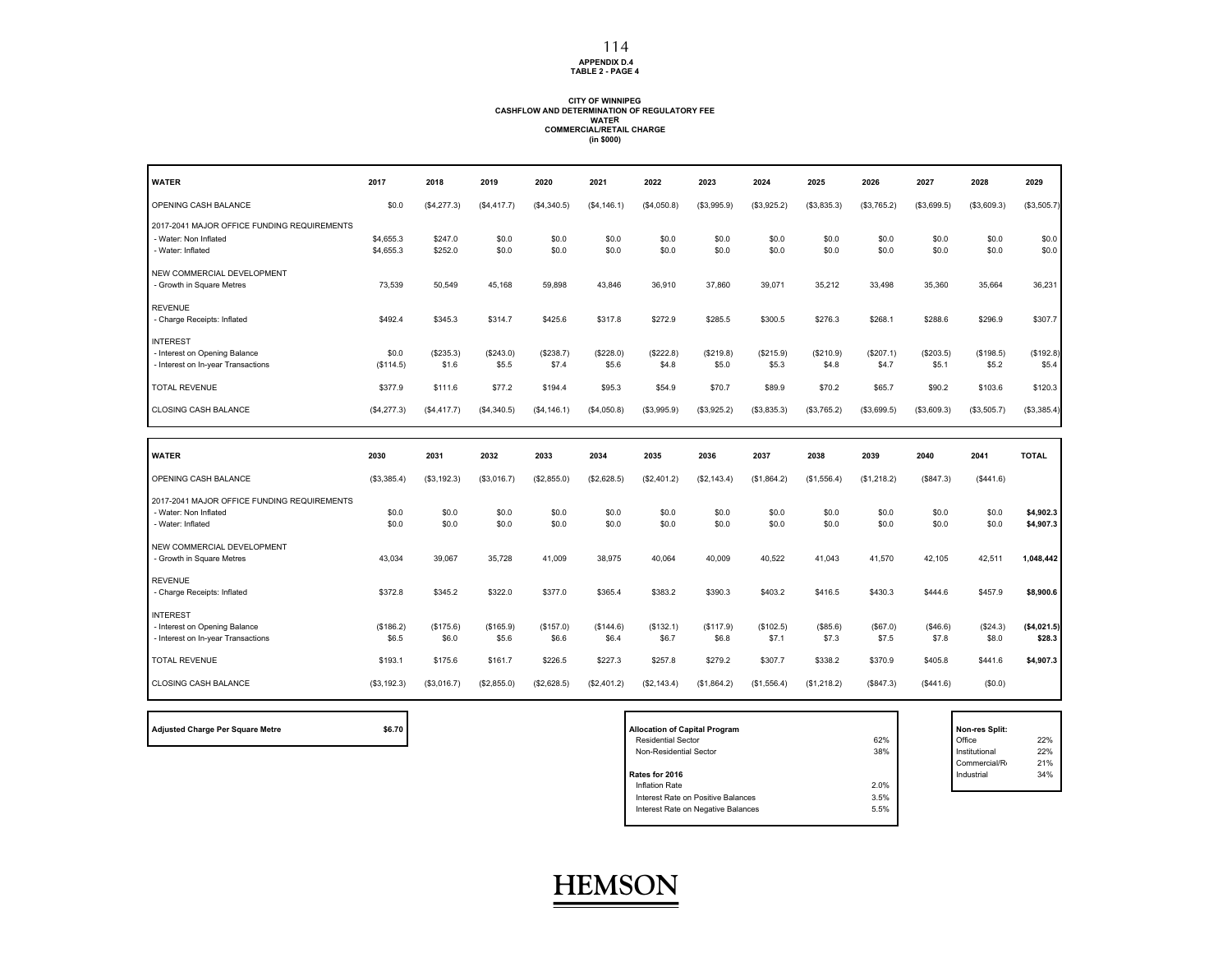APPENDIX D.4
TABLE 2 - PAGE 4

**CITY OF WINNIPEG**
**CASHFLOW AND DETERMINATION OF REGULATORY FEE**
**WATER**
**COMMERCIAL/RETAIL CHARGE**
**(in $000)**

| WATER | 2017 | 2018 | 2019 | 2020 | 2021 | 2022 | 2023 | 2024 | 2025 | 2026 | 2027 | 2028 | 2029 |
|---|---|---|---|---|---|---|---|---|---|---|---|---|---|
| OPENING CASH BALANCE | $0.0 | ($4,277.3) | ($4,417.7) | ($4,340.5) | ($4,146.1) | ($4,050.8) | ($3,995.9) | ($3,925.2) | ($3,835.3) | ($3,765.2) | ($3,699.5) | ($3,609.3) | ($3,505.7) |
| 2017-2041 MAJOR OFFICE FUNDING REQUIREMENTS | | | | | | | | | | | | | |
| - Water: Non Inflated | $4,655.3 | $247.0 | $0.0 | $0.0 | $0.0 | $0.0 | $0.0 | $0.0 | $0.0 | $0.0 | $0.0 | $0.0 | $0.0 |
| - Water: Inflated | $4,655.3 | $252.0 | $0.0 | $0.0 | $0.0 | $0.0 | $0.0 | $0.0 | $0.0 | $0.0 | $0.0 | $0.0 | $0.0 |
| NEW COMMERCIAL DEVELOPMENT | | | | | | | | | | | | | |
| - Growth in Square Metres | 73,539 | 50,549 | 45,168 | 59,898 | 43,846 | 36,910 | 37,860 | 39,071 | 35,212 | 33,498 | 35,360 | 35,664 | 36,231 |
| REVENUE | | | | | | | | | | | | | |
| - Charge Receipts: Inflated | $492.4 | $345.3 | $314.7 | $425.6 | $317.8 | $272.9 | $285.5 | $300.5 | $276.3 | $268.1 | $288.6 | $296.9 | $307.7 |
| INTEREST | | | | | | | | | | | | | |
| - Interest on Opening Balance | $0.0 | ($235.3) | ($243.0) | ($238.7) | ($228.0) | ($222.8) | ($219.8) | ($215.9) | ($210.9) | ($207.1) | ($203.5) | ($198.5) | ($192.8) |
| - Interest on In-year Transactions | ($114.5) | $1.6 | $5.5 | $7.4 | $5.6 | $4.8 | $5.0 | $5.3 | $4.8 | $4.7 | $5.1 | $5.2 | $5.4 |
| TOTAL REVENUE | $377.9 | $111.6 | $77.2 | $194.4 | $95.3 | $54.9 | $70.7 | $89.9 | $70.2 | $65.7 | $90.2 | $103.6 | $120.3 |
| CLOSING CASH BALANCE | ($4,277.3) | ($4,417.7) | ($4,340.5) | ($4,146.1) | ($4,050.8) | ($3,995.9) | ($3,925.2) | ($3,835.3) | ($3,765.2) | ($3,699.5) | ($3,609.3) | ($3,505.7) | ($3,385.4) |

| WATER | 2030 | 2031 | 2032 | 2033 | 2034 | 2035 | 2036 | 2037 | 2038 | 2039 | 2040 | 2041 | TOTAL |
|---|---|---|---|---|---|---|---|---|---|---|---|---|---|
| OPENING CASH BALANCE | ($3,385.4) | ($3,192.3) | ($3,016.7) | ($2,855.0) | ($2,628.5) | ($2,401.2) | ($2,143.4) | ($1,864.2) | ($1,556.4) | ($1,218.2) | ($847.3) | ($441.6) | |
| 2017-2041 MAJOR OFFICE FUNDING REQUIREMENTS | | | | | | | | | | | | | |
| - Water: Non Inflated | $0.0 | $0.0 | $0.0 | $0.0 | $0.0 | $0.0 | $0.0 | $0.0 | $0.0 | $0.0 | $0.0 | $0.0 | **$4,902.3** |
| - Water: Inflated | $0.0 | $0.0 | $0.0 | $0.0 | $0.0 | $0.0 | $0.0 | $0.0 | $0.0 | $0.0 | $0.0 | $0.0 | **$4,907.3** |
| NEW COMMERCIAL DEVELOPMENT | | | | | | | | | | | | | |
| - Growth in Square Metres | 43,034 | 39,067 | 35,728 | 41,009 | 38,975 | 40,064 | 40,009 | 40,522 | 41,043 | 41,570 | 42,105 | 42,511 | **1,048,442** |
| REVENUE | | | | | | | | | | | | | |
| - Charge Receipts: Inflated | $372.8 | $345.2 | $322.0 | $377.0 | $365.4 | $383.2 | $390.3 | $403.2 | $416.5 | $430.3 | $444.6 | $457.9 | **$8,900.6** |
| INTEREST | | | | | | | | | | | | | |
| - Interest on Opening Balance | ($186.2) | ($175.6) | ($165.9) | ($157.0) | ($144.6) | ($132.1) | ($117.9) | ($102.5) | ($85.6) | ($67.0) | ($46.6) | ($24.3) | **($4,021.5)** |
| - Interest on In-year Transactions | $6.5 | $6.0 | $5.6 | $6.6 | $6.4 | $6.7 | $6.8 | $7.1 | $7.3 | $7.5 | $7.8 | $8.0 | **$28.3** |
| TOTAL REVENUE | $193.1 | $175.6 | $161.7 | $226.5 | $227.3 | $257.8 | $279.2 | $307.7 | $338.2 | $370.9 | $405.8 | $441.6 | **$4,907.3** |
| CLOSING CASH BALANCE | ($3,192.3) | ($3,016.7) | ($2,855.0) | ($2,628.5) | ($2,401.2) | ($2,143.4) | ($1,864.2) | ($1,556.4) | ($1,218.2) | ($847.3) | ($441.6) | ($0.0) | |

| **Adjusted Charge Per Square Metre** | **$6.70** |
|---|---|

| **Allocation of Capital Program** | |
|---|---|
| Residential Sector | 62% |
| Non-Residential Sector | 38% |
| **Rates for 2016** | |
| Inflation Rate | 2.0% |
| Interest Rate on Positive Balances | 3.5% |
| Interest Rate on Negative Balances | 5.5% |

| **Non-res Split:** | |
|---|---|
| Office | 22% |
| Institutional | 22% |
| Commercial/R | 21% |
| Industrial | 34% |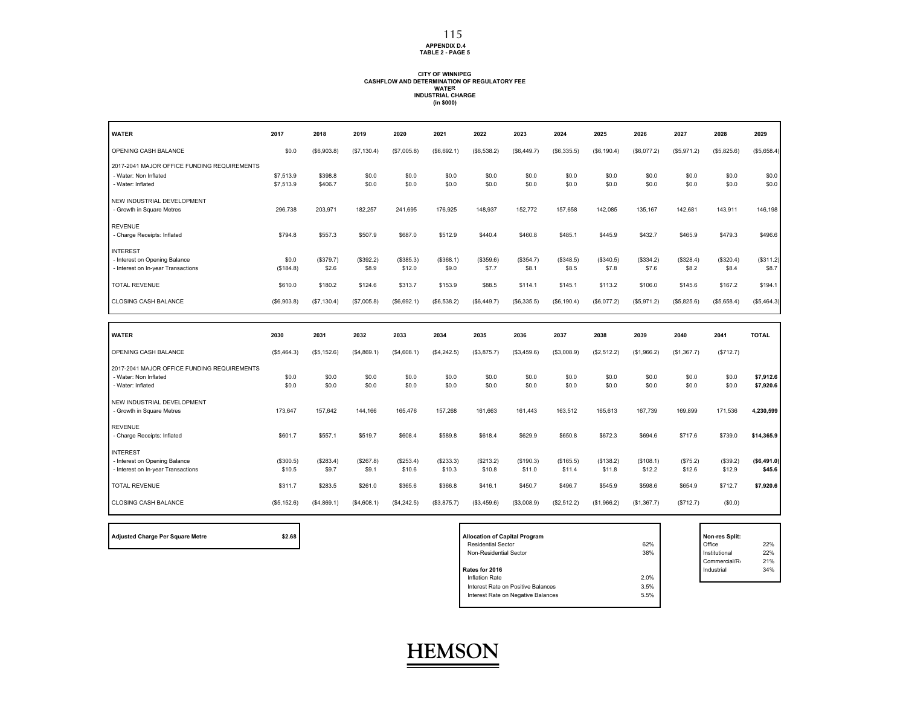APPENDIX D.4
TABLE 2 - PAGE 5

**CITY OF WINNIPEG**
**CASHFLOW AND DETERMINATION OF REGULATORY FEE**
**WATER**
**INDUSTRIAL CHARGE**
**(in $000)**

| WATER | 2017 | 2018 | 2019 | 2020 | 2021 | 2022 | 2023 | 2024 | 2025 | 2026 | 2027 | 2028 | 2029 |
|---|---|---|---|---|---|---|---|---|---|---|---|---|---|
| OPENING CASH BALANCE | $0.0 | ($6,903.8) | ($7,130.4) | ($7,005.8) | ($6,692.1) | ($6,538.2) | ($6,449.7) | ($6,335.5) | ($6,190.4) | ($6,077.2) | ($5,971.2) | ($5,825.6) | ($5,658.4) |
| 2017-2041 MAJOR OFFICE FUNDING REQUIREMENTS | | | | | | | | | | | | | |
| - Water: Non Inflated | $7,513.9 | $398.8 | $0.0 | $0.0 | $0.0 | $0.0 | $0.0 | $0.0 | $0.0 | $0.0 | $0.0 | $0.0 | $0.0 |
| - Water: Inflated | $7,513.9 | $406.7 | $0.0 | $0.0 | $0.0 | $0.0 | $0.0 | $0.0 | $0.0 | $0.0 | $0.0 | $0.0 | $0.0 |
| NEW INDUSTRIAL DEVELOPMENT | | | | | | | | | | | | | |
| - Growth in Square Metres | 296,738 | 203,971 | 182,257 | 241,695 | 176,925 | 148,937 | 152,772 | 157,658 | 142,085 | 135,167 | 142,681 | 143,911 | 146,198 |
| REVENUE | | | | | | | | | | | | | |
| - Charge Receipts: Inflated | $794.8 | $557.3 | $507.9 | $687.0 | $512.9 | $440.4 | $460.8 | $485.1 | $445.9 | $432.7 | $465.9 | $479.3 | $496.6 |
| INTEREST | | | | | | | | | | | | | |
| - Interest on Opening Balance | $0.0 | ($379.7) | ($392.2) | ($385.3) | ($368.1) | ($359.6) | ($354.7) | ($348.5) | ($340.5) | ($334.2) | ($328.4) | ($320.4) | ($311.2) |
| - Interest on In-year Transactions | ($184.8) | $2.6 | $8.9 | $12.0 | $9.0 | $7.7 | $8.1 | $8.5 | $7.8 | $7.6 | $8.2 | $8.4 | $8.7 |
| TOTAL REVENUE | $610.0 | $180.2 | $124.6 | $313.7 | $153.9 | $88.5 | $114.1 | $145.1 | $113.2 | $106.0 | $145.6 | $167.2 | $194.1 |
| CLOSING CASH BALANCE | ($6,903.8) | ($7,130.4) | ($7,005.8) | ($6,692.1) | ($6,538.2) | ($6,449.7) | ($6,335.5) | ($6,190.4) | ($6,077.2) | ($5,971.2) | ($5,825.6) | ($5,658.4) | ($5,464.3) |

| WATER | 2030 | 2031 | 2032 | 2033 | 2034 | 2035 | 2036 | 2037 | 2038 | 2039 | 2040 | 2041 | TOTAL |
|---|---|---|---|---|---|---|---|---|---|---|---|---|---|
| OPENING CASH BALANCE | ($5,464.3) | ($5,152.6) | ($4,869.1) | ($4,608.1) | ($4,242.5) | ($3,875.7) | ($3,459.6) | ($3,008.9) | ($2,512.2) | ($1,966.2) | ($1,367.7) | ($712.7) | |
| 2017-2041 MAJOR OFFICE FUNDING REQUIREMENTS | | | | | | | | | | | | | |
| - Water: Non Inflated | $0.0 | $0.0 | $0.0 | $0.0 | $0.0 | $0.0 | $0.0 | $0.0 | $0.0 | $0.0 | $0.0 | $0.0 | **$7,912.6** |
| - Water: Inflated | $0.0 | $0.0 | $0.0 | $0.0 | $0.0 | $0.0 | $0.0 | $0.0 | $0.0 | $0.0 | $0.0 | $0.0 | **$7,920.6** |
| NEW INDUSTRIAL DEVELOPMENT | | | | | | | | | | | | | |
| - Growth in Square Metres | 173,647 | 157,642 | 144,166 | 165,476 | 157,268 | 161,663 | 161,443 | 163,512 | 165,613 | 167,739 | 169,899 | 171,536 | **4,230,599** |
| REVENUE | | | | | | | | | | | | | |
| - Charge Receipts: Inflated | $601.7 | $557.1 | $519.7 | $608.4 | $589.8 | $618.4 | $629.9 | $650.8 | $672.3 | $694.6 | $717.6 | $739.0 | **$14,365.9** |
| INTEREST | | | | | | | | | | | | | |
| - Interest on Opening Balance | ($300.5) | ($283.4) | ($267.8) | ($253.4) | ($233.3) | ($213.2) | ($190.3) | ($165.5) | ($138.2) | ($108.1) | ($75.2) | ($39.2) | **($6,491.0)** |
| - Interest on In-year Transactions | $10.5 | $9.7 | $9.1 | $10.6 | $10.3 | $10.8 | $11.0 | $11.4 | $11.8 | $12.2 | $12.6 | $12.9 | **$45.6** |
| TOTAL REVENUE | $311.7 | $283.5 | $261.0 | $365.6 | $366.8 | $416.1 | $450.7 | $496.7 | $545.9 | $598.6 | $654.9 | $712.7 | **$7,920.6** |
| CLOSING CASH BALANCE | ($5,152.6) | ($4,869.1) | ($4,608.1) | ($4,242.5) | ($3,875.7) | ($3,459.6) | ($3,008.9) | ($2,512.2) | ($1,966.2) | ($1,367.7) | ($712.7) | ($0.0) | |

| **Adjusted Charge Per Square Metre** | **$2.68** |
|---|---|

| **Allocation of Capital Program** | |
|---|---|
| Residential Sector | 62% |
| Non-Residential Sector | 38% |
| **Rates for 2016** | |
| Inflation Rate | 2.0% |
| Interest Rate on Positive Balances | 3.5% |
| Interest Rate on Negative Balances | 5.5% |

| **Non-res Split:** | |
|---|---|
| Office | 22% |
| Institutional | 22% |
| Commercial/R | 21% |
| Industrial | 34% |

HEMSON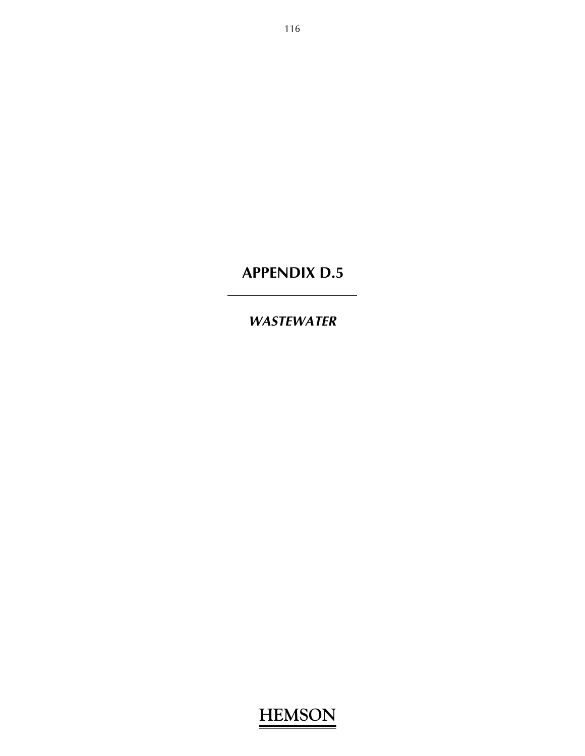# APPENDIX D.5

---

***WASTEWATER***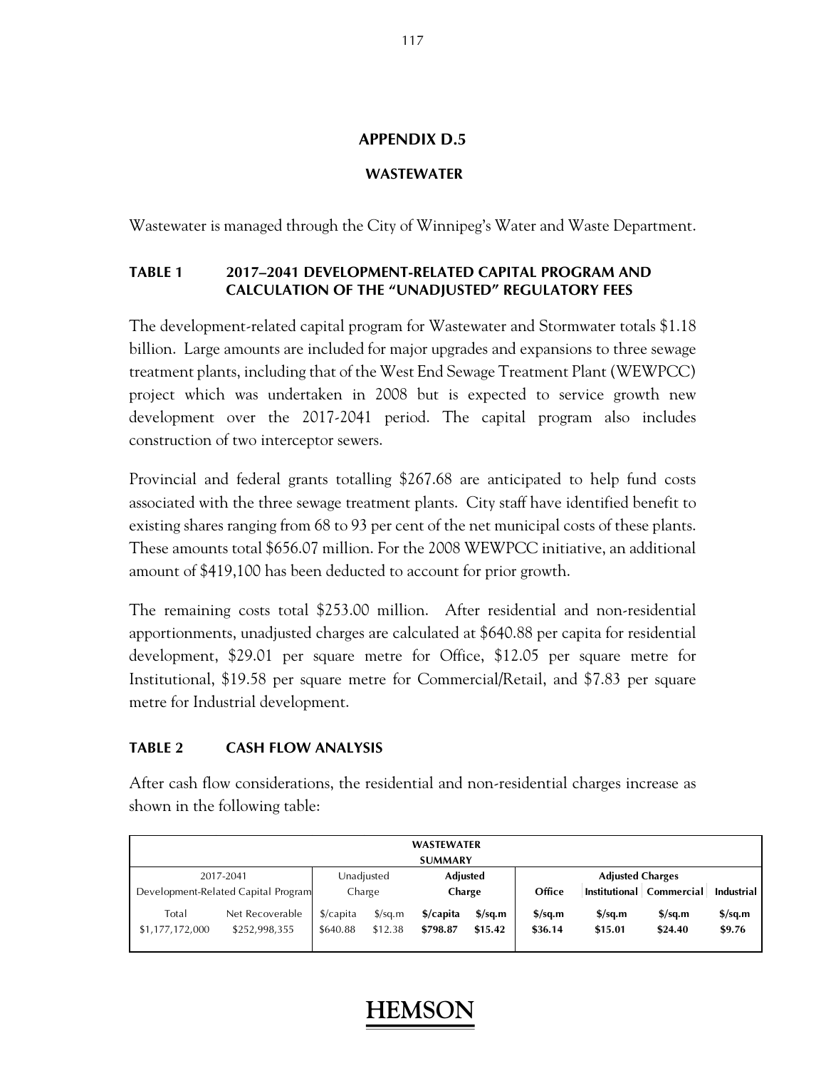## APPENDIX D.5

### WASTEWATER

Wastewater is managed through the City of Winnipeg's Water and Waste Department.

### TABLE 1 2017–2041 DEVELOPMENT-RELATED CAPITAL PROGRAM AND CALCULATION OF THE "UNADJUSTED" REGULATORY FEES

The development-related capital program for Wastewater and Stormwater totals $1.18 billion. Large amounts are included for major upgrades and expansions to three sewage treatment plants, including that of the West End Sewage Treatment Plant (WEWPCC) project which was undertaken in 2008 but is expected to service growth new development over the 2017-2041 period. The capital program also includes construction of two interceptor sewers.

Provincial and federal grants totalling $267.68 are anticipated to help fund costs associated with the three sewage treatment plants. City staff have identified benefit to existing shares ranging from 68 to 93 per cent of the net municipal costs of these plants. These amounts total $656.07 million. For the 2008 WEWPCC initiative, an additional amount of $419,100 has been deducted to account for prior growth.

The remaining costs total $253.00 million. After residential and non-residential apportionments, unadjusted charges are calculated at $640.88 per capita for residential development, $29.01 per square metre for Office, $12.05 per square metre for Institutional, $19.58 per square metre for Commercial/Retail, and $7.83 per square metre for Industrial development.

### TABLE 2 CASH FLOW ANALYSIS

After cash flow considerations, the residential and non-residential charges increase as shown in the following table:

| WASTEWATER SUMMARY | | | | | | | | | |
|---|---|---|---|---|---|---|---|---|---|
| 2017-2041 Development-Related Capital Program | | Unadjusted Charge | | **Adjusted Charge** | | **Adjusted Charges** | | | |
| | | | | | | **Office** | **Institutional** | **Commercial** | **Industrial** |
| Total | Net Recoverable | $/capita | $/sq.m | **$/capita** | **$/sq.m** | **$/sq.m** | **$/sq.m** | **$/sq.m** | **$/sq.m** |
| $1,177,172,000 | $252,998,355 | $640.88 | $12.38 | **$798.87** | **$15.42** | **$36.14** | **$15.01** | **$24.40** | **$9.76** |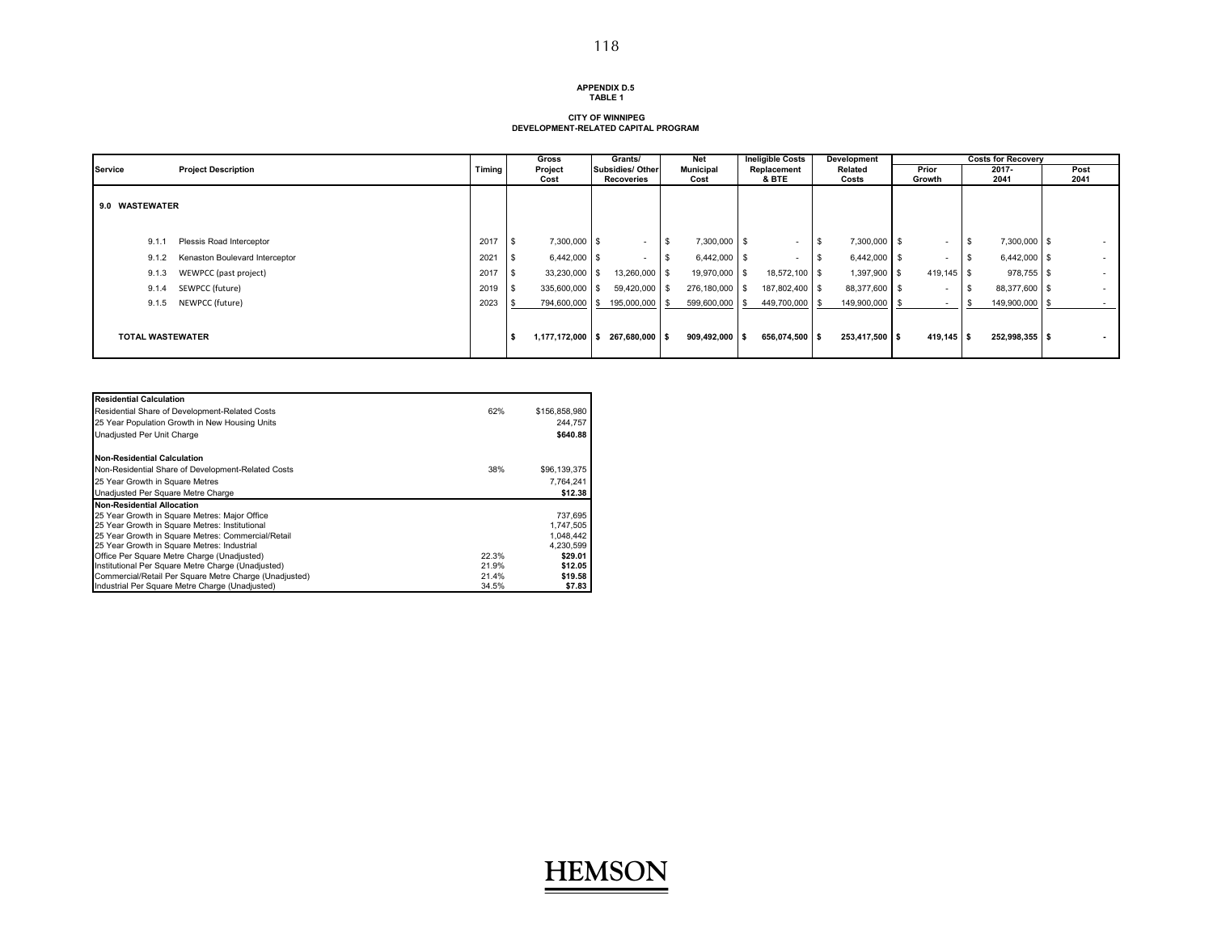**APPENDIX D.5**
**TABLE 1**

**CITY OF WINNIPEG**
**DEVELOPMENT-RELATED CAPITAL PROGRAM**

| Service | Project Description | Timing | Gross Project Cost | Grants/ Subsidies/ Other Recoveries | Net Municipal Cost | Ineligible Costs Replacement & BTE | Development Related Costs | Costs for Recovery | | |
|---|---|---|---|---|---|---|---|---|---|---|
| | | | | | | | | Prior Growth | 2017-2041 | Post 2041 |
| **9.0 WASTEWATER** | | | | | | | | | | |
| 9.1.1 | Plessis Road Interceptor | 2017 | $ 7,300,000 | $ - | $ 7,300,000 | $ - | $ 7,300,000 | $ - | $ 7,300,000 | $ - |
| 9.1.2 | Kenaston Boulevard Interceptor | 2021 | $ 6,442,000 | $ - | $ 6,442,000 | $ - | $ 6,442,000 | $ - | $ 6,442,000 | $ - |
| 9.1.3 | WEWPCC (past project) | 2017 | $ 33,230,000 | $ 13,260,000 | $ 19,970,000 | $ 18,572,100 | $ 1,397,900 | $ 419,145 | $ 978,755 | $ - |
| 9.1.4 | SEWPCC (future) | 2019 | $ 335,600,000 | $ 59,420,000 | $ 276,180,000 | $ 187,802,400 | $ 88,377,600 | $ - | $ 88,377,600 | $ - |
| 9.1.5 | NEWPCC (future) | 2023 | $ 794,600,000 | $ 195,000,000 | $ 599,600,000 | $ 449,700,000 | $ 149,900,000 | $ - | $ 149,900,000 | $ - |
| **TOTAL WASTEWATER** | | | **$ 1,177,172,000** | **$ 267,680,000** | **$ 909,492,000** | **$ 656,074,500** | **$ 253,417,500** | **$ 419,145** | **$ 252,998,355** | **$ -** |

| **Residential Calculation** | | |
|---|---|---|
| Residential Share of Development-Related Costs | 62% | $156,858,980 |
| 25 Year Population Growth in New Housing Units | | 244,757 |
| Unadjusted Per Unit Charge | | **$640.88** |
| **Non-Residential Calculation** | | |
| Non-Residential Share of Development-Related Costs | 38% | $96,139,375 |
| 25 Year Growth in Square Metres | | 7,764,241 |
| Unadjusted Per Square Metre Charge | | **$12.38** |
| **Non-Residential Allocation** | | |
| 25 Year Growth in Square Metres: Major Office | | 737,695 |
| 25 Year Growth in Square Metres: Institutional | | 1,747,505 |
| 25 Year Growth in Square Metres: Commercial/Retail | | 1,048,442 |
| 25 Year Growth in Square Metres: Industrial | | 4,230,599 |
| Office Per Square Metre Charge (Unadjusted) | 22.3% | **$29.01** |
| Institutional Per Square Metre Charge (Unadjusted) | 21.9% | **$12.05** |
| Commercial/Retail Per Square Metre Charge (Unadjusted) | 21.4% | **$19.58** |
| Industrial Per Square Metre Charge (Unadjusted) | 34.5% | **$7.83** |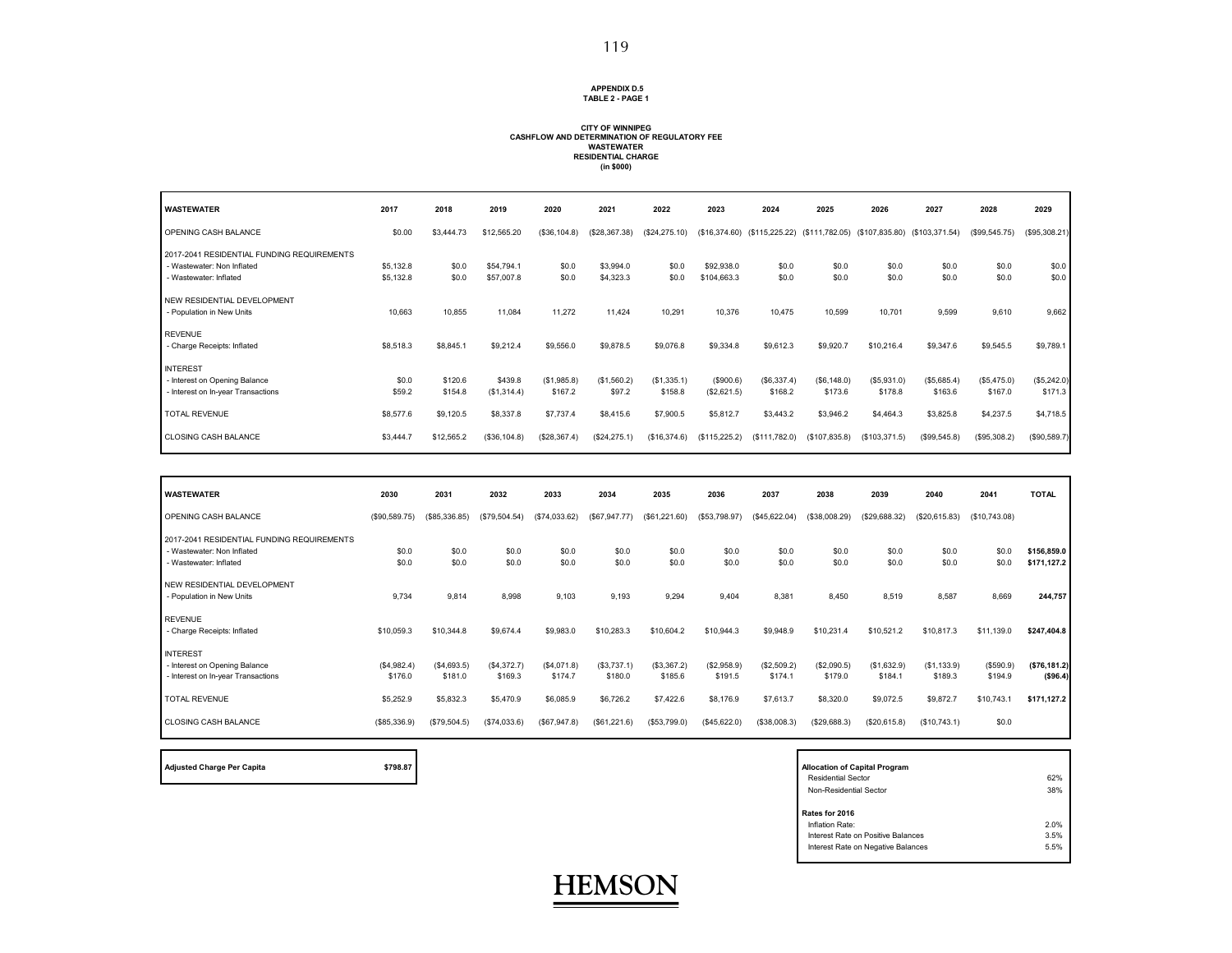**APPENDIX D.5**
**TABLE 2 - PAGE 1**

**CITY OF WINNIPEG**
**CASHFLOW AND DETERMINATION OF REGULATORY FEE**
**WASTEWATER**
**RESIDENTIAL CHARGE**
**(in $000)**

| WASTEWATER | 2017 | 2018 | 2019 | 2020 | 2021 | 2022 | 2023 | 2024 | 2025 | 2026 | 2027 | 2028 | 2029 |
|---|---|---|---|---|---|---|---|---|---|---|---|---|---|
| OPENING CASH BALANCE | $0.00 | $3,444.73 | $12,565.20 | ($36,104.8) | ($28,367.38) | ($24,275.10) | ($16,374.60) | ($115,225.22) | ($111,782.05) | ($107,835.80) | ($103,371.54) | ($99,545.75) | ($95,308.21) |
| 2017-2041 RESIDENTIAL FUNDING REQUIREMENTS | | | | | | | | | | | | | |
| - Wastewater: Non Inflated | $5,132.8 | $0.0 | $54,794.1 | $0.0 | $3,994.0 | $0.0 | $92,938.0 | $0.0 | $0.0 | $0.0 | $0.0 | $0.0 | $0.0 |
| - Wastewater: Inflated | $5,132.8 | $0.0 | $57,007.8 | $0.0 | $4,323.3 | $0.0 | $104,663.3 | $0.0 | $0.0 | $0.0 | $0.0 | $0.0 | $0.0 |
| NEW RESIDENTIAL DEVELOPMENT | | | | | | | | | | | | | |
| - Population in New Units | 10,663 | 10,855 | 11,084 | 11,272 | 11,424 | 10,291 | 10,376 | 10,475 | 10,599 | 10,701 | 9,599 | 9,610 | 9,662 |
| REVENUE | | | | | | | | | | | | | |
| - Charge Receipts: Inflated | $8,518.3 | $8,845.1 | $9,212.4 | $9,556.0 | $9,878.5 | $9,076.8 | $9,334.8 | $9,612.3 | $9,920.7 | $10,216.4 | $9,347.6 | $9,545.5 | $9,789.1 |
| INTEREST | | | | | | | | | | | | | |
| - Interest on Opening Balance | $0.0 | $120.6 | $439.8 | ($1,985.8) | ($1,560.2) | ($1,335.1) | ($900.6) | ($6,337.4) | ($6,148.0) | ($5,931.0) | ($5,685.4) | ($5,475.0) | ($5,242.0) |
| - Interest on In-year Transactions | $59.2 | $154.8 | ($1,314.4) | $167.2 | $97.2 | $158.8 | ($2,621.5) | $168.2 | $173.6 | $178.8 | $163.6 | $167.0 | $171.3 |
| TOTAL REVENUE | $8,577.6 | $9,120.5 | $8,337.8 | $7,737.4 | $8,415.6 | $7,900.5 | $5,812.7 | $3,443.2 | $3,946.2 | $4,464.3 | $3,825.8 | $4,237.5 | $4,718.5 |
| CLOSING CASH BALANCE | $3,444.7 | $12,565.2 | ($36,104.8) | ($28,367.4) | ($24,275.1) | ($16,374.6) | ($115,225.2) | ($111,782.0) | ($107,835.8) | ($103,371.5) | ($99,545.8) | ($95,308.2) | ($90,589.7) |

| WASTEWATER | 2030 | 2031 | 2032 | 2033 | 2034 | 2035 | 2036 | 2037 | 2038 | 2039 | 2040 | 2041 | TOTAL |
|---|---|---|---|---|---|---|---|---|---|---|---|---|---|
| OPENING CASH BALANCE | ($90,589.75) | ($85,336.85) | ($79,504.54) | ($74,033.62) | ($67,947.77) | ($61,221.60) | ($53,798.97) | ($45,622.04) | ($38,008.29) | ($29,688.32) | ($20,615.83) | ($10,743.08) | |
| 2017-2041 RESIDENTIAL FUNDING REQUIREMENTS | | | | | | | | | | | | | |
| - Wastewater: Non Inflated | $0.0 | $0.0 | $0.0 | $0.0 | $0.0 | $0.0 | $0.0 | $0.0 | $0.0 | $0.0 | $0.0 | $0.0 | **$156,859.0** |
| - Wastewater: Inflated | $0.0 | $0.0 | $0.0 | $0.0 | $0.0 | $0.0 | $0.0 | $0.0 | $0.0 | $0.0 | $0.0 | $0.0 | **$171,127.2** |
| NEW RESIDENTIAL DEVELOPMENT | | | | | | | | | | | | | |
| - Population in New Units | 9,734 | 9,814 | 8,998 | 9,103 | 9,193 | 9,294 | 9,404 | 8,381 | 8,450 | 8,519 | 8,587 | 8,669 | **244,757** |
| REVENUE | | | | | | | | | | | | | |
| - Charge Receipts: Inflated | $10,059.3 | $10,344.8 | $9,674.4 | $9,983.0 | $10,283.3 | $10,604.2 | $10,944.3 | $9,948.9 | $10,231.4 | $10,521.2 | $10,817.3 | $11,139.0 | **$247,404.8** |
| INTEREST | | | | | | | | | | | | | |
| - Interest on Opening Balance | ($4,982.4) | ($4,693.5) | ($4,372.7) | ($4,071.8) | ($3,737.1) | ($3,367.2) | ($2,958.9) | ($2,509.2) | ($2,090.5) | ($1,632.9) | ($1,133.9) | ($590.9) | **($76,181.2)** |
| - Interest on In-year Transactions | $176.0 | $181.0 | $169.3 | $174.7 | $180.0 | $185.6 | $191.5 | $174.1 | $179.0 | $184.1 | $189.3 | $194.9 | **($96.4)** |
| TOTAL REVENUE | $5,252.9 | $5,832.3 | $5,470.9 | $6,085.9 | $6,726.2 | $7,422.6 | $8,176.9 | $7,613.7 | $8,320.0 | $9,072.5 | $9,872.7 | $10,743.1 | **$171,127.2** |
| CLOSING CASH BALANCE | ($85,336.9) | ($79,504.5) | ($74,033.6) | ($67,947.8) | ($61,221.6) | ($53,799.0) | ($45,622.0) | ($38,008.3) | ($29,688.3) | ($20,615.8) | ($10,743.1) | $0.0 | |

| Adjusted Charge Per Capita | $798.87 |
|---|---|

| Allocation of Capital Program | |
|---|---|
| Residential Sector | 62% |
| Non-Residential Sector | 38% |
| **Rates for 2016** | |
| Inflation Rate: | 2.0% |
| Interest Rate on Positive Balances | 3.5% |
| Interest Rate on Negative Balances | 5.5% |

HEMSON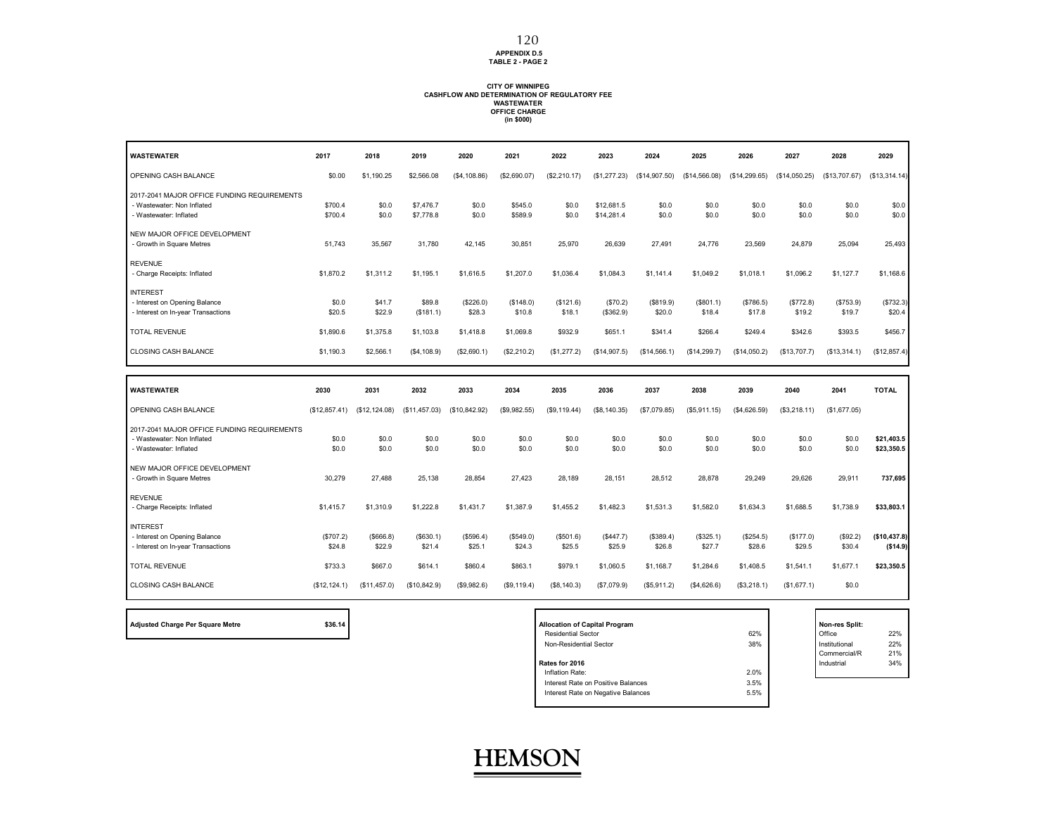APPENDIX D.5
TABLE 2 - PAGE 2

CITY OF WINNIPEG
CASHFLOW AND DETERMINATION OF REGULATORY FEE
WASTEWATER
OFFICE CHARGE
(in $000)

| WASTEWATER | 2017 | 2018 | 2019 | 2020 | 2021 | 2022 | 2023 | 2024 | 2025 | 2026 | 2027 | 2028 | 2029 |
|---|---|---|---|---|---|---|---|---|---|---|---|---|---|
| OPENING CASH BALANCE | $0.00 | $1,190.25 | $2,566.08 | ($4,108.86) | ($2,690.07) | ($2,210.17) | ($1,277.23) | ($14,907.50) | ($14,566.08) | ($14,299.65) | ($14,050.25) | ($13,707.67) | ($13,314.14) |
| 2017-2041 MAJOR OFFICE FUNDING REQUIREMENTS | | | | | | | | | | | | | |
| - Wastewater: Non Inflated | $700.4 | $0.0 | $7,476.7 | $0.0 | $545.0 | $0.0 | $12,681.5 | $0.0 | $0.0 | $0.0 | $0.0 | $0.0 | $0.0 |
| - Wastewater: Inflated | $700.4 | $0.0 | $7,778.8 | $0.0 | $589.9 | $0.0 | $14,281.4 | $0.0 | $0.0 | $0.0 | $0.0 | $0.0 | $0.0 |
| NEW MAJOR OFFICE DEVELOPMENT | | | | | | | | | | | | | |
| - Growth in Square Metres | 51,743 | 35,567 | 31,780 | 42,145 | 30,851 | 25,970 | 26,639 | 27,491 | 24,776 | 23,569 | 24,879 | 25,094 | 25,493 |
| REVENUE | | | | | | | | | | | | | |
| - Charge Receipts: Inflated | $1,870.2 | $1,311.2 | $1,195.1 | $1,616.5 | $1,207.0 | $1,036.4 | $1,084.3 | $1,141.4 | $1,049.2 | $1,018.1 | $1,096.2 | $1,127.7 | $1,168.6 |
| INTEREST | | | | | | | | | | | | | |
| - Interest on Opening Balance | $0.0 | $41.7 | $89.8 | ($226.0) | ($148.0) | ($121.6) | ($70.2) | ($819.9) | ($801.1) | ($786.5) | ($772.8) | ($753.9) | ($732.3) |
| - Interest on In-year Transactions | $20.5 | $22.9 | ($181.1) | $28.3 | $10.8 | $18.1 | ($362.9) | $20.0 | $18.4 | $17.8 | $19.2 | $19.7 | $20.4 |
| TOTAL REVENUE | $1,890.6 | $1,375.8 | $1,103.8 | $1,418.8 | $1,069.8 | $932.9 | $651.1 | $341.4 | $266.4 | $249.4 | $342.6 | $393.5 | $456.7 |
| CLOSING CASH BALANCE | $1,190.3 | $2,566.1 | ($4,108.9) | ($2,690.1) | ($2,210.2) | ($1,277.2) | ($14,907.5) | ($14,566.1) | ($14,299.7) | ($14,050.2) | ($13,707.7) | ($13,314.1) | ($12,857.4) |

| WASTEWATER | 2030 | 2031 | 2032 | 2033 | 2034 | 2035 | 2036 | 2037 | 2038 | 2039 | 2040 | 2041 | TOTAL |
|---|---|---|---|---|---|---|---|---|---|---|---|---|---|
| OPENING CASH BALANCE | ($12,857.41) | ($12,124.08) | ($11,457.03) | ($10,842.92) | ($9,982.55) | ($9,119.44) | ($8,140.35) | ($7,079.85) | ($5,911.15) | ($4,626.59) | ($3,218.11) | ($1,677.05) | |
| 2017-2041 MAJOR OFFICE FUNDING REQUIREMENTS | | | | | | | | | | | | | |
| - Wastewater: Non Inflated | $0.0 | $0.0 | $0.0 | $0.0 | $0.0 | $0.0 | $0.0 | $0.0 | $0.0 | $0.0 | $0.0 | $0.0 | **$21,403.5** |
| - Wastewater: Inflated | $0.0 | $0.0 | $0.0 | $0.0 | $0.0 | $0.0 | $0.0 | $0.0 | $0.0 | $0.0 | $0.0 | $0.0 | **$23,350.5** |
| NEW MAJOR OFFICE DEVELOPMENT | | | | | | | | | | | | | |
| - Growth in Square Metres | 30,279 | 27,488 | 25,138 | 28,854 | 27,423 | 28,189 | 28,151 | 28,512 | 28,878 | 29,249 | 29,626 | 29,911 | **737,695** |
| REVENUE | | | | | | | | | | | | | |
| - Charge Receipts: Inflated | $1,415.7 | $1,310.9 | $1,222.8 | $1,431.7 | $1,387.9 | $1,455.2 | $1,482.3 | $1,531.3 | $1,582.0 | $1,634.3 | $1,688.5 | $1,738.9 | **$33,803.1** |
| INTEREST | | | | | | | | | | | | | |
| - Interest on Opening Balance | ($707.2) | ($666.8) | ($630.1) | ($596.4) | ($549.0) | ($501.6) | ($447.7) | ($389.4) | ($325.1) | ($254.5) | ($177.0) | ($92.2) | **($10,437.8)** |
| - Interest on In-year Transactions | $24.8 | $22.9 | $21.4 | $25.1 | $24.3 | $25.5 | $25.9 | $26.8 | $27.7 | $28.6 | $29.5 | $30.4 | **($14.9)** |
| TOTAL REVENUE | $733.3 | $667.0 | $614.1 | $860.4 | $863.1 | $979.1 | $1,060.5 | $1,168.7 | $1,284.6 | $1,408.5 | $1,541.1 | $1,677.1 | **$23,350.5** |
| CLOSING CASH BALANCE | ($12,124.1) | ($11,457.0) | ($10,842.9) | ($9,982.6) | ($9,119.4) | ($8,140.3) | ($7,079.9) | ($5,911.2) | ($4,626.6) | ($3,218.1) | ($1,677.1) | $0.0 | |

| **Adjusted Charge Per Square Metre** | **$36.14** |
|---|---|

| **Allocation of Capital Program** | |
|---|---|
| Residential Sector | 62% |
| Non-Residential Sector | 38% |
| **Rates for 2016** | |
| Inflation Rate: | 2.0% |
| Interest Rate on Positive Balances | 3.5% |
| Interest Rate on Negative Balances | 5.5% |

| **Non-res Split:** | |
|---|---|
| Office | 22% |
| Institutional | 22% |
| Commercial/R | 21% |
| Industrial | 34% |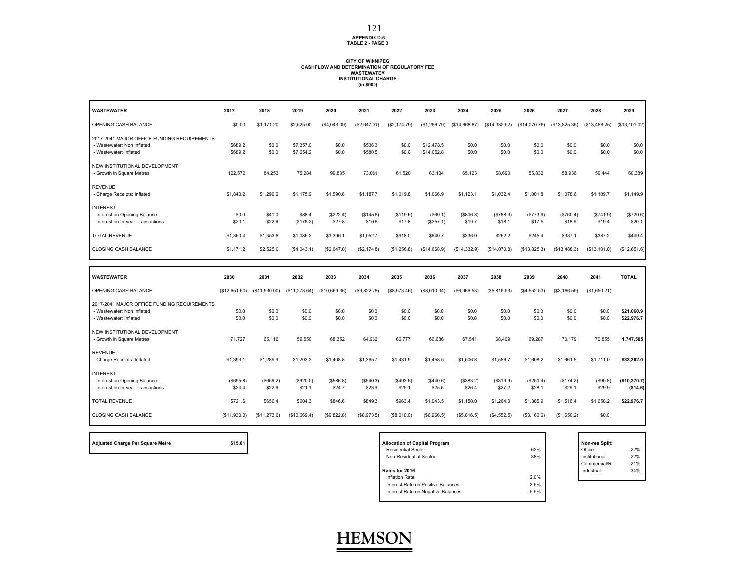APPENDIX D.5
TABLE 2 - PAGE 3

**CITY OF WINNIPEG**
**CASHFLOW AND DETERMINATION OF REGULATORY FEE**
**WASTEWATER**
**INSTITUTIONAL CHARGE**
**(in $000)**

| WASTEWATER | 2017 | 2018 | 2019 | 2020 | 2021 | 2022 | 2023 | 2024 | 2025 | 2026 | 2027 | 2028 | 2029 |
|---|---|---|---|---|---|---|---|---|---|---|---|---|---|
| OPENING CASH BALANCE | $0.00 | $1,171.20 | $2,525.00 | ($4,043.09) | ($2,647.01) | ($2,174.79) | ($1,256.79) | ($14,668.87) | ($14,332.92) | ($14,070.76) | ($13,825.35) | ($13,488.25) | ($13,101.02) |
| 2017-2041 MAJOR OFFICE FUNDING REQUIREMENTS | | | | | | | | | | | | | |
| - Wastewater: Non Inflated | $689.2 | $0.0 | $7,357.0 | $0.0 | $536.3 | $0.0 | $12,478.5 | $0.0 | $0.0 | $0.0 | $0.0 | $0.0 | $0.0 |
| - Wastewater: Inflated | $689.2 | $0.0 | $7,654.2 | $0.0 | $580.5 | $0.0 | $14,052.8 | $0.0 | $0.0 | $0.0 | $0.0 | $0.0 | $0.0 |
| NEW INSTITUTIONAL DEVELOPMENT | | | | | | | | | | | | | |
| - Growth in Square Metres | 122,572 | 84,253 | 75,284 | 99,835 | 73,081 | 61,520 | 63,104 | 65,123 | 58,690 | 55,832 | 58,936 | 59,444 | 60,389 |
| REVENUE | | | | | | | | | | | | | |
| - Charge Receipts: Inflated | $1,840.2 | $1,290.2 | $1,175.9 | $1,590.6 | $1,187.7 | $1,019.8 | $1,066.9 | $1,123.1 | $1,032.4 | $1,001.8 | $1,078.6 | $1,109.7 | $1,149.9 |
| INTEREST | | | | | | | | | | | | | |
| - Interest on Opening Balance | $0.0 | $41.0 | $88.4 | ($222.4) | ($145.6) | ($119.6) | ($69.1) | ($806.8) | ($788.3) | ($773.9) | ($760.4) | ($741.9) | ($720.6) |
| - Interest on In-year Transactions | $20.1 | $22.6 | ($178.2) | $27.8 | $10.6 | $17.8 | ($357.1) | $19.7 | $18.1 | $17.5 | $18.9 | $19.4 | $20.1 |
| TOTAL REVENUE | $1,860.4 | $1,353.8 | $1,086.2 | $1,396.1 | $1,052.7 | $918.0 | $640.7 | $336.0 | $262.2 | $245.4 | $337.1 | $387.2 | $449.4 |
| CLOSING CASH BALANCE | $1,171.2 | $2,525.0 | ($4,043.1) | ($2,647.0) | ($2,174.8) | ($1,256.8) | ($14,668.9) | ($14,332.9) | ($14,070.8) | ($13,825.3) | ($13,488.3) | ($13,101.0) | ($12,651.6) |

| WASTEWATER | 2030 | 2031 | 2032 | 2033 | 2034 | 2035 | 2036 | 2037 | 2038 | 2039 | 2040 | 2041 | TOTAL |
|---|---|---|---|---|---|---|---|---|---|---|---|---|---|
| OPENING CASH BALANCE | ($12,651.60) | ($11,930.00) | ($11,273.64) | ($10,669.36) | ($9,822.76) | ($8,973.46) | ($8,010.04) | ($6,966.53) | ($5,816.53) | ($4,552.53) | ($3,166.59) | ($1,650.21) | |
| 2017-2041 MAJOR OFFICE FUNDING REQUIREMENTS | | | | | | | | | | | | | |
| - Wastewater: Non Inflated | $0.0 | $0.0 | $0.0 | $0.0 | $0.0 | $0.0 | $0.0 | $0.0 | $0.0 | $0.0 | $0.0 | $0.0 | **$21,060.9** |
| - Wastewater: Inflated | $0.0 | $0.0 | $0.0 | $0.0 | $0.0 | $0.0 | $0.0 | $0.0 | $0.0 | $0.0 | $0.0 | $0.0 | **$22,976.7** |
| NEW INSTITUTIONAL DEVELOPMENT | | | | | | | | | | | | | |
| - Growth in Square Metres | 71,727 | 65,116 | 59,550 | 68,352 | 64,962 | 66,777 | 66,686 | 67,541 | 68,409 | 69,287 | 70,179 | 70,855 | **1,747,505** |
| REVENUE | | | | | | | | | | | | | |
| - Charge Receipts: Inflated | $1,393.1 | $1,289.9 | $1,203.3 | $1,408.8 | $1,365.7 | $1,431.9 | $1,458.5 | $1,506.8 | $1,556.7 | $1,608.2 | $1,661.5 | $1,711.0 | **$33,262.0** |
| INTEREST | | | | | | | | | | | | | |
| - Interest on Opening Balance | ($695.8) | ($656.2) | ($620.0) | ($586.8) | ($540.3) | ($493.5) | ($440.6) | ($383.2) | ($319.9) | ($250.4) | ($174.2) | ($90.8) | **($10,270.7)** |
| - Interest on In-year Transactions | $24.4 | $22.6 | $21.1 | $24.7 | $23.9 | $25.1 | $25.5 | $26.4 | $27.2 | $28.1 | $29.1 | $29.9 | **($14.6)** |
| TOTAL REVENUE | $721.6 | $656.4 | $604.3 | $846.6 | $849.3 | $963.4 | $1,043.5 | $1,150.0 | $1,264.0 | $1,385.9 | $1,516.4 | $1,650.2 | **$22,976.7** |
| CLOSING CASH BALANCE | ($11,930.0) | ($11,273.6) | ($10,669.4) | ($9,822.8) | ($8,973.5) | ($8,010.0) | ($6,966.5) | ($5,816.5) | ($4,552.5) | ($3,166.6) | ($1,650.2) | $0.0 | |

| **Adjusted Charge Per Square Metre** | **$15.01** |
|---|---|

| **Allocation of Capital Program** | |
|---|---|
| Residential Sector | 62% |
| Non-Residential Sector | 38% |
| **Rates for 2016** | |
| Inflation Rate | 2.0% |
| Interest Rate on Positive Balances | 3.5% |
| Interest Rate on Negative Balances | 5.5% |

| **Non-res Split:** | |
|---|---|
| Office | 22% |
| Institutional | 22% |
| Commercial/Re | 21% |
| Industrial | 34% |

HEMSON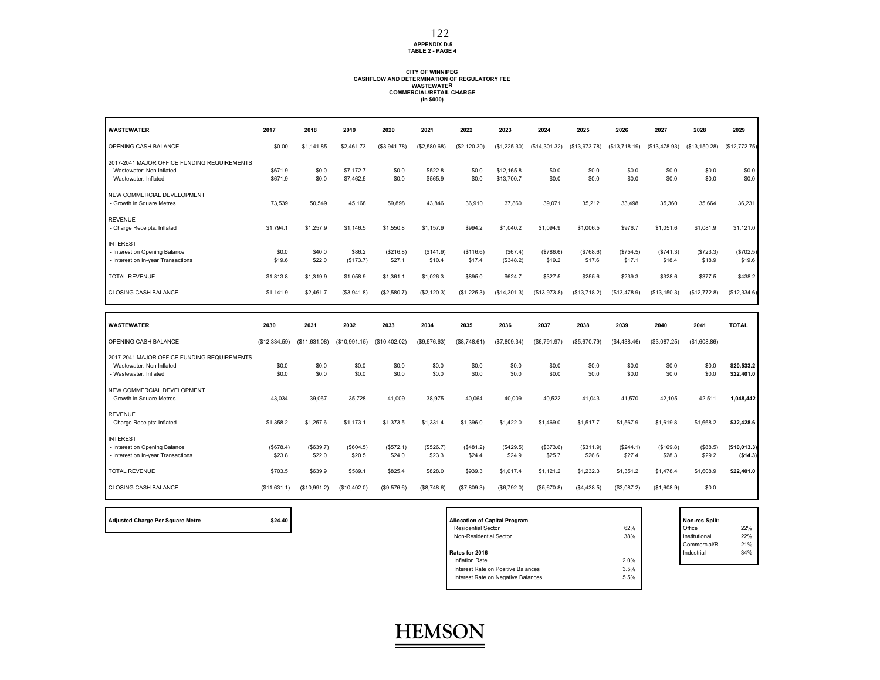**APPENDIX D.5**
**TABLE 2 - PAGE 4**

**CITY OF WINNIPEG**
**CASHFLOW AND DETERMINATION OF REGULATORY FEE**
**WASTEWATER**
**COMMERCIAL/RETAIL CHARGE**
**(in $000)**

| WASTEWATER | 2017 | 2018 | 2019 | 2020 | 2021 | 2022 | 2023 | 2024 | 2025 | 2026 | 2027 | 2028 | 2029 |
|---|---|---|---|---|---|---|---|---|---|---|---|---|---|
| OPENING CASH BALANCE | $0.00 | $1,141.85 | $2,461.73 | ($3,941.78) | ($2,580.68) | ($2,120.30) | ($1,225.30) | ($14,301.32) | ($13,973.78) | ($13,718.19) | ($13,478.93) | ($13,150.28) | ($12,772.75) |
| 2017-2041 MAJOR OFFICE FUNDING REQUIREMENTS | | | | | | | | | | | | | |
| - Wastewater: Non Inflated | $671.9 | $0.0 | $7,172.7 | $0.0 | $522.8 | $0.0 | $12,165.8 | $0.0 | $0.0 | $0.0 | $0.0 | $0.0 | $0.0 |
| - Wastewater: Inflated | $671.9 | $0.0 | $7,462.5 | $0.0 | $565.9 | $0.0 | $13,700.7 | $0.0 | $0.0 | $0.0 | $0.0 | $0.0 | $0.0 |
| NEW COMMERCIAL DEVELOPMENT | | | | | | | | | | | | | |
| - Growth in Square Metres | 73,539 | 50,549 | 45,168 | 59,898 | 43,846 | 36,910 | 37,860 | 39,071 | 35,212 | 33,498 | 35,360 | 35,664 | 36,231 |
| REVENUE | | | | | | | | | | | | | |
| - Charge Receipts: Inflated | $1,794.1 | $1,257.9 | $1,146.5 | $1,550.8 | $1,157.9 | $994.2 | $1,040.2 | $1,094.9 | $1,006.5 | $976.7 | $1,051.6 | $1,081.9 | $1,121.0 |
| INTEREST | | | | | | | | | | | | | |
| - Interest on Opening Balance | $0.0 | $40.0 | $86.2 | ($216.8) | ($141.9) | ($116.6) | ($67.4) | ($786.6) | ($768.6) | ($754.5) | ($741.3) | ($723.3) | ($702.5) |
| - Interest on In-year Transactions | $19.6 | $22.0 | ($173.7) | $27.1 | $10.4 | $17.4 | ($348.2) | $19.2 | $17.6 | $17.1 | $18.4 | $18.9 | $19.6 |
| TOTAL REVENUE | $1,813.8 | $1,319.9 | $1,058.9 | $1,361.1 | $1,026.3 | $895.0 | $624.7 | $327.5 | $255.6 | $239.3 | $328.6 | $377.5 | $438.2 |
| CLOSING CASH BALANCE | $1,141.9 | $2,461.7 | ($3,941.8) | ($2,580.7) | ($2,120.3) | ($1,225.3) | ($14,301.3) | ($13,973.8) | ($13,718.2) | ($13,478.9) | ($13,150.3) | ($12,772.8) | ($12,334.6) |

| WASTEWATER | 2030 | 2031 | 2032 | 2033 | 2034 | 2035 | 2036 | 2037 | 2038 | 2039 | 2040 | 2041 | TOTAL |
|---|---|---|---|---|---|---|---|---|---|---|---|---|---|
| OPENING CASH BALANCE | ($12,334.59) | ($11,631.08) | ($10,991.15) | ($10,402.02) | ($9,576.63) | ($8,748.61) | ($7,809.34) | ($6,791.97) | ($5,670.79) | ($4,438.46) | ($3,087.25) | ($1,608.86) | |
| 2017-2041 MAJOR OFFICE FUNDING REQUIREMENTS | | | | | | | | | | | | | |
| - Wastewater: Non Inflated | $0.0 | $0.0 | $0.0 | $0.0 | $0.0 | $0.0 | $0.0 | $0.0 | $0.0 | $0.0 | $0.0 | $0.0 | **$20,533.2** |
| - Wastewater: Inflated | $0.0 | $0.0 | $0.0 | $0.0 | $0.0 | $0.0 | $0.0 | $0.0 | $0.0 | $0.0 | $0.0 | $0.0 | **$22,401.0** |
| NEW COMMERCIAL DEVELOPMENT | | | | | | | | | | | | | |
| - Growth in Square Metres | 43,034 | 39,067 | 35,728 | 41,009 | 38,975 | 40,064 | 40,009 | 40,522 | 41,043 | 41,570 | 42,105 | 42,511 | **1,048,442** |
| REVENUE | | | | | | | | | | | | | |
| - Charge Receipts: Inflated | $1,358.2 | $1,257.6 | $1,173.1 | $1,373.5 | $1,331.4 | $1,396.0 | $1,422.0 | $1,469.0 | $1,517.7 | $1,567.9 | $1,619.8 | $1,668.2 | **$32,428.6** |
| INTEREST | | | | | | | | | | | | | |
| - Interest on Opening Balance | ($678.4) | ($639.7) | ($604.5) | ($572.1) | ($526.7) | ($481.2) | ($429.5) | ($373.6) | ($311.9) | ($244.1) | ($169.8) | ($88.5) | **($10,013.3)** |
| - Interest on In-year Transactions | $23.8 | $22.0 | $20.5 | $24.0 | $23.3 | $24.4 | $24.9 | $25.7 | $26.6 | $27.4 | $28.3 | $29.2 | **($14.3)** |
| TOTAL REVENUE | $703.5 | $639.9 | $589.1 | $825.4 | $828.0 | $939.3 | $1,017.4 | $1,121.2 | $1,232.3 | $1,351.2 | $1,478.4 | $1,608.9 | **$22,401.0** |
| CLOSING CASH BALANCE | ($11,631.1) | ($10,991.2) | ($10,402.0) | ($9,576.6) | ($8,748.6) | ($7,809.3) | ($6,792.0) | ($5,670.8) | ($4,438.5) | ($3,087.2) | ($1,608.9) | $0.0 | |

| **Adjusted Charge Per Square Metre** | **$24.40** |
|---|---|

| **Allocation of Capital Program** | |
|---|---|
| Residential Sector | 62% |
| Non-Residential Sector | 38% |
| **Rates for 2016** | |
| Inflation Rate | 2.0% |
| Interest Rate on Positive Balances | 3.5% |
| Interest Rate on Negative Balances | 5.5% |

| **Non-res Split:** | |
|---|---|
| Office | 22% |
| Institutional | 22% |
| Commercial/R | 21% |
| Industrial | 34% |

**HEMSON**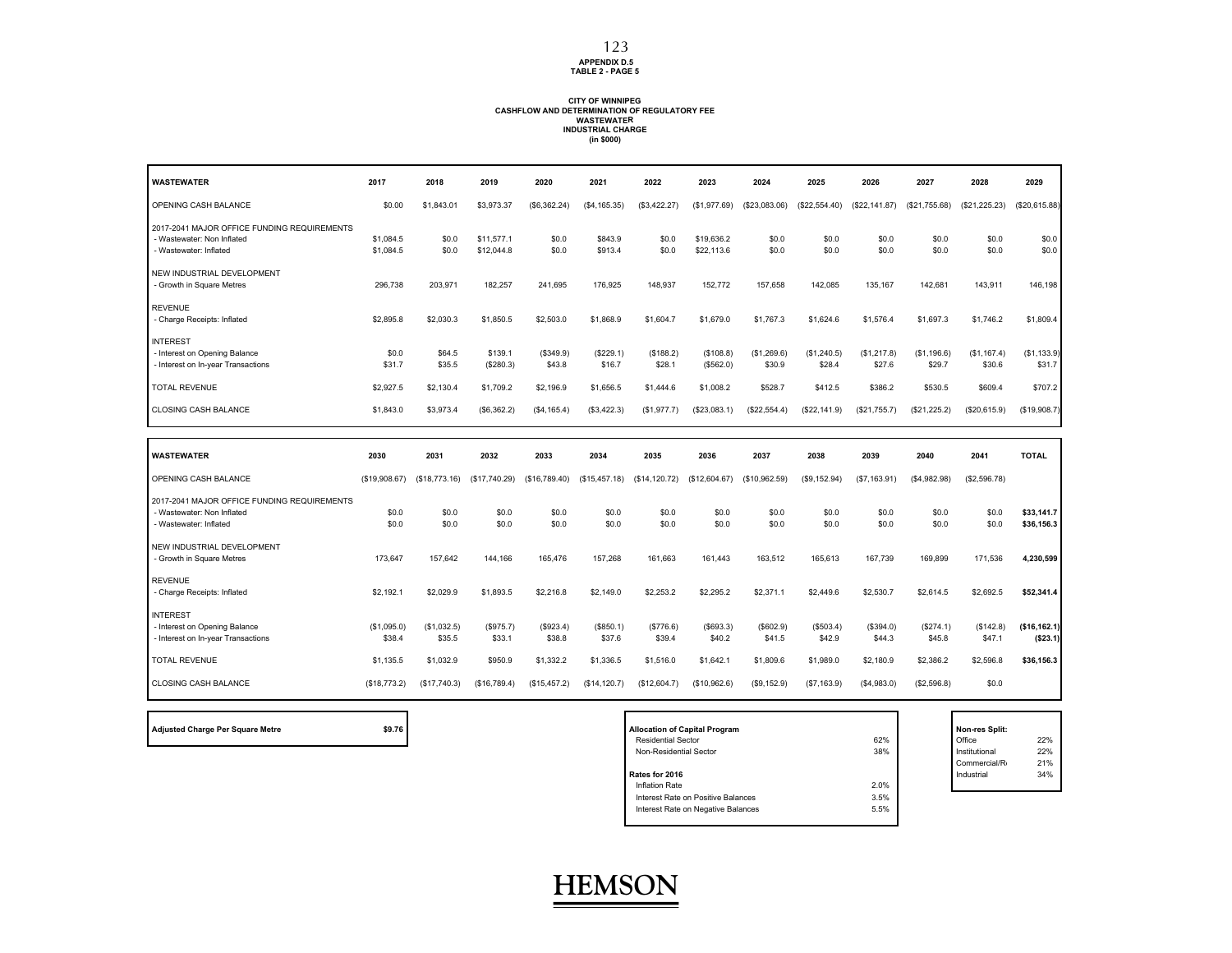APPENDIX D.5
TABLE 2 - PAGE 5

CITY OF WINNIPEG
CASHFLOW AND DETERMINATION OF REGULATORY FEE
WASTEWATER
INDUSTRIAL CHARGE
(in $000)

| WASTEWATER | 2017 | 2018 | 2019 | 2020 | 2021 | 2022 | 2023 | 2024 | 2025 | 2026 | 2027 | 2028 | 2029 |
|---|---|---|---|---|---|---|---|---|---|---|---|---|---|
| OPENING CASH BALANCE | $0.00 | $1,843.01 | $3,973.37 | ($6,362.24) | ($4,165.35) | ($3,422.27) | ($1,977.69) | ($23,083.06) | ($22,554.40) | ($22,141.87) | ($21,755.68) | ($21,225.23) | ($20,615.88) |
| 2017-2041 MAJOR OFFICE FUNDING REQUIREMENTS | | | | | | | | | | | | | |
| - Wastewater: Non Inflated | $1,084.5 | $0.0 | $11,577.1 | $0.0 | $843.9 | $0.0 | $19,636.2 | $0.0 | $0.0 | $0.0 | $0.0 | $0.0 | $0.0 |
| - Wastewater: Inflated | $1,084.5 | $0.0 | $12,044.8 | $0.0 | $913.4 | $0.0 | $22,113.6 | $0.0 | $0.0 | $0.0 | $0.0 | $0.0 | $0.0 |
| NEW INDUSTRIAL DEVELOPMENT | | | | | | | | | | | | | |
| - Growth in Square Metres | 296,738 | 203,971 | 182,257 | 241,695 | 176,925 | 148,937 | 152,772 | 157,658 | 142,085 | 135,167 | 142,681 | 143,911 | 146,198 |
| REVENUE | | | | | | | | | | | | | |
| - Charge Receipts: Inflated | $2,895.8 | $2,030.3 | $1,850.5 | $2,503.0 | $1,868.9 | $1,604.7 | $1,679.0 | $1,767.3 | $1,624.6 | $1,576.4 | $1,697.3 | $1,746.2 | $1,809.4 |
| INTEREST | | | | | | | | | | | | | |
| - Interest on Opening Balance | $0.0 | $64.5 | $139.1 | ($349.9) | ($229.1) | ($188.2) | ($108.8) | ($1,269.6) | ($1,240.5) | ($1,217.8) | ($1,196.6) | ($1,167.4) | ($1,133.9) |
| - Interest on In-year Transactions | $31.7 | $35.5 | ($280.3) | $43.8 | $16.7 | $28.1 | ($562.0) | $30.9 | $28.4 | $27.6 | $29.7 | $30.6 | $31.7 |
| TOTAL REVENUE | $2,927.5 | $2,130.4 | $1,709.2 | $2,196.9 | $1,656.5 | $1,444.6 | $1,008.2 | $528.7 | $412.5 | $386.2 | $530.5 | $609.4 | $707.2 |
| CLOSING CASH BALANCE | $1,843.0 | $3,973.4 | ($6,362.2) | ($4,165.4) | ($3,422.3) | ($1,977.7) | ($23,083.1) | ($22,554.4) | ($22,141.9) | ($21,755.7) | ($21,225.2) | ($20,615.9) | ($19,908.7) |

| WASTEWATER | 2030 | 2031 | 2032 | 2033 | 2034 | 2035 | 2036 | 2037 | 2038 | 2039 | 2040 | 2041 | TOTAL |
|---|---|---|---|---|---|---|---|---|---|---|---|---|---|
| OPENING CASH BALANCE | ($19,908.67) | ($18,773.16) | ($17,740.29) | ($16,789.40) | ($15,457.18) | ($14,120.72) | ($12,604.67) | ($10,962.59) | ($9,152.94) | ($7,163.91) | ($4,982.98) | ($2,596.78) | |
| 2017-2041 MAJOR OFFICE FUNDING REQUIREMENTS | | | | | | | | | | | | | |
| - Wastewater: Non Inflated | $0.0 | $0.0 | $0.0 | $0.0 | $0.0 | $0.0 | $0.0 | $0.0 | $0.0 | $0.0 | $0.0 | $0.0 | **$33,141.7** |
| - Wastewater: Inflated | $0.0 | $0.0 | $0.0 | $0.0 | $0.0 | $0.0 | $0.0 | $0.0 | $0.0 | $0.0 | $0.0 | $0.0 | **$36,156.3** |
| NEW INDUSTRIAL DEVELOPMENT | | | | | | | | | | | | | |
| - Growth in Square Metres | 173,647 | 157,642 | 144,166 | 165,476 | 157,268 | 161,663 | 161,443 | 163,512 | 165,613 | 167,739 | 169,899 | 171,536 | **4,230,599** |
| REVENUE | | | | | | | | | | | | | |
| - Charge Receipts: Inflated | $2,192.1 | $2,029.9 | $1,893.5 | $2,216.8 | $2,149.0 | $2,253.2 | $2,295.2 | $2,371.1 | $2,449.6 | $2,530.7 | $2,614.5 | $2,692.5 | **$52,341.4** |
| INTEREST | | | | | | | | | | | | | |
| - Interest on Opening Balance | ($1,095.0) | ($1,032.5) | ($975.7) | ($923.4) | ($850.1) | ($776.6) | ($693.3) | ($602.9) | ($503.4) | ($394.0) | ($274.1) | ($142.8) | **($16,162.1)** |
| - Interest on In-year Transactions | $38.4 | $35.5 | $33.1 | $38.8 | $37.6 | $39.4 | $40.2 | $41.5 | $42.9 | $44.3 | $45.8 | $47.1 | **($23.1)** |
| TOTAL REVENUE | $1,135.5 | $1,032.9 | $950.9 | $1,332.2 | $1,336.5 | $1,516.0 | $1,642.1 | $1,809.6 | $1,989.0 | $2,180.9 | $2,386.2 | $2,596.8 | **$36,156.3** |
| CLOSING CASH BALANCE | ($18,773.2) | ($17,740.3) | ($16,789.4) | ($15,457.2) | ($14,120.7) | ($12,604.7) | ($10,962.6) | ($9,152.9) | ($7,163.9) | ($4,983.0) | ($2,596.8) | $0.0 | |

| | |
|---|---|
| **Adjusted Charge Per Square Metre** | **$9.76** |

| | |
|---|---|
| **Allocation of Capital Program** | |
| Residential Sector | 62% |
| Non-Residential Sector | 38% |
| **Rates for 2016** | |
| Inflation Rate | 2.0% |
| Interest Rate on Positive Balances | 3.5% |
| Interest Rate on Negative Balances | 5.5% |

| | |
|---|---|
| **Non-res Split:** | |
| Office | 22% |
| Institutional | 22% |
| Commercial/R | 21% |
| Industrial | 34% |

HEMSON